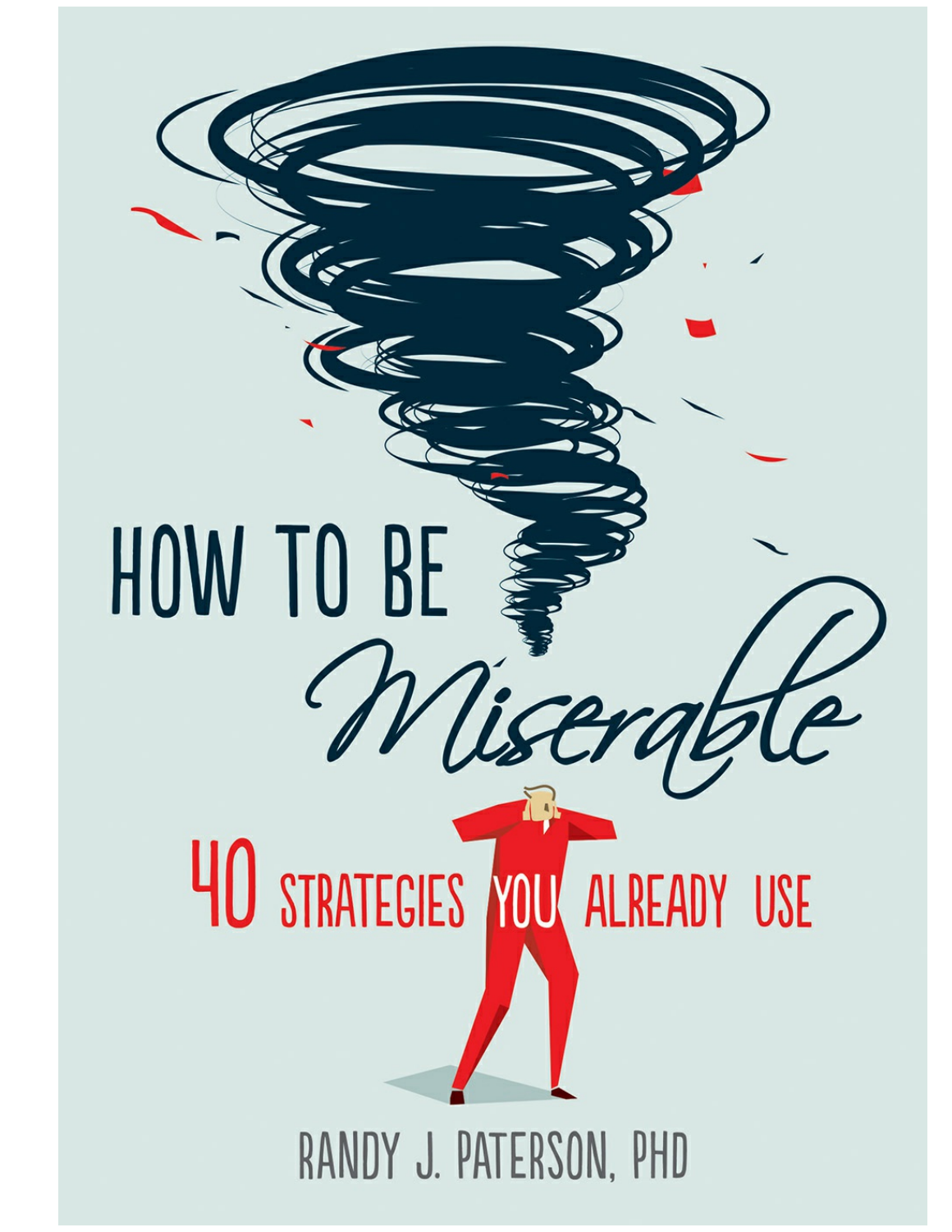# HOW TO BE *Miserable*

## 40 STRATEGIES YOU ALREADY USE

RANDY J. PATERSON, PHD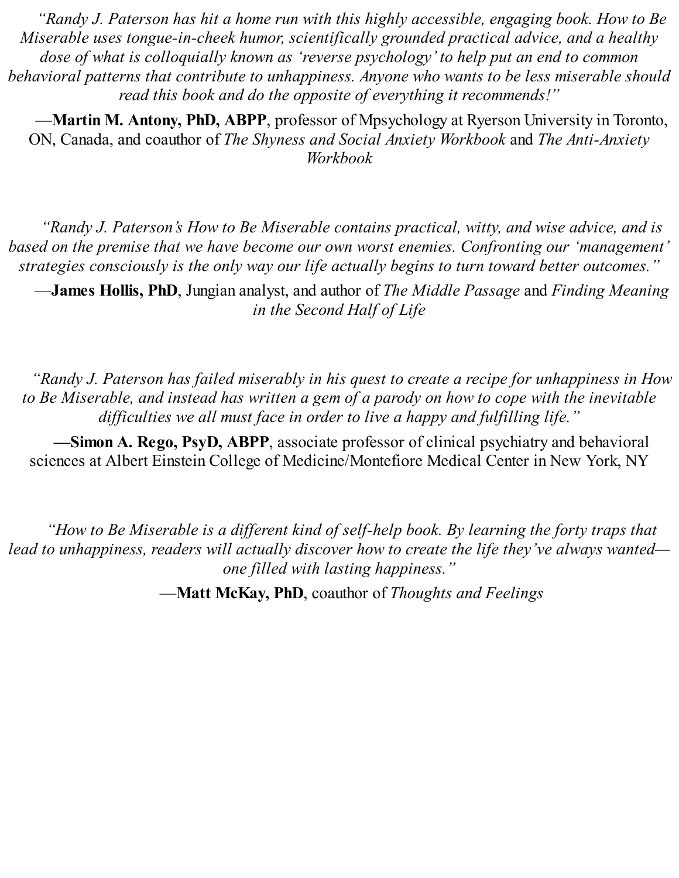*"Randy J. Paterson has hit a home run with this highly accessible, engaging book. How to Be Miserable uses tongue-in-cheek humor, scientifically grounded practical advice, and a healthy dose of what is colloquially known as 'reverse psychology' to help put an end to common behavioral patterns that contribute to unhappiness. Anyone who wants to be less miserable should read this book and do the opposite of everything it recommends!"*

—**Martin M. Antony, PhD, ABPP**, professor of Mpsychology at Ryerson University in Toronto, ON, Canada, and coauthor of *The Shyness and Social Anxiety Workbook* and *The Anti-Anxiety Workbook*

*"Randy J. Paterson's How to Be Miserable contains practical, witty, and wise advice, and is based on the premise that we have become our own worst enemies. Confronting our 'management' strategies consciously is the only way our life actually begins to turn toward better outcomes."*

—**James Hollis, PhD**, Jungian analyst, and author of *The Middle Passage* and *Finding Meaning in the Second Half of Life*

*"Randy J. Paterson has failed miserably in his quest to create a recipe for unhappiness in How to Be Miserable, and instead has written a gem of a parody on how to cope with the inevitable difficulties we all must face in order to live a happy and fulfilling life."*

**—Simon A. Rego, PsyD, ABPP**, associate professor of clinical psychiatry and behavioral sciences at Albert Einstein College of Medicine/Montefiore Medical Center in New York, NY

*"How to Be Miserable is a different kind of self-help book. By learning the forty traps that lead to unhappiness, readers will actually discover how to create the life they've always wanted—one filled with lasting happiness."*

—**Matt McKay, PhD**, coauthor of *Thoughts and Feelings*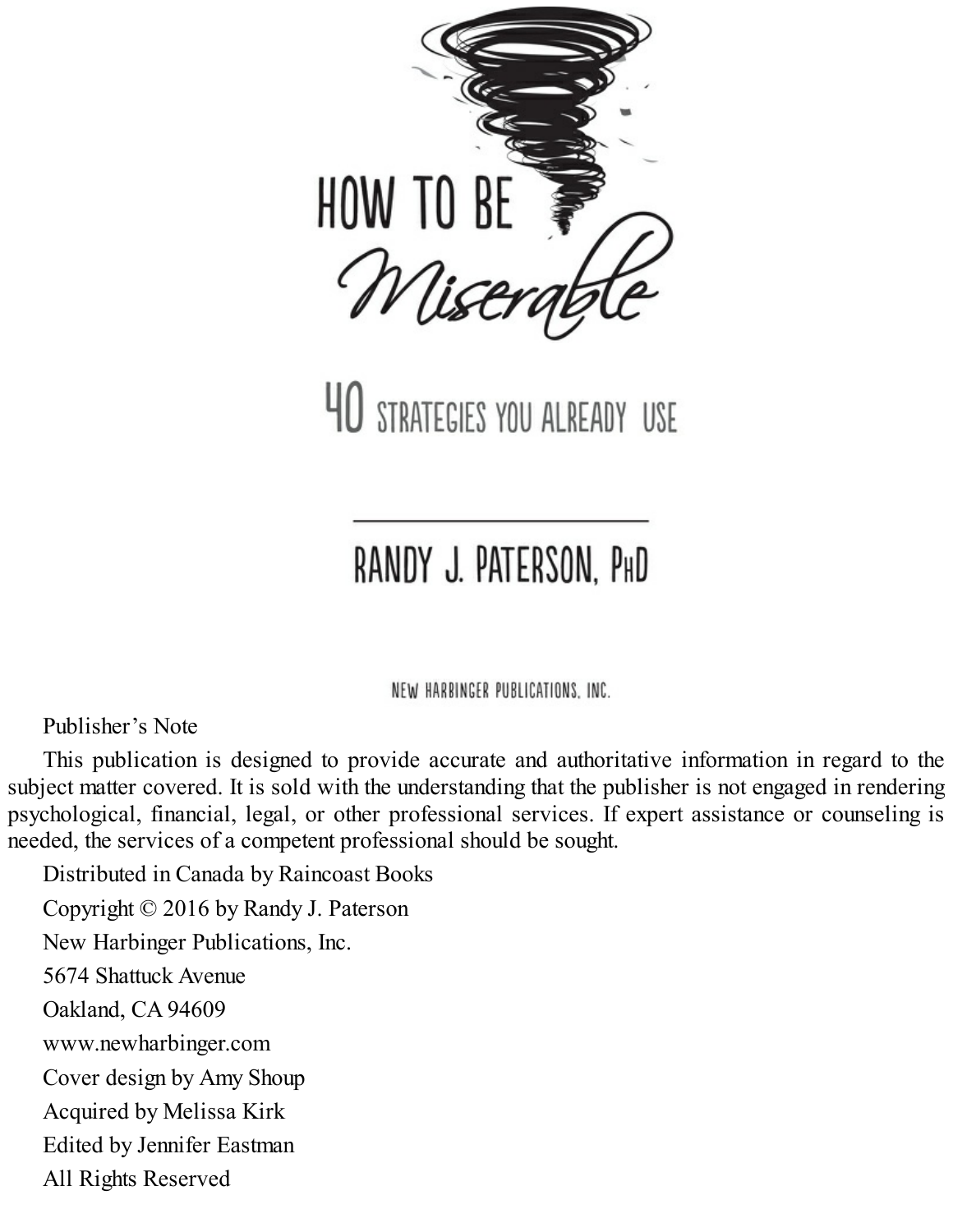# HOW TO BE *Miserable*

## 40 STRATEGIES YOU ALREADY USE

RANDY J. PATERSON, PhD

NEW HARBINGER PUBLICATIONS, INC.

Publisher's Note

This publication is designed to provide accurate and authoritative information in regard to the subject matter covered. It is sold with the understanding that the publisher is not engaged in rendering psychological, financial, legal, or other professional services. If expert assistance or counseling is needed, the services of a competent professional should be sought.

Distributed in Canada by Raincoast Books

Copyright © 2016 by Randy J. Paterson

New Harbinger Publications, Inc.

5674 Shattuck Avenue

Oakland, CA 94609

www.newharbinger.com

Cover design by Amy Shoup

Acquired by Melissa Kirk

Edited by Jennifer Eastman

All Rights Reserved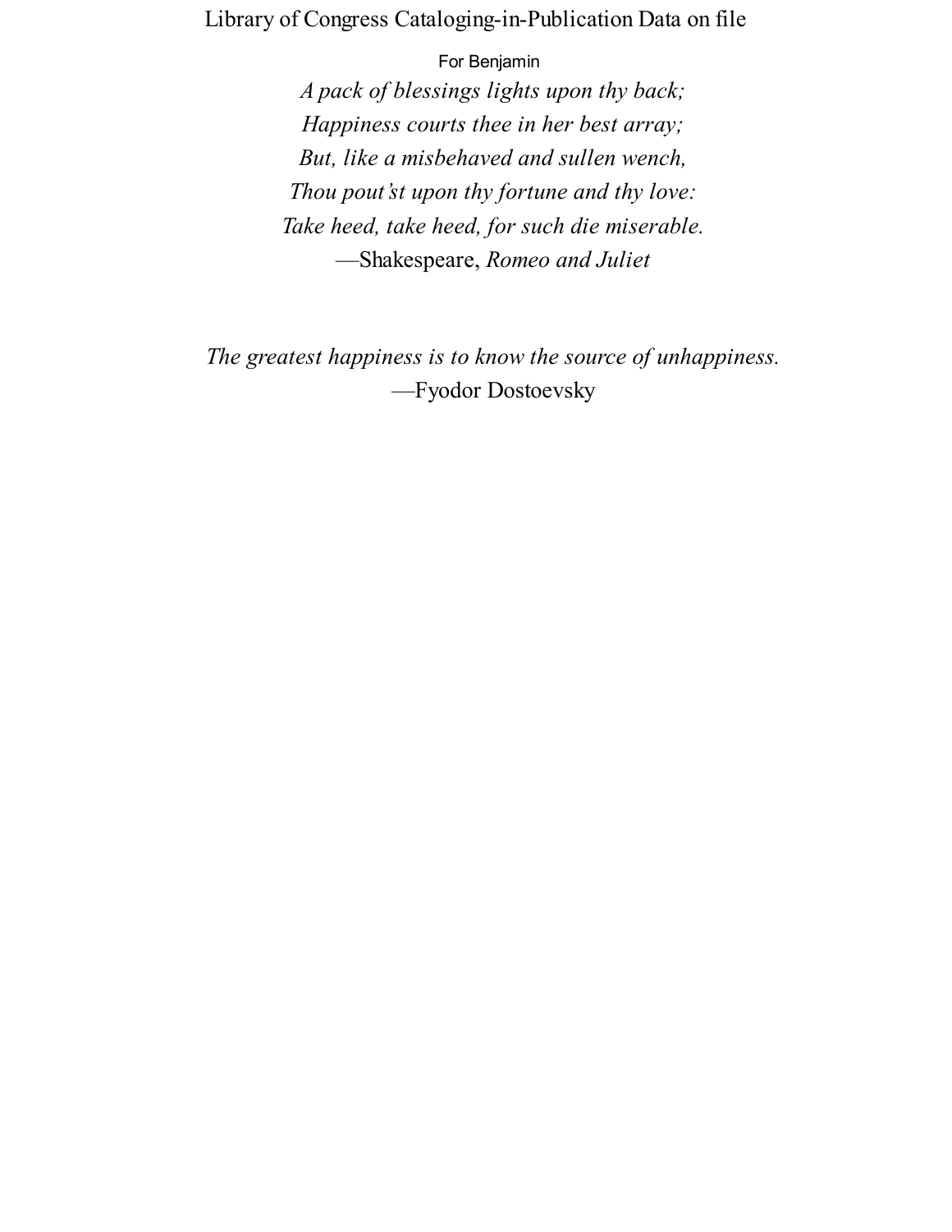Library of Congress Cataloging-in-Publication Data on file

For Benjamin

*A pack of blessings lights upon thy back;*
*Happiness courts thee in her best array;*
*But, like a misbehaved and sullen wench,*
*Thou pout'st upon thy fortune and thy love:*
*Take heed, take heed, for such die miserable.*
—Shakespeare, *Romeo and Juliet*

*The greatest happiness is to know the source of unhappiness.*
—Fyodor Dostoevsky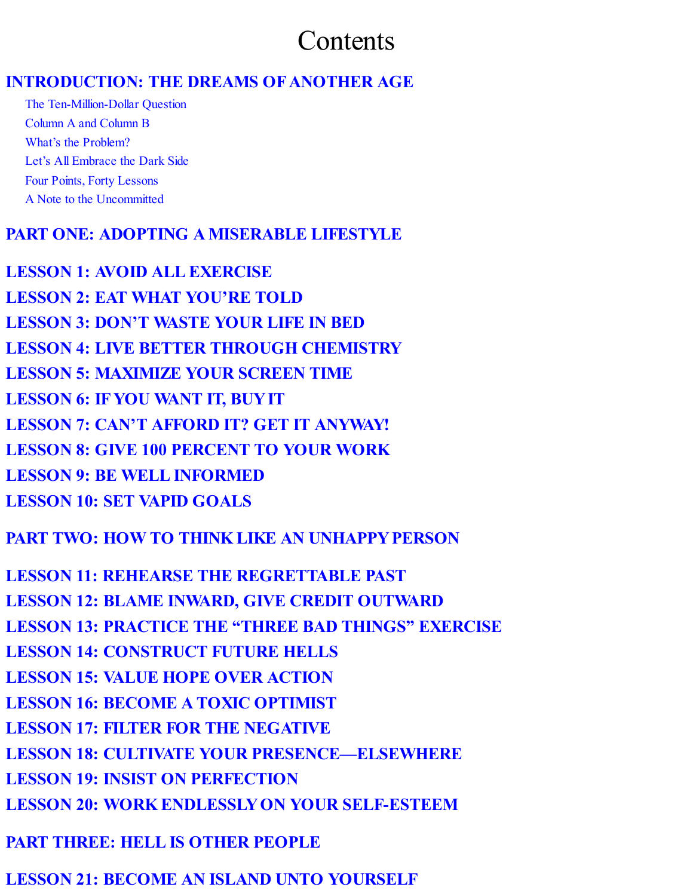# Contents

## INTRODUCTION: THE DREAMS OF ANOTHER AGE

- The Ten-Million-Dollar Question
- Column A and Column B
- What's the Problem?
- Let's All Embrace the Dark Side
- Four Points, Forty Lessons
- A Note to the Uncommitted

## PART ONE: ADOPTING A MISERABLE LIFESTYLE

**LESSON 1: AVOID ALL EXERCISE**

**LESSON 2: EAT WHAT YOU'RE TOLD**

**LESSON 3: DON'T WASTE YOUR LIFE IN BED**

**LESSON 4: LIVE BETTER THROUGH CHEMISTRY**

**LESSON 5: MAXIMIZE YOUR SCREEN TIME**

**LESSON 6: IF YOU WANT IT, BUY IT**

**LESSON 7: CAN'T AFFORD IT? GET IT ANYWAY!**

**LESSON 8: GIVE 100 PERCENT TO YOUR WORK**

**LESSON 9: BE WELL INFORMED**

**LESSON 10: SET VAPID GOALS**

## PART TWO: HOW TO THINK LIKE AN UNHAPPY PERSON

**LESSON 11: REHEARSE THE REGRETTABLE PAST**

**LESSON 12: BLAME INWARD, GIVE CREDIT OUTWARD**

**LESSON 13: PRACTICE THE "THREE BAD THINGS" EXERCISE**

**LESSON 14: CONSTRUCT FUTURE HELLS**

**LESSON 15: VALUE HOPE OVER ACTION**

**LESSON 16: BECOME A TOXIC OPTIMIST**

**LESSON 17: FILTER FOR THE NEGATIVE**

**LESSON 18: CULTIVATE YOUR PRESENCE—ELSEWHERE**

**LESSON 19: INSIST ON PERFECTION**

**LESSON 20: WORK ENDLESSLY ON YOUR SELF-ESTEEM**

## PART THREE: HELL IS OTHER PEOPLE

**LESSON 21: BECOME AN ISLAND UNTO YOURSELF**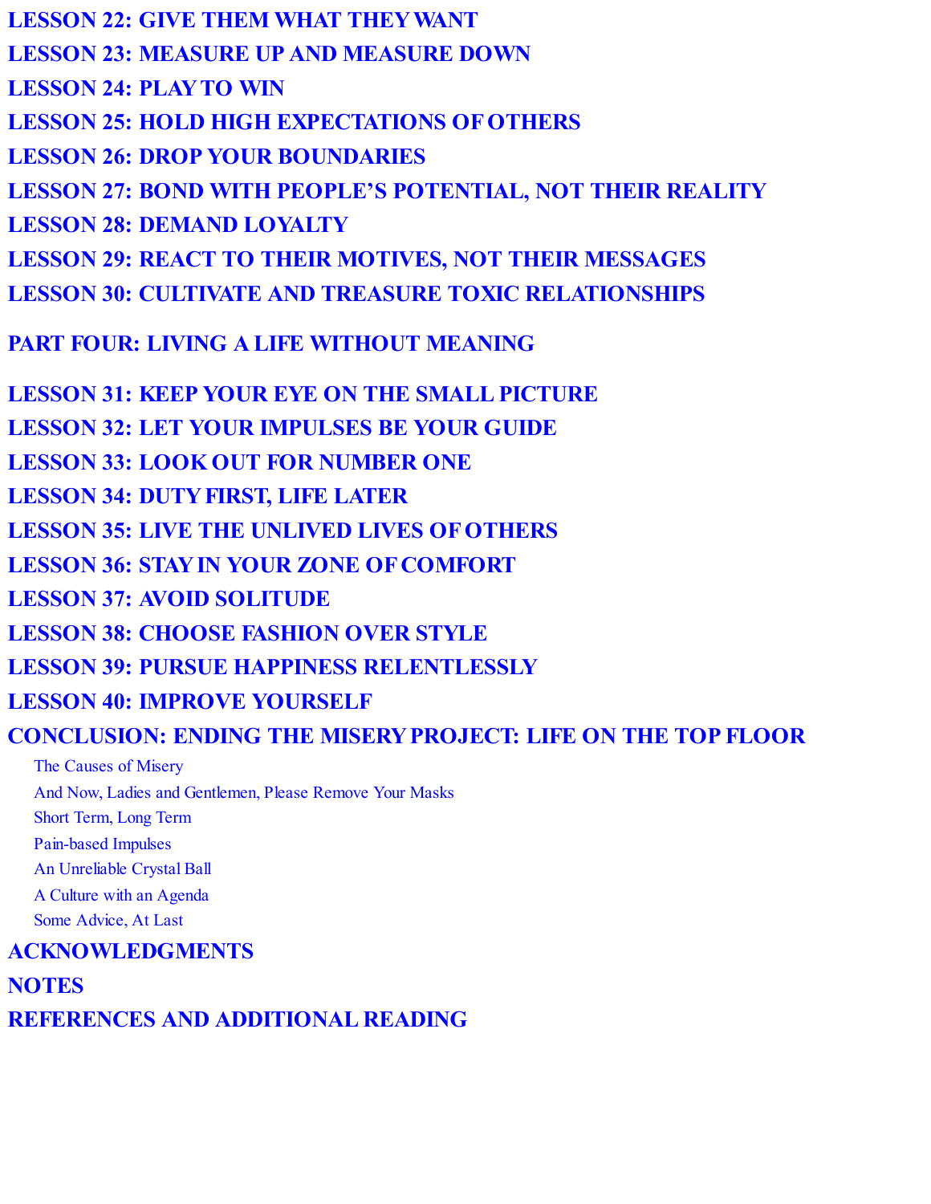LESSON 22: GIVE THEM WHAT THEY WANT

LESSON 23: MEASURE UP AND MEASURE DOWN

LESSON 24: PLAY TO WIN

LESSON 25: HOLD HIGH EXPECTATIONS OF OTHERS

LESSON 26: DROP YOUR BOUNDARIES

LESSON 27: BOND WITH PEOPLE'S POTENTIAL, NOT THEIR REALITY

LESSON 28: DEMAND LOYALTY

LESSON 29: REACT TO THEIR MOTIVES, NOT THEIR MESSAGES

LESSON 30: CULTIVATE AND TREASURE TOXIC RELATIONSHIPS

PART FOUR: LIVING A LIFE WITHOUT MEANING

LESSON 31: KEEP YOUR EYE ON THE SMALL PICTURE

LESSON 32: LET YOUR IMPULSES BE YOUR GUIDE

LESSON 33: LOOK OUT FOR NUMBER ONE

LESSON 34: DUTY FIRST, LIFE LATER

LESSON 35: LIVE THE UNLIVED LIVES OF OTHERS

LESSON 36: STAY IN YOUR ZONE OF COMFORT

LESSON 37: AVOID SOLITUDE

LESSON 38: CHOOSE FASHION OVER STYLE

LESSON 39: PURSUE HAPPINESS RELENTLESSLY

LESSON 40: IMPROVE YOURSELF

CONCLUSION: ENDING THE MISERY PROJECT: LIFE ON THE TOP FLOOR

- The Causes of Misery
- And Now, Ladies and Gentlemen, Please Remove Your Masks
- Short Term, Long Term
- Pain-based Impulses
- An Unreliable Crystal Ball
- A Culture with an Agenda
- Some Advice, At Last

ACKNOWLEDGMENTS

NOTES

REFERENCES AND ADDITIONAL READING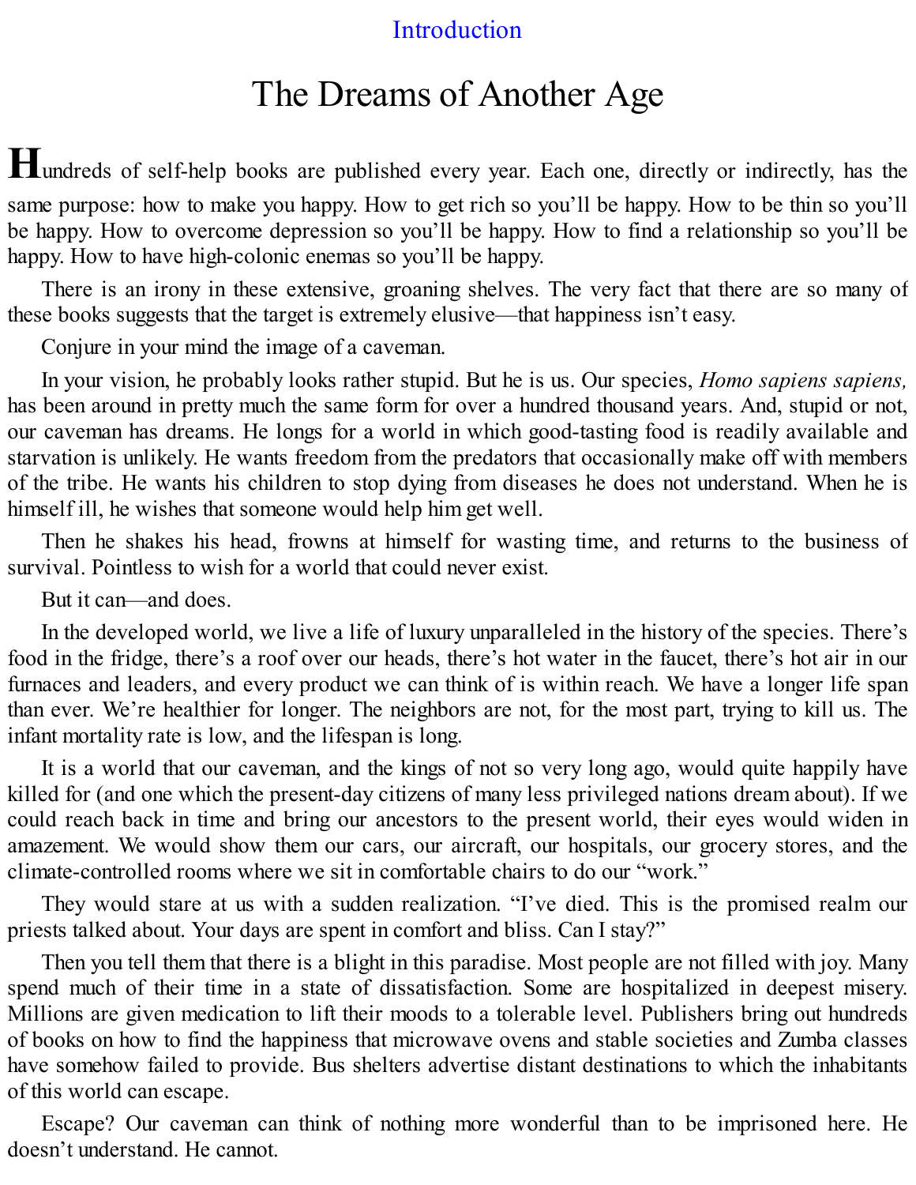Introduction

# The Dreams of Another Age

Hundreds of self-help books are published every year. Each one, directly or indirectly, has the same purpose: how to make you happy. How to get rich so you'll be happy. How to be thin so you'll be happy. How to overcome depression so you'll be happy. How to find a relationship so you'll be happy. How to have high-colonic enemas so you'll be happy.

There is an irony in these extensive, groaning shelves. The very fact that there are so many of these books suggests that the target is extremely elusive—that happiness isn't easy.

Conjure in your mind the image of a caveman.

In your vision, he probably looks rather stupid. But he is us. Our species, *Homo sapiens sapiens,* has been around in pretty much the same form for over a hundred thousand years. And, stupid or not, our caveman has dreams. He longs for a world in which good-tasting food is readily available and starvation is unlikely. He wants freedom from the predators that occasionally make off with members of the tribe. He wants his children to stop dying from diseases he does not understand. When he is himself ill, he wishes that someone would help him get well.

Then he shakes his head, frowns at himself for wasting time, and returns to the business of survival. Pointless to wish for a world that could never exist.

But it can—and does.

In the developed world, we live a life of luxury unparalleled in the history of the species. There's food in the fridge, there's a roof over our heads, there's hot water in the faucet, there's hot air in our furnaces and leaders, and every product we can think of is within reach. We have a longer life span than ever. We're healthier for longer. The neighbors are not, for the most part, trying to kill us. The infant mortality rate is low, and the lifespan is long.

It is a world that our caveman, and the kings of not so very long ago, would quite happily have killed for (and one which the present-day citizens of many less privileged nations dream about). If we could reach back in time and bring our ancestors to the present world, their eyes would widen in amazement. We would show them our cars, our aircraft, our hospitals, our grocery stores, and the climate-controlled rooms where we sit in comfortable chairs to do our "work."

They would stare at us with a sudden realization. "I've died. This is the promised realm our priests talked about. Your days are spent in comfort and bliss. Can I stay?"

Then you tell them that there is a blight in this paradise. Most people are not filled with joy. Many spend much of their time in a state of dissatisfaction. Some are hospitalized in deepest misery. Millions are given medication to lift their moods to a tolerable level. Publishers bring out hundreds of books on how to find the happiness that microwave ovens and stable societies and Zumba classes have somehow failed to provide. Bus shelters advertise distant destinations to which the inhabitants of this world can escape.

Escape? Our caveman can think of nothing more wonderful than to be imprisoned here. He doesn't understand. He cannot.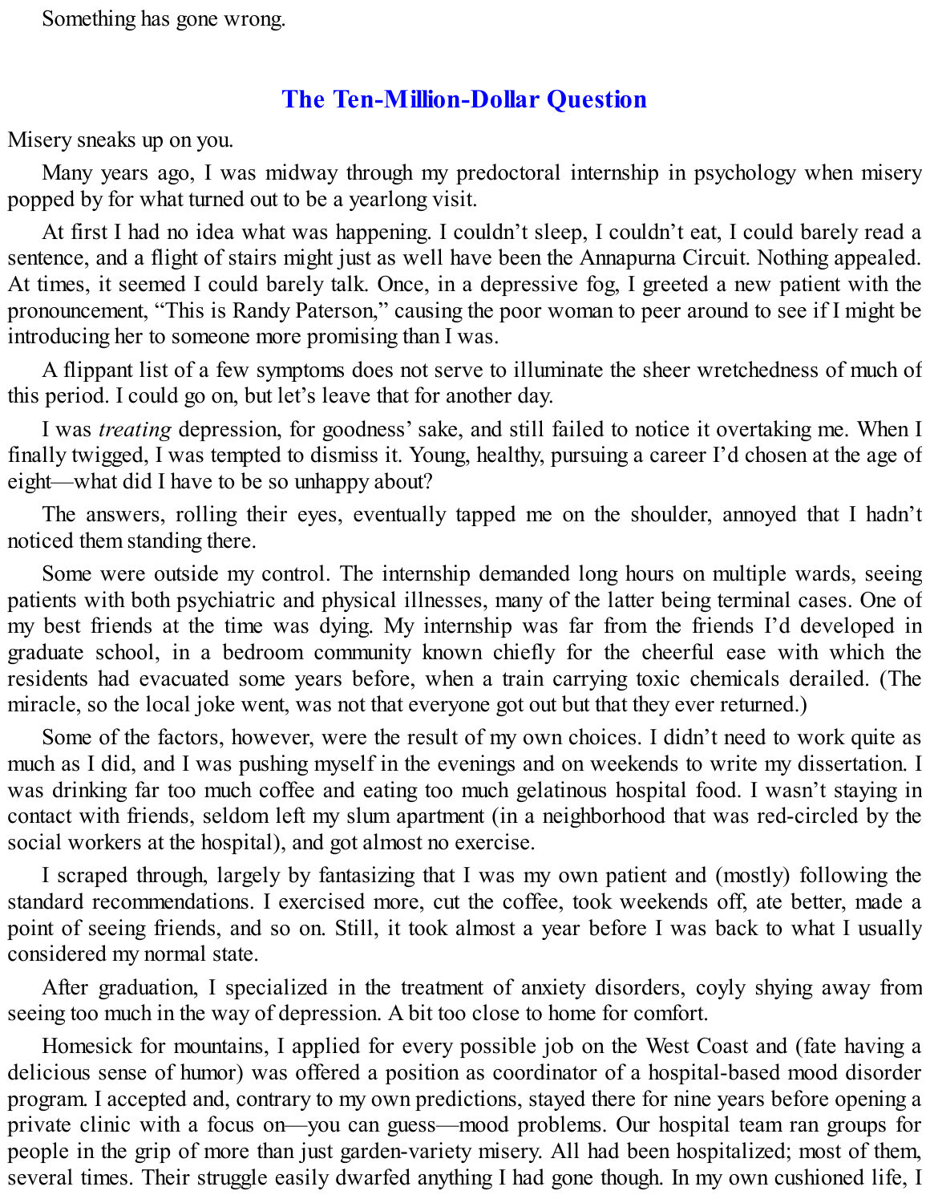Something has gone wrong.

## The Ten-Million-Dollar Question

Misery sneaks up on you.

Many years ago, I was midway through my predoctoral internship in psychology when misery popped by for what turned out to be a yearlong visit.

At first I had no idea what was happening. I couldn't sleep, I couldn't eat, I could barely read a sentence, and a flight of stairs might just as well have been the Annapurna Circuit. Nothing appealed. At times, it seemed I could barely talk. Once, in a depressive fog, I greeted a new patient with the pronouncement, "This is Randy Paterson," causing the poor woman to peer around to see if I might be introducing her to someone more promising than I was.

A flippant list of a few symptoms does not serve to illuminate the sheer wretchedness of much of this period. I could go on, but let's leave that for another day.

I was *treating* depression, for goodness' sake, and still failed to notice it overtaking me. When I finally twigged, I was tempted to dismiss it. Young, healthy, pursuing a career I'd chosen at the age of eight—what did I have to be so unhappy about?

The answers, rolling their eyes, eventually tapped me on the shoulder, annoyed that I hadn't noticed them standing there.

Some were outside my control. The internship demanded long hours on multiple wards, seeing patients with both psychiatric and physical illnesses, many of the latter being terminal cases. One of my best friends at the time was dying. My internship was far from the friends I'd developed in graduate school, in a bedroom community known chiefly for the cheerful ease with which the residents had evacuated some years before, when a train carrying toxic chemicals derailed. (The miracle, so the local joke went, was not that everyone got out but that they ever returned.)

Some of the factors, however, were the result of my own choices. I didn't need to work quite as much as I did, and I was pushing myself in the evenings and on weekends to write my dissertation. I was drinking far too much coffee and eating too much gelatinous hospital food. I wasn't staying in contact with friends, seldom left my slum apartment (in a neighborhood that was red-circled by the social workers at the hospital), and got almost no exercise.

I scraped through, largely by fantasizing that I was my own patient and (mostly) following the standard recommendations. I exercised more, cut the coffee, took weekends off, ate better, made a point of seeing friends, and so on. Still, it took almost a year before I was back to what I usually considered my normal state.

After graduation, I specialized in the treatment of anxiety disorders, coyly shying away from seeing too much in the way of depression. A bit too close to home for comfort.

Homesick for mountains, I applied for every possible job on the West Coast and (fate having a delicious sense of humor) was offered a position as coordinator of a hospital-based mood disorder program. I accepted and, contrary to my own predictions, stayed there for nine years before opening a private clinic with a focus on—you can guess—mood problems. Our hospital team ran groups for people in the grip of more than just garden-variety misery. All had been hospitalized; most of them, several times. Their struggle easily dwarfed anything I had gone though. In my own cushioned life, I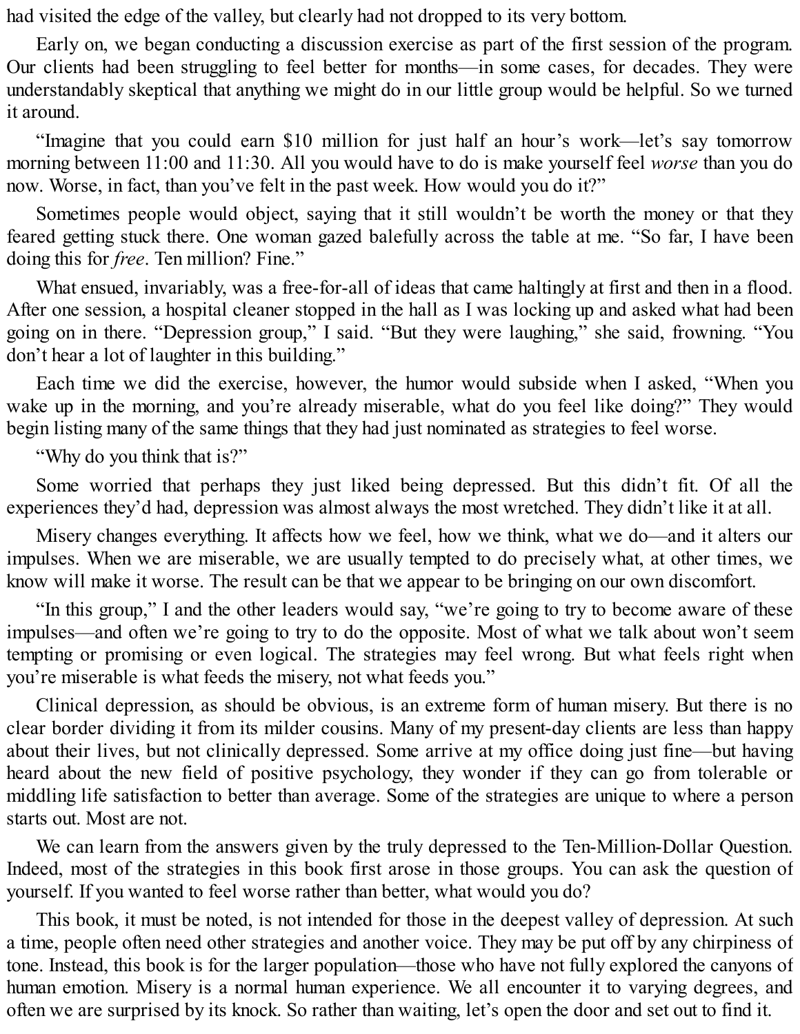had visited the edge of the valley, but clearly had not dropped to its very bottom.

Early on, we began conducting a discussion exercise as part of the first session of the program. Our clients had been struggling to feel better for months—in some cases, for decades. They were understandably skeptical that anything we might do in our little group would be helpful. So we turned it around.

"Imagine that you could earn $10 million for just half an hour's work—let's say tomorrow morning between 11:00 and 11:30. All you would have to do is make yourself feel *worse* than you do now. Worse, in fact, than you've felt in the past week. How would you do it?"

Sometimes people would object, saying that it still wouldn't be worth the money or that they feared getting stuck there. One woman gazed balefully across the table at me. "So far, I have been doing this for *free*. Ten million? Fine."

What ensued, invariably, was a free-for-all of ideas that came haltingly at first and then in a flood. After one session, a hospital cleaner stopped in the hall as I was locking up and asked what had been going on in there. "Depression group," I said. "But they were laughing," she said, frowning. "You don't hear a lot of laughter in this building."

Each time we did the exercise, however, the humor would subside when I asked, "When you wake up in the morning, and you're already miserable, what do you feel like doing?" They would begin listing many of the same things that they had just nominated as strategies to feel worse.

"Why do you think that is?"

Some worried that perhaps they just liked being depressed. But this didn't fit. Of all the experiences they'd had, depression was almost always the most wretched. They didn't like it at all.

Misery changes everything. It affects how we feel, how we think, what we do—and it alters our impulses. When we are miserable, we are usually tempted to do precisely what, at other times, we know will make it worse. The result can be that we appear to be bringing on our own discomfort.

"In this group," I and the other leaders would say, "we're going to try to become aware of these impulses—and often we're going to try to do the opposite. Most of what we talk about won't seem tempting or promising or even logical. The strategies may feel wrong. But what feels right when you're miserable is what feeds the misery, not what feeds you."

Clinical depression, as should be obvious, is an extreme form of human misery. But there is no clear border dividing it from its milder cousins. Many of my present-day clients are less than happy about their lives, but not clinically depressed. Some arrive at my office doing just fine—but having heard about the new field of positive psychology, they wonder if they can go from tolerable or middling life satisfaction to better than average. Some of the strategies are unique to where a person starts out. Most are not.

We can learn from the answers given by the truly depressed to the Ten-Million-Dollar Question. Indeed, most of the strategies in this book first arose in those groups. You can ask the question of yourself. If you wanted to feel worse rather than better, what would you do?

This book, it must be noted, is not intended for those in the deepest valley of depression. At such a time, people often need other strategies and another voice. They may be put off by any chirpiness of tone. Instead, this book is for the larger population—those who have not fully explored the canyons of human emotion. Misery is a normal human experience. We all encounter it to varying degrees, and often we are surprised by its knock. So rather than waiting, let's open the door and set out to find it.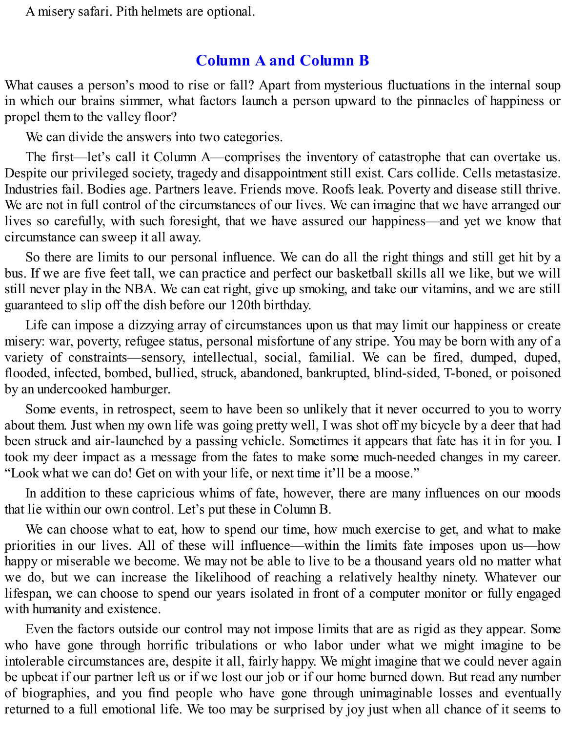A misery safari. Pith helmets are optional.

## Column A and Column B

What causes a person's mood to rise or fall? Apart from mysterious fluctuations in the internal soup in which our brains simmer, what factors launch a person upward to the pinnacles of happiness or propel them to the valley floor?

We can divide the answers into two categories.

The first—let's call it Column A—comprises the inventory of catastrophe that can overtake us. Despite our privileged society, tragedy and disappointment still exist. Cars collide. Cells metastasize. Industries fail. Bodies age. Partners leave. Friends move. Roofs leak. Poverty and disease still thrive. We are not in full control of the circumstances of our lives. We can imagine that we have arranged our lives so carefully, with such foresight, that we have assured our happiness—and yet we know that circumstance can sweep it all away.

So there are limits to our personal influence. We can do all the right things and still get hit by a bus. If we are five feet tall, we can practice and perfect our basketball skills all we like, but we will still never play in the NBA. We can eat right, give up smoking, and take our vitamins, and we are still guaranteed to slip off the dish before our 120th birthday.

Life can impose a dizzying array of circumstances upon us that may limit our happiness or create misery: war, poverty, refugee status, personal misfortune of any stripe. You may be born with any of a variety of constraints—sensory, intellectual, social, familial. We can be fired, dumped, duped, flooded, infected, bombed, bullied, struck, abandoned, bankrupted, blind-sided, T-boned, or poisoned by an undercooked hamburger.

Some events, in retrospect, seem to have been so unlikely that it never occurred to you to worry about them. Just when my own life was going pretty well, I was shot off my bicycle by a deer that had been struck and air-launched by a passing vehicle. Sometimes it appears that fate has it in for you. I took my deer impact as a message from the fates to make some much-needed changes in my career. "Look what we can do! Get on with your life, or next time it'll be a moose."

In addition to these capricious whims of fate, however, there are many influences on our moods that lie within our own control. Let's put these in Column B.

We can choose what to eat, how to spend our time, how much exercise to get, and what to make priorities in our lives. All of these will influence—within the limits fate imposes upon us—how happy or miserable we become. We may not be able to live to be a thousand years old no matter what we do, but we can increase the likelihood of reaching a relatively healthy ninety. Whatever our lifespan, we can choose to spend our years isolated in front of a computer monitor or fully engaged with humanity and existence.

Even the factors outside our control may not impose limits that are as rigid as they appear. Some who have gone through horrific tribulations or who labor under what we might imagine to be intolerable circumstances are, despite it all, fairly happy. We might imagine that we could never again be upbeat if our partner left us or if we lost our job or if our home burned down. But read any number of biographies, and you find people who have gone through unimaginable losses and eventually returned to a full emotional life. We too may be surprised by joy just when all chance of it seems to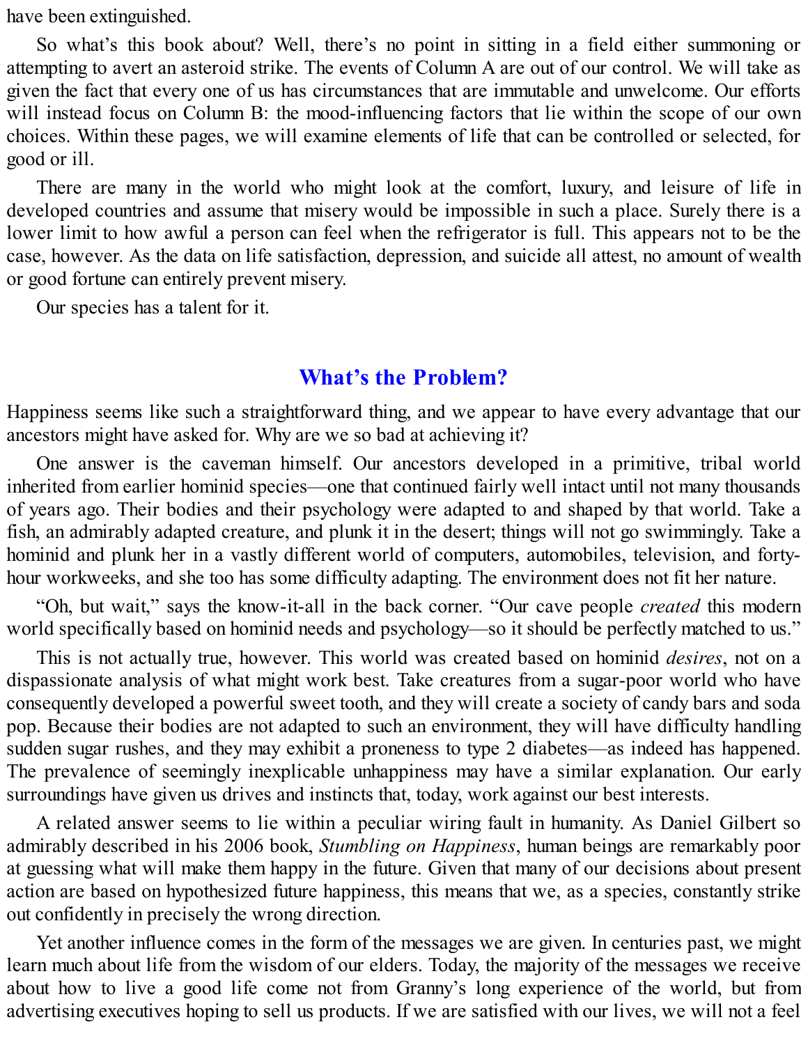have been extinguished.

So what's this book about? Well, there's no point in sitting in a field either summoning or attempting to avert an asteroid strike. The events of Column A are out of our control. We will take as given the fact that every one of us has circumstances that are immutable and unwelcome. Our efforts will instead focus on Column B: the mood-influencing factors that lie within the scope of our own choices. Within these pages, we will examine elements of life that can be controlled or selected, for good or ill.

There are many in the world who might look at the comfort, luxury, and leisure of life in developed countries and assume that misery would be impossible in such a place. Surely there is a lower limit to how awful a person can feel when the refrigerator is full. This appears not to be the case, however. As the data on life satisfaction, depression, and suicide all attest, no amount of wealth or good fortune can entirely prevent misery.

Our species has a talent for it.

## What's the Problem?

Happiness seems like such a straightforward thing, and we appear to have every advantage that our ancestors might have asked for. Why are we so bad at achieving it?

One answer is the caveman himself. Our ancestors developed in a primitive, tribal world inherited from earlier hominid species—one that continued fairly well intact until not many thousands of years ago. Their bodies and their psychology were adapted to and shaped by that world. Take a fish, an admirably adapted creature, and plunk it in the desert; things will not go swimmingly. Take a hominid and plunk her in a vastly different world of computers, automobiles, television, and forty-hour workweeks, and she too has some difficulty adapting. The environment does not fit her nature.

"Oh, but wait," says the know-it-all in the back corner. "Our cave people *created* this modern world specifically based on hominid needs and psychology—so it should be perfectly matched to us."

This is not actually true, however. This world was created based on hominid *desires*, not on a dispassionate analysis of what might work best. Take creatures from a sugar-poor world who have consequently developed a powerful sweet tooth, and they will create a society of candy bars and soda pop. Because their bodies are not adapted to such an environment, they will have difficulty handling sudden sugar rushes, and they may exhibit a proneness to type 2 diabetes—as indeed has happened. The prevalence of seemingly inexplicable unhappiness may have a similar explanation. Our early surroundings have given us drives and instincts that, today, work against our best interests.

A related answer seems to lie within a peculiar wiring fault in humanity. As Daniel Gilbert so admirably described in his 2006 book, *Stumbling on Happiness*, human beings are remarkably poor at guessing what will make them happy in the future. Given that many of our decisions about present action are based on hypothesized future happiness, this means that we, as a species, constantly strike out confidently in precisely the wrong direction.

Yet another influence comes in the form of the messages we are given. In centuries past, we might learn much about life from the wisdom of our elders. Today, the majority of the messages we receive about how to live a good life come not from Granny's long experience of the world, but from advertising executives hoping to sell us products. If we are satisfied with our lives, we will not a feel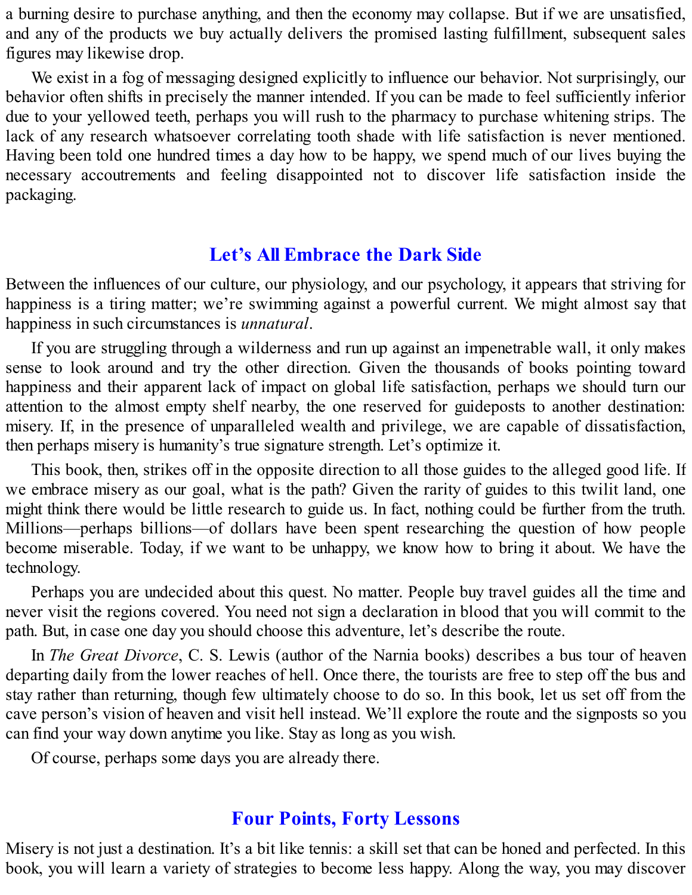a burning desire to purchase anything, and then the economy may collapse. But if we are unsatisfied, and any of the products we buy actually delivers the promised lasting fulfillment, subsequent sales figures may likewise drop.

We exist in a fog of messaging designed explicitly to influence our behavior. Not surprisingly, our behavior often shifts in precisely the manner intended. If you can be made to feel sufficiently inferior due to your yellowed teeth, perhaps you will rush to the pharmacy to purchase whitening strips. The lack of any research whatsoever correlating tooth shade with life satisfaction is never mentioned. Having been told one hundred times a day how to be happy, we spend much of our lives buying the necessary accoutrements and feeling disappointed not to discover life satisfaction inside the packaging.

## Let's All Embrace the Dark Side

Between the influences of our culture, our physiology, and our psychology, it appears that striving for happiness is a tiring matter; we're swimming against a powerful current. We might almost say that happiness in such circumstances is *unnatural*.

If you are struggling through a wilderness and run up against an impenetrable wall, it only makes sense to look around and try the other direction. Given the thousands of books pointing toward happiness and their apparent lack of impact on global life satisfaction, perhaps we should turn our attention to the almost empty shelf nearby, the one reserved for guideposts to another destination: misery. If, in the presence of unparalleled wealth and privilege, we are capable of dissatisfaction, then perhaps misery is humanity's true signature strength. Let's optimize it.

This book, then, strikes off in the opposite direction to all those guides to the alleged good life. If we embrace misery as our goal, what is the path? Given the rarity of guides to this twilit land, one might think there would be little research to guide us. In fact, nothing could be further from the truth. Millions—perhaps billions—of dollars have been spent researching the question of how people become miserable. Today, if we want to be unhappy, we know how to bring it about. We have the technology.

Perhaps you are undecided about this quest. No matter. People buy travel guides all the time and never visit the regions covered. You need not sign a declaration in blood that you will commit to the path. But, in case one day you should choose this adventure, let's describe the route.

In *The Great Divorce*, C. S. Lewis (author of the Narnia books) describes a bus tour of heaven departing daily from the lower reaches of hell. Once there, the tourists are free to step off the bus and stay rather than returning, though few ultimately choose to do so. In this book, let us set off from the cave person's vision of heaven and visit hell instead. We'll explore the route and the signposts so you can find your way down anytime you like. Stay as long as you wish.

Of course, perhaps some days you are already there.

## Four Points, Forty Lessons

Misery is not just a destination. It's a bit like tennis: a skill set that can be honed and perfected. In this book, you will learn a variety of strategies to become less happy. Along the way, you may discover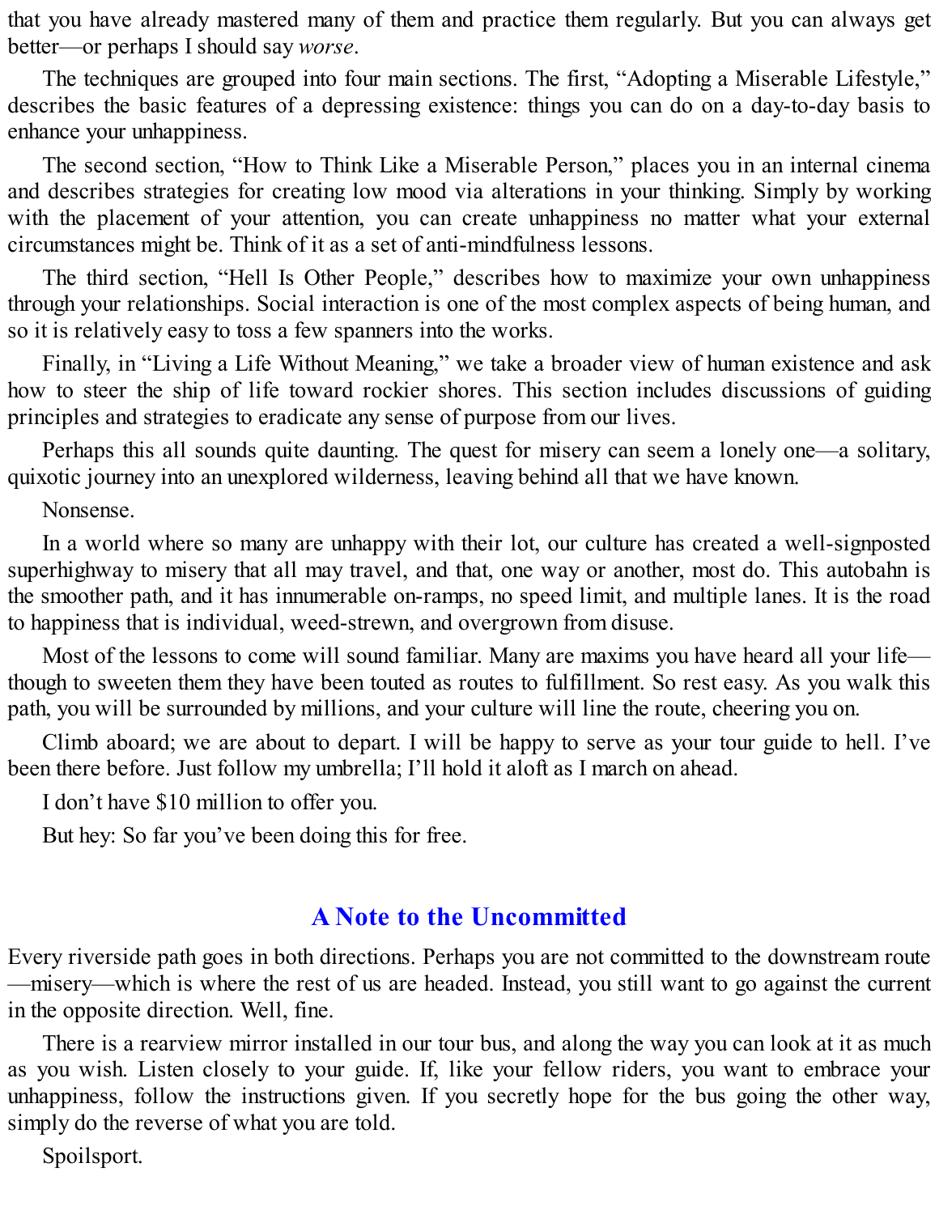that you have already mastered many of them and practice them regularly. But you can always get better—or perhaps I should say *worse*.

The techniques are grouped into four main sections. The first, "Adopting a Miserable Lifestyle," describes the basic features of a depressing existence: things you can do on a day-to-day basis to enhance your unhappiness.

The second section, "How to Think Like a Miserable Person," places you in an internal cinema and describes strategies for creating low mood via alterations in your thinking. Simply by working with the placement of your attention, you can create unhappiness no matter what your external circumstances might be. Think of it as a set of anti-mindfulness lessons.

The third section, "Hell Is Other People," describes how to maximize your own unhappiness through your relationships. Social interaction is one of the most complex aspects of being human, and so it is relatively easy to toss a few spanners into the works.

Finally, in "Living a Life Without Meaning," we take a broader view of human existence and ask how to steer the ship of life toward rockier shores. This section includes discussions of guiding principles and strategies to eradicate any sense of purpose from our lives.

Perhaps this all sounds quite daunting. The quest for misery can seem a lonely one—a solitary, quixotic journey into an unexplored wilderness, leaving behind all that we have known.

Nonsense.

In a world where so many are unhappy with their lot, our culture has created a well-signposted superhighway to misery that all may travel, and that, one way or another, most do. This autobahn is the smoother path, and it has innumerable on-ramps, no speed limit, and multiple lanes. It is the road to happiness that is individual, weed-strewn, and overgrown from disuse.

Most of the lessons to come will sound familiar. Many are maxims you have heard all your life—though to sweeten them they have been touted as routes to fulfillment. So rest easy. As you walk this path, you will be surrounded by millions, and your culture will line the route, cheering you on.

Climb aboard; we are about to depart. I will be happy to serve as your tour guide to hell. I've been there before. Just follow my umbrella; I'll hold it aloft as I march on ahead.

I don't have $10 million to offer you.

But hey: So far you've been doing this for free.

## A Note to the Uncommitted

Every riverside path goes in both directions. Perhaps you are not committed to the downstream route—misery—which is where the rest of us are headed. Instead, you still want to go against the current in the opposite direction. Well, fine.

There is a rearview mirror installed in our tour bus, and along the way you can look at it as much as you wish. Listen closely to your guide. If, like your fellow riders, you want to embrace your unhappiness, follow the instructions given. If you secretly hope for the bus going the other way, simply do the reverse of what you are told.

Spoilsport.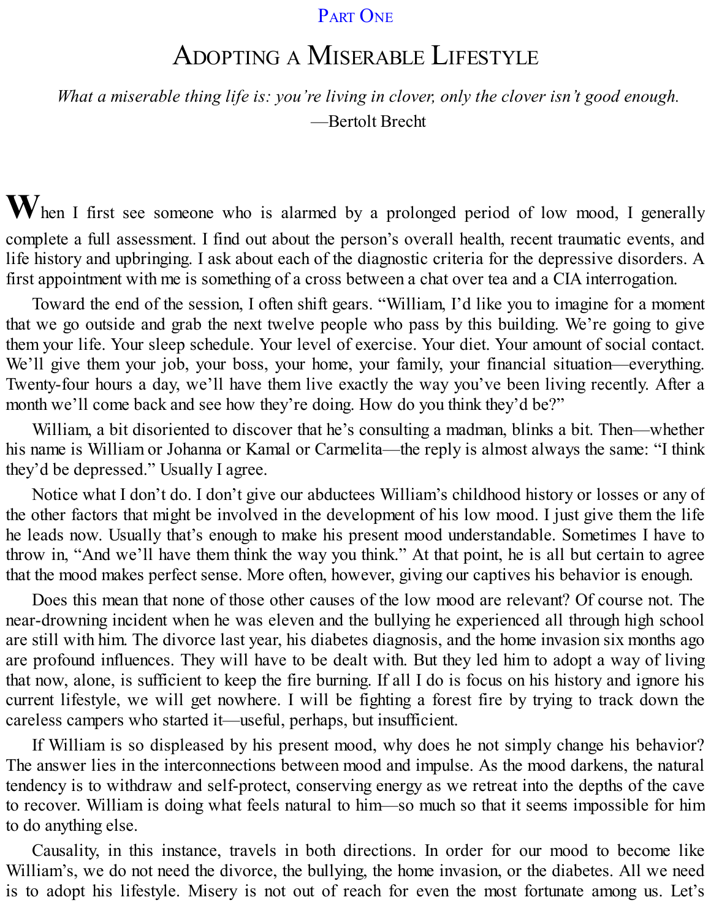# Part One

## Adopting a Miserable Lifestyle

*What a miserable thing life is: you're living in clover, only the clover isn't good enough.*
—Bertolt Brecht

When I first see someone who is alarmed by a prolonged period of low mood, I generally complete a full assessment. I find out about the person's overall health, recent traumatic events, and life history and upbringing. I ask about each of the diagnostic criteria for the depressive disorders. A first appointment with me is something of a cross between a chat over tea and a CIA interrogation.

Toward the end of the session, I often shift gears. "William, I'd like you to imagine for a moment that we go outside and grab the next twelve people who pass by this building. We're going to give them your life. Your sleep schedule. Your level of exercise. Your diet. Your amount of social contact. We'll give them your job, your boss, your home, your family, your financial situation—everything. Twenty-four hours a day, we'll have them live exactly the way you've been living recently. After a month we'll come back and see how they're doing. How do you think they'd be?"

William, a bit disoriented to discover that he's consulting a madman, blinks a bit. Then—whether his name is William or Johanna or Kamal or Carmelita—the reply is almost always the same: "I think they'd be depressed." Usually I agree.

Notice what I don't do. I don't give our abductees William's childhood history or losses or any of the other factors that might be involved in the development of his low mood. I just give them the life he leads now. Usually that's enough to make his present mood understandable. Sometimes I have to throw in, "And we'll have them think the way you think." At that point, he is all but certain to agree that the mood makes perfect sense. More often, however, giving our captives his behavior is enough.

Does this mean that none of those other causes of the low mood are relevant? Of course not. The near-drowning incident when he was eleven and the bullying he experienced all through high school are still with him. The divorce last year, his diabetes diagnosis, and the home invasion six months ago are profound influences. They will have to be dealt with. But they led him to adopt a way of living that now, alone, is sufficient to keep the fire burning. If all I do is focus on his history and ignore his current lifestyle, we will get nowhere. I will be fighting a forest fire by trying to track down the careless campers who started it—useful, perhaps, but insufficient.

If William is so displeased by his present mood, why does he not simply change his behavior? The answer lies in the interconnections between mood and impulse. As the mood darkens, the natural tendency is to withdraw and self-protect, conserving energy as we retreat into the depths of the cave to recover. William is doing what feels natural to him—so much so that it seems impossible for him to do anything else.

Causality, in this instance, travels in both directions. In order for our mood to become like William's, we do not need the divorce, the bullying, the home invasion, or the diabetes. All we need is to adopt his lifestyle. Misery is not out of reach for even the most fortunate among us. Let's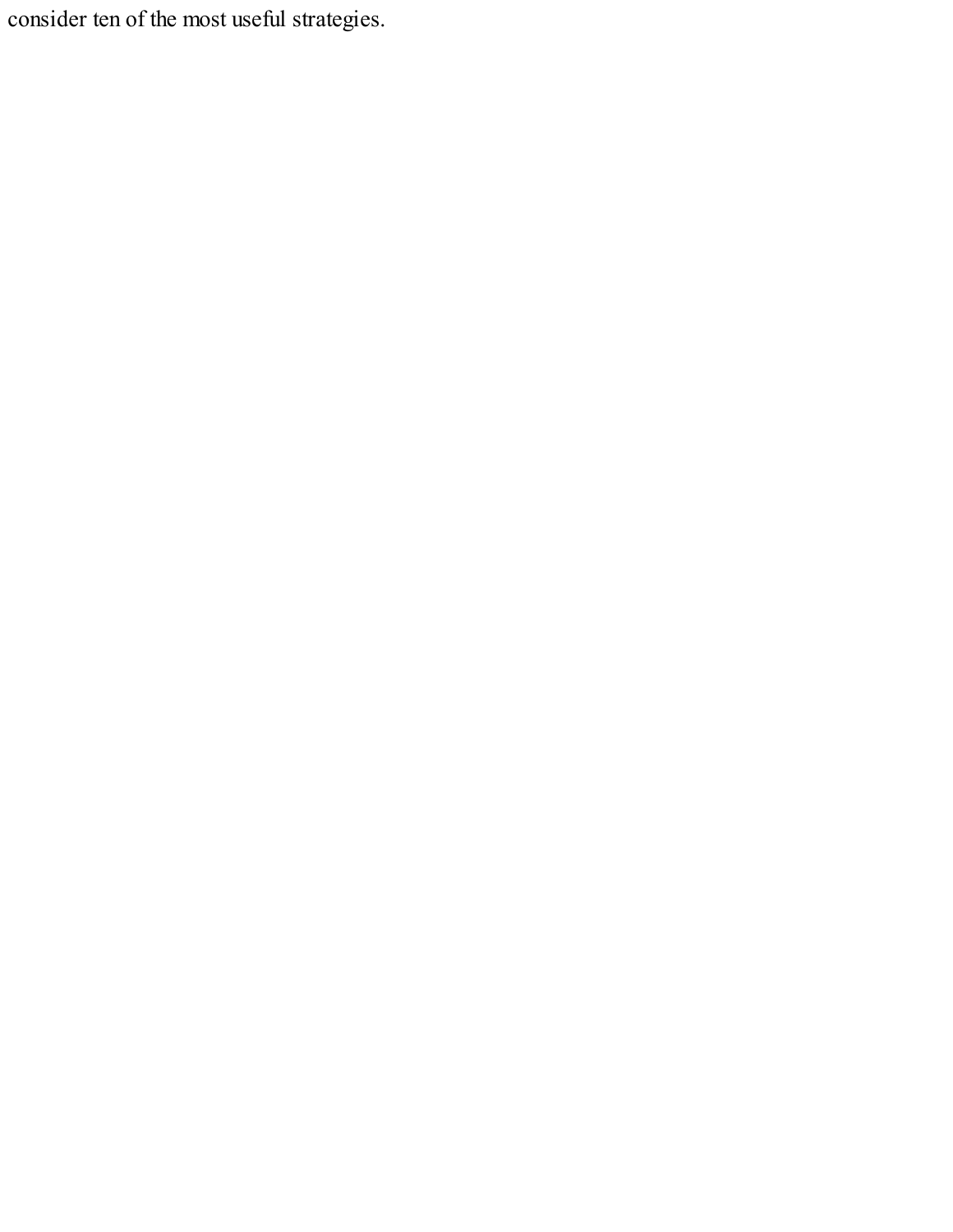consider ten of the most useful strategies.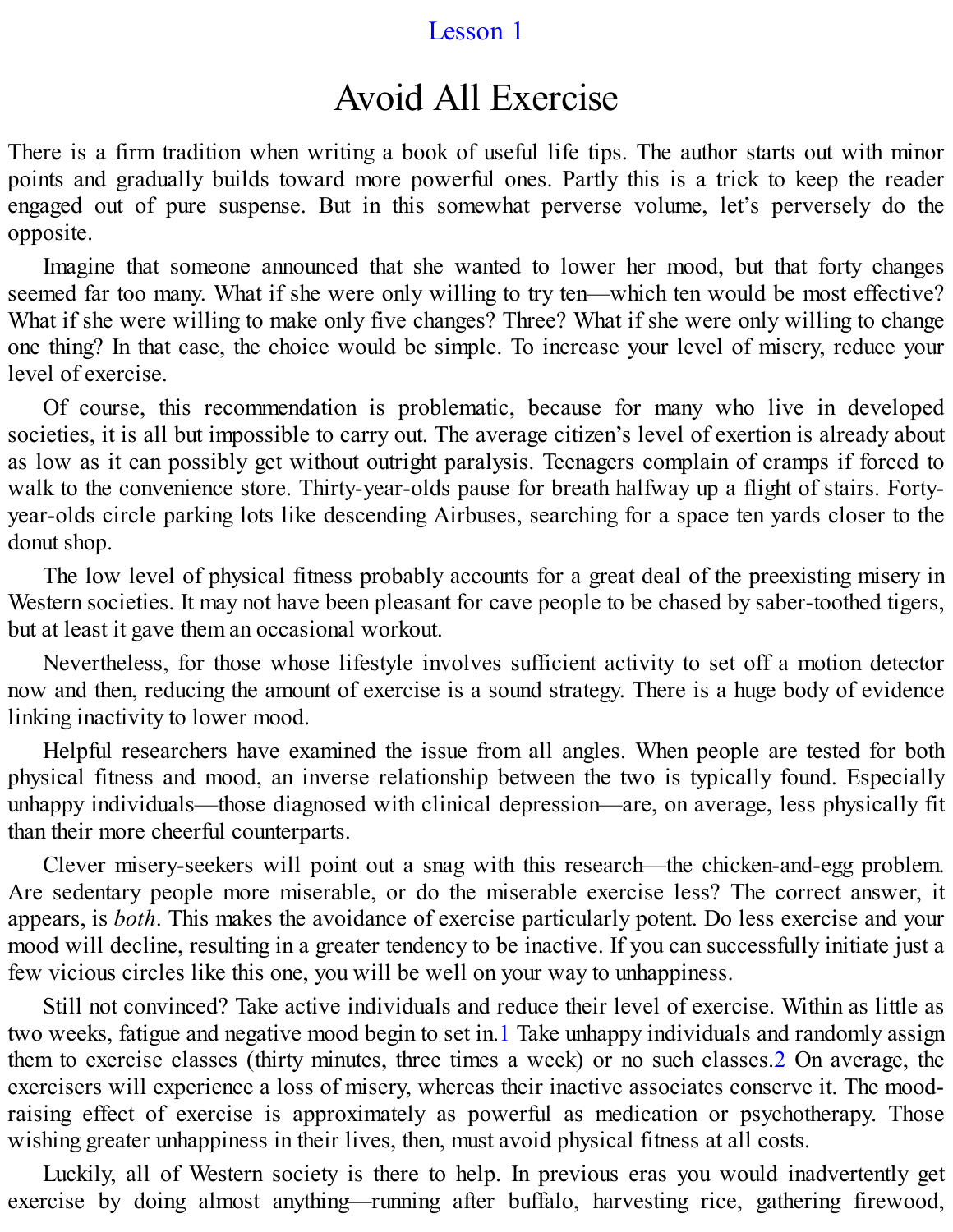Lesson 1

# Avoid All Exercise

There is a firm tradition when writing a book of useful life tips. The author starts out with minor points and gradually builds toward more powerful ones. Partly this is a trick to keep the reader engaged out of pure suspense. But in this somewhat perverse volume, let's perversely do the opposite.

Imagine that someone announced that she wanted to lower her mood, but that forty changes seemed far too many. What if she were only willing to try ten—which ten would be most effective? What if she were willing to make only five changes? Three? What if she were only willing to change one thing? In that case, the choice would be simple. To increase your level of misery, reduce your level of exercise.

Of course, this recommendation is problematic, because for many who live in developed societies, it is all but impossible to carry out. The average citizen's level of exertion is already about as low as it can possibly get without outright paralysis. Teenagers complain of cramps if forced to walk to the convenience store. Thirty-year-olds pause for breath halfway up a flight of stairs. Forty-year-olds circle parking lots like descending Airbuses, searching for a space ten yards closer to the donut shop.

The low level of physical fitness probably accounts for a great deal of the preexisting misery in Western societies. It may not have been pleasant for cave people to be chased by saber-toothed tigers, but at least it gave them an occasional workout.

Nevertheless, for those whose lifestyle involves sufficient activity to set off a motion detector now and then, reducing the amount of exercise is a sound strategy. There is a huge body of evidence linking inactivity to lower mood.

Helpful researchers have examined the issue from all angles. When people are tested for both physical fitness and mood, an inverse relationship between the two is typically found. Especially unhappy individuals—those diagnosed with clinical depression—are, on average, less physically fit than their more cheerful counterparts.

Clever misery-seekers will point out a snag with this research—the chicken-and-egg problem. Are sedentary people more miserable, or do the miserable exercise less? The correct answer, it appears, is *both*. This makes the avoidance of exercise particularly potent. Do less exercise and your mood will decline, resulting in a greater tendency to be inactive. If you can successfully initiate just a few vicious circles like this one, you will be well on your way to unhappiness.

Still not convinced? Take active individuals and reduce their level of exercise. Within as little as two weeks, fatigue and negative mood begin to set in.[1] Take unhappy individuals and randomly assign them to exercise classes (thirty minutes, three times a week) or no such classes.[2] On average, the exercisers will experience a loss of misery, whereas their inactive associates conserve it. The mood-raising effect of exercise is approximately as powerful as medication or psychotherapy. Those wishing greater unhappiness in their lives, then, must avoid physical fitness at all costs.

Luckily, all of Western society is there to help. In previous eras you would inadvertently get exercise by doing almost anything—running after buffalo, harvesting rice, gathering firewood,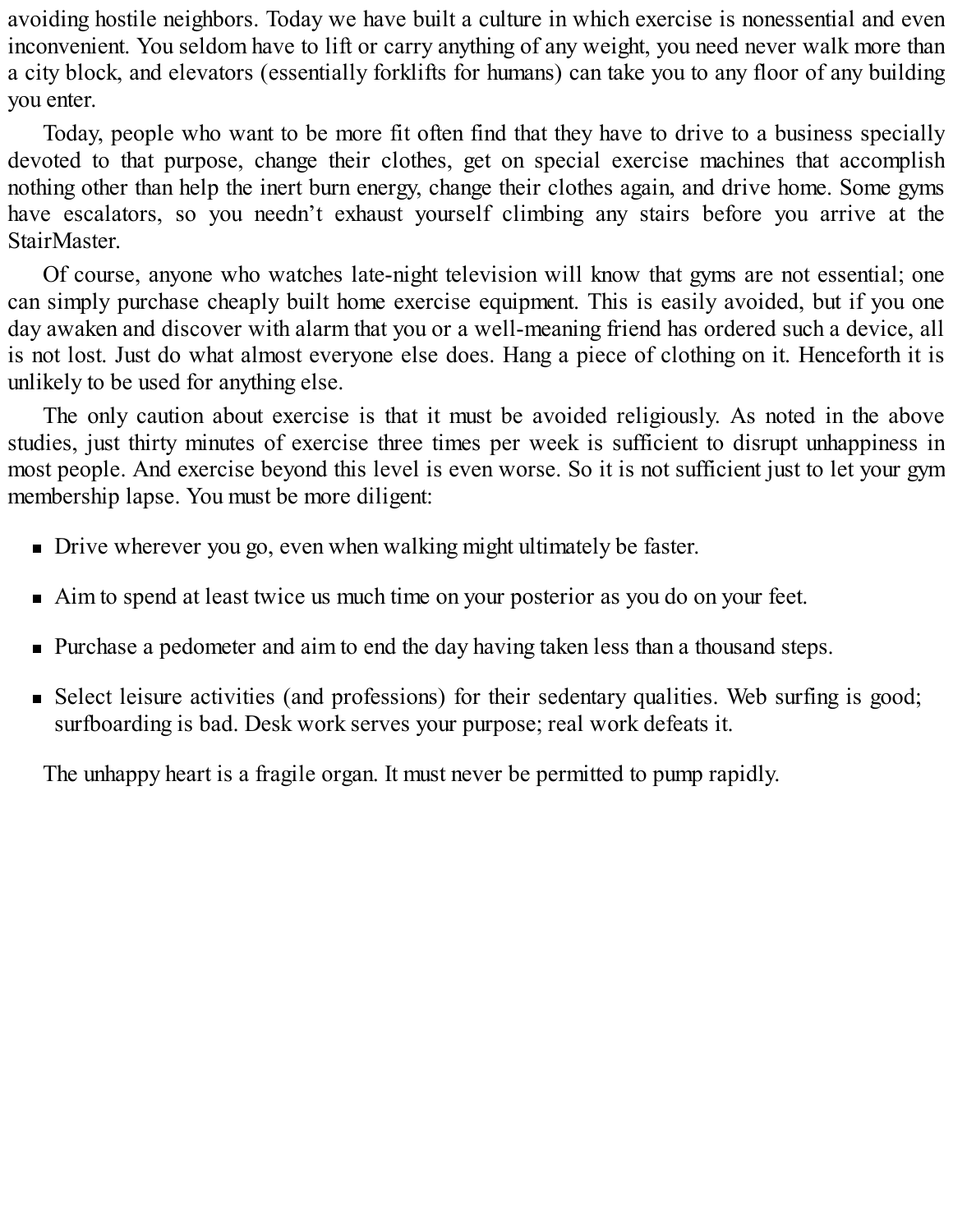avoiding hostile neighbors. Today we have built a culture in which exercise is nonessential and even inconvenient. You seldom have to lift or carry anything of any weight, you need never walk more than a city block, and elevators (essentially forklifts for humans) can take you to any floor of any building you enter.

Today, people who want to be more fit often find that they have to drive to a business specially devoted to that purpose, change their clothes, get on special exercise machines that accomplish nothing other than help the inert burn energy, change their clothes again, and drive home. Some gyms have escalators, so you needn't exhaust yourself climbing any stairs before you arrive at the StairMaster.

Of course, anyone who watches late-night television will know that gyms are not essential; one can simply purchase cheaply built home exercise equipment. This is easily avoided, but if you one day awaken and discover with alarm that you or a well-meaning friend has ordered such a device, all is not lost. Just do what almost everyone else does. Hang a piece of clothing on it. Henceforth it is unlikely to be used for anything else.

The only caution about exercise is that it must be avoided religiously. As noted in the above studies, just thirty minutes of exercise three times per week is sufficient to disrupt unhappiness in most people. And exercise beyond this level is even worse. So it is not sufficient just to let your gym membership lapse. You must be more diligent:

- Drive wherever you go, even when walking might ultimately be faster.
- Aim to spend at least twice us much time on your posterior as you do on your feet.
- Purchase a pedometer and aim to end the day having taken less than a thousand steps.
- Select leisure activities (and professions) for their sedentary qualities. Web surfing is good; surfboarding is bad. Desk work serves your purpose; real work defeats it.

The unhappy heart is a fragile organ. It must never be permitted to pump rapidly.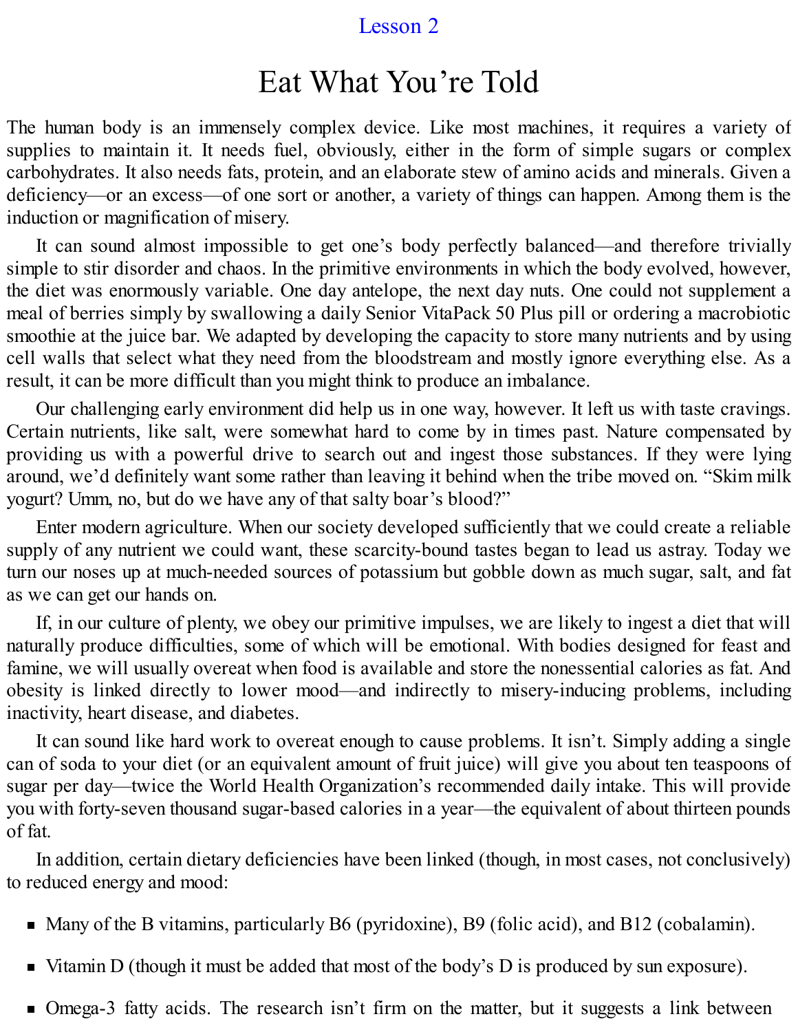Lesson 2

# Eat What You're Told

The human body is an immensely complex device. Like most machines, it requires a variety of supplies to maintain it. It needs fuel, obviously, either in the form of simple sugars or complex carbohydrates. It also needs fats, protein, and an elaborate stew of amino acids and minerals. Given a deficiency—or an excess—of one sort or another, a variety of things can happen. Among them is the induction or magnification of misery.

It can sound almost impossible to get one's body perfectly balanced—and therefore trivially simple to stir disorder and chaos. In the primitive environments in which the body evolved, however, the diet was enormously variable. One day antelope, the next day nuts. One could not supplement a meal of berries simply by swallowing a daily Senior VitaPack 50 Plus pill or ordering a macrobiotic smoothie at the juice bar. We adapted by developing the capacity to store many nutrients and by using cell walls that select what they need from the bloodstream and mostly ignore everything else. As a result, it can be more difficult than you might think to produce an imbalance.

Our challenging early environment did help us in one way, however. It left us with taste cravings. Certain nutrients, like salt, were somewhat hard to come by in times past. Nature compensated by providing us with a powerful drive to search out and ingest those substances. If they were lying around, we'd definitely want some rather than leaving it behind when the tribe moved on. "Skim milk yogurt? Umm, no, but do we have any of that salty boar's blood?"

Enter modern agriculture. When our society developed sufficiently that we could create a reliable supply of any nutrient we could want, these scarcity-bound tastes began to lead us astray. Today we turn our noses up at much-needed sources of potassium but gobble down as much sugar, salt, and fat as we can get our hands on.

If, in our culture of plenty, we obey our primitive impulses, we are likely to ingest a diet that will naturally produce difficulties, some of which will be emotional. With bodies designed for feast and famine, we will usually overeat when food is available and store the nonessential calories as fat. And obesity is linked directly to lower mood—and indirectly to misery-inducing problems, including inactivity, heart disease, and diabetes.

It can sound like hard work to overeat enough to cause problems. It isn't. Simply adding a single can of soda to your diet (or an equivalent amount of fruit juice) will give you about ten teaspoons of sugar per day—twice the World Health Organization's recommended daily intake. This will provide you with forty-seven thousand sugar-based calories in a year—the equivalent of about thirteen pounds of fat.

In addition, certain dietary deficiencies have been linked (though, in most cases, not conclusively) to reduced energy and mood:

- Many of the B vitamins, particularly B6 (pyridoxine), B9 (folic acid), and B12 (cobalamin).
- Vitamin D (though it must be added that most of the body's D is produced by sun exposure).
- Omega-3 fatty acids. The research isn't firm on the matter, but it suggests a link between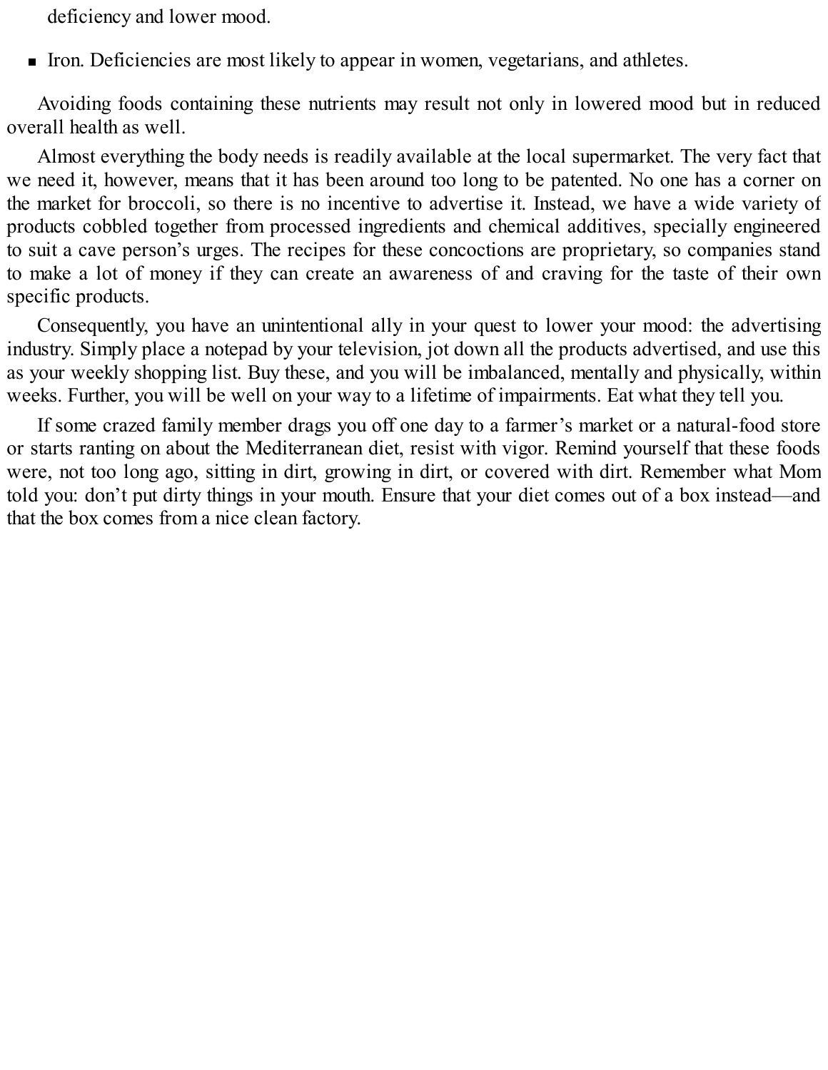deficiency and lower mood.

- Iron. Deficiencies are most likely to appear in women, vegetarians, and athletes.

Avoiding foods containing these nutrients may result not only in lowered mood but in reduced overall health as well.

Almost everything the body needs is readily available at the local supermarket. The very fact that we need it, however, means that it has been around too long to be patented. No one has a corner on the market for broccoli, so there is no incentive to advertise it. Instead, we have a wide variety of products cobbled together from processed ingredients and chemical additives, specially engineered to suit a cave person's urges. The recipes for these concoctions are proprietary, so companies stand to make a lot of money if they can create an awareness of and craving for the taste of their own specific products.

Consequently, you have an unintentional ally in your quest to lower your mood: the advertising industry. Simply place a notepad by your television, jot down all the products advertised, and use this as your weekly shopping list. Buy these, and you will be imbalanced, mentally and physically, within weeks. Further, you will be well on your way to a lifetime of impairments. Eat what they tell you.

If some crazed family member drags you off one day to a farmer's market or a natural-food store or starts ranting on about the Mediterranean diet, resist with vigor. Remind yourself that these foods were, not too long ago, sitting in dirt, growing in dirt, or covered with dirt. Remember what Mom told you: don't put dirty things in your mouth. Ensure that your diet comes out of a box instead—and that the box comes from a nice clean factory.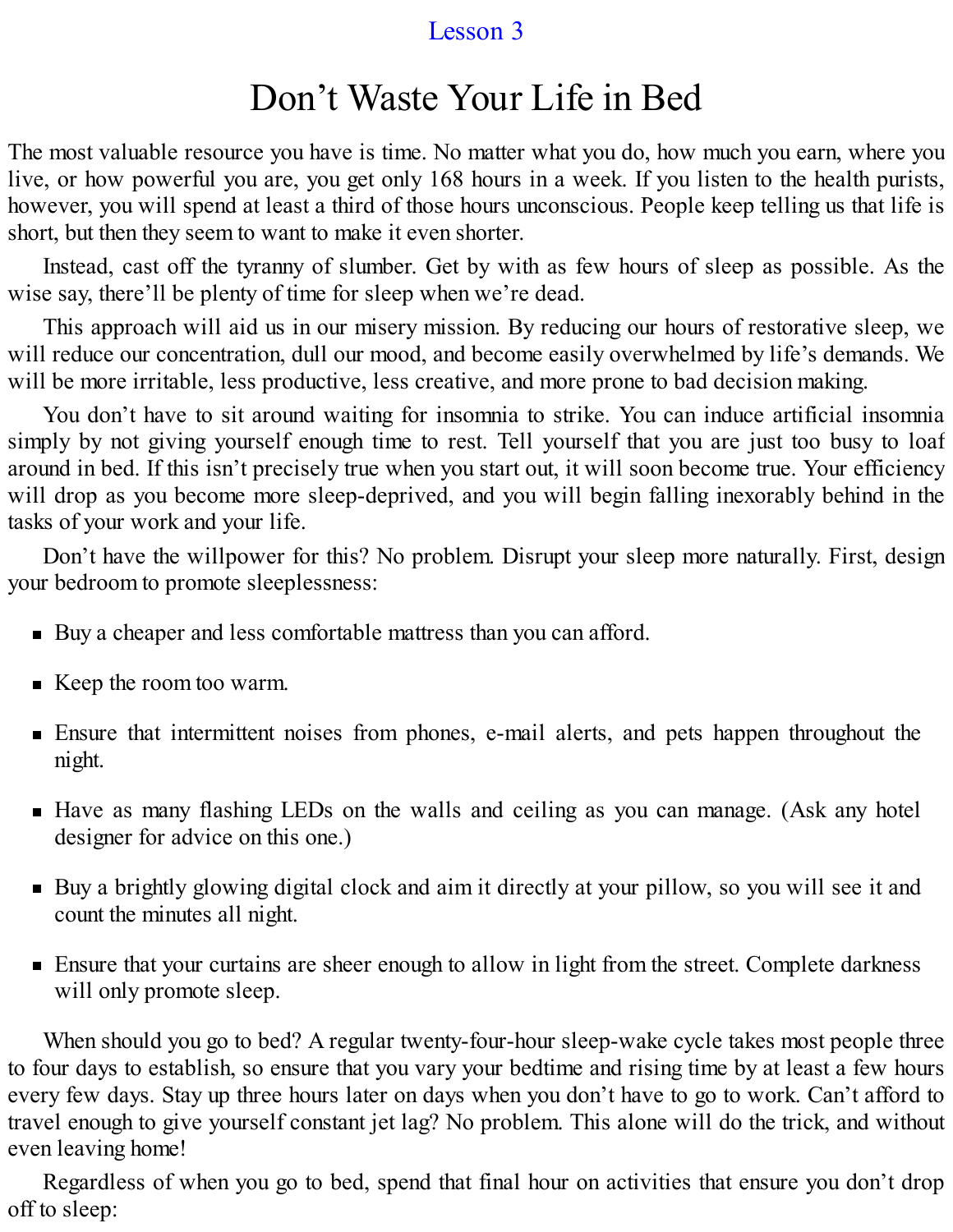Lesson 3

# Don't Waste Your Life in Bed

The most valuable resource you have is time. No matter what you do, how much you earn, where you live, or how powerful you are, you get only 168 hours in a week. If you listen to the health purists, however, you will spend at least a third of those hours unconscious. People keep telling us that life is short, but then they seem to want to make it even shorter.

Instead, cast off the tyranny of slumber. Get by with as few hours of sleep as possible. As the wise say, there'll be plenty of time for sleep when we're dead.

This approach will aid us in our misery mission. By reducing our hours of restorative sleep, we will reduce our concentration, dull our mood, and become easily overwhelmed by life's demands. We will be more irritable, less productive, less creative, and more prone to bad decision making.

You don't have to sit around waiting for insomnia to strike. You can induce artificial insomnia simply by not giving yourself enough time to rest. Tell yourself that you are just too busy to loaf around in bed. If this isn't precisely true when you start out, it will soon become true. Your efficiency will drop as you become more sleep-deprived, and you will begin falling inexorably behind in the tasks of your work and your life.

Don't have the willpower for this? No problem. Disrupt your sleep more naturally. First, design your bedroom to promote sleeplessness:

- Buy a cheaper and less comfortable mattress than you can afford.
- Keep the room too warm.
- Ensure that intermittent noises from phones, e-mail alerts, and pets happen throughout the night.
- Have as many flashing LEDs on the walls and ceiling as you can manage. (Ask any hotel designer for advice on this one.)
- Buy a brightly glowing digital clock and aim it directly at your pillow, so you will see it and count the minutes all night.
- Ensure that your curtains are sheer enough to allow in light from the street. Complete darkness will only promote sleep.

When should you go to bed? A regular twenty-four-hour sleep-wake cycle takes most people three to four days to establish, so ensure that you vary your bedtime and rising time by at least a few hours every few days. Stay up three hours later on days when you don't have to go to work. Can't afford to travel enough to give yourself constant jet lag? No problem. This alone will do the trick, and without even leaving home!

Regardless of when you go to bed, spend that final hour on activities that ensure you don't drop off to sleep: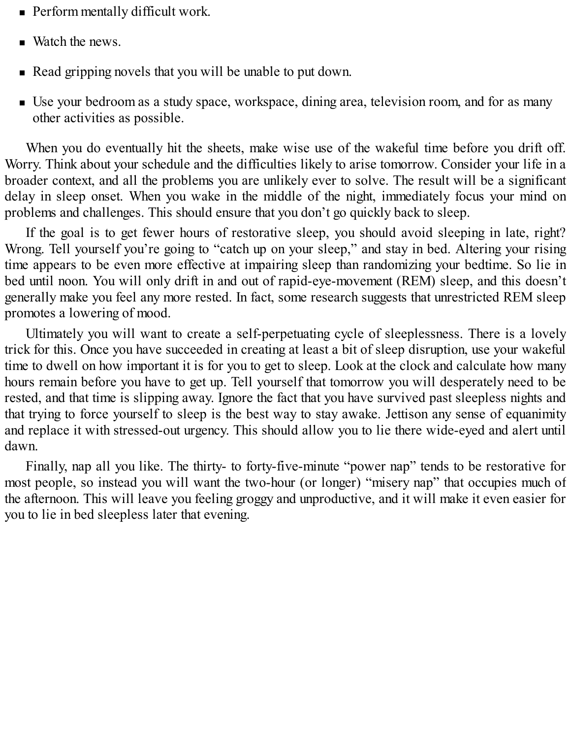- Perform mentally difficult work.
- Watch the news.
- Read gripping novels that you will be unable to put down.
- Use your bedroom as a study space, workspace, dining area, television room, and for as many other activities as possible.

When you do eventually hit the sheets, make wise use of the wakeful time before you drift off. Worry. Think about your schedule and the difficulties likely to arise tomorrow. Consider your life in a broader context, and all the problems you are unlikely ever to solve. The result will be a significant delay in sleep onset. When you wake in the middle of the night, immediately focus your mind on problems and challenges. This should ensure that you don't go quickly back to sleep.

If the goal is to get fewer hours of restorative sleep, you should avoid sleeping in late, right? Wrong. Tell yourself you're going to "catch up on your sleep," and stay in bed. Altering your rising time appears to be even more effective at impairing sleep than randomizing your bedtime. So lie in bed until noon. You will only drift in and out of rapid-eye-movement (REM) sleep, and this doesn't generally make you feel any more rested. In fact, some research suggests that unrestricted REM sleep promotes a lowering of mood.

Ultimately you will want to create a self-perpetuating cycle of sleeplessness. There is a lovely trick for this. Once you have succeeded in creating at least a bit of sleep disruption, use your wakeful time to dwell on how important it is for you to get to sleep. Look at the clock and calculate how many hours remain before you have to get up. Tell yourself that tomorrow you will desperately need to be rested, and that time is slipping away. Ignore the fact that you have survived past sleepless nights and that trying to force yourself to sleep is the best way to stay awake. Jettison any sense of equanimity and replace it with stressed-out urgency. This should allow you to lie there wide-eyed and alert until dawn.

Finally, nap all you like. The thirty- to forty-five-minute "power nap" tends to be restorative for most people, so instead you will want the two-hour (or longer) "misery nap" that occupies much of the afternoon. This will leave you feeling groggy and unproductive, and it will make it even easier for you to lie in bed sleepless later that evening.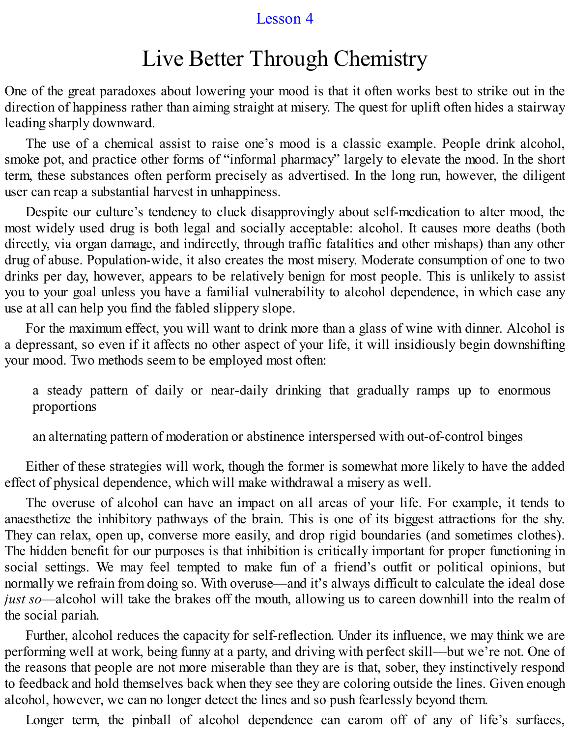Lesson 4

# Live Better Through Chemistry

One of the great paradoxes about lowering your mood is that it often works best to strike out in the direction of happiness rather than aiming straight at misery. The quest for uplift often hides a stairway leading sharply downward.

The use of a chemical assist to raise one's mood is a classic example. People drink alcohol, smoke pot, and practice other forms of "informal pharmacy" largely to elevate the mood. In the short term, these substances often perform precisely as advertised. In the long run, however, the diligent user can reap a substantial harvest in unhappiness.

Despite our culture's tendency to cluck disapprovingly about self-medication to alter mood, the most widely used drug is both legal and socially acceptable: alcohol. It causes more deaths (both directly, via organ damage, and indirectly, through traffic fatalities and other mishaps) than any other drug of abuse. Population-wide, it also creates the most misery. Moderate consumption of one to two drinks per day, however, appears to be relatively benign for most people. This is unlikely to assist you to your goal unless you have a familial vulnerability to alcohol dependence, in which case any use at all can help you find the fabled slippery slope.

For the maximum effect, you will want to drink more than a glass of wine with dinner. Alcohol is a depressant, so even if it affects no other aspect of your life, it will insidiously begin downshifting your mood. Two methods seem to be employed most often:

- a steady pattern of daily or near-daily drinking that gradually ramps up to enormous proportions
- an alternating pattern of moderation or abstinence interspersed with out-of-control binges

Either of these strategies will work, though the former is somewhat more likely to have the added effect of physical dependence, which will make withdrawal a misery as well.

The overuse of alcohol can have an impact on all areas of your life. For example, it tends to anaesthetize the inhibitory pathways of the brain. This is one of its biggest attractions for the shy. They can relax, open up, converse more easily, and drop rigid boundaries (and sometimes clothes). The hidden benefit for our purposes is that inhibition is critically important for proper functioning in social settings. We may feel tempted to make fun of a friend's outfit or political opinions, but normally we refrain from doing so. With overuse—and it's always difficult to calculate the ideal dose *just so*—alcohol will take the brakes off the mouth, allowing us to careen downhill into the realm of the social pariah.

Further, alcohol reduces the capacity for self-reflection. Under its influence, we may think we are performing well at work, being funny at a party, and driving with perfect skill—but we're not. One of the reasons that people are not more miserable than they are is that, sober, they instinctively respond to feedback and hold themselves back when they see they are coloring outside the lines. Given enough alcohol, however, we can no longer detect the lines and so push fearlessly beyond them.

Longer term, the pinball of alcohol dependence can carom off of any of life's surfaces,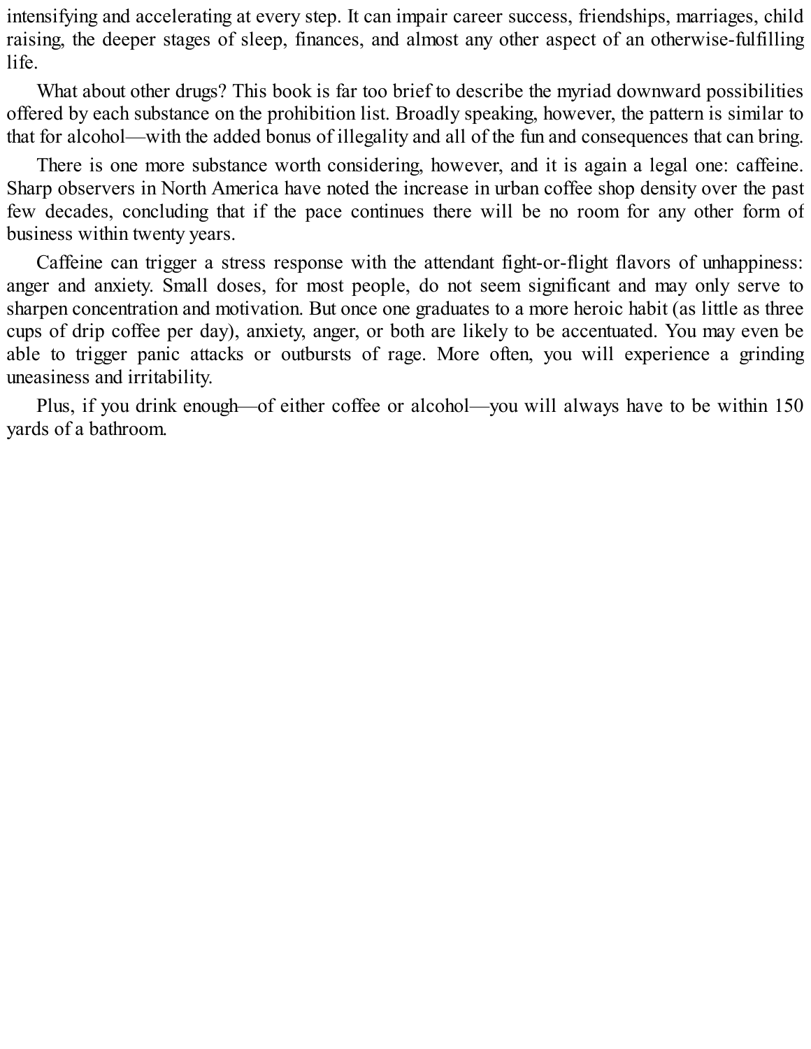intensifying and accelerating at every step. It can impair career success, friendships, marriages, child raising, the deeper stages of sleep, finances, and almost any other aspect of an otherwise-fulfilling life.

What about other drugs? This book is far too brief to describe the myriad downward possibilities offered by each substance on the prohibition list. Broadly speaking, however, the pattern is similar to that for alcohol—with the added bonus of illegality and all of the fun and consequences that can bring.

There is one more substance worth considering, however, and it is again a legal one: caffeine. Sharp observers in North America have noted the increase in urban coffee shop density over the past few decades, concluding that if the pace continues there will be no room for any other form of business within twenty years.

Caffeine can trigger a stress response with the attendant fight-or-flight flavors of unhappiness: anger and anxiety. Small doses, for most people, do not seem significant and may only serve to sharpen concentration and motivation. But once one graduates to a more heroic habit (as little as three cups of drip coffee per day), anxiety, anger, or both are likely to be accentuated. You may even be able to trigger panic attacks or outbursts of rage. More often, you will experience a grinding uneasiness and irritability.

Plus, if you drink enough—of either coffee or alcohol—you will always have to be within 150 yards of a bathroom.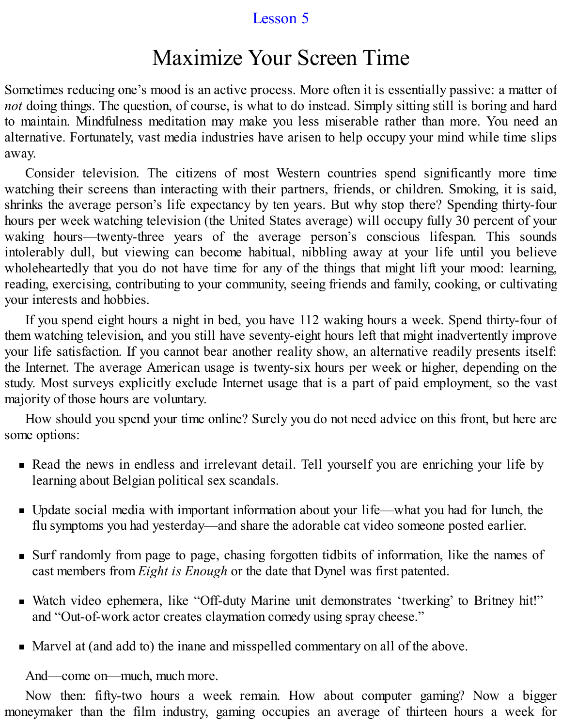Lesson 5

# Maximize Your Screen Time

Sometimes reducing one's mood is an active process. More often it is essentially passive: a matter of *not* doing things. The question, of course, is what to do instead. Simply sitting still is boring and hard to maintain. Mindfulness meditation may make you less miserable rather than more. You need an alternative. Fortunately, vast media industries have arisen to help occupy your mind while time slips away.

Consider television. The citizens of most Western countries spend significantly more time watching their screens than interacting with their partners, friends, or children. Smoking, it is said, shrinks the average person's life expectancy by ten years. But why stop there? Spending thirty-four hours per week watching television (the United States average) will occupy fully 30 percent of your waking hours—twenty-three years of the average person's conscious lifespan. This sounds intolerably dull, but viewing can become habitual, nibbling away at your life until you believe wholeheartedly that you do not have time for any of the things that might lift your mood: learning, reading, exercising, contributing to your community, seeing friends and family, cooking, or cultivating your interests and hobbies.

If you spend eight hours a night in bed, you have 112 waking hours a week. Spend thirty-four of them watching television, and you still have seventy-eight hours left that might inadvertently improve your life satisfaction. If you cannot bear another reality show, an alternative readily presents itself: the Internet. The average American usage is twenty-six hours per week or higher, depending on the study. Most surveys explicitly exclude Internet usage that is a part of paid employment, so the vast majority of those hours are voluntary.

How should you spend your time online? Surely you do not need advice on this front, but here are some options:

- Read the news in endless and irrelevant detail. Tell yourself you are enriching your life by learning about Belgian political sex scandals.
- Update social media with important information about your life—what you had for lunch, the flu symptoms you had yesterday—and share the adorable cat video someone posted earlier.
- Surf randomly from page to page, chasing forgotten tidbits of information, like the names of cast members from *Eight is Enough* or the date that Dynel was first patented.
- Watch video ephemera, like "Off-duty Marine unit demonstrates 'twerking' to Britney hit!" and "Out-of-work actor creates claymation comedy using spray cheese."
- Marvel at (and add to) the inane and misspelled commentary on all of the above.

And—come on—much, much more.

Now then: fifty-two hours a week remain. How about computer gaming? Now a bigger moneymaker than the film industry, gaming occupies an average of thirteen hours a week for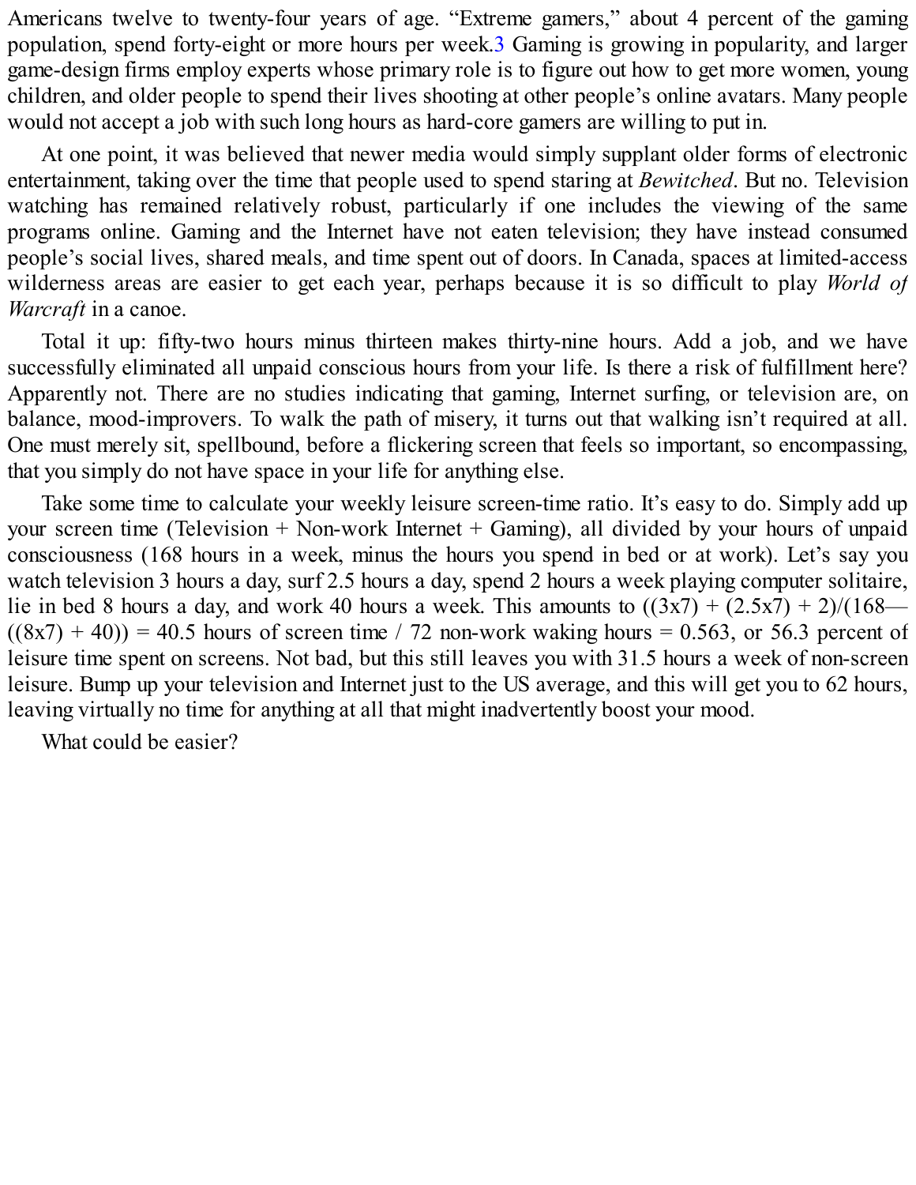Americans twelve to twenty-four years of age. “Extreme gamers,” about 4 percent of the gaming population, spend forty-eight or more hours per week.[3] Gaming is growing in popularity, and larger game-design firms employ experts whose primary role is to figure out how to get more women, young children, and older people to spend their lives shooting at other people’s online avatars. Many people would not accept a job with such long hours as hard-core gamers are willing to put in.

At one point, it was believed that newer media would simply supplant older forms of electronic entertainment, taking over the time that people used to spend staring at *Bewitched*. But no. Television watching has remained relatively robust, particularly if one includes the viewing of the same programs online. Gaming and the Internet have not eaten television; they have instead consumed people’s social lives, shared meals, and time spent out of doors. In Canada, spaces at limited-access wilderness areas are easier to get each year, perhaps because it is so difficult to play *World of Warcraft* in a canoe.

Total it up: fifty-two hours minus thirteen makes thirty-nine hours. Add a job, and we have successfully eliminated all unpaid conscious hours from your life. Is there a risk of fulfillment here? Apparently not. There are no studies indicating that gaming, Internet surfing, or television are, on balance, mood-improvers. To walk the path of misery, it turns out that walking isn’t required at all. One must merely sit, spellbound, before a flickering screen that feels so important, so encompassing, that you simply do not have space in your life for anything else.

Take some time to calculate your weekly leisure screen-time ratio. It’s easy to do. Simply add up your screen time (Television + Non-work Internet + Gaming), all divided by your hours of unpaid consciousness (168 hours in a week, minus the hours you spend in bed or at work). Let’s say you watch television 3 hours a day, surf 2.5 hours a day, spend 2 hours a week playing computer solitaire, lie in bed 8 hours a day, and work 40 hours a week. This amounts to ((3x7) + (2.5x7) + 2)/(168—((8x7) + 40)) = 40.5 hours of screen time / 72 non-work waking hours = 0.563, or 56.3 percent of leisure time spent on screens. Not bad, but this still leaves you with 31.5 hours a week of non-screen leisure. Bump up your television and Internet just to the US average, and this will get you to 62 hours, leaving virtually no time for anything at all that might inadvertently boost your mood.

What could be easier?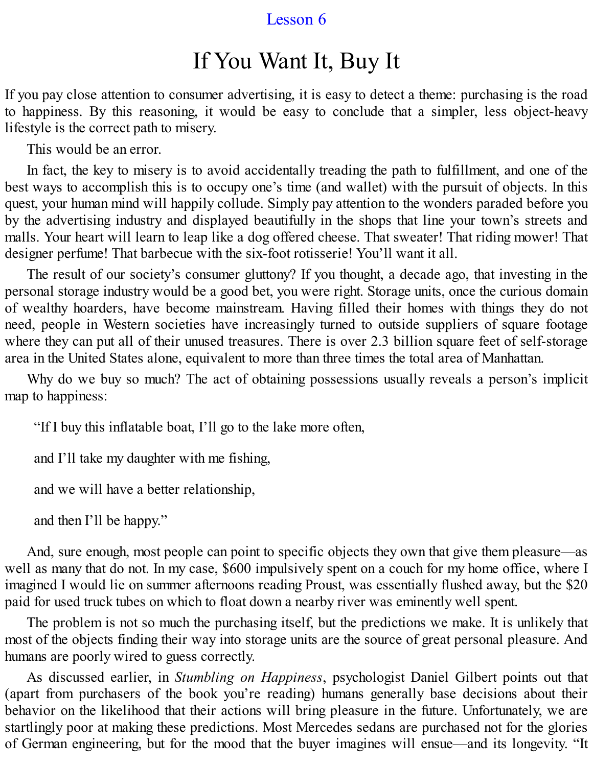Lesson 6

# If You Want It, Buy It

If you pay close attention to consumer advertising, it is easy to detect a theme: purchasing is the road to happiness. By this reasoning, it would be easy to conclude that a simpler, less object-heavy lifestyle is the correct path to misery.

This would be an error.

In fact, the key to misery is to avoid accidentally treading the path to fulfillment, and one of the best ways to accomplish this is to occupy one's time (and wallet) with the pursuit of objects. In this quest, your human mind will happily collude. Simply pay attention to the wonders paraded before you by the advertising industry and displayed beautifully in the shops that line your town's streets and malls. Your heart will learn to leap like a dog offered cheese. That sweater! That riding mower! That designer perfume! That barbecue with the six-foot rotisserie! You'll want it all.

The result of our society's consumer gluttony? If you thought, a decade ago, that investing in the personal storage industry would be a good bet, you were right. Storage units, once the curious domain of wealthy hoarders, have become mainstream. Having filled their homes with things they do not need, people in Western societies have increasingly turned to outside suppliers of square footage where they can put all of their unused treasures. There is over 2.3 billion square feet of self-storage area in the United States alone, equivalent to more than three times the total area of Manhattan.

Why do we buy so much? The act of obtaining possessions usually reveals a person's implicit map to happiness:

"If I buy this inflatable boat, I'll go to the lake more often,

and I'll take my daughter with me fishing,

and we will have a better relationship,

and then I'll be happy."

And, sure enough, most people can point to specific objects they own that give them pleasure—as well as many that do not. In my case, $600 impulsively spent on a couch for my home office, where I imagined I would lie on summer afternoons reading Proust, was essentially flushed away, but the $20 paid for used truck tubes on which to float down a nearby river was eminently well spent.

The problem is not so much the purchasing itself, but the predictions we make. It is unlikely that most of the objects finding their way into storage units are the source of great personal pleasure. And humans are poorly wired to guess correctly.

As discussed earlier, in *Stumbling on Happiness*, psychologist Daniel Gilbert points out that (apart from purchasers of the book you're reading) humans generally base decisions about their behavior on the likelihood that their actions will bring pleasure in the future. Unfortunately, we are startlingly poor at making these predictions. Most Mercedes sedans are purchased not for the glories of German engineering, but for the mood that the buyer imagines will ensue—and its longevity. "It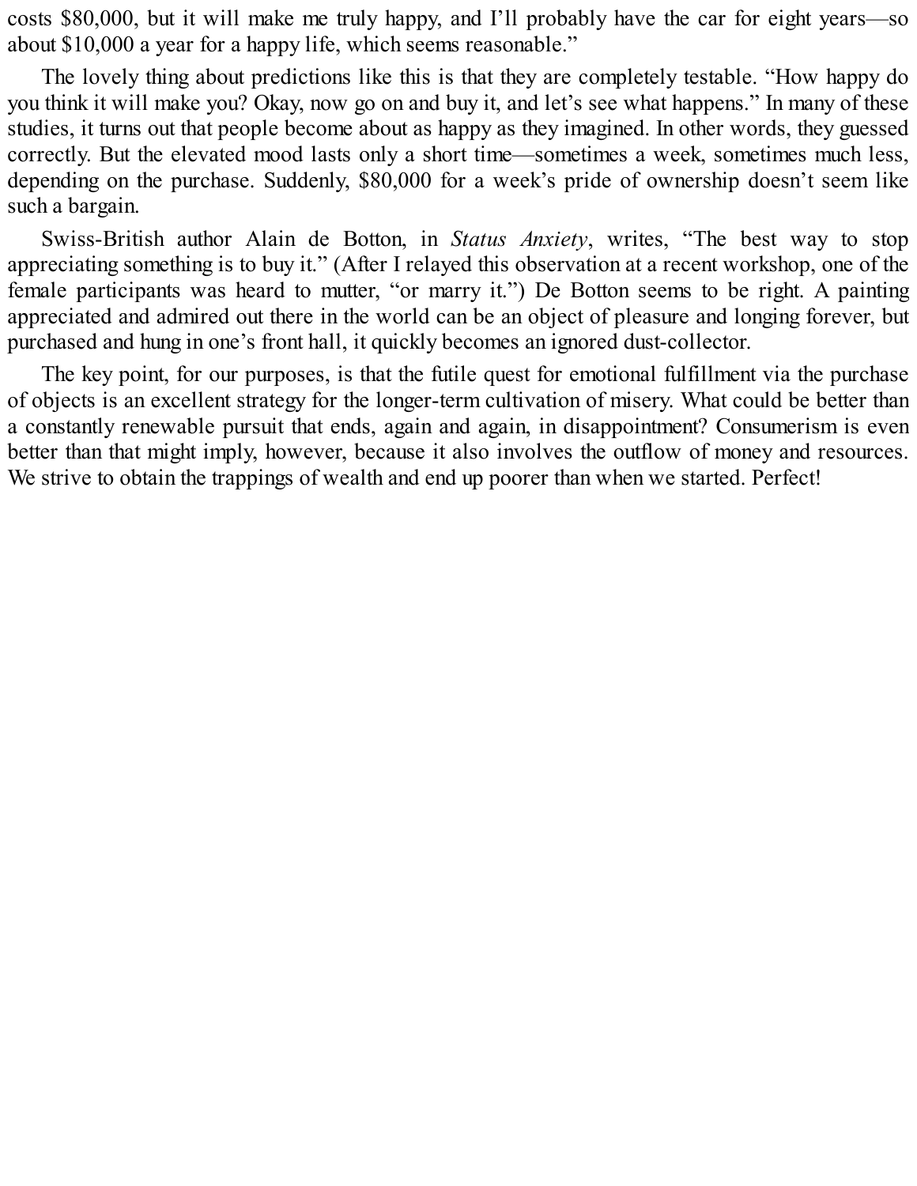costs $80,000, but it will make me truly happy, and I'll probably have the car for eight years—so about $10,000 a year for a happy life, which seems reasonable."

The lovely thing about predictions like this is that they are completely testable. "How happy do you think it will make you? Okay, now go on and buy it, and let's see what happens." In many of these studies, it turns out that people become about as happy as they imagined. In other words, they guessed correctly. But the elevated mood lasts only a short time—sometimes a week, sometimes much less, depending on the purchase. Suddenly, $80,000 for a week's pride of ownership doesn't seem like such a bargain.

Swiss-British author Alain de Botton, in *Status Anxiety*, writes, "The best way to stop appreciating something is to buy it." (After I relayed this observation at a recent workshop, one of the female participants was heard to mutter, "or marry it.") De Botton seems to be right. A painting appreciated and admired out there in the world can be an object of pleasure and longing forever, but purchased and hung in one's front hall, it quickly becomes an ignored dust-collector.

The key point, for our purposes, is that the futile quest for emotional fulfillment via the purchase of objects is an excellent strategy for the longer-term cultivation of misery. What could be better than a constantly renewable pursuit that ends, again and again, in disappointment? Consumerism is even better than that might imply, however, because it also involves the outflow of money and resources. We strive to obtain the trappings of wealth and end up poorer than when we started. Perfect!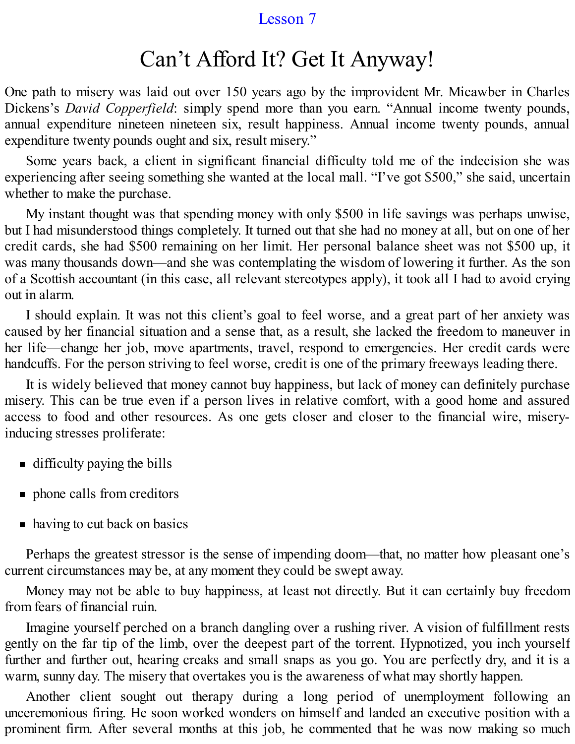Lesson 7

# Can't Afford It? Get It Anyway!

One path to misery was laid out over 150 years ago by the improvident Mr. Micawber in Charles Dickens's *David Copperfield*: simply spend more than you earn. "Annual income twenty pounds, annual expenditure nineteen nineteen six, result happiness. Annual income twenty pounds, annual expenditure twenty pounds ought and six, result misery."

Some years back, a client in significant financial difficulty told me of the indecision she was experiencing after seeing something she wanted at the local mall. "I've got $500," she said, uncertain whether to make the purchase.

My instant thought was that spending money with only $500 in life savings was perhaps unwise, but I had misunderstood things completely. It turned out that she had no money at all, but on one of her credit cards, she had $500 remaining on her limit. Her personal balance sheet was not $500 up, it was many thousands down—and she was contemplating the wisdom of lowering it further. As the son of a Scottish accountant (in this case, all relevant stereotypes apply), it took all I had to avoid crying out in alarm.

I should explain. It was not this client's goal to feel worse, and a great part of her anxiety was caused by her financial situation and a sense that, as a result, she lacked the freedom to maneuver in her life—change her job, move apartments, travel, respond to emergencies. Her credit cards were handcuffs. For the person striving to feel worse, credit is one of the primary freeways leading there.

It is widely believed that money cannot buy happiness, but lack of money can definitely purchase misery. This can be true even if a person lives in relative comfort, with a good home and assured access to food and other resources. As one gets closer and closer to the financial wire, misery-inducing stresses proliferate:

- difficulty paying the bills
- phone calls from creditors
- having to cut back on basics

Perhaps the greatest stressor is the sense of impending doom—that, no matter how pleasant one's current circumstances may be, at any moment they could be swept away.

Money may not be able to buy happiness, at least not directly. But it can certainly buy freedom from fears of financial ruin.

Imagine yourself perched on a branch dangling over a rushing river. A vision of fulfillment rests gently on the far tip of the limb, over the deepest part of the torrent. Hypnotized, you inch yourself further and further out, hearing creaks and small snaps as you go. You are perfectly dry, and it is a warm, sunny day. The misery that overtakes you is the awareness of what may shortly happen.

Another client sought out therapy during a long period of unemployment following an unceremonious firing. He soon worked wonders on himself and landed an executive position with a prominent firm. After several months at this job, he commented that he was now making so much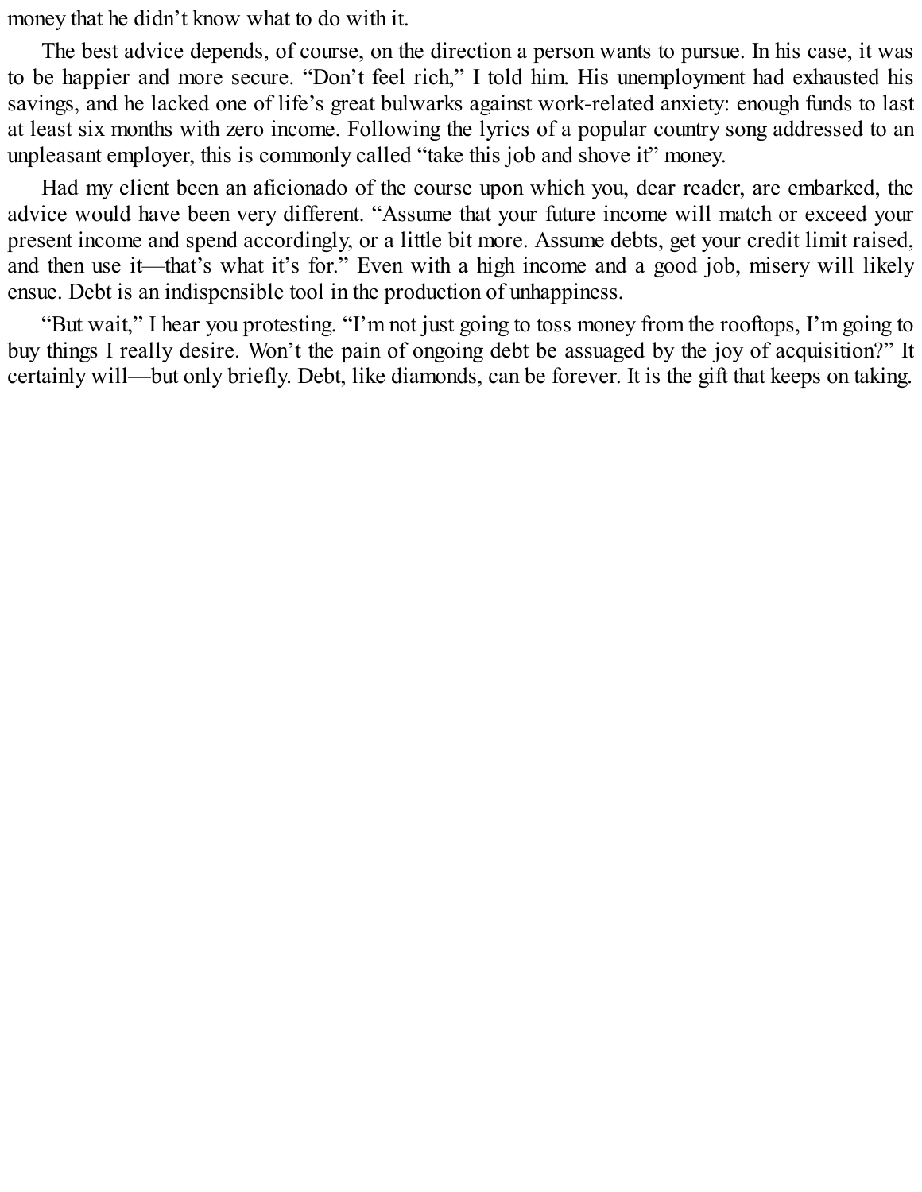money that he didn’t know what to do with it.

The best advice depends, of course, on the direction a person wants to pursue. In his case, it was to be happier and more secure. “Don’t feel rich,” I told him. His unemployment had exhausted his savings, and he lacked one of life’s great bulwarks against work-related anxiety: enough funds to last at least six months with zero income. Following the lyrics of a popular country song addressed to an unpleasant employer, this is commonly called “take this job and shove it” money.

Had my client been an aficionado of the course upon which you, dear reader, are embarked, the advice would have been very different. “Assume that your future income will match or exceed your present income and spend accordingly, or a little bit more. Assume debts, get your credit limit raised, and then use it—that’s what it’s for.” Even with a high income and a good job, misery will likely ensue. Debt is an indispensible tool in the production of unhappiness.

“But wait,” I hear you protesting. “I’m not just going to toss money from the rooftops, I’m going to buy things I really desire. Won’t the pain of ongoing debt be assuaged by the joy of acquisition?” It certainly will—but only briefly. Debt, like diamonds, can be forever. It is the gift that keeps on taking.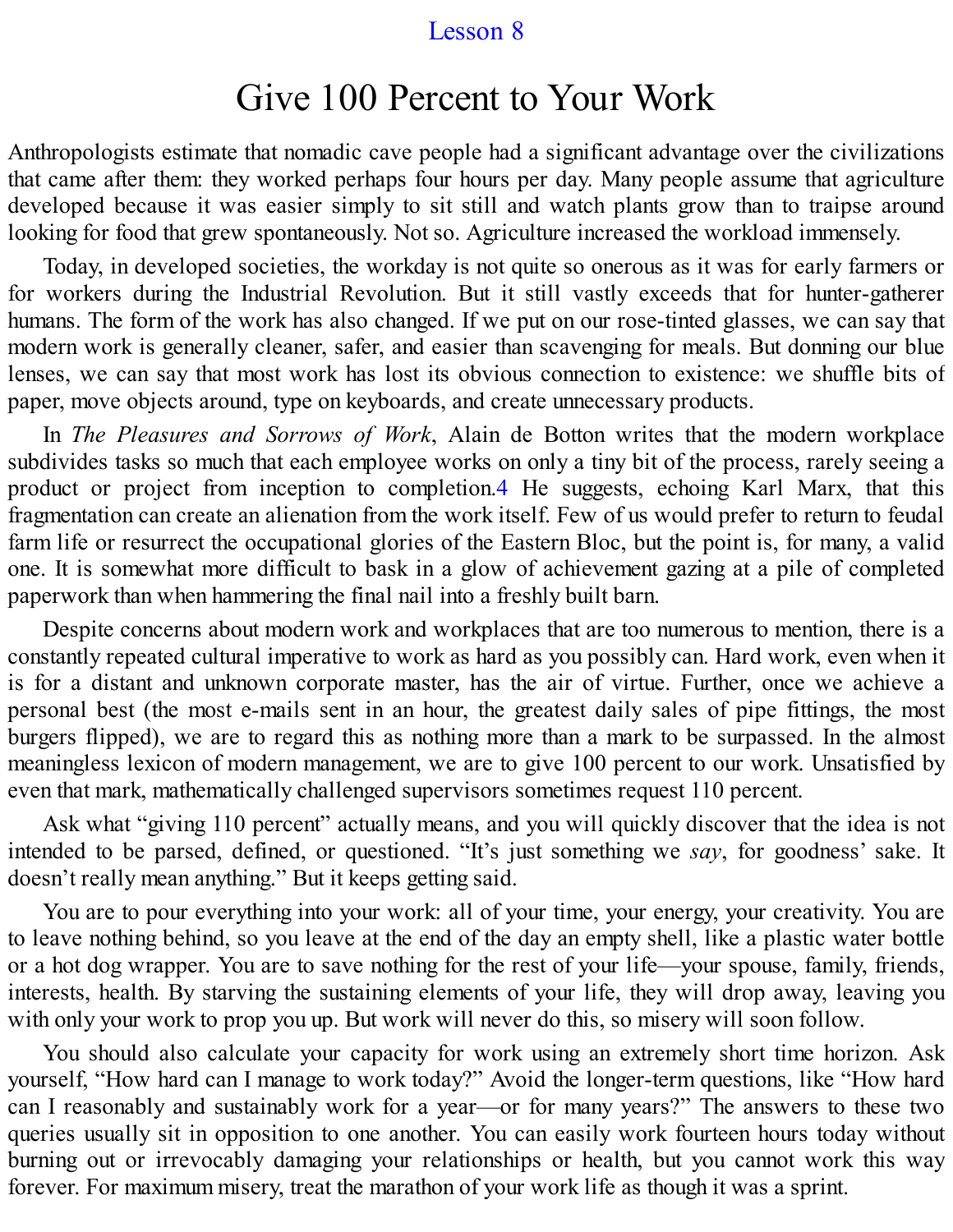Lesson 8

# Give 100 Percent to Your Work

Anthropologists estimate that nomadic cave people had a significant advantage over the civilizations that came after them: they worked perhaps four hours per day. Many people assume that agriculture developed because it was easier simply to sit still and watch plants grow than to traipse around looking for food that grew spontaneously. Not so. Agriculture increased the workload immensely.

Today, in developed societies, the workday is not quite so onerous as it was for early farmers or for workers during the Industrial Revolution. But it still vastly exceeds that for hunter-gatherer humans. The form of the work has also changed. If we put on our rose-tinted glasses, we can say that modern work is generally cleaner, safer, and easier than scavenging for meals. But donning our blue lenses, we can say that most work has lost its obvious connection to existence: we shuffle bits of paper, move objects around, type on keyboards, and create unnecessary products.

In *The Pleasures and Sorrows of Work*, Alain de Botton writes that the modern workplace subdivides tasks so much that each employee works on only a tiny bit of the process, rarely seeing a product or project from inception to completion.[4] He suggests, echoing Karl Marx, that this fragmentation can create an alienation from the work itself. Few of us would prefer to return to feudal farm life or resurrect the occupational glories of the Eastern Bloc, but the point is, for many, a valid one. It is somewhat more difficult to bask in a glow of achievement gazing at a pile of completed paperwork than when hammering the final nail into a freshly built barn.

Despite concerns about modern work and workplaces that are too numerous to mention, there is a constantly repeated cultural imperative to work as hard as you possibly can. Hard work, even when it is for a distant and unknown corporate master, has the air of virtue. Further, once we achieve a personal best (the most e-mails sent in an hour, the greatest daily sales of pipe fittings, the most burgers flipped), we are to regard this as nothing more than a mark to be surpassed. In the almost meaningless lexicon of modern management, we are to give 100 percent to our work. Unsatisfied by even that mark, mathematically challenged supervisors sometimes request 110 percent.

Ask what "giving 110 percent" actually means, and you will quickly discover that the idea is not intended to be parsed, defined, or questioned. "It's just something we *say*, for goodness' sake. It doesn't really mean anything." But it keeps getting said.

You are to pour everything into your work: all of your time, your energy, your creativity. You are to leave nothing behind, so you leave at the end of the day an empty shell, like a plastic water bottle or a hot dog wrapper. You are to save nothing for the rest of your life—your spouse, family, friends, interests, health. By starving the sustaining elements of your life, they will drop away, leaving you with only your work to prop you up. But work will never do this, so misery will soon follow.

You should also calculate your capacity for work using an extremely short time horizon. Ask yourself, "How hard can I manage to work today?" Avoid the longer-term questions, like "How hard can I reasonably and sustainably work for a year—or for many years?" The answers to these two queries usually sit in opposition to one another. You can easily work fourteen hours today without burning out or irrevocably damaging your relationships or health, but you cannot work this way forever. For maximum misery, treat the marathon of your work life as though it was a sprint.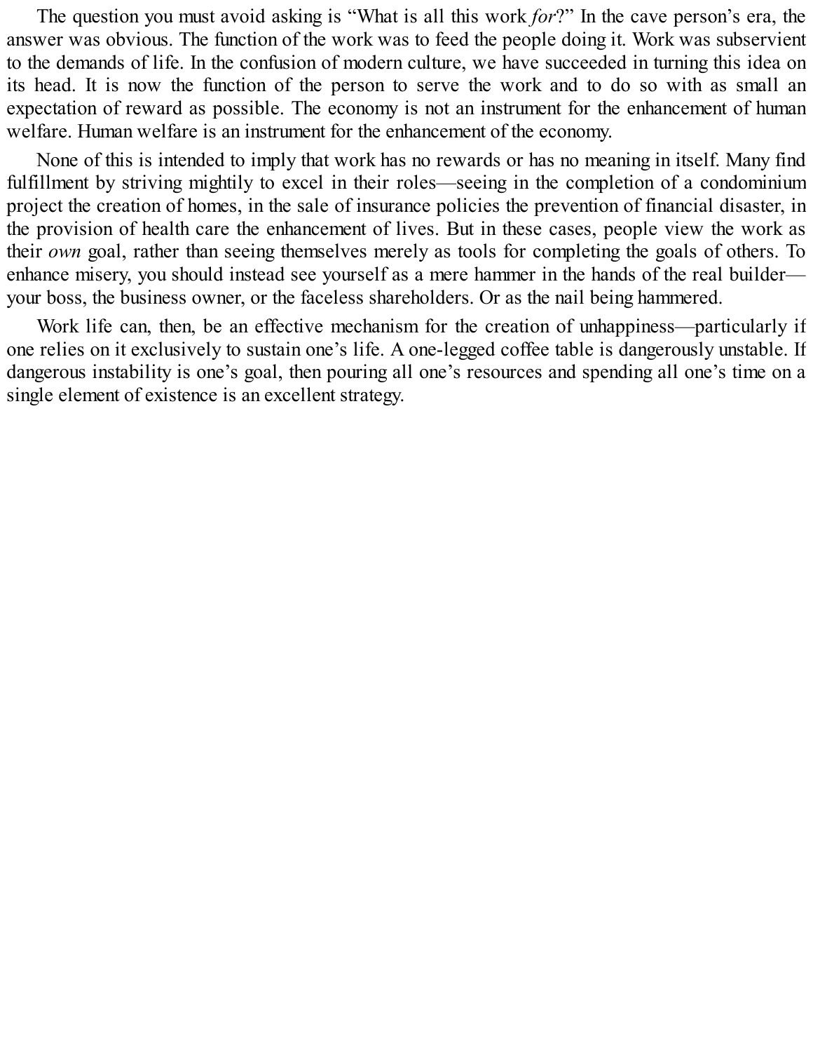The question you must avoid asking is "What is all this work *for*?" In the cave person's era, the answer was obvious. The function of the work was to feed the people doing it. Work was subservient to the demands of life. In the confusion of modern culture, we have succeeded in turning this idea on its head. It is now the function of the person to serve the work and to do so with as small an expectation of reward as possible. The economy is not an instrument for the enhancement of human welfare. Human welfare is an instrument for the enhancement of the economy.

None of this is intended to imply that work has no rewards or has no meaning in itself. Many find fulfillment by striving mightily to excel in their roles—seeing in the completion of a condominium project the creation of homes, in the sale of insurance policies the prevention of financial disaster, in the provision of health care the enhancement of lives. But in these cases, people view the work as their *own* goal, rather than seeing themselves merely as tools for completing the goals of others. To enhance misery, you should instead see yourself as a mere hammer in the hands of the real builder—your boss, the business owner, or the faceless shareholders. Or as the nail being hammered.

Work life can, then, be an effective mechanism for the creation of unhappiness—particularly if one relies on it exclusively to sustain one's life. A one-legged coffee table is dangerously unstable. If dangerous instability is one's goal, then pouring all one's resources and spending all one's time on a single element of existence is an excellent strategy.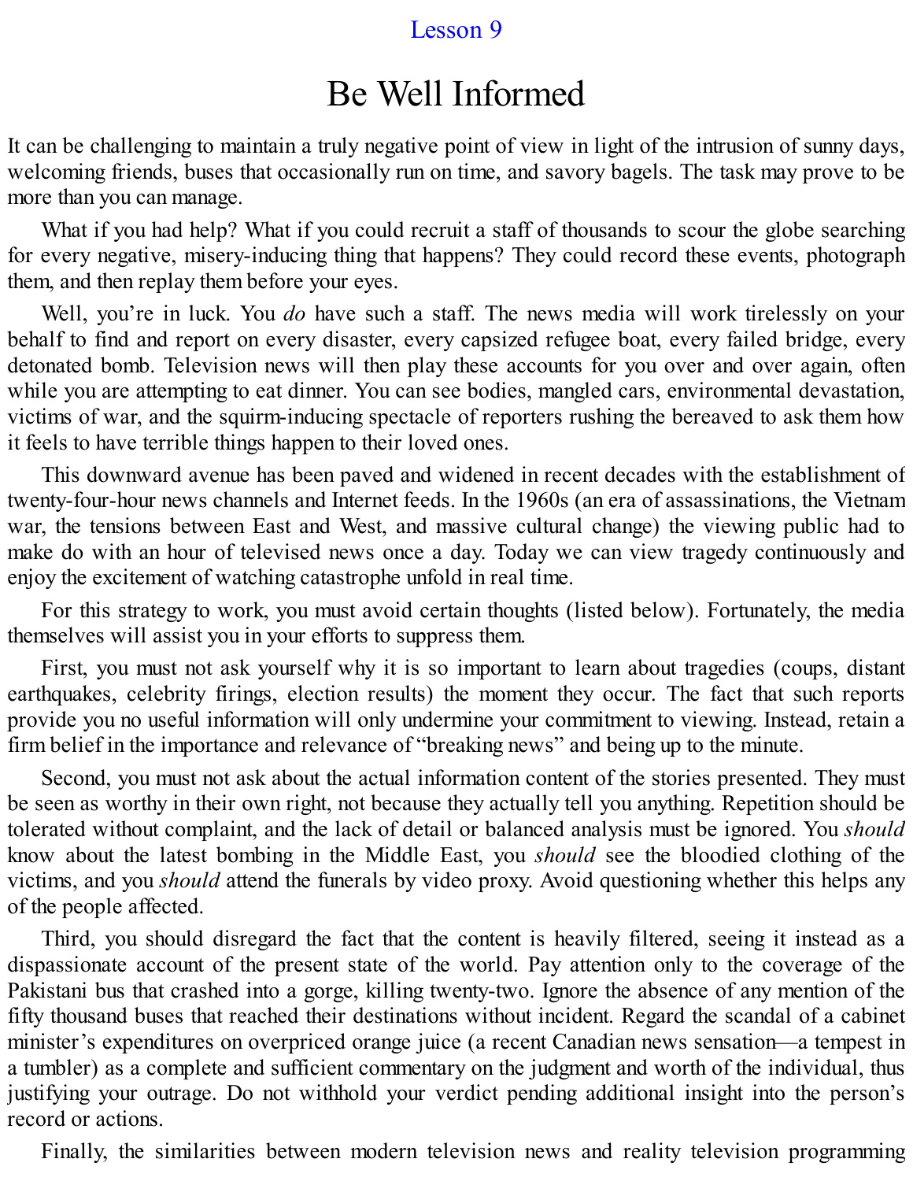Lesson 9

# Be Well Informed

It can be challenging to maintain a truly negative point of view in light of the intrusion of sunny days, welcoming friends, buses that occasionally run on time, and savory bagels. The task may prove to be more than you can manage.

What if you had help? What if you could recruit a staff of thousands to scour the globe searching for every negative, misery-inducing thing that happens? They could record these events, photograph them, and then replay them before your eyes.

Well, you're in luck. You *do* have such a staff. The news media will work tirelessly on your behalf to find and report on every disaster, every capsized refugee boat, every failed bridge, every detonated bomb. Television news will then play these accounts for you over and over again, often while you are attempting to eat dinner. You can see bodies, mangled cars, environmental devastation, victims of war, and the squirm-inducing spectacle of reporters rushing the bereaved to ask them how it feels to have terrible things happen to their loved ones.

This downward avenue has been paved and widened in recent decades with the establishment of twenty-four-hour news channels and Internet feeds. In the 1960s (an era of assassinations, the Vietnam war, the tensions between East and West, and massive cultural change) the viewing public had to make do with an hour of televised news once a day. Today we can view tragedy continuously and enjoy the excitement of watching catastrophe unfold in real time.

For this strategy to work, you must avoid certain thoughts (listed below). Fortunately, the media themselves will assist you in your efforts to suppress them.

First, you must not ask yourself why it is so important to learn about tragedies (coups, distant earthquakes, celebrity firings, election results) the moment they occur. The fact that such reports provide you no useful information will only undermine your commitment to viewing. Instead, retain a firm belief in the importance and relevance of "breaking news" and being up to the minute.

Second, you must not ask about the actual information content of the stories presented. They must be seen as worthy in their own right, not because they actually tell you anything. Repetition should be tolerated without complaint, and the lack of detail or balanced analysis must be ignored. You *should* know about the latest bombing in the Middle East, you *should* see the bloodied clothing of the victims, and you *should* attend the funerals by video proxy. Avoid questioning whether this helps any of the people affected.

Third, you should disregard the fact that the content is heavily filtered, seeing it instead as a dispassionate account of the present state of the world. Pay attention only to the coverage of the Pakistani bus that crashed into a gorge, killing twenty-two. Ignore the absence of any mention of the fifty thousand buses that reached their destinations without incident. Regard the scandal of a cabinet minister's expenditures on overpriced orange juice (a recent Canadian news sensation—a tempest in a tumbler) as a complete and sufficient commentary on the judgment and worth of the individual, thus justifying your outrage. Do not withhold your verdict pending additional insight into the person's record or actions.

Finally, the similarities between modern television news and reality television programming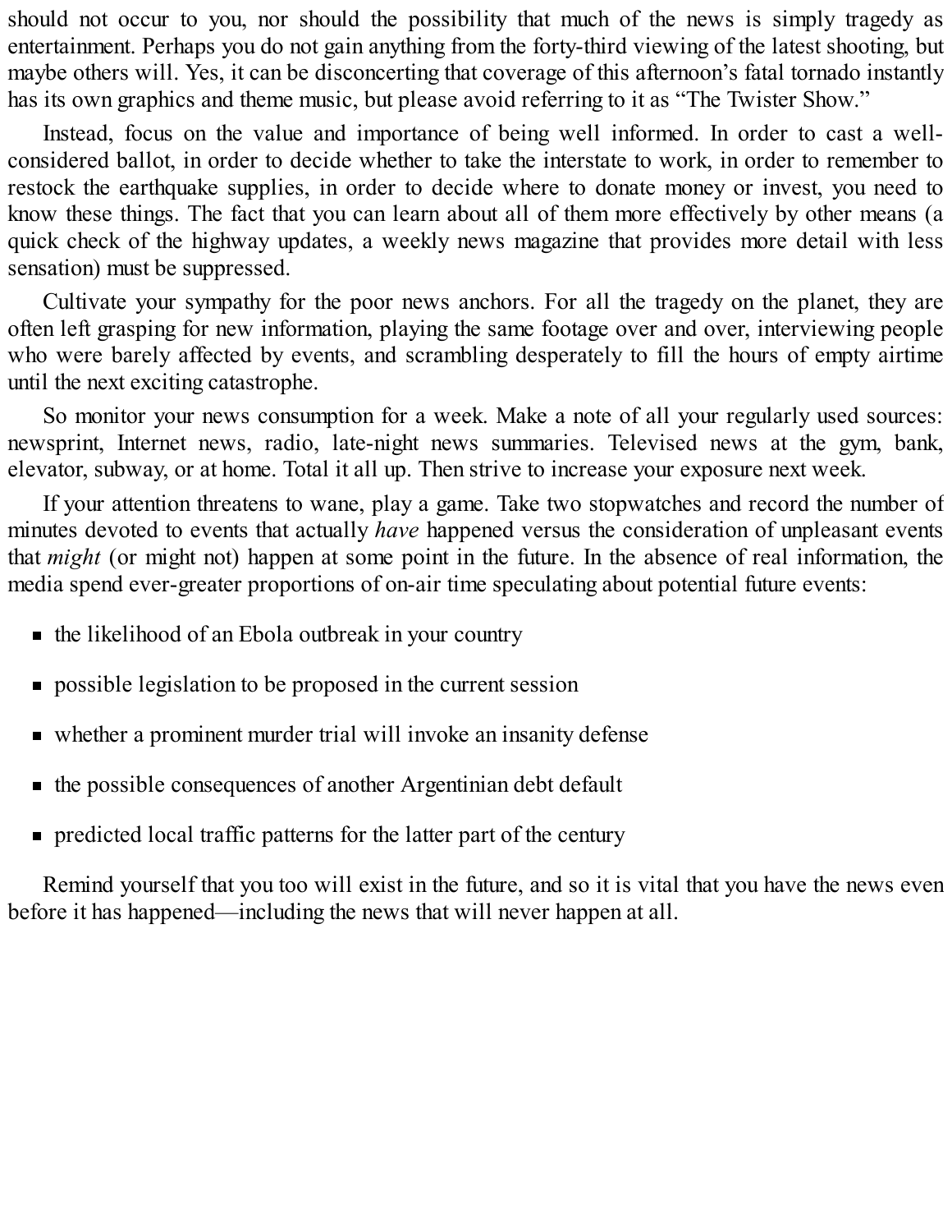should not occur to you, nor should the possibility that much of the news is simply tragedy as entertainment. Perhaps you do not gain anything from the forty-third viewing of the latest shooting, but maybe others will. Yes, it can be disconcerting that coverage of this afternoon's fatal tornado instantly has its own graphics and theme music, but please avoid referring to it as "The Twister Show."

Instead, focus on the value and importance of being well informed. In order to cast a well-considered ballot, in order to decide whether to take the interstate to work, in order to remember to restock the earthquake supplies, in order to decide where to donate money or invest, you need to know these things. The fact that you can learn about all of them more effectively by other means (a quick check of the highway updates, a weekly news magazine that provides more detail with less sensation) must be suppressed.

Cultivate your sympathy for the poor news anchors. For all the tragedy on the planet, they are often left grasping for new information, playing the same footage over and over, interviewing people who were barely affected by events, and scrambling desperately to fill the hours of empty airtime until the next exciting catastrophe.

So monitor your news consumption for a week. Make a note of all your regularly used sources: newsprint, Internet news, radio, late-night news summaries. Televised news at the gym, bank, elevator, subway, or at home. Total it all up. Then strive to increase your exposure next week.

If your attention threatens to wane, play a game. Take two stopwatches and record the number of minutes devoted to events that actually *have* happened versus the consideration of unpleasant events that *might* (or might not) happen at some point in the future. In the absence of real information, the media spend ever-greater proportions of on-air time speculating about potential future events:

- the likelihood of an Ebola outbreak in your country
- possible legislation to be proposed in the current session
- whether a prominent murder trial will invoke an insanity defense
- the possible consequences of another Argentinian debt default
- predicted local traffic patterns for the latter part of the century

Remind yourself that you too will exist in the future, and so it is vital that you have the news even before it has happened—including the news that will never happen at all.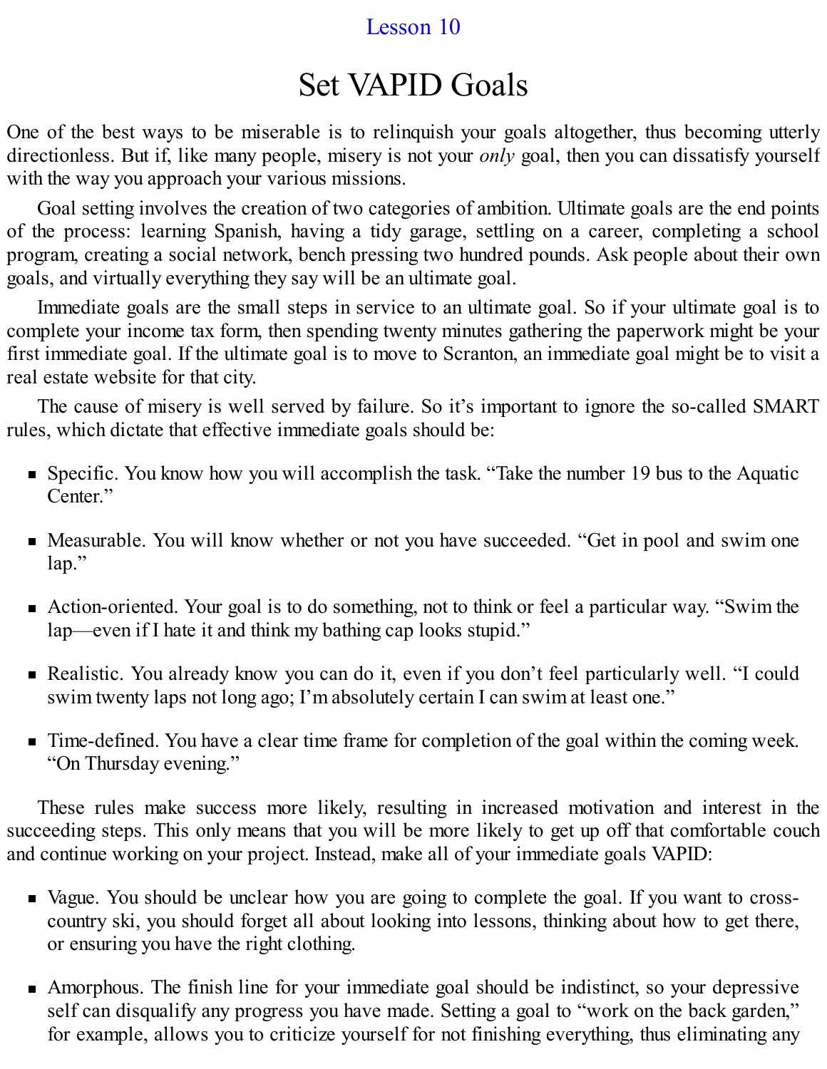Lesson 10

# Set VAPID Goals

One of the best ways to be miserable is to relinquish your goals altogether, thus becoming utterly directionless. But if, like many people, misery is not your *only* goal, then you can dissatisfy yourself with the way you approach your various missions.

Goal setting involves the creation of two categories of ambition. Ultimate goals are the end points of the process: learning Spanish, having a tidy garage, settling on a career, completing a school program, creating a social network, bench pressing two hundred pounds. Ask people about their own goals, and virtually everything they say will be an ultimate goal.

Immediate goals are the small steps in service to an ultimate goal. So if your ultimate goal is to complete your income tax form, then spending twenty minutes gathering the paperwork might be your first immediate goal. If the ultimate goal is to move to Scranton, an immediate goal might be to visit a real estate website for that city.

The cause of misery is well served by failure. So it's important to ignore the so-called SMART rules, which dictate that effective immediate goals should be:

- Specific. You know how you will accomplish the task. "Take the number 19 bus to the Aquatic Center."
- Measurable. You will know whether or not you have succeeded. "Get in pool and swim one lap."
- Action-oriented. Your goal is to do something, not to think or feel a particular way. "Swim the lap—even if I hate it and think my bathing cap looks stupid."
- Realistic. You already know you can do it, even if you don't feel particularly well. "I could swim twenty laps not long ago; I'm absolutely certain I can swim at least one."
- Time-defined. You have a clear time frame for completion of the goal within the coming week. "On Thursday evening."

These rules make success more likely, resulting in increased motivation and interest in the succeeding steps. This only means that you will be more likely to get up off that comfortable couch and continue working on your project. Instead, make all of your immediate goals VAPID:

- Vague. You should be unclear how you are going to complete the goal. If you want to cross-country ski, you should forget all about looking into lessons, thinking about how to get there, or ensuring you have the right clothing.
- Amorphous. The finish line for your immediate goal should be indistinct, so your depressive self can disqualify any progress you have made. Setting a goal to "work on the back garden," for example, allows you to criticize yourself for not finishing everything, thus eliminating any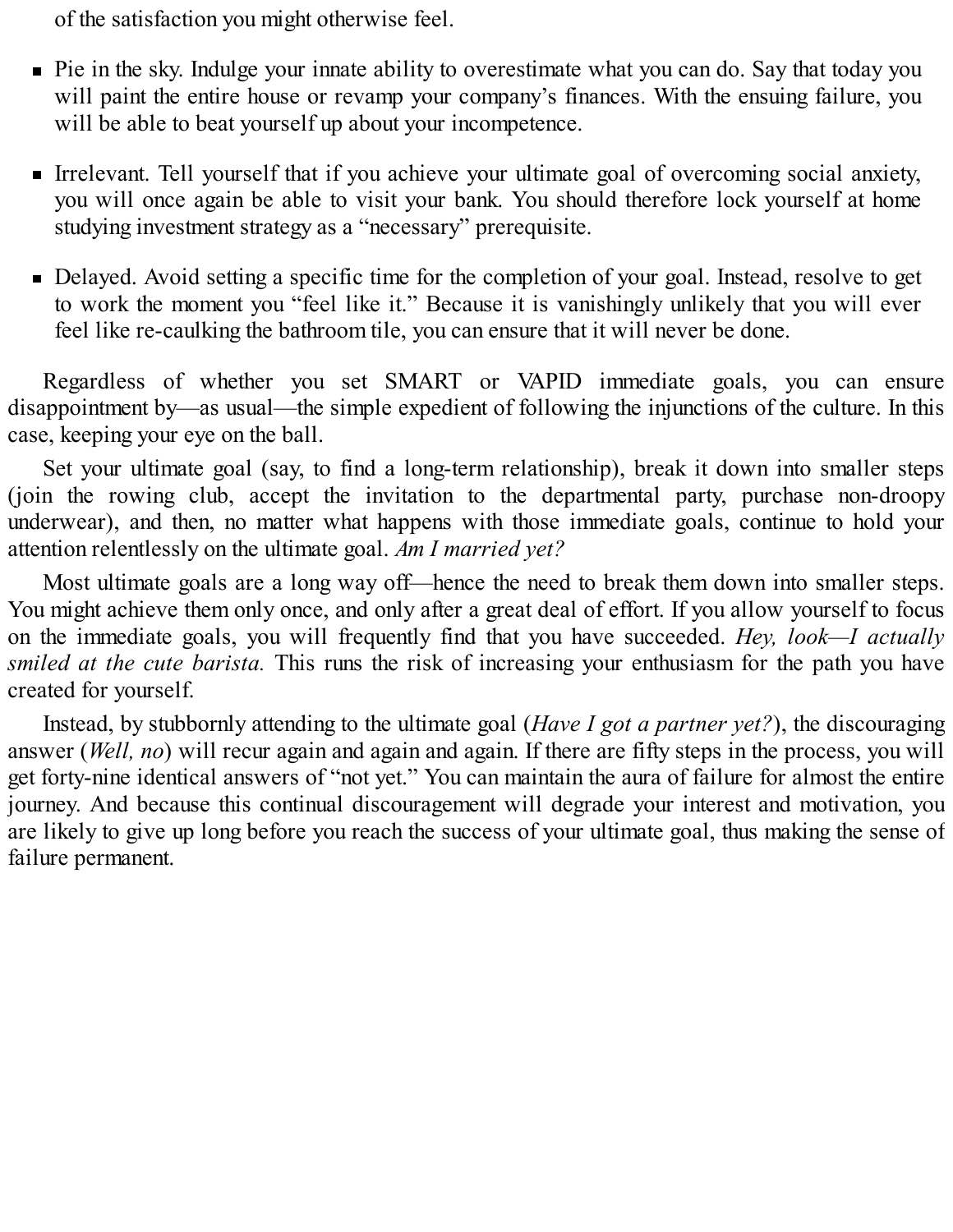of the satisfaction you might otherwise feel.

- Pie in the sky. Indulge your innate ability to overestimate what you can do. Say that today you will paint the entire house or revamp your company's finances. With the ensuing failure, you will be able to beat yourself up about your incompetence.
- Irrelevant. Tell yourself that if you achieve your ultimate goal of overcoming social anxiety, you will once again be able to visit your bank. You should therefore lock yourself at home studying investment strategy as a "necessary" prerequisite.
- Delayed. Avoid setting a specific time for the completion of your goal. Instead, resolve to get to work the moment you "feel like it." Because it is vanishingly unlikely that you will ever feel like re-caulking the bathroom tile, you can ensure that it will never be done.

Regardless of whether you set SMART or VAPID immediate goals, you can ensure disappointment by—as usual—the simple expedient of following the injunctions of the culture. In this case, keeping your eye on the ball.

Set your ultimate goal (say, to find a long-term relationship), break it down into smaller steps (join the rowing club, accept the invitation to the departmental party, purchase non-droopy underwear), and then, no matter what happens with those immediate goals, continue to hold your attention relentlessly on the ultimate goal. *Am I married yet?*

Most ultimate goals are a long way off—hence the need to break them down into smaller steps. You might achieve them only once, and only after a great deal of effort. If you allow yourself to focus on the immediate goals, you will frequently find that you have succeeded. *Hey, look—I actually smiled at the cute barista.* This runs the risk of increasing your enthusiasm for the path you have created for yourself.

Instead, by stubbornly attending to the ultimate goal (*Have I got a partner yet?*), the discouraging answer (*Well, no*) will recur again and again and again. If there are fifty steps in the process, you will get forty-nine identical answers of "not yet." You can maintain the aura of failure for almost the entire journey. And because this continual discouragement will degrade your interest and motivation, you are likely to give up long before you reach the success of your ultimate goal, thus making the sense of failure permanent.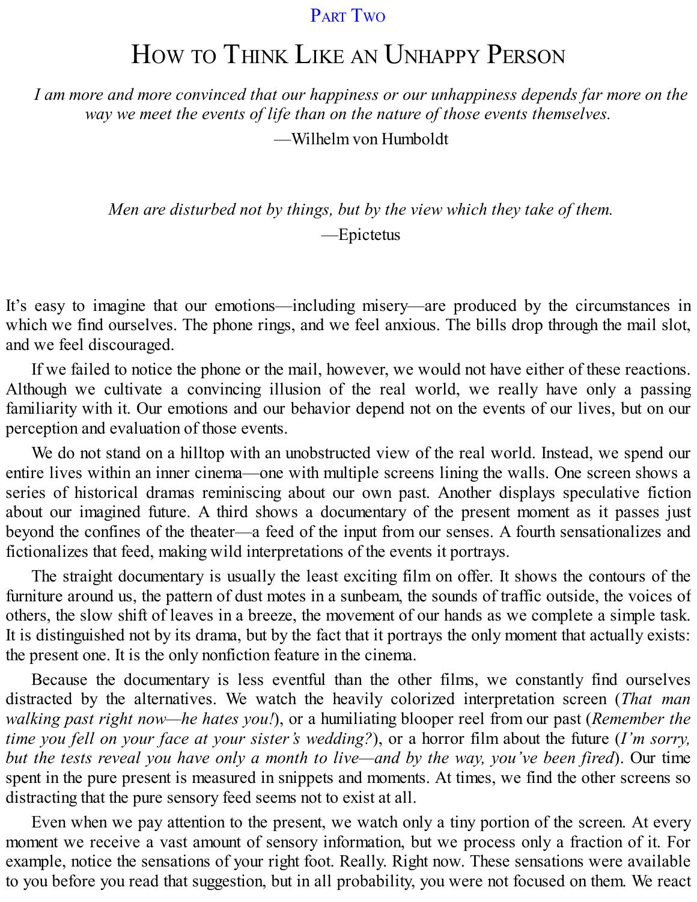## Part Two

# How to Think Like an Unhappy Person

*I am more and more convinced that our happiness or our unhappiness depends far more on the way we meet the events of life than on the nature of those events themselves.*

—Wilhelm von Humboldt

*Men are disturbed not by things, but by the view which they take of them.*

—Epictetus

It's easy to imagine that our emotions—including misery—are produced by the circumstances in which we find ourselves. The phone rings, and we feel anxious. The bills drop through the mail slot, and we feel discouraged.

If we failed to notice the phone or the mail, however, we would not have either of these reactions. Although we cultivate a convincing illusion of the real world, we really have only a passing familiarity with it. Our emotions and our behavior depend not on the events of our lives, but on our perception and evaluation of those events.

We do not stand on a hilltop with an unobstructed view of the real world. Instead, we spend our entire lives within an inner cinema—one with multiple screens lining the walls. One screen shows a series of historical dramas reminiscing about our own past. Another displays speculative fiction about our imagined future. A third shows a documentary of the present moment as it passes just beyond the confines of the theater—a feed of the input from our senses. A fourth sensationalizes and fictionalizes that feed, making wild interpretations of the events it portrays.

The straight documentary is usually the least exciting film on offer. It shows the contours of the furniture around us, the pattern of dust motes in a sunbeam, the sounds of traffic outside, the voices of others, the slow shift of leaves in a breeze, the movement of our hands as we complete a simple task. It is distinguished not by its drama, but by the fact that it portrays the only moment that actually exists: the present one. It is the only nonfiction feature in the cinema.

Because the documentary is less eventful than the other films, we constantly find ourselves distracted by the alternatives. We watch the heavily colorized interpretation screen (*That man walking past right now—he hates you!*), or a humiliating blooper reel from our past (*Remember the time you fell on your face at your sister's wedding?*), or a horror film about the future (*I'm sorry, but the tests reveal you have only a month to live—and by the way, you've been fired*). Our time spent in the pure present is measured in snippets and moments. At times, we find the other screens so distracting that the pure sensory feed seems not to exist at all.

Even when we pay attention to the present, we watch only a tiny portion of the screen. At every moment we receive a vast amount of sensory information, but we process only a fraction of it. For example, notice the sensations of your right foot. Really. Right now. These sensations were available to you before you read that suggestion, but in all probability, you were not focused on them. We react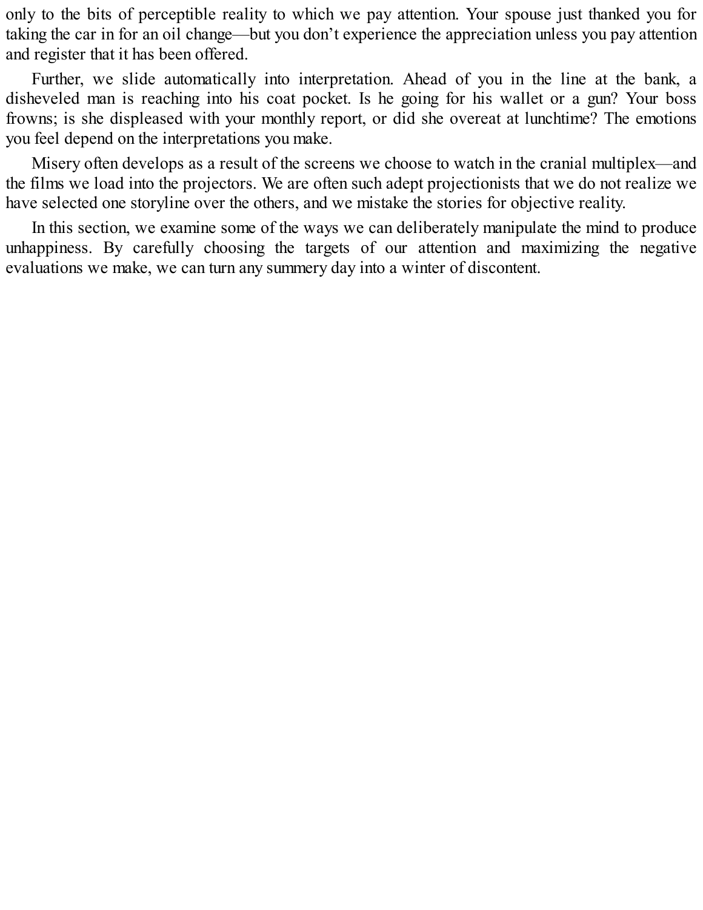only to the bits of perceptible reality to which we pay attention. Your spouse just thanked you for taking the car in for an oil change—but you don't experience the appreciation unless you pay attention and register that it has been offered.

Further, we slide automatically into interpretation. Ahead of you in the line at the bank, a disheveled man is reaching into his coat pocket. Is he going for his wallet or a gun? Your boss frowns; is she displeased with your monthly report, or did she overeat at lunchtime? The emotions you feel depend on the interpretations you make.

Misery often develops as a result of the screens we choose to watch in the cranial multiplex—and the films we load into the projectors. We are often such adept projectionists that we do not realize we have selected one storyline over the others, and we mistake the stories for objective reality.

In this section, we examine some of the ways we can deliberately manipulate the mind to produce unhappiness. By carefully choosing the targets of our attention and maximizing the negative evaluations we make, we can turn any summery day into a winter of discontent.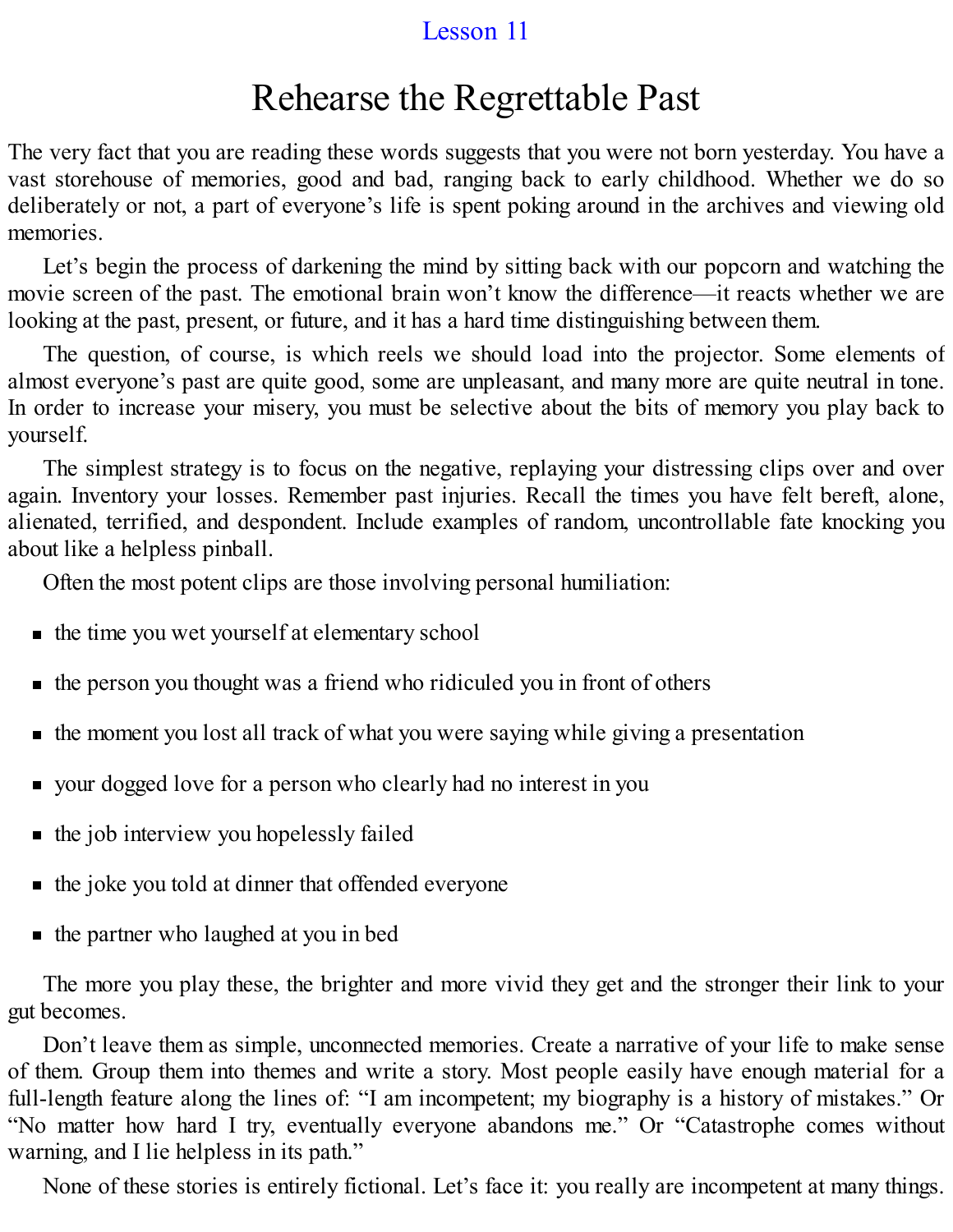Lesson 11

# Rehearse the Regrettable Past

The very fact that you are reading these words suggests that you were not born yesterday. You have a vast storehouse of memories, good and bad, ranging back to early childhood. Whether we do so deliberately or not, a part of everyone's life is spent poking around in the archives and viewing old memories.

Let's begin the process of darkening the mind by sitting back with our popcorn and watching the movie screen of the past. The emotional brain won't know the difference—it reacts whether we are looking at the past, present, or future, and it has a hard time distinguishing between them.

The question, of course, is which reels we should load into the projector. Some elements of almost everyone's past are quite good, some are unpleasant, and many more are quite neutral in tone. In order to increase your misery, you must be selective about the bits of memory you play back to yourself.

The simplest strategy is to focus on the negative, replaying your distressing clips over and over again. Inventory your losses. Remember past injuries. Recall the times you have felt bereft, alone, alienated, terrified, and despondent. Include examples of random, uncontrollable fate knocking you about like a helpless pinball.

Often the most potent clips are those involving personal humiliation:

- the time you wet yourself at elementary school
- the person you thought was a friend who ridiculed you in front of others
- the moment you lost all track of what you were saying while giving a presentation
- your dogged love for a person who clearly had no interest in you
- the job interview you hopelessly failed
- the joke you told at dinner that offended everyone
- the partner who laughed at you in bed

The more you play these, the brighter and more vivid they get and the stronger their link to your gut becomes.

Don't leave them as simple, unconnected memories. Create a narrative of your life to make sense of them. Group them into themes and write a story. Most people easily have enough material for a full-length feature along the lines of: "I am incompetent; my biography is a history of mistakes." Or "No matter how hard I try, eventually everyone abandons me." Or "Catastrophe comes without warning, and I lie helpless in its path."

None of these stories is entirely fictional. Let's face it: you really are incompetent at many things.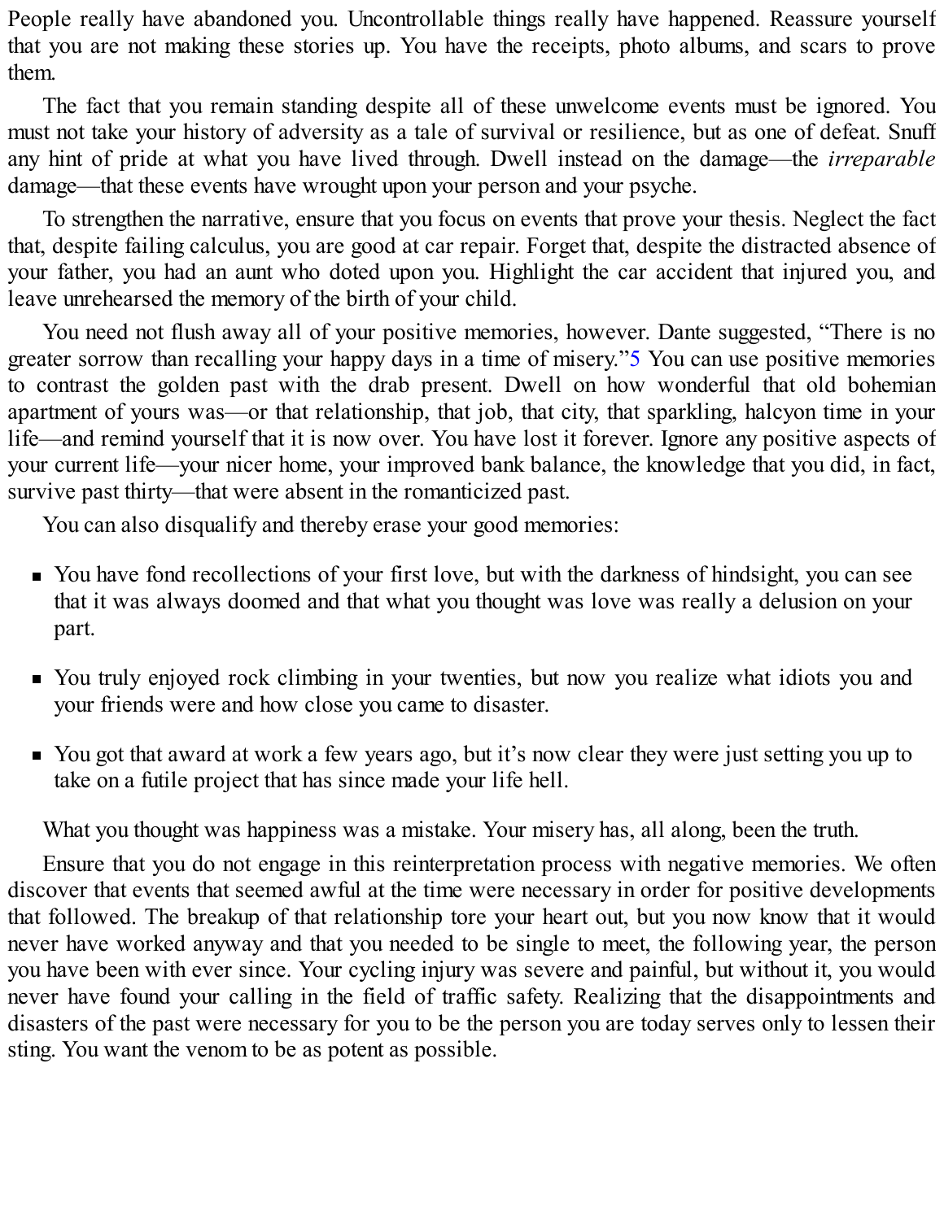People really have abandoned you. Uncontrollable things really have happened. Reassure yourself that you are not making these stories up. You have the receipts, photo albums, and scars to prove them.

The fact that you remain standing despite all of these unwelcome events must be ignored. You must not take your history of adversity as a tale of survival or resilience, but as one of defeat. Snuff any hint of pride at what you have lived through. Dwell instead on the damage—the *irreparable* damage—that these events have wrought upon your person and your psyche.

To strengthen the narrative, ensure that you focus on events that prove your thesis. Neglect the fact that, despite failing calculus, you are good at car repair. Forget that, despite the distracted absence of your father, you had an aunt who doted upon you. Highlight the car accident that injured you, and leave unrehearsed the memory of the birth of your child.

You need not flush away all of your positive memories, however. Dante suggested, "There is no greater sorrow than recalling your happy days in a time of misery."[5] You can use positive memories to contrast the golden past with the drab present. Dwell on how wonderful that old bohemian apartment of yours was—or that relationship, that job, that city, that sparkling, halcyon time in your life—and remind yourself that it is now over. You have lost it forever. Ignore any positive aspects of your current life—your nicer home, your improved bank balance, the knowledge that you did, in fact, survive past thirty—that were absent in the romanticized past.

You can also disqualify and thereby erase your good memories:

- You have fond recollections of your first love, but with the darkness of hindsight, you can see that it was always doomed and that what you thought was love was really a delusion on your part.
- You truly enjoyed rock climbing in your twenties, but now you realize what idiots you and your friends were and how close you came to disaster.
- You got that award at work a few years ago, but it's now clear they were just setting you up to take on a futile project that has since made your life hell.

What you thought was happiness was a mistake. Your misery has, all along, been the truth.

Ensure that you do not engage in this reinterpretation process with negative memories. We often discover that events that seemed awful at the time were necessary in order for positive developments that followed. The breakup of that relationship tore your heart out, but you now know that it would never have worked anyway and that you needed to be single to meet, the following year, the person you have been with ever since. Your cycling injury was severe and painful, but without it, you would never have found your calling in the field of traffic safety. Realizing that the disappointments and disasters of the past were necessary for you to be the person you are today serves only to lessen their sting. You want the venom to be as potent as possible.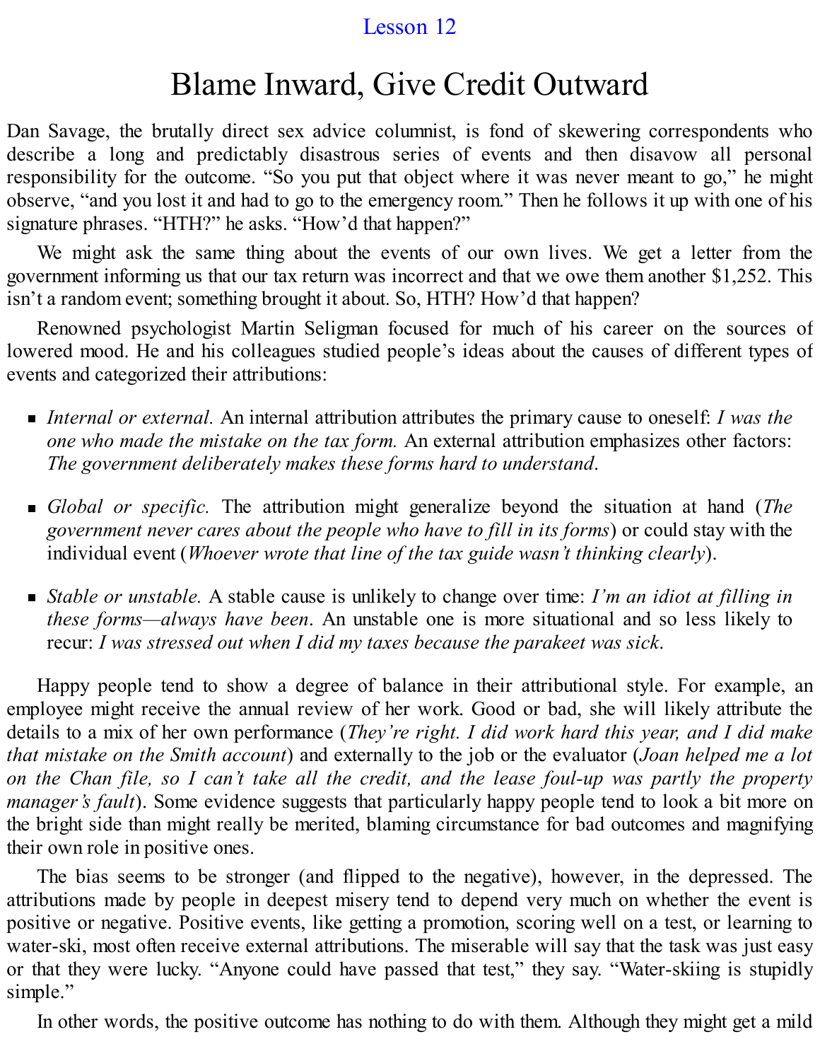Lesson 12

# Blame Inward, Give Credit Outward

Dan Savage, the brutally direct sex advice columnist, is fond of skewering correspondents who describe a long and predictably disastrous series of events and then disavow all personal responsibility for the outcome. "So you put that object where it was never meant to go," he might observe, "and you lost it and had to go to the emergency room." Then he follows it up with one of his signature phrases. "HTH?" he asks. "How'd that happen?"

We might ask the same thing about the events of our own lives. We get a letter from the government informing us that our tax return was incorrect and that we owe them another $1,252. This isn't a random event; something brought it about. So, HTH? How'd that happen?

Renowned psychologist Martin Seligman focused for much of his career on the sources of lowered mood. He and his colleagues studied people's ideas about the causes of different types of events and categorized their attributions:

- *Internal or external.* An internal attribution attributes the primary cause to oneself: *I was the one who made the mistake on the tax form.* An external attribution emphasizes other factors: *The government deliberately makes these forms hard to understand*.
- *Global or specific.* The attribution might generalize beyond the situation at hand (*The government never cares about the people who have to fill in its forms*) or could stay with the individual event (*Whoever wrote that line of the tax guide wasn't thinking clearly*).
- *Stable or unstable.* A stable cause is unlikely to change over time: *I'm an idiot at filling in these forms—always have been*. An unstable one is more situational and so less likely to recur: *I was stressed out when I did my taxes because the parakeet was sick*.

Happy people tend to show a degree of balance in their attributional style. For example, an employee might receive the annual review of her work. Good or bad, she will likely attribute the details to a mix of her own performance (*They're right. I did work hard this year, and I did make that mistake on the Smith account*) and externally to the job or the evaluator (*Joan helped me a lot on the Chan file, so I can't take all the credit, and the lease foul-up was partly the property manager's fault*). Some evidence suggests that particularly happy people tend to look a bit more on the bright side than might really be merited, blaming circumstance for bad outcomes and magnifying their own role in positive ones.

The bias seems to be stronger (and flipped to the negative), however, in the depressed. The attributions made by people in deepest misery tend to depend very much on whether the event is positive or negative. Positive events, like getting a promotion, scoring well on a test, or learning to water-ski, most often receive external attributions. The miserable will say that the task was just easy or that they were lucky. "Anyone could have passed that test," they say. "Water-skiing is stupidly simple."

In other words, the positive outcome has nothing to do with them. Although they might get a mild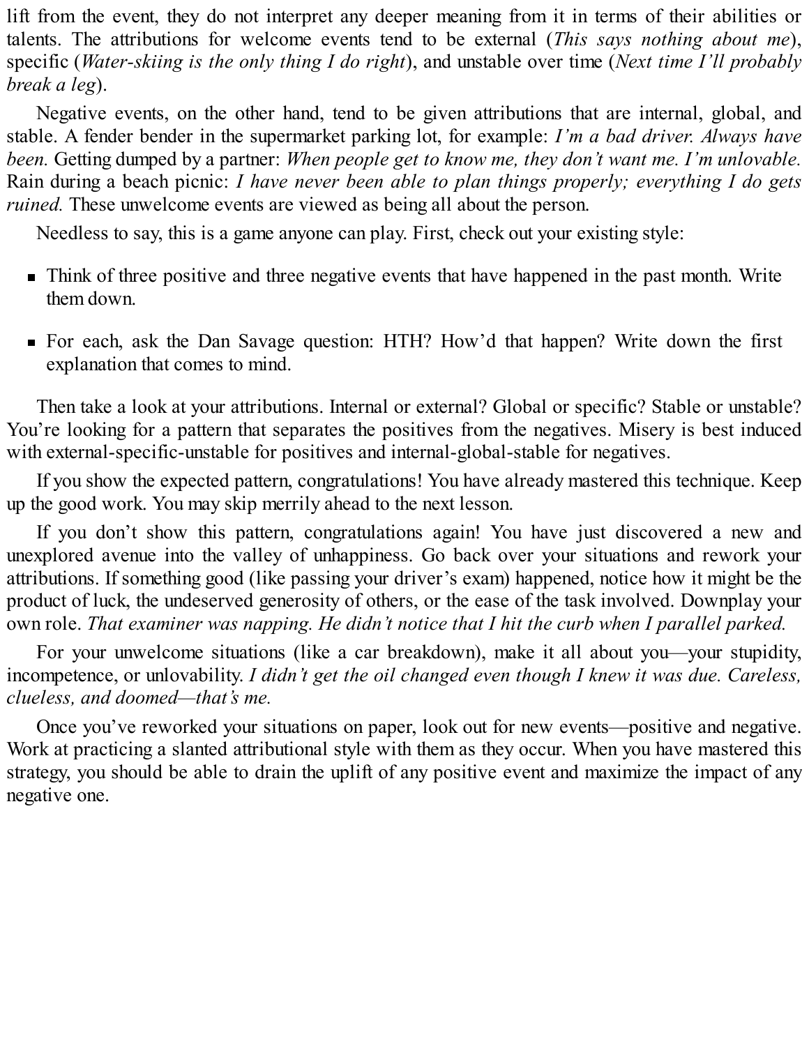lift from the event, they do not interpret any deeper meaning from it in terms of their abilities or talents. The attributions for welcome events tend to be external (*This says nothing about me*), specific (*Water-skiing is the only thing I do right*), and unstable over time (*Next time I'll probably break a leg*).

Negative events, on the other hand, tend to be given attributions that are internal, global, and stable. A fender bender in the supermarket parking lot, for example: *I'm a bad driver. Always have been.* Getting dumped by a partner: *When people get to know me, they don't want me. I'm unlovable.* Rain during a beach picnic: *I have never been able to plan things properly; everything I do gets ruined.* These unwelcome events are viewed as being all about the person.

Needless to say, this is a game anyone can play. First, check out your existing style:

- Think of three positive and three negative events that have happened in the past month. Write them down.
- For each, ask the Dan Savage question: HTH? How'd that happen? Write down the first explanation that comes to mind.

Then take a look at your attributions. Internal or external? Global or specific? Stable or unstable? You're looking for a pattern that separates the positives from the negatives. Misery is best induced with external-specific-unstable for positives and internal-global-stable for negatives.

If you show the expected pattern, congratulations! You have already mastered this technique. Keep up the good work. You may skip merrily ahead to the next lesson.

If you don't show this pattern, congratulations again! You have just discovered a new and unexplored avenue into the valley of unhappiness. Go back over your situations and rework your attributions. If something good (like passing your driver's exam) happened, notice how it might be the product of luck, the undeserved generosity of others, or the ease of the task involved. Downplay your own role. *That examiner was napping. He didn't notice that I hit the curb when I parallel parked.*

For your unwelcome situations (like a car breakdown), make it all about you—your stupidity, incompetence, or unlovability. *I didn't get the oil changed even though I knew it was due. Careless, clueless, and doomed—that's me.*

Once you've reworked your situations on paper, look out for new events—positive and negative. Work at practicing a slanted attributional style with them as they occur. When you have mastered this strategy, you should be able to drain the uplift of any positive event and maximize the impact of any negative one.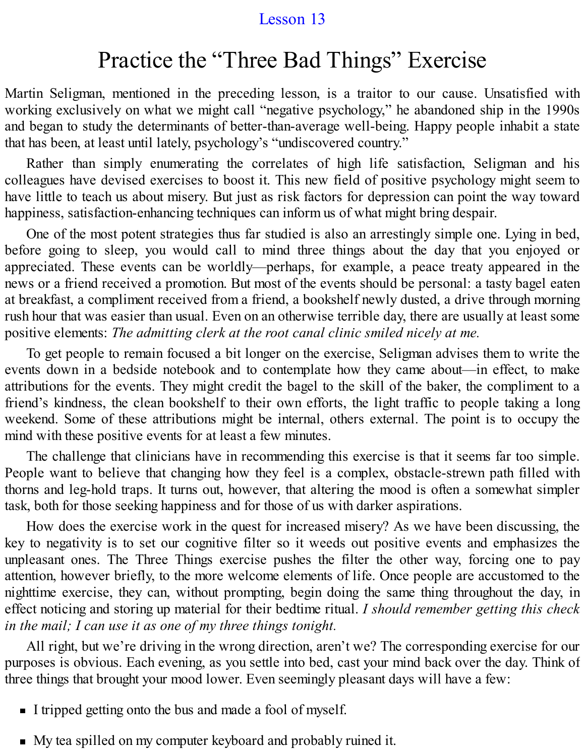Lesson 13

# Practice the "Three Bad Things" Exercise

Martin Seligman, mentioned in the preceding lesson, is a traitor to our cause. Unsatisfied with working exclusively on what we might call "negative psychology," he abandoned ship in the 1990s and began to study the determinants of better-than-average well-being. Happy people inhabit a state that has been, at least until lately, psychology's "undiscovered country."

Rather than simply enumerating the correlates of high life satisfaction, Seligman and his colleagues have devised exercises to boost it. This new field of positive psychology might seem to have little to teach us about misery. But just as risk factors for depression can point the way toward happiness, satisfaction-enhancing techniques can inform us of what might bring despair.

One of the most potent strategies thus far studied is also an arrestingly simple one. Lying in bed, before going to sleep, you would call to mind three things about the day that you enjoyed or appreciated. These events can be worldly—perhaps, for example, a peace treaty appeared in the news or a friend received a promotion. But most of the events should be personal: a tasty bagel eaten at breakfast, a compliment received from a friend, a bookshelf newly dusted, a drive through morning rush hour that was easier than usual. Even on an otherwise terrible day, there are usually at least some positive elements: *The admitting clerk at the root canal clinic smiled nicely at me.*

To get people to remain focused a bit longer on the exercise, Seligman advises them to write the events down in a bedside notebook and to contemplate how they came about—in effect, to make attributions for the events. They might credit the bagel to the skill of the baker, the compliment to a friend's kindness, the clean bookshelf to their own efforts, the light traffic to people taking a long weekend. Some of these attributions might be internal, others external. The point is to occupy the mind with these positive events for at least a few minutes.

The challenge that clinicians have in recommending this exercise is that it seems far too simple. People want to believe that changing how they feel is a complex, obstacle-strewn path filled with thorns and leg-hold traps. It turns out, however, that altering the mood is often a somewhat simpler task, both for those seeking happiness and for those of us with darker aspirations.

How does the exercise work in the quest for increased misery? As we have been discussing, the key to negativity is to set our cognitive filter so it weeds out positive events and emphasizes the unpleasant ones. The Three Things exercise pushes the filter the other way, forcing one to pay attention, however briefly, to the more welcome elements of life. Once people are accustomed to the nighttime exercise, they can, without prompting, begin doing the same thing throughout the day, in effect noticing and storing up material for their bedtime ritual. *I should remember getting this check in the mail; I can use it as one of my three things tonight.*

All right, but we're driving in the wrong direction, aren't we? The corresponding exercise for our purposes is obvious. Each evening, as you settle into bed, cast your mind back over the day. Think of three things that brought your mood lower. Even seemingly pleasant days will have a few:

- I tripped getting onto the bus and made a fool of myself.
- My tea spilled on my computer keyboard and probably ruined it.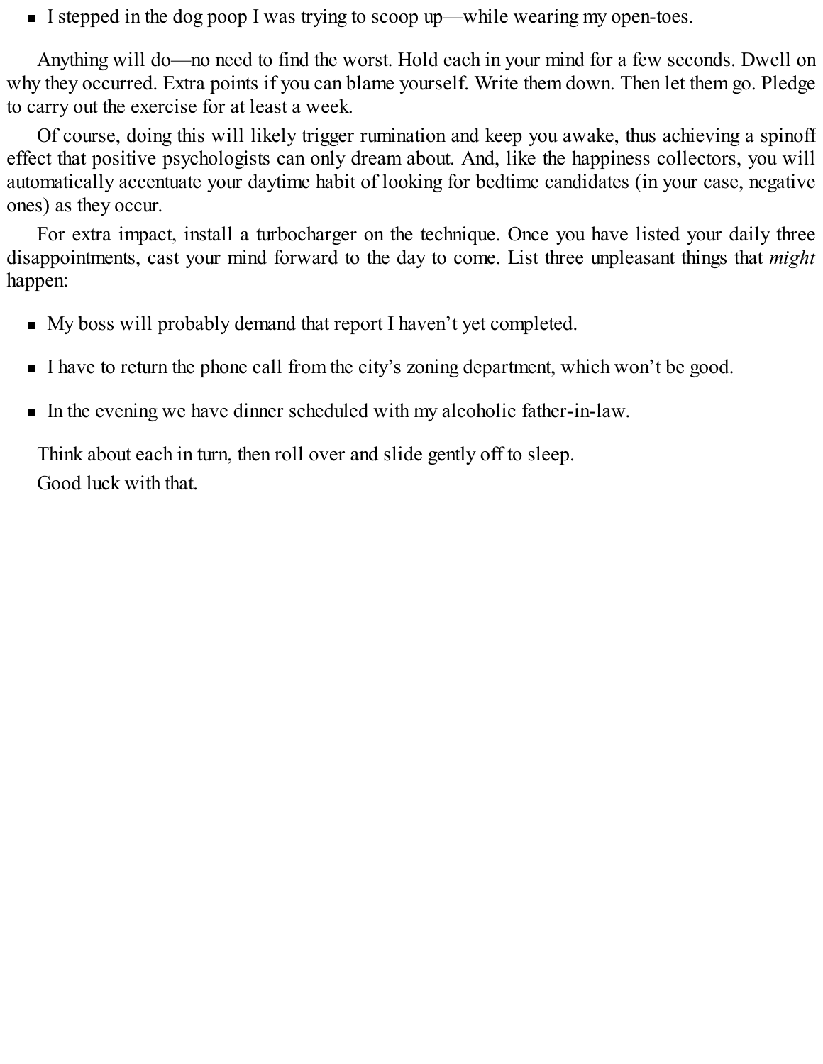- I stepped in the dog poop I was trying to scoop up—while wearing my open-toes.

Anything will do—no need to find the worst. Hold each in your mind for a few seconds. Dwell on why they occurred. Extra points if you can blame yourself. Write them down. Then let them go. Pledge to carry out the exercise for at least a week.

Of course, doing this will likely trigger rumination and keep you awake, thus achieving a spinoff effect that positive psychologists can only dream about. And, like the happiness collectors, you will automatically accentuate your daytime habit of looking for bedtime candidates (in your case, negative ones) as they occur.

For extra impact, install a turbocharger on the technique. Once you have listed your daily three disappointments, cast your mind forward to the day to come. List three unpleasant things that *might* happen:

- My boss will probably demand that report I haven't yet completed.
- I have to return the phone call from the city's zoning department, which won't be good.
- In the evening we have dinner scheduled with my alcoholic father-in-law.

Think about each in turn, then roll over and slide gently off to sleep.

Good luck with that.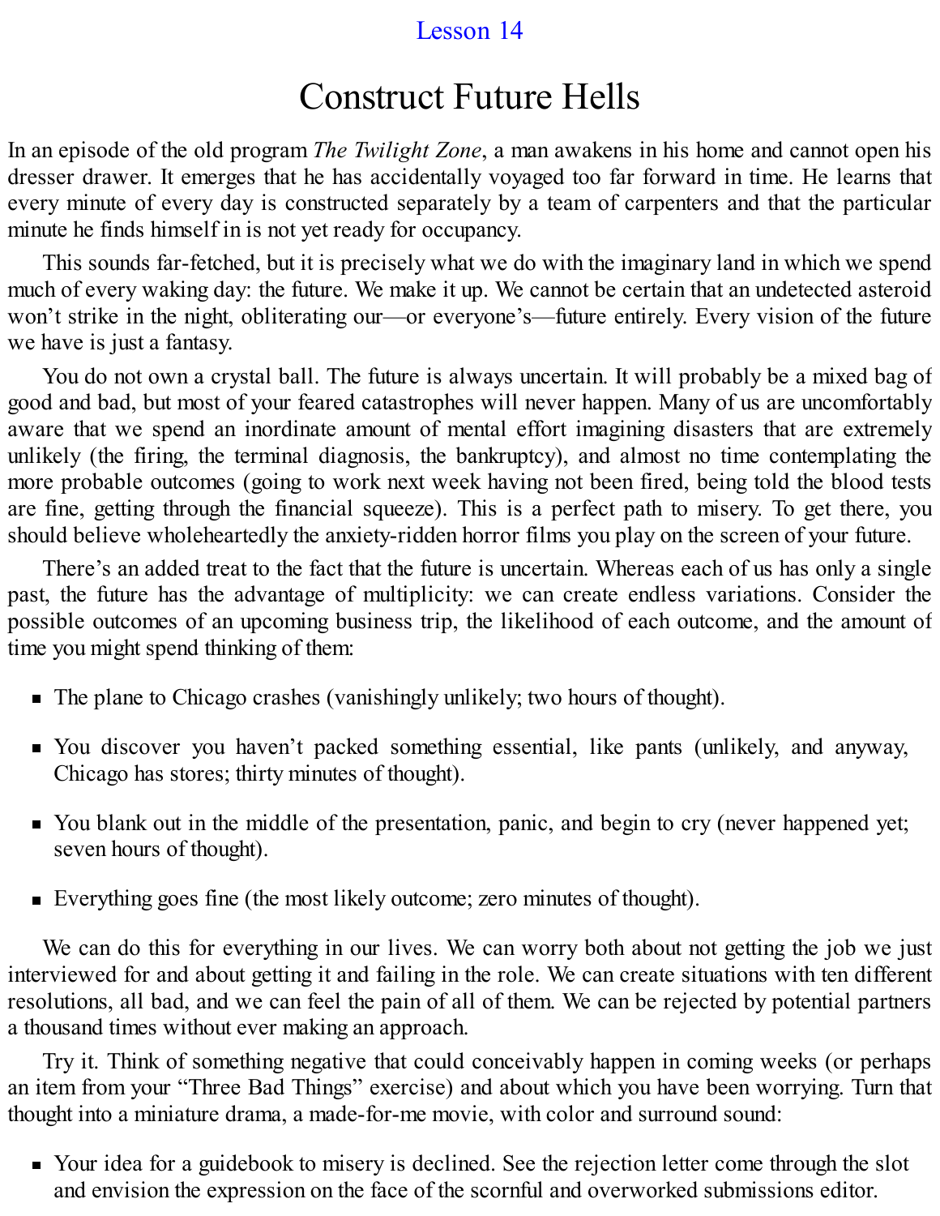Lesson 14

# Construct Future Hells

In an episode of the old program *The Twilight Zone*, a man awakens in his home and cannot open his dresser drawer. It emerges that he has accidentally voyaged too far forward in time. He learns that every minute of every day is constructed separately by a team of carpenters and that the particular minute he finds himself in is not yet ready for occupancy.

This sounds far-fetched, but it is precisely what we do with the imaginary land in which we spend much of every waking day: the future. We make it up. We cannot be certain that an undetected asteroid won't strike in the night, obliterating our—or everyone's—future entirely. Every vision of the future we have is just a fantasy.

You do not own a crystal ball. The future is always uncertain. It will probably be a mixed bag of good and bad, but most of your feared catastrophes will never happen. Many of us are uncomfortably aware that we spend an inordinate amount of mental effort imagining disasters that are extremely unlikely (the firing, the terminal diagnosis, the bankruptcy), and almost no time contemplating the more probable outcomes (going to work next week having not been fired, being told the blood tests are fine, getting through the financial squeeze). This is a perfect path to misery. To get there, you should believe wholeheartedly the anxiety-ridden horror films you play on the screen of your future.

There's an added treat to the fact that the future is uncertain. Whereas each of us has only a single past, the future has the advantage of multiplicity: we can create endless variations. Consider the possible outcomes of an upcoming business trip, the likelihood of each outcome, and the amount of time you might spend thinking of them:

- The plane to Chicago crashes (vanishingly unlikely; two hours of thought).
- You discover you haven't packed something essential, like pants (unlikely, and anyway, Chicago has stores; thirty minutes of thought).
- You blank out in the middle of the presentation, panic, and begin to cry (never happened yet; seven hours of thought).
- Everything goes fine (the most likely outcome; zero minutes of thought).

We can do this for everything in our lives. We can worry both about not getting the job we just interviewed for and about getting it and failing in the role. We can create situations with ten different resolutions, all bad, and we can feel the pain of all of them. We can be rejected by potential partners a thousand times without ever making an approach.

Try it. Think of something negative that could conceivably happen in coming weeks (or perhaps an item from your "Three Bad Things" exercise) and about which you have been worrying. Turn that thought into a miniature drama, a made-for-me movie, with color and surround sound:

- Your idea for a guidebook to misery is declined. See the rejection letter come through the slot and envision the expression on the face of the scornful and overworked submissions editor.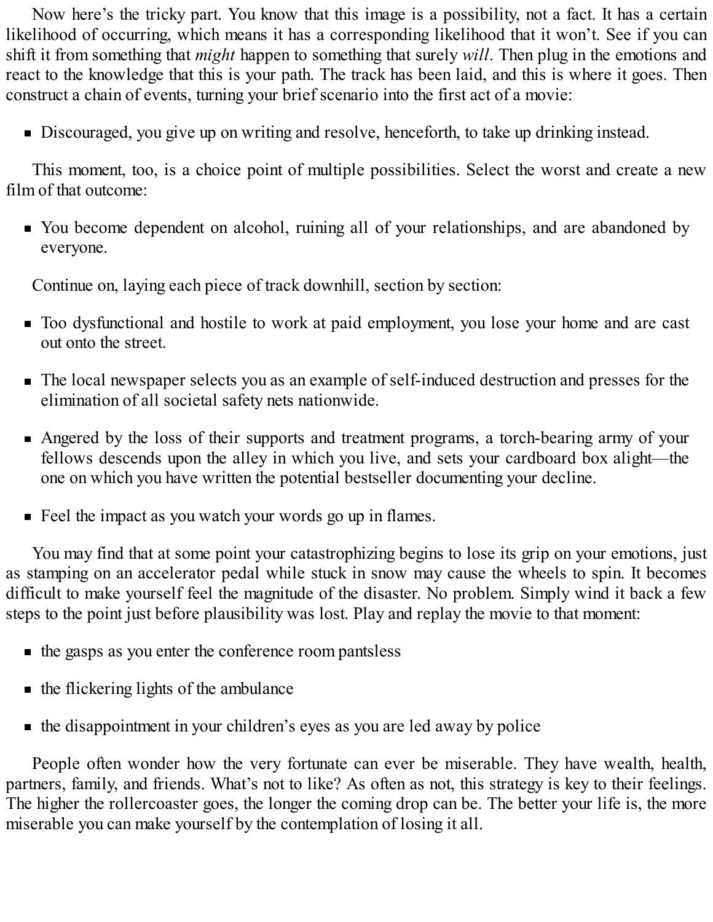Now here's the tricky part. You know that this image is a possibility, not a fact. It has a certain likelihood of occurring, which means it has a corresponding likelihood that it won't. See if you can shift it from something that *might* happen to something that surely *will*. Then plug in the emotions and react to the knowledge that this is your path. The track has been laid, and this is where it goes. Then construct a chain of events, turning your brief scenario into the first act of a movie:

- Discouraged, you give up on writing and resolve, henceforth, to take up drinking instead.

This moment, too, is a choice point of multiple possibilities. Select the worst and create a new film of that outcome:

- You become dependent on alcohol, ruining all of your relationships, and are abandoned by everyone.

Continue on, laying each piece of track downhill, section by section:

- Too dysfunctional and hostile to work at paid employment, you lose your home and are cast out onto the street.
- The local newspaper selects you as an example of self-induced destruction and presses for the elimination of all societal safety nets nationwide.
- Angered by the loss of their supports and treatment programs, a torch-bearing army of your fellows descends upon the alley in which you live, and sets your cardboard box alight—the one on which you have written the potential bestseller documenting your decline.
- Feel the impact as you watch your words go up in flames.

You may find that at some point your catastrophizing begins to lose its grip on your emotions, just as stamping on an accelerator pedal while stuck in snow may cause the wheels to spin. It becomes difficult to make yourself feel the magnitude of the disaster. No problem. Simply wind it back a few steps to the point just before plausibility was lost. Play and replay the movie to that moment:

- the gasps as you enter the conference room pantsless
- the flickering lights of the ambulance
- the disappointment in your children's eyes as you are led away by police

People often wonder how the very fortunate can ever be miserable. They have wealth, health, partners, family, and friends. What's not to like? As often as not, this strategy is key to their feelings. The higher the rollercoaster goes, the longer the coming drop can be. The better your life is, the more miserable you can make yourself by the contemplation of losing it all.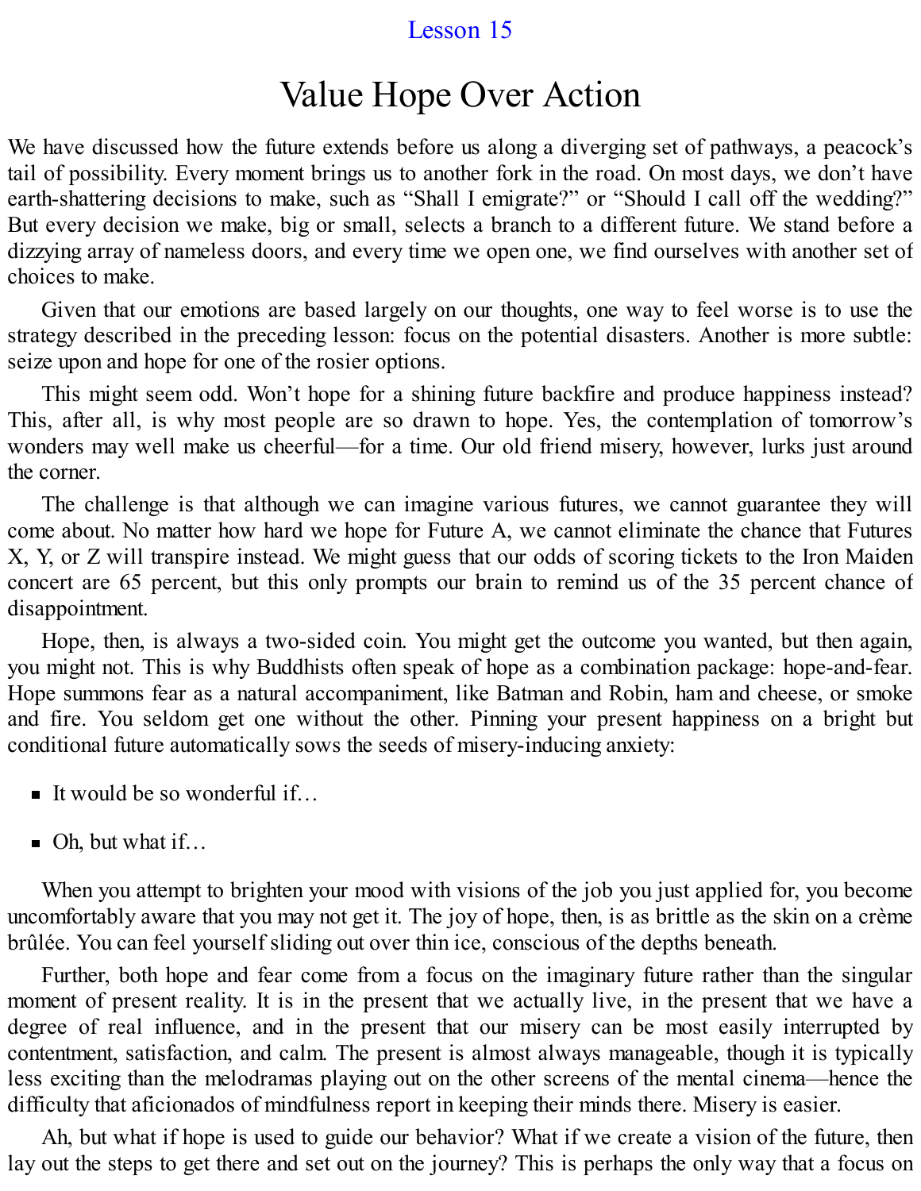Lesson 15

# Value Hope Over Action

We have discussed how the future extends before us along a diverging set of pathways, a peacock's tail of possibility. Every moment brings us to another fork in the road. On most days, we don't have earth-shattering decisions to make, such as "Shall I emigrate?" or "Should I call off the wedding?" But every decision we make, big or small, selects a branch to a different future. We stand before a dizzying array of nameless doors, and every time we open one, we find ourselves with another set of choices to make.

Given that our emotions are based largely on our thoughts, one way to feel worse is to use the strategy described in the preceding lesson: focus on the potential disasters. Another is more subtle: seize upon and hope for one of the rosier options.

This might seem odd. Won't hope for a shining future backfire and produce happiness instead? This, after all, is why most people are so drawn to hope. Yes, the contemplation of tomorrow's wonders may well make us cheerful—for a time. Our old friend misery, however, lurks just around the corner.

The challenge is that although we can imagine various futures, we cannot guarantee they will come about. No matter how hard we hope for Future A, we cannot eliminate the chance that Futures X, Y, or Z will transpire instead. We might guess that our odds of scoring tickets to the Iron Maiden concert are 65 percent, but this only prompts our brain to remind us of the 35 percent chance of disappointment.

Hope, then, is always a two-sided coin. You might get the outcome you wanted, but then again, you might not. This is why Buddhists often speak of hope as a combination package: hope-and-fear. Hope summons fear as a natural accompaniment, like Batman and Robin, ham and cheese, or smoke and fire. You seldom get one without the other. Pinning your present happiness on a bright but conditional future automatically sows the seeds of misery-inducing anxiety:

- It would be so wonderful if…
- Oh, but what if…

When you attempt to brighten your mood with visions of the job you just applied for, you become uncomfortably aware that you may not get it. The joy of hope, then, is as brittle as the skin on a crème brûlée. You can feel yourself sliding out over thin ice, conscious of the depths beneath.

Further, both hope and fear come from a focus on the imaginary future rather than the singular moment of present reality. It is in the present that we actually live, in the present that we have a degree of real influence, and in the present that our misery can be most easily interrupted by contentment, satisfaction, and calm. The present is almost always manageable, though it is typically less exciting than the melodramas playing out on the other screens of the mental cinema—hence the difficulty that aficionados of mindfulness report in keeping their minds there. Misery is easier.

Ah, but what if hope is used to guide our behavior? What if we create a vision of the future, then lay out the steps to get there and set out on the journey? This is perhaps the only way that a focus on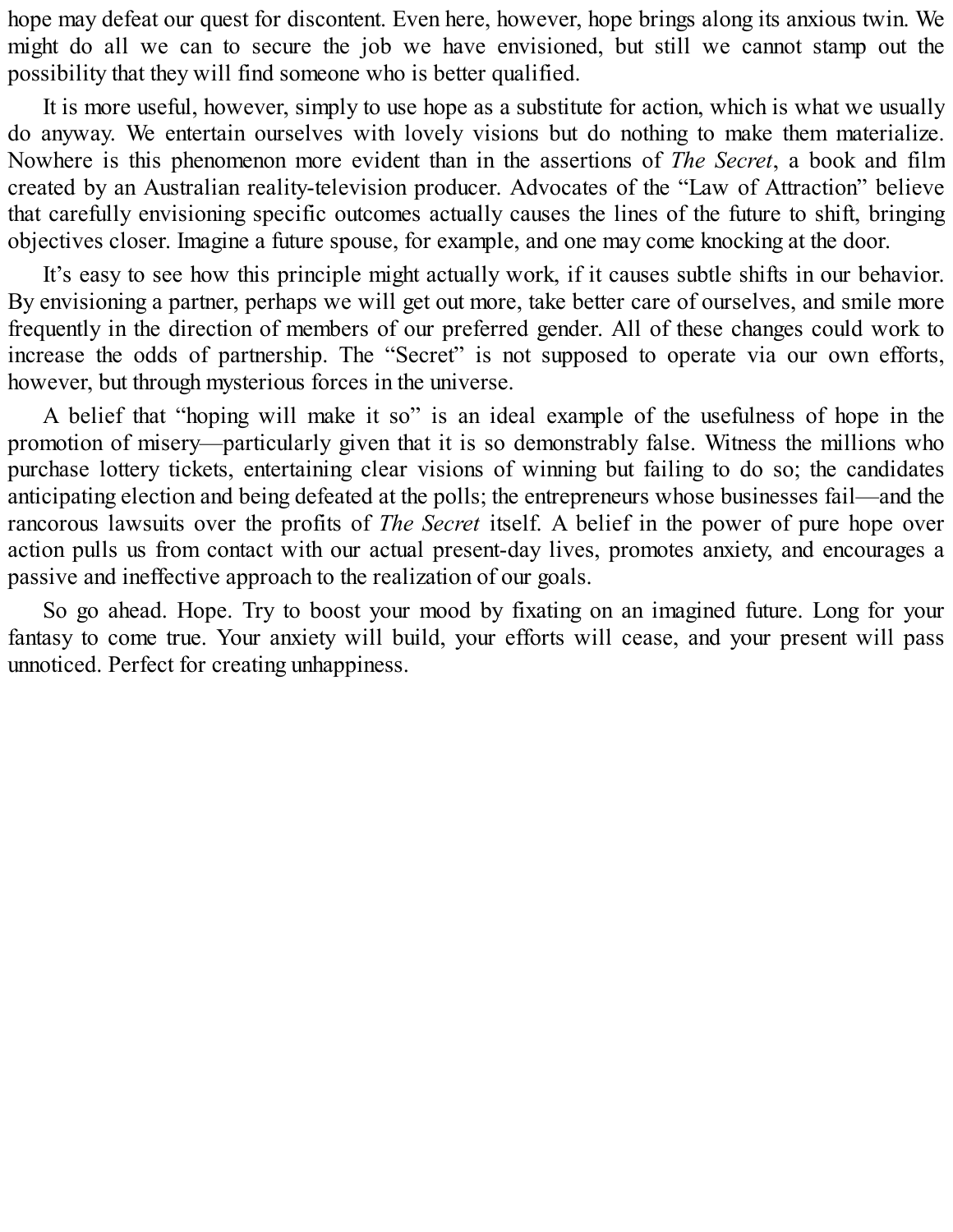hope may defeat our quest for discontent. Even here, however, hope brings along its anxious twin. We might do all we can to secure the job we have envisioned, but still we cannot stamp out the possibility that they will find someone who is better qualified.

It is more useful, however, simply to use hope as a substitute for action, which is what we usually do anyway. We entertain ourselves with lovely visions but do nothing to make them materialize. Nowhere is this phenomenon more evident than in the assertions of *The Secret*, a book and film created by an Australian reality-television producer. Advocates of the "Law of Attraction" believe that carefully envisioning specific outcomes actually causes the lines of the future to shift, bringing objectives closer. Imagine a future spouse, for example, and one may come knocking at the door.

It's easy to see how this principle might actually work, if it causes subtle shifts in our behavior. By envisioning a partner, perhaps we will get out more, take better care of ourselves, and smile more frequently in the direction of members of our preferred gender. All of these changes could work to increase the odds of partnership. The "Secret" is not supposed to operate via our own efforts, however, but through mysterious forces in the universe.

A belief that "hoping will make it so" is an ideal example of the usefulness of hope in the promotion of misery—particularly given that it is so demonstrably false. Witness the millions who purchase lottery tickets, entertaining clear visions of winning but failing to do so; the candidates anticipating election and being defeated at the polls; the entrepreneurs whose businesses fail—and the rancorous lawsuits over the profits of *The Secret* itself. A belief in the power of pure hope over action pulls us from contact with our actual present-day lives, promotes anxiety, and encourages a passive and ineffective approach to the realization of our goals.

So go ahead. Hope. Try to boost your mood by fixating on an imagined future. Long for your fantasy to come true. Your anxiety will build, your efforts will cease, and your present will pass unnoticed. Perfect for creating unhappiness.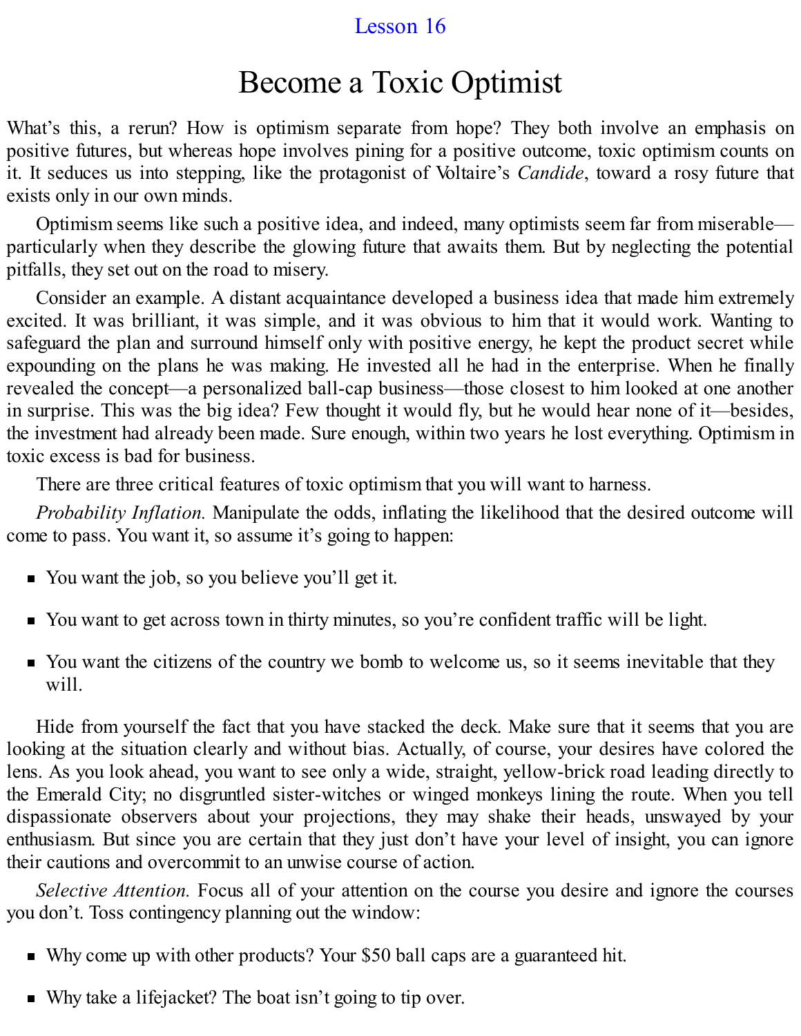Lesson 16

# Become a Toxic Optimist

What's this, a rerun? How is optimism separate from hope? They both involve an emphasis on positive futures, but whereas hope involves pining for a positive outcome, toxic optimism counts on it. It seduces us into stepping, like the protagonist of Voltaire's *Candide*, toward a rosy future that exists only in our own minds.

Optimism seems like such a positive idea, and indeed, many optimists seem far from miserable—particularly when they describe the glowing future that awaits them. But by neglecting the potential pitfalls, they set out on the road to misery.

Consider an example. A distant acquaintance developed a business idea that made him extremely excited. It was brilliant, it was simple, and it was obvious to him that it would work. Wanting to safeguard the plan and surround himself only with positive energy, he kept the product secret while expounding on the plans he was making. He invested all he had in the enterprise. When he finally revealed the concept—a personalized ball-cap business—those closest to him looked at one another in surprise. This was the big idea? Few thought it would fly, but he would hear none of it—besides, the investment had already been made. Sure enough, within two years he lost everything. Optimism in toxic excess is bad for business.

There are three critical features of toxic optimism that you will want to harness.

*Probability Inflation.* Manipulate the odds, inflating the likelihood that the desired outcome will come to pass. You want it, so assume it's going to happen:

- You want the job, so you believe you'll get it.
- You want to get across town in thirty minutes, so you're confident traffic will be light.
- You want the citizens of the country we bomb to welcome us, so it seems inevitable that they will.

Hide from yourself the fact that you have stacked the deck. Make sure that it seems that you are looking at the situation clearly and without bias. Actually, of course, your desires have colored the lens. As you look ahead, you want to see only a wide, straight, yellow-brick road leading directly to the Emerald City; no disgruntled sister-witches or winged monkeys lining the route. When you tell dispassionate observers about your projections, they may shake their heads, unswayed by your enthusiasm. But since you are certain that they just don't have your level of insight, you can ignore their cautions and overcommit to an unwise course of action.

*Selective Attention.* Focus all of your attention on the course you desire and ignore the courses you don't. Toss contingency planning out the window:

- Why come up with other products? Your $50 ball caps are a guaranteed hit.
- Why take a lifejacket? The boat isn't going to tip over.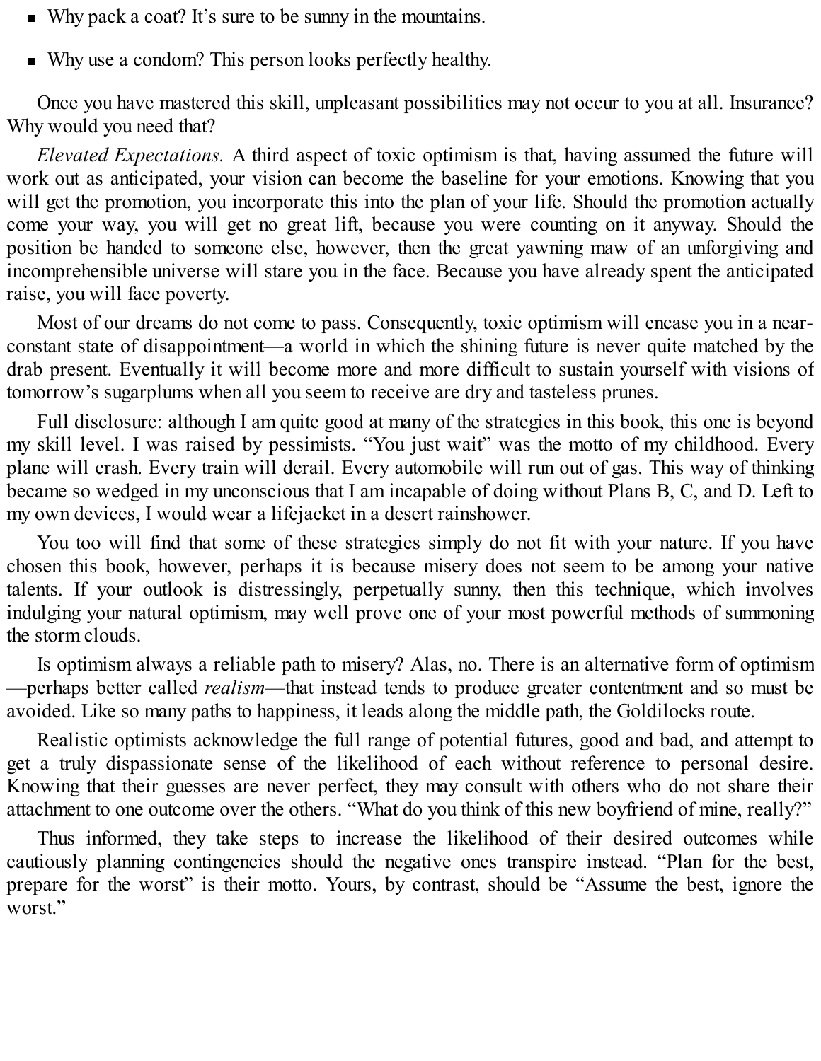- Why pack a coat? It's sure to be sunny in the mountains.
- Why use a condom? This person looks perfectly healthy.

Once you have mastered this skill, unpleasant possibilities may not occur to you at all. Insurance? Why would you need that?

*Elevated Expectations.* A third aspect of toxic optimism is that, having assumed the future will work out as anticipated, your vision can become the baseline for your emotions. Knowing that you will get the promotion, you incorporate this into the plan of your life. Should the promotion actually come your way, you will get no great lift, because you were counting on it anyway. Should the position be handed to someone else, however, then the great yawning maw of an unforgiving and incomprehensible universe will stare you in the face. Because you have already spent the anticipated raise, you will face poverty.

Most of our dreams do not come to pass. Consequently, toxic optimism will encase you in a near-constant state of disappointment—a world in which the shining future is never quite matched by the drab present. Eventually it will become more and more difficult to sustain yourself with visions of tomorrow's sugarplums when all you seem to receive are dry and tasteless prunes.

Full disclosure: although I am quite good at many of the strategies in this book, this one is beyond my skill level. I was raised by pessimists. "You just wait" was the motto of my childhood. Every plane will crash. Every train will derail. Every automobile will run out of gas. This way of thinking became so wedged in my unconscious that I am incapable of doing without Plans B, C, and D. Left to my own devices, I would wear a lifejacket in a desert rainshower.

You too will find that some of these strategies simply do not fit with your nature. If you have chosen this book, however, perhaps it is because misery does not seem to be among your native talents. If your outlook is distressingly, perpetually sunny, then this technique, which involves indulging your natural optimism, may well prove one of your most powerful methods of summoning the storm clouds.

Is optimism always a reliable path to misery? Alas, no. There is an alternative form of optimism—perhaps better called *realism*—that instead tends to produce greater contentment and so must be avoided. Like so many paths to happiness, it leads along the middle path, the Goldilocks route.

Realistic optimists acknowledge the full range of potential futures, good and bad, and attempt to get a truly dispassionate sense of the likelihood of each without reference to personal desire. Knowing that their guesses are never perfect, they may consult with others who do not share their attachment to one outcome over the others. "What do you think of this new boyfriend of mine, really?"

Thus informed, they take steps to increase the likelihood of their desired outcomes while cautiously planning contingencies should the negative ones transpire instead. "Plan for the best, prepare for the worst" is their motto. Yours, by contrast, should be "Assume the best, ignore the worst."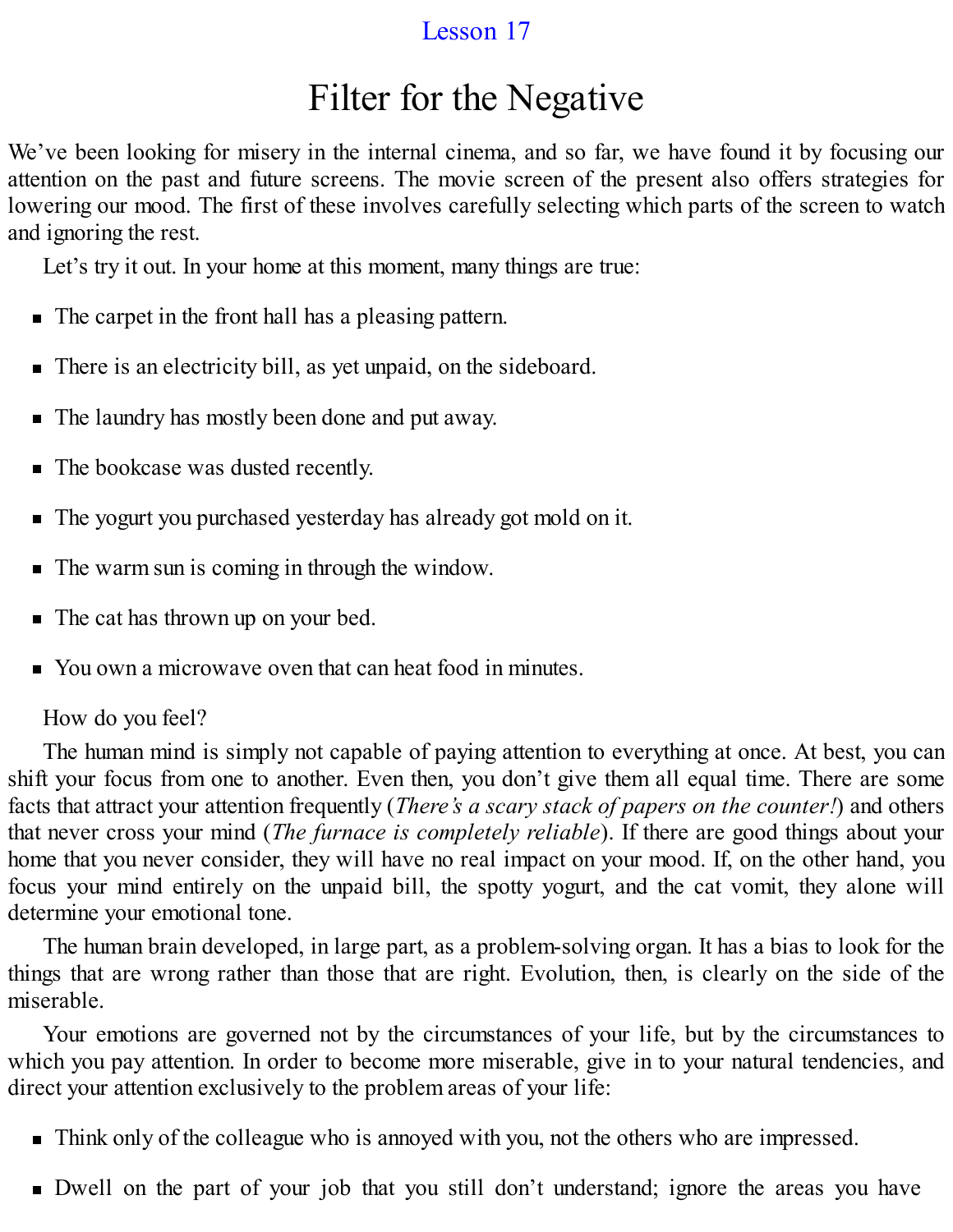Lesson 17

# Filter for the Negative

We've been looking for misery in the internal cinema, and so far, we have found it by focusing our attention on the past and future screens. The movie screen of the present also offers strategies for lowering our mood. The first of these involves carefully selecting which parts of the screen to watch and ignoring the rest.

Let's try it out. In your home at this moment, many things are true:

- The carpet in the front hall has a pleasing pattern.
- There is an electricity bill, as yet unpaid, on the sideboard.
- The laundry has mostly been done and put away.
- The bookcase was dusted recently.
- The yogurt you purchased yesterday has already got mold on it.
- The warm sun is coming in through the window.
- The cat has thrown up on your bed.
- You own a microwave oven that can heat food in minutes.

How do you feel?

The human mind is simply not capable of paying attention to everything at once. At best, you can shift your focus from one to another. Even then, you don't give them all equal time. There are some facts that attract your attention frequently (*There's a scary stack of papers on the counter!*) and others that never cross your mind (*The furnace is completely reliable*). If there are good things about your home that you never consider, they will have no real impact on your mood. If, on the other hand, you focus your mind entirely on the unpaid bill, the spotty yogurt, and the cat vomit, they alone will determine your emotional tone.

The human brain developed, in large part, as a problem-solving organ. It has a bias to look for the things that are wrong rather than those that are right. Evolution, then, is clearly on the side of the miserable.

Your emotions are governed not by the circumstances of your life, but by the circumstances to which you pay attention. In order to become more miserable, give in to your natural tendencies, and direct your attention exclusively to the problem areas of your life:

- Think only of the colleague who is annoyed with you, not the others who are impressed.
- Dwell on the part of your job that you still don't understand; ignore the areas you have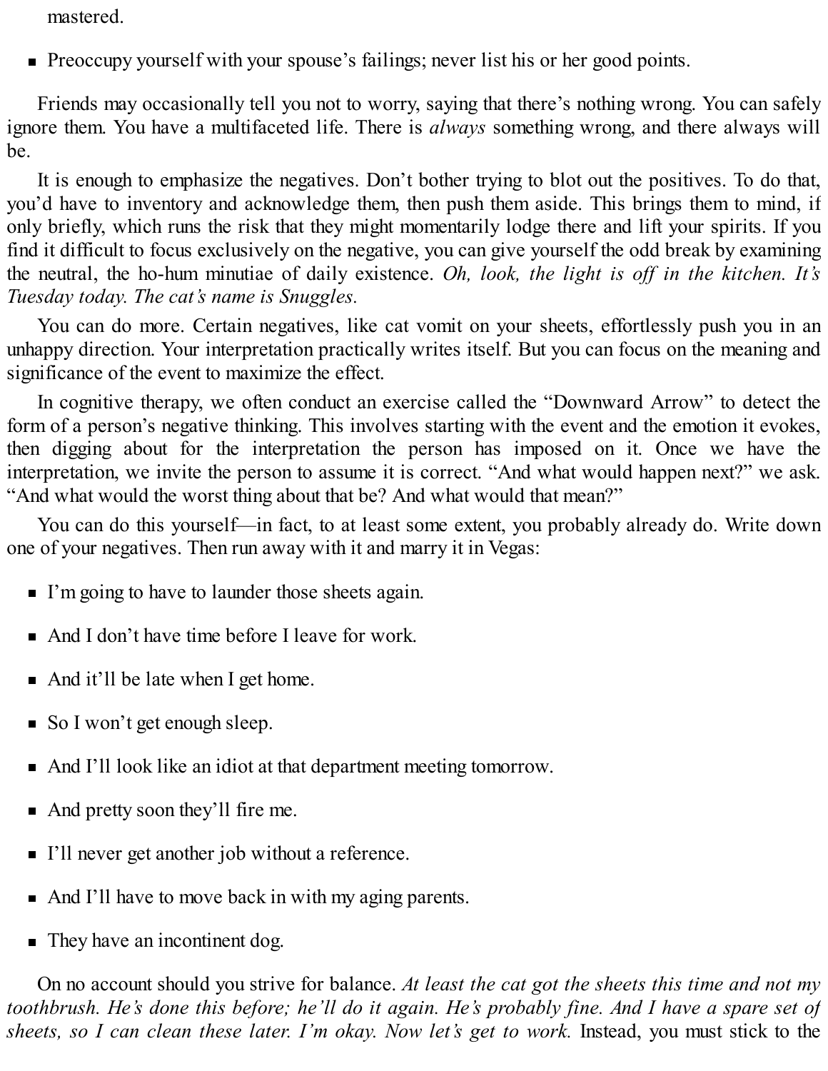mastered.

- Preoccupy yourself with your spouse's failings; never list his or her good points.

Friends may occasionally tell you not to worry, saying that there's nothing wrong. You can safely ignore them. You have a multifaceted life. There is *always* something wrong, and there always will be.

It is enough to emphasize the negatives. Don't bother trying to blot out the positives. To do that, you'd have to inventory and acknowledge them, then push them aside. This brings them to mind, if only briefly, which runs the risk that they might momentarily lodge there and lift your spirits. If you find it difficult to focus exclusively on the negative, you can give yourself the odd break by examining the neutral, the ho-hum minutiae of daily existence. *Oh, look, the light is off in the kitchen. It's Tuesday today. The cat's name is Snuggles.*

You can do more. Certain negatives, like cat vomit on your sheets, effortlessly push you in an unhappy direction. Your interpretation practically writes itself. But you can focus on the meaning and significance of the event to maximize the effect.

In cognitive therapy, we often conduct an exercise called the "Downward Arrow" to detect the form of a person's negative thinking. This involves starting with the event and the emotion it evokes, then digging about for the interpretation the person has imposed on it. Once we have the interpretation, we invite the person to assume it is correct. "And what would happen next?" we ask. "And what would the worst thing about that be? And what would that mean?"

You can do this yourself—in fact, to at least some extent, you probably already do. Write down one of your negatives. Then run away with it and marry it in Vegas:

- I'm going to have to launder those sheets again.
- And I don't have time before I leave for work.
- And it'll be late when I get home.
- So I won't get enough sleep.
- And I'll look like an idiot at that department meeting tomorrow.
- And pretty soon they'll fire me.
- I'll never get another job without a reference.
- And I'll have to move back in with my aging parents.
- They have an incontinent dog.

On no account should you strive for balance. *At least the cat got the sheets this time and not my toothbrush. He's done this before; he'll do it again. He's probably fine. And I have a spare set of sheets, so I can clean these later. I'm okay. Now let's get to work.* Instead, you must stick to the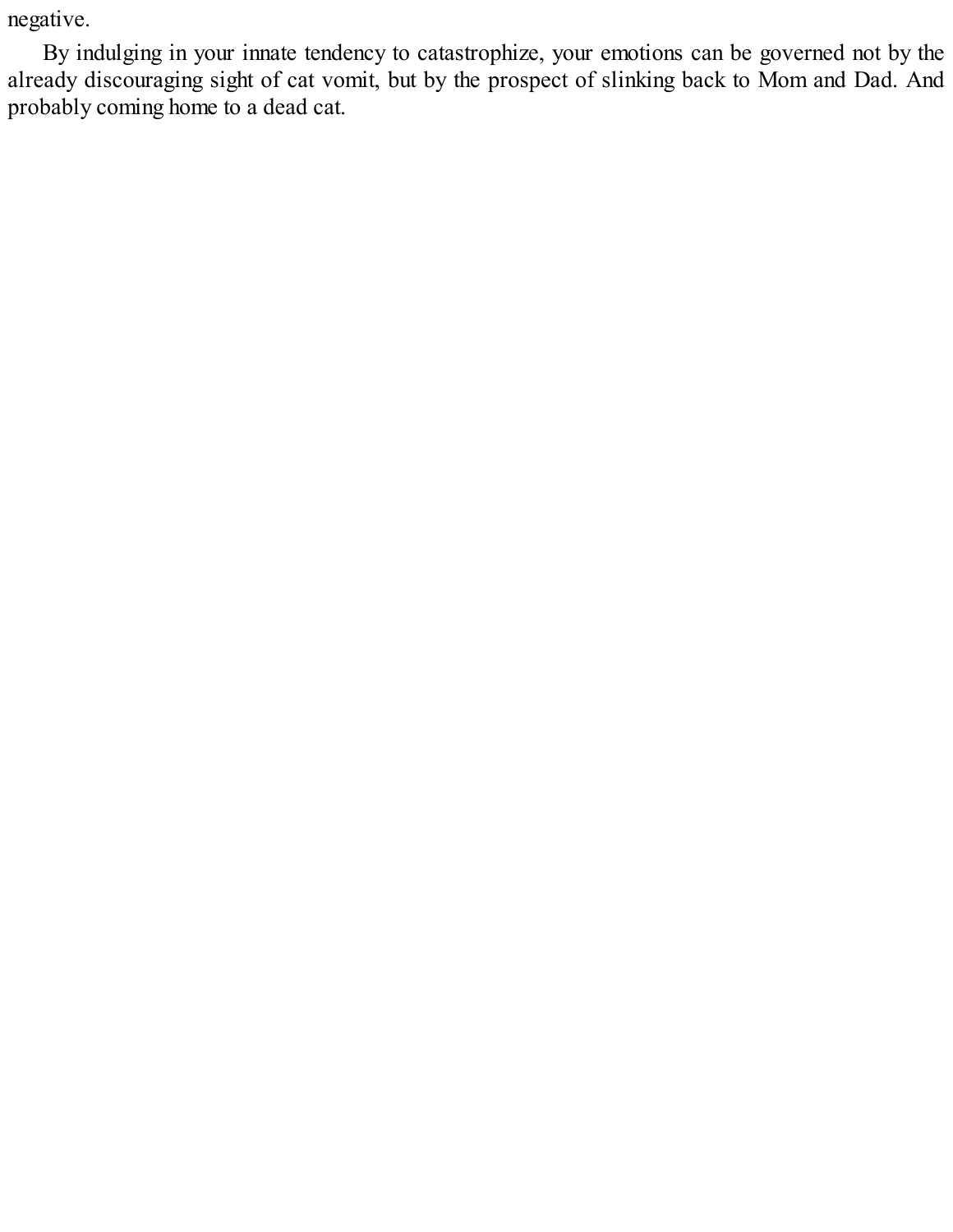negative.

By indulging in your innate tendency to catastrophize, your emotions can be governed not by the already discouraging sight of cat vomit, but by the prospect of slinking back to Mom and Dad. And probably coming home to a dead cat.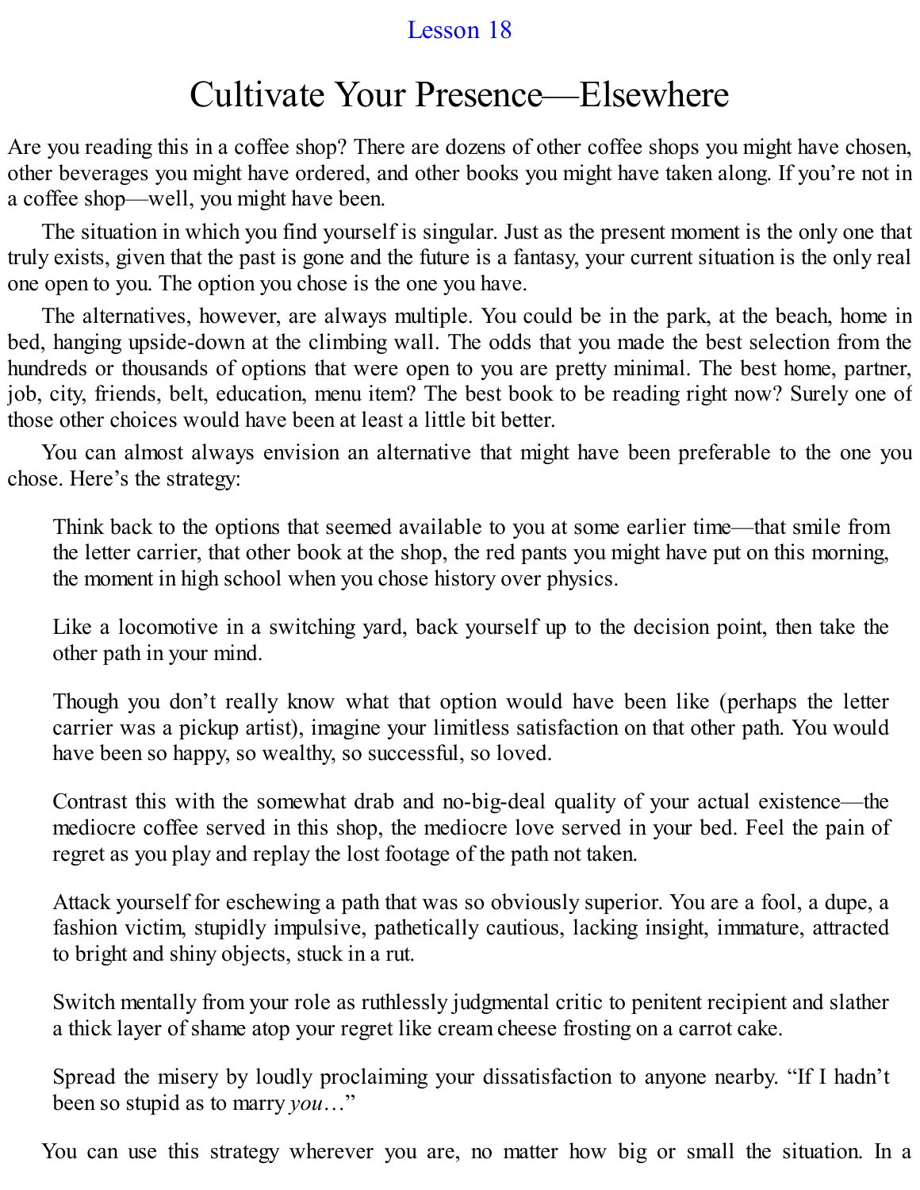Lesson 18

# Cultivate Your Presence—Elsewhere

Are you reading this in a coffee shop? There are dozens of other coffee shops you might have chosen, other beverages you might have ordered, and other books you might have taken along. If you're not in a coffee shop—well, you might have been.

The situation in which you find yourself is singular. Just as the present moment is the only one that truly exists, given that the past is gone and the future is a fantasy, your current situation is the only real one open to you. The option you chose is the one you have.

The alternatives, however, are always multiple. You could be in the park, at the beach, home in bed, hanging upside-down at the climbing wall. The odds that you made the best selection from the hundreds or thousands of options that were open to you are pretty minimal. The best home, partner, job, city, friends, belt, education, menu item? The best book to be reading right now? Surely one of those other choices would have been at least a little bit better.

You can almost always envision an alternative that might have been preferable to the one you chose. Here's the strategy:

> Think back to the options that seemed available to you at some earlier time—that smile from the letter carrier, that other book at the shop, the red pants you might have put on this morning, the moment in high school when you chose history over physics.
>
> Like a locomotive in a switching yard, back yourself up to the decision point, then take the other path in your mind.
>
> Though you don't really know what that option would have been like (perhaps the letter carrier was a pickup artist), imagine your limitless satisfaction on that other path. You would have been so happy, so wealthy, so successful, so loved.
>
> Contrast this with the somewhat drab and no-big-deal quality of your actual existence—the mediocre coffee served in this shop, the mediocre love served in your bed. Feel the pain of regret as you play and replay the lost footage of the path not taken.
>
> Attack yourself for eschewing a path that was so obviously superior. You are a fool, a dupe, a fashion victim, stupidly impulsive, pathetically cautious, lacking insight, immature, attracted to bright and shiny objects, stuck in a rut.
>
> Switch mentally from your role as ruthlessly judgmental critic to penitent recipient and slather a thick layer of shame atop your regret like cream cheese frosting on a carrot cake.
>
> Spread the misery by loudly proclaiming your dissatisfaction to anyone nearby. "If I hadn't been so stupid as to marry *you*…"

You can use this strategy wherever you are, no matter how big or small the situation. In a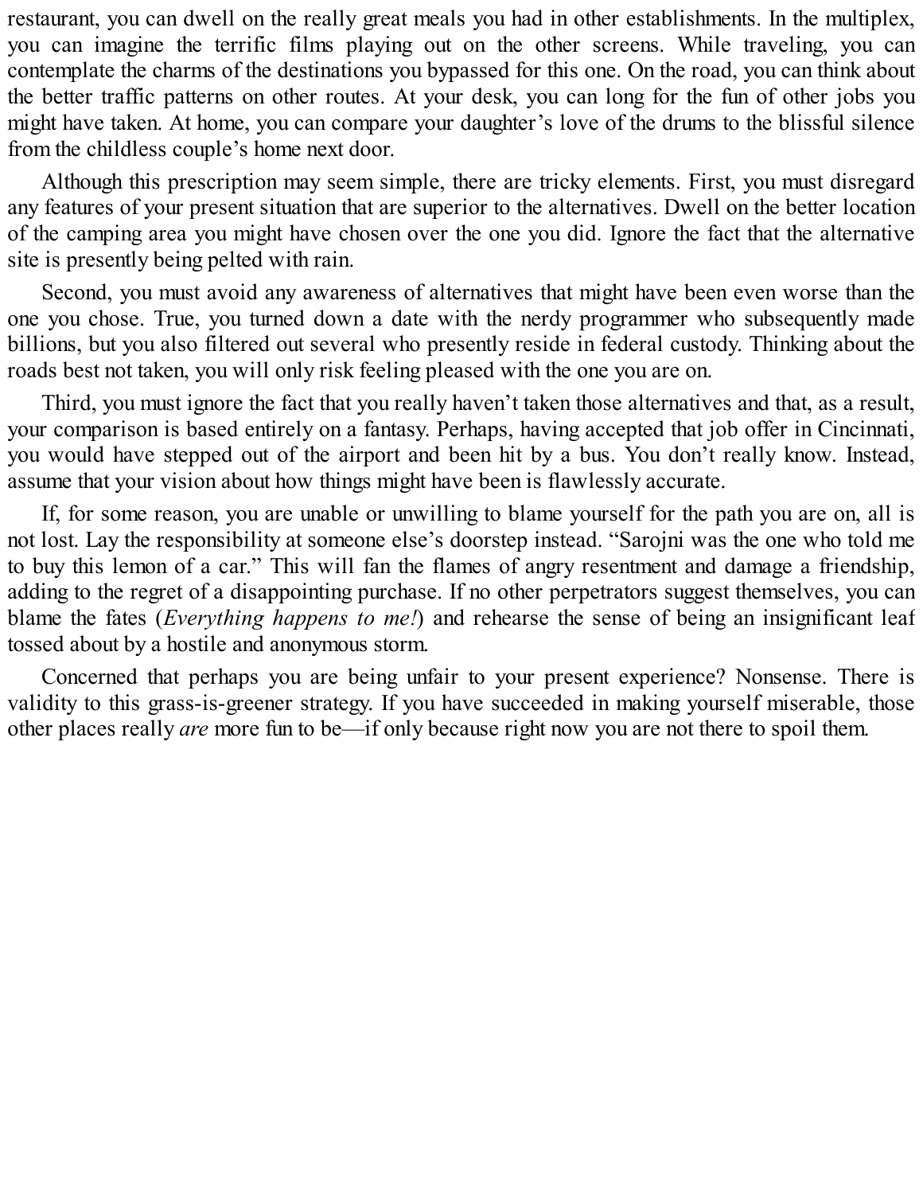restaurant, you can dwell on the really great meals you had in other establishments. In the multiplex, you can imagine the terrific films playing out on the other screens. While traveling, you can contemplate the charms of the destinations you bypassed for this one. On the road, you can think about the better traffic patterns on other routes. At your desk, you can long for the fun of other jobs you might have taken. At home, you can compare your daughter's love of the drums to the blissful silence from the childless couple's home next door.

Although this prescription may seem simple, there are tricky elements. First, you must disregard any features of your present situation that are superior to the alternatives. Dwell on the better location of the camping area you might have chosen over the one you did. Ignore the fact that the alternative site is presently being pelted with rain.

Second, you must avoid any awareness of alternatives that might have been even worse than the one you chose. True, you turned down a date with the nerdy programmer who subsequently made billions, but you also filtered out several who presently reside in federal custody. Thinking about the roads best not taken, you will only risk feeling pleased with the one you are on.

Third, you must ignore the fact that you really haven't taken those alternatives and that, as a result, your comparison is based entirely on a fantasy. Perhaps, having accepted that job offer in Cincinnati, you would have stepped out of the airport and been hit by a bus. You don't really know. Instead, assume that your vision about how things might have been is flawlessly accurate.

If, for some reason, you are unable or unwilling to blame yourself for the path you are on, all is not lost. Lay the responsibility at someone else's doorstep instead. "Sarojni was the one who told me to buy this lemon of a car." This will fan the flames of angry resentment and damage a friendship, adding to the regret of a disappointing purchase. If no other perpetrators suggest themselves, you can blame the fates (*Everything happens to me!*) and rehearse the sense of being an insignificant leaf tossed about by a hostile and anonymous storm.

Concerned that perhaps you are being unfair to your present experience? Nonsense. There is validity to this grass-is-greener strategy. If you have succeeded in making yourself miserable, those other places really *are* more fun to be—if only because right now you are not there to spoil them.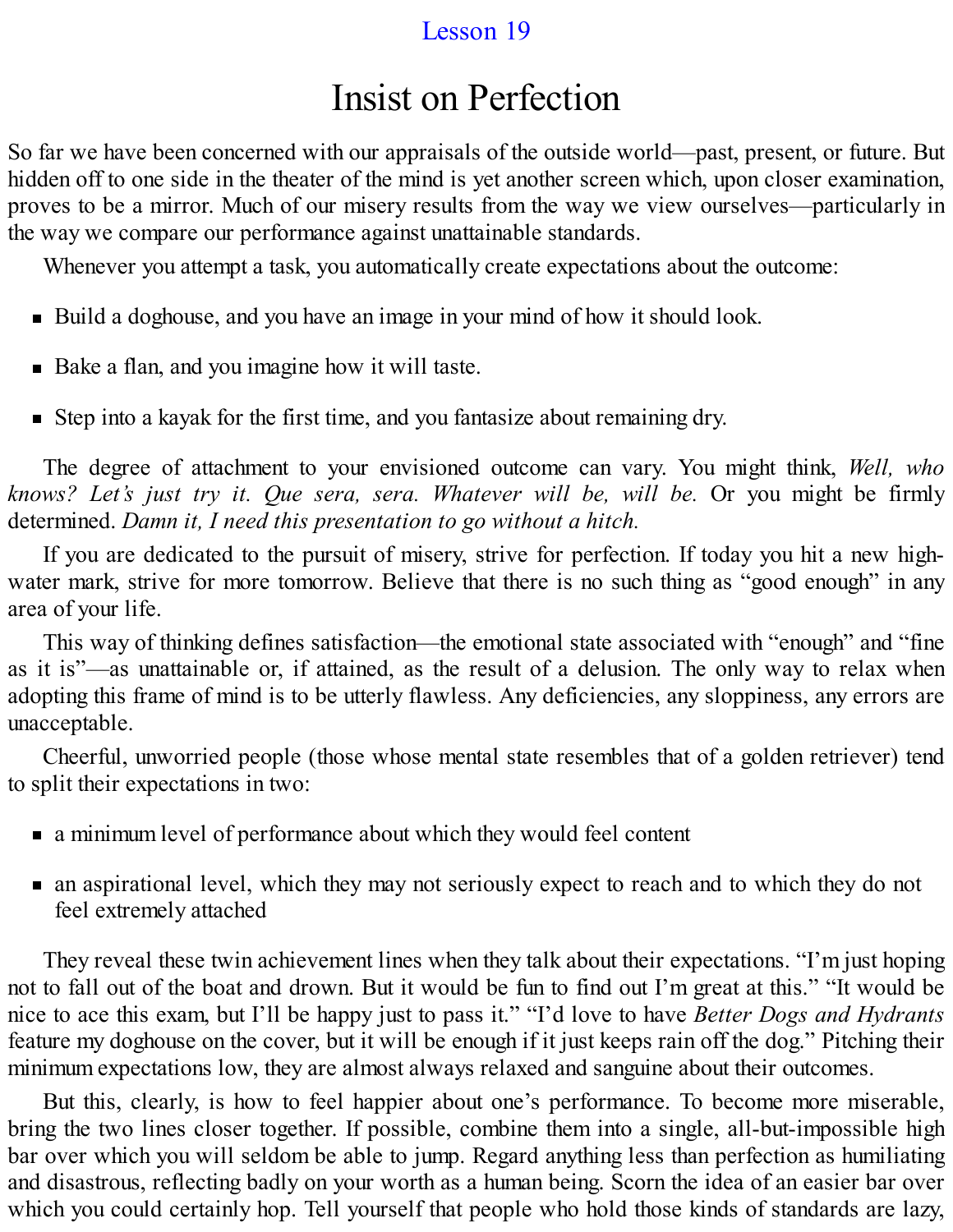Lesson 19

# Insist on Perfection

So far we have been concerned with our appraisals of the outside world—past, present, or future. But hidden off to one side in the theater of the mind is yet another screen which, upon closer examination, proves to be a mirror. Much of our misery results from the way we view ourselves—particularly in the way we compare our performance against unattainable standards.

Whenever you attempt a task, you automatically create expectations about the outcome:

- Build a doghouse, and you have an image in your mind of how it should look.
- Bake a flan, and you imagine how it will taste.
- Step into a kayak for the first time, and you fantasize about remaining dry.

The degree of attachment to your envisioned outcome can vary. You might think, *Well, who knows? Let's just try it. Que sera, sera. Whatever will be, will be.* Or you might be firmly determined. *Damn it, I need this presentation to go without a hitch.*

If you are dedicated to the pursuit of misery, strive for perfection. If today you hit a new high-water mark, strive for more tomorrow. Believe that there is no such thing as "good enough" in any area of your life.

This way of thinking defines satisfaction—the emotional state associated with "enough" and "fine as it is"—as unattainable or, if attained, as the result of a delusion. The only way to relax when adopting this frame of mind is to be utterly flawless. Any deficiencies, any sloppiness, any errors are unacceptable.

Cheerful, unworried people (those whose mental state resembles that of a golden retriever) tend to split their expectations in two:

- a minimum level of performance about which they would feel content
- an aspirational level, which they may not seriously expect to reach and to which they do not feel extremely attached

They reveal these twin achievement lines when they talk about their expectations. "I'm just hoping not to fall out of the boat and drown. But it would be fun to find out I'm great at this." "It would be nice to ace this exam, but I'll be happy just to pass it." "I'd love to have *Better Dogs and Hydrants* feature my doghouse on the cover, but it will be enough if it just keeps rain off the dog." Pitching their minimum expectations low, they are almost always relaxed and sanguine about their outcomes.

But this, clearly, is how to feel happier about one's performance. To become more miserable, bring the two lines closer together. If possible, combine them into a single, all-but-impossible high bar over which you will seldom be able to jump. Regard anything less than perfection as humiliating and disastrous, reflecting badly on your worth as a human being. Scorn the idea of an easier bar over which you could certainly hop. Tell yourself that people who hold those kinds of standards are lazy,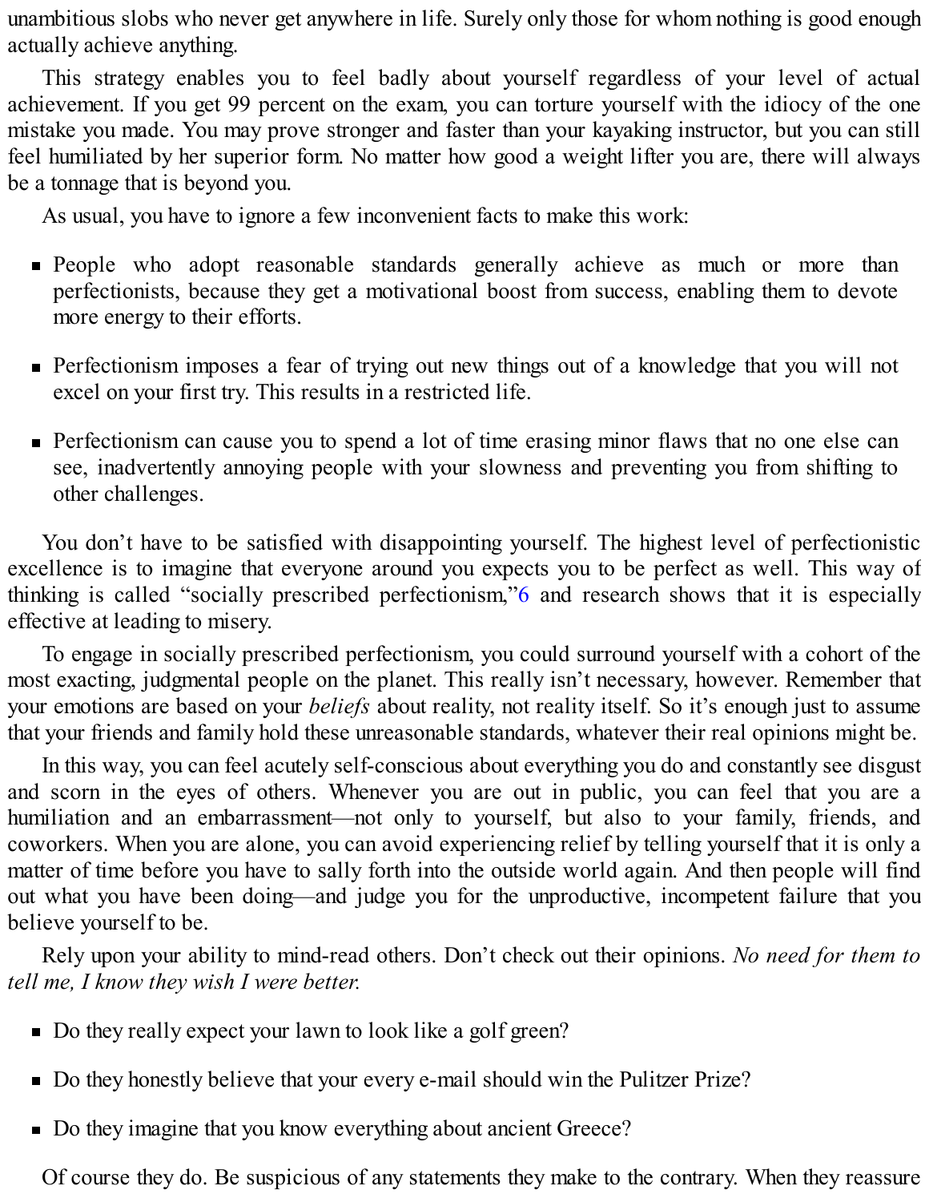unambitious slobs who never get anywhere in life. Surely only those for whom nothing is good enough actually achieve anything.

This strategy enables you to feel badly about yourself regardless of your level of actual achievement. If you get 99 percent on the exam, you can torture yourself with the idiocy of the one mistake you made. You may prove stronger and faster than your kayaking instructor, but you can still feel humiliated by her superior form. No matter how good a weight lifter you are, there will always be a tonnage that is beyond you.

As usual, you have to ignore a few inconvenient facts to make this work:

- People who adopt reasonable standards generally achieve as much or more than perfectionists, because they get a motivational boost from success, enabling them to devote more energy to their efforts.
- Perfectionism imposes a fear of trying out new things out of a knowledge that you will not excel on your first try. This results in a restricted life.
- Perfectionism can cause you to spend a lot of time erasing minor flaws that no one else can see, inadvertently annoying people with your slowness and preventing you from shifting to other challenges.

You don't have to be satisfied with disappointing yourself. The highest level of perfectionistic excellence is to imagine that everyone around you expects you to be perfect as well. This way of thinking is called "socially prescribed perfectionism,"[6] and research shows that it is especially effective at leading to misery.

To engage in socially prescribed perfectionism, you could surround yourself with a cohort of the most exacting, judgmental people on the planet. This really isn't necessary, however. Remember that your emotions are based on your *beliefs* about reality, not reality itself. So it's enough just to assume that your friends and family hold these unreasonable standards, whatever their real opinions might be.

In this way, you can feel acutely self-conscious about everything you do and constantly see disgust and scorn in the eyes of others. Whenever you are out in public, you can feel that you are a humiliation and an embarrassment—not only to yourself, but also to your family, friends, and coworkers. When you are alone, you can avoid experiencing relief by telling yourself that it is only a matter of time before you have to sally forth into the outside world again. And then people will find out what you have been doing—and judge you for the unproductive, incompetent failure that you believe yourself to be.

Rely upon your ability to mind-read others. Don't check out their opinions. *No need for them to tell me, I know they wish I were better.*

- Do they really expect your lawn to look like a golf green?
- Do they honestly believe that your every e-mail should win the Pulitzer Prize?
- Do they imagine that you know everything about ancient Greece?

Of course they do. Be suspicious of any statements they make to the contrary. When they reassure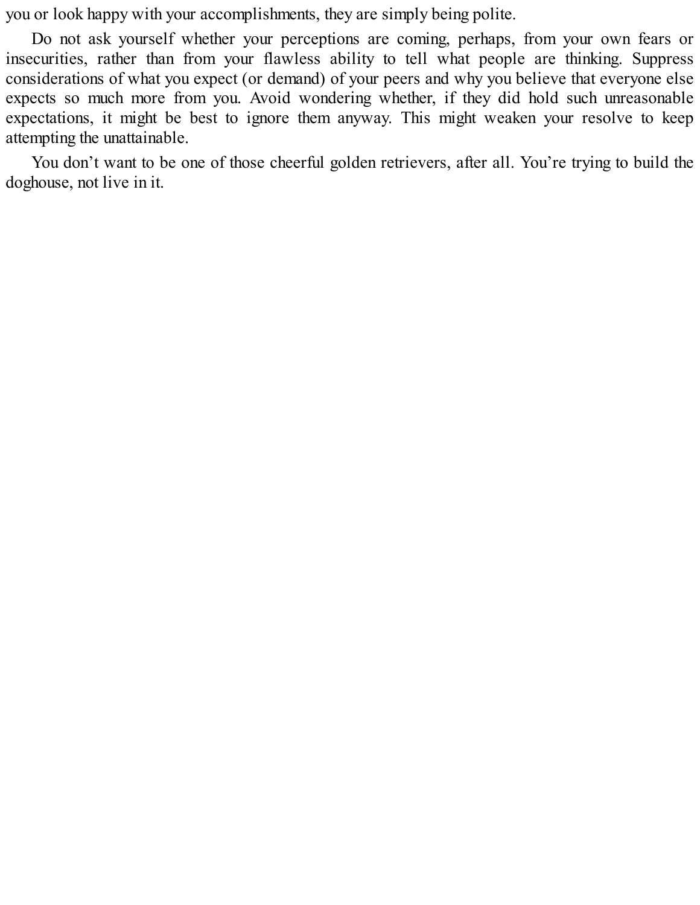you or look happy with your accomplishments, they are simply being polite.

Do not ask yourself whether your perceptions are coming, perhaps, from your own fears or insecurities, rather than from your flawless ability to tell what people are thinking. Suppress considerations of what you expect (or demand) of your peers and why you believe that everyone else expects so much more from you. Avoid wondering whether, if they did hold such unreasonable expectations, it might be best to ignore them anyway. This might weaken your resolve to keep attempting the unattainable.

You don't want to be one of those cheerful golden retrievers, after all. You're trying to build the doghouse, not live in it.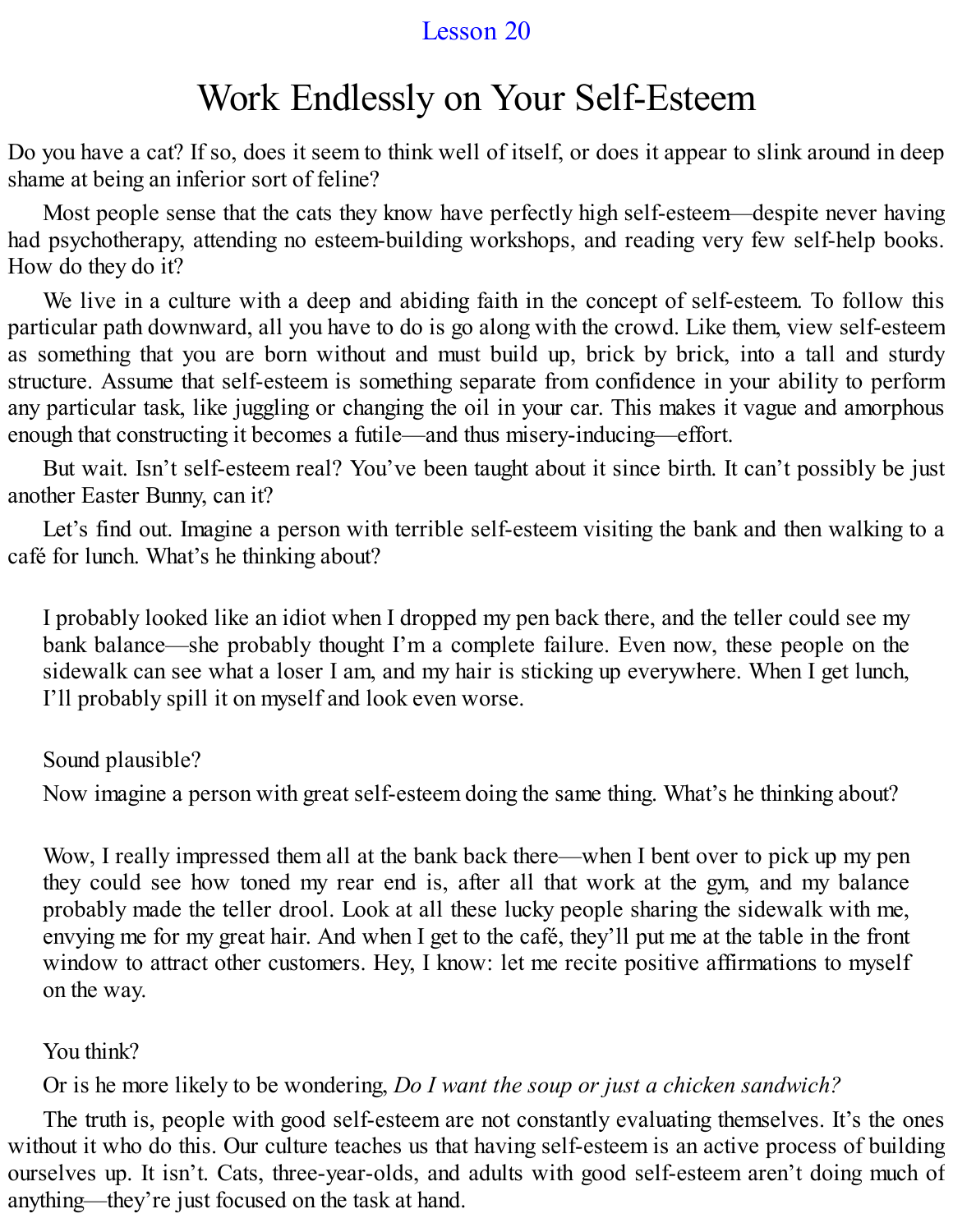Lesson 20

# Work Endlessly on Your Self-Esteem

Do you have a cat? If so, does it seem to think well of itself, or does it appear to slink around in deep shame at being an inferior sort of feline?

Most people sense that the cats they know have perfectly high self-esteem—despite never having had psychotherapy, attending no esteem-building workshops, and reading very few self-help books. How do they do it?

We live in a culture with a deep and abiding faith in the concept of self-esteem. To follow this particular path downward, all you have to do is go along with the crowd. Like them, view self-esteem as something that you are born without and must build up, brick by brick, into a tall and sturdy structure. Assume that self-esteem is something separate from confidence in your ability to perform any particular task, like juggling or changing the oil in your car. This makes it vague and amorphous enough that constructing it becomes a futile—and thus misery-inducing—effort.

But wait. Isn't self-esteem real? You've been taught about it since birth. It can't possibly be just another Easter Bunny, can it?

Let's find out. Imagine a person with terrible self-esteem visiting the bank and then walking to a café for lunch. What's he thinking about?

> I probably looked like an idiot when I dropped my pen back there, and the teller could see my bank balance—she probably thought I'm a complete failure. Even now, these people on the sidewalk can see what a loser I am, and my hair is sticking up everywhere. When I get lunch, I'll probably spill it on myself and look even worse.

Sound plausible?

Now imagine a person with great self-esteem doing the same thing. What's he thinking about?

> Wow, I really impressed them all at the bank back there—when I bent over to pick up my pen they could see how toned my rear end is, after all that work at the gym, and my balance probably made the teller drool. Look at all these lucky people sharing the sidewalk with me, envying me for my great hair. And when I get to the café, they'll put me at the table in the front window to attract other customers. Hey, I know: let me recite positive affirmations to myself on the way.

You think?

Or is he more likely to be wondering, *Do I want the soup or just a chicken sandwich?*

The truth is, people with good self-esteem are not constantly evaluating themselves. It's the ones without it who do this. Our culture teaches us that having self-esteem is an active process of building ourselves up. It isn't. Cats, three-year-olds, and adults with good self-esteem aren't doing much of anything—they're just focused on the task at hand.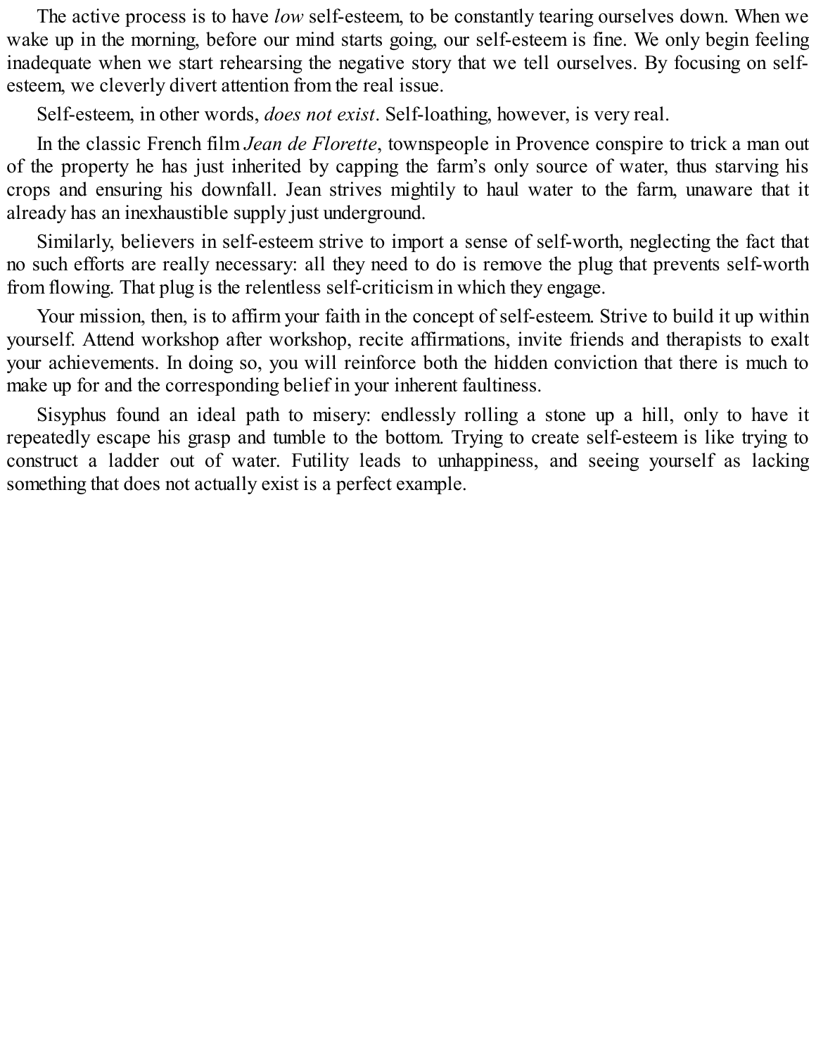The active process is to have *low* self-esteem, to be constantly tearing ourselves down. When we wake up in the morning, before our mind starts going, our self-esteem is fine. We only begin feeling inadequate when we start rehearsing the negative story that we tell ourselves. By focusing on self-esteem, we cleverly divert attention from the real issue.

Self-esteem, in other words, *does not exist*. Self-loathing, however, is very real.

In the classic French film *Jean de Florette*, townspeople in Provence conspire to trick a man out of the property he has just inherited by capping the farm's only source of water, thus starving his crops and ensuring his downfall. Jean strives mightily to haul water to the farm, unaware that it already has an inexhaustible supply just underground.

Similarly, believers in self-esteem strive to import a sense of self-worth, neglecting the fact that no such efforts are really necessary: all they need to do is remove the plug that prevents self-worth from flowing. That plug is the relentless self-criticism in which they engage.

Your mission, then, is to affirm your faith in the concept of self-esteem. Strive to build it up within yourself. Attend workshop after workshop, recite affirmations, invite friends and therapists to exalt your achievements. In doing so, you will reinforce both the hidden conviction that there is much to make up for and the corresponding belief in your inherent faultiness.

Sisyphus found an ideal path to misery: endlessly rolling a stone up a hill, only to have it repeatedly escape his grasp and tumble to the bottom. Trying to create self-esteem is like trying to construct a ladder out of water. Futility leads to unhappiness, and seeing yourself as lacking something that does not actually exist is a perfect example.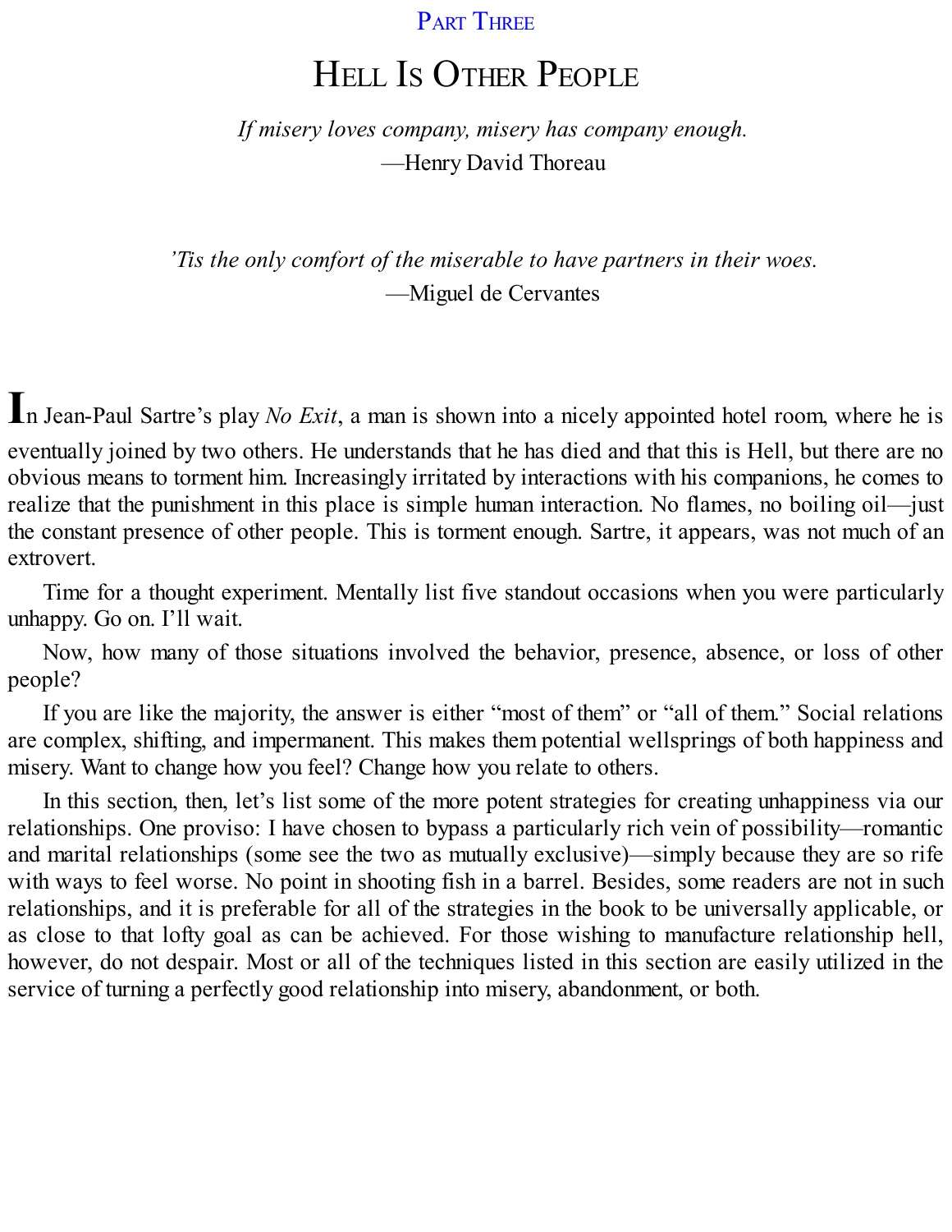## Part Three

# Hell Is Other People

*If misery loves company, misery has company enough.*
—Henry David Thoreau

*'Tis the only comfort of the miserable to have partners in their woes.*
—Miguel de Cervantes

In Jean-Paul Sartre's play *No Exit*, a man is shown into a nicely appointed hotel room, where he is eventually joined by two others. He understands that he has died and that this is Hell, but there are no obvious means to torment him. Increasingly irritated by interactions with his companions, he comes to realize that the punishment in this place is simple human interaction. No flames, no boiling oil—just the constant presence of other people. This is torment enough. Sartre, it appears, was not much of an extrovert.

Time for a thought experiment. Mentally list five standout occasions when you were particularly unhappy. Go on. I'll wait.

Now, how many of those situations involved the behavior, presence, absence, or loss of other people?

If you are like the majority, the answer is either "most of them" or "all of them." Social relations are complex, shifting, and impermanent. This makes them potential wellsprings of both happiness and misery. Want to change how you feel? Change how you relate to others.

In this section, then, let's list some of the more potent strategies for creating unhappiness via our relationships. One proviso: I have chosen to bypass a particularly rich vein of possibility—romantic and marital relationships (some see the two as mutually exclusive)—simply because they are so rife with ways to feel worse. No point in shooting fish in a barrel. Besides, some readers are not in such relationships, and it is preferable for all of the strategies in the book to be universally applicable, or as close to that lofty goal as can be achieved. For those wishing to manufacture relationship hell, however, do not despair. Most or all of the techniques listed in this section are easily utilized in the service of turning a perfectly good relationship into misery, abandonment, or both.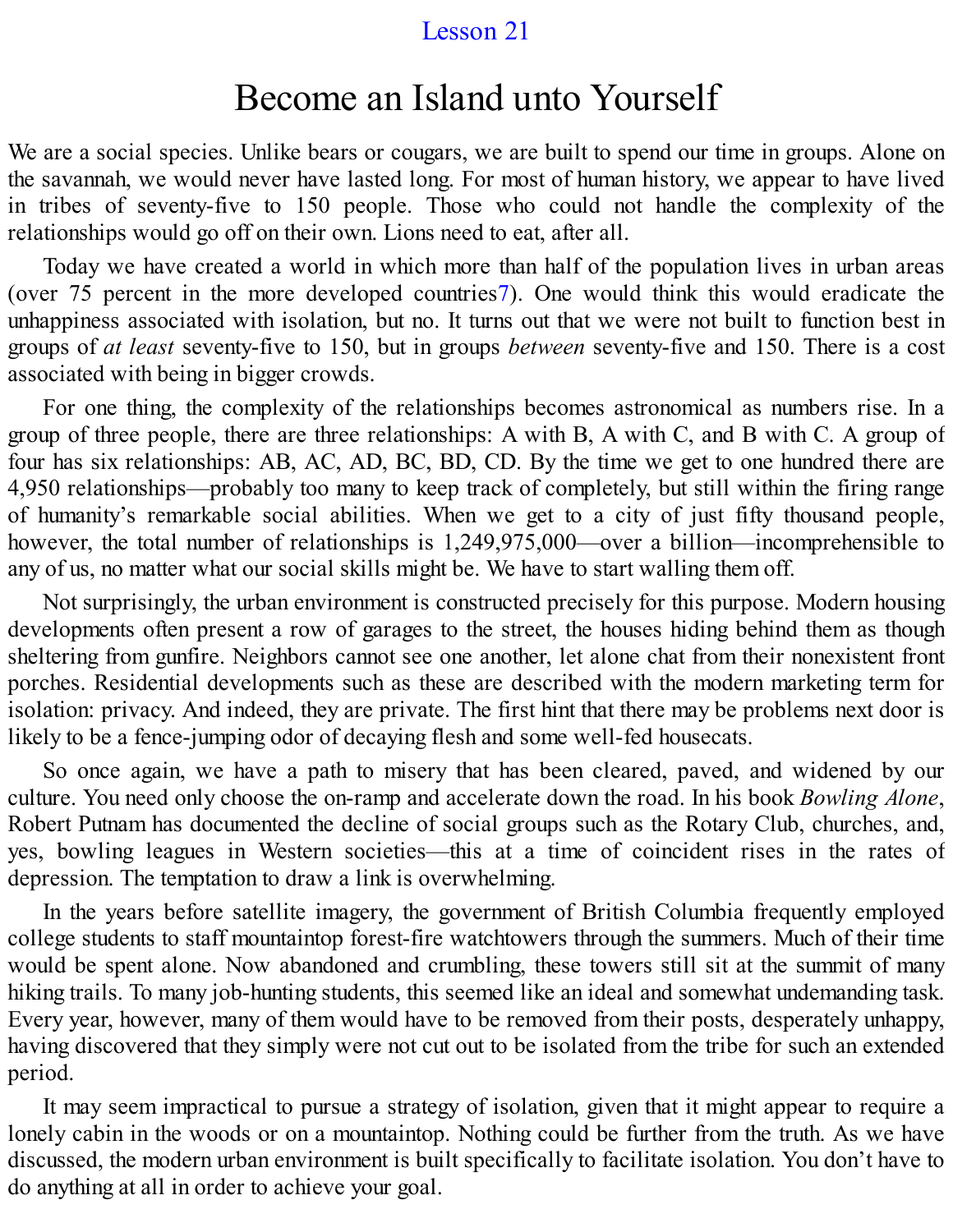Lesson 21

# Become an Island unto Yourself

We are a social species. Unlike bears or cougars, we are built to spend our time in groups. Alone on the savannah, we would never have lasted long. For most of human history, we appear to have lived in tribes of seventy-five to 150 people. Those who could not handle the complexity of the relationships would go off on their own. Lions need to eat, after all.

Today we have created a world in which more than half of the population lives in urban areas (over 75 percent in the more developed countries[7]). One would think this would eradicate the unhappiness associated with isolation, but no. It turns out that we were not built to function best in groups of *at least* seventy-five to 150, but in groups *between* seventy-five and 150. There is a cost associated with being in bigger crowds.

For one thing, the complexity of the relationships becomes astronomical as numbers rise. In a group of three people, there are three relationships: A with B, A with C, and B with C. A group of four has six relationships: AB, AC, AD, BC, BD, CD. By the time we get to one hundred there are 4,950 relationships—probably too many to keep track of completely, but still within the firing range of humanity's remarkable social abilities. When we get to a city of just fifty thousand people, however, the total number of relationships is 1,249,975,000—over a billion—incomprehensible to any of us, no matter what our social skills might be. We have to start walling them off.

Not surprisingly, the urban environment is constructed precisely for this purpose. Modern housing developments often present a row of garages to the street, the houses hiding behind them as though sheltering from gunfire. Neighbors cannot see one another, let alone chat from their nonexistent front porches. Residential developments such as these are described with the modern marketing term for isolation: privacy. And indeed, they are private. The first hint that there may be problems next door is likely to be a fence-jumping odor of decaying flesh and some well-fed housecats.

So once again, we have a path to misery that has been cleared, paved, and widened by our culture. You need only choose the on-ramp and accelerate down the road. In his book *Bowling Alone*, Robert Putnam has documented the decline of social groups such as the Rotary Club, churches, and, yes, bowling leagues in Western societies—this at a time of coincident rises in the rates of depression. The temptation to draw a link is overwhelming.

In the years before satellite imagery, the government of British Columbia frequently employed college students to staff mountaintop forest-fire watchtowers through the summers. Much of their time would be spent alone. Now abandoned and crumbling, these towers still sit at the summit of many hiking trails. To many job-hunting students, this seemed like an ideal and somewhat undemanding task. Every year, however, many of them would have to be removed from their posts, desperately unhappy, having discovered that they simply were not cut out to be isolated from the tribe for such an extended period.

It may seem impractical to pursue a strategy of isolation, given that it might appear to require a lonely cabin in the woods or on a mountaintop. Nothing could be further from the truth. As we have discussed, the modern urban environment is built specifically to facilitate isolation. You don't have to do anything at all in order to achieve your goal.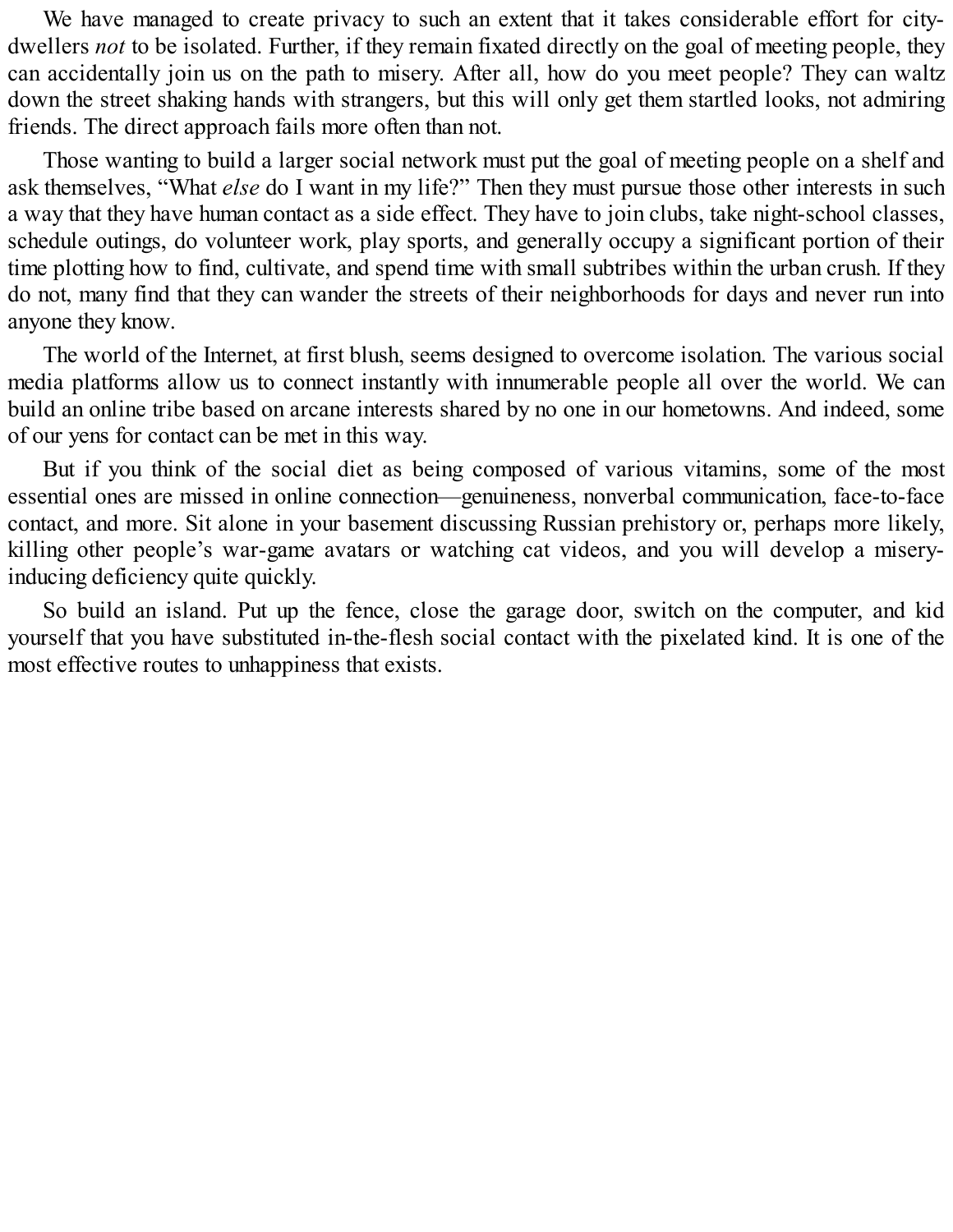We have managed to create privacy to such an extent that it takes considerable effort for city-dwellers *not* to be isolated. Further, if they remain fixated directly on the goal of meeting people, they can accidentally join us on the path to misery. After all, how do you meet people? They can waltz down the street shaking hands with strangers, but this will only get them startled looks, not admiring friends. The direct approach fails more often than not.

Those wanting to build a larger social network must put the goal of meeting people on a shelf and ask themselves, "What *else* do I want in my life?" Then they must pursue those other interests in such a way that they have human contact as a side effect. They have to join clubs, take night-school classes, schedule outings, do volunteer work, play sports, and generally occupy a significant portion of their time plotting how to find, cultivate, and spend time with small subtribes within the urban crush. If they do not, many find that they can wander the streets of their neighborhoods for days and never run into anyone they know.

The world of the Internet, at first blush, seems designed to overcome isolation. The various social media platforms allow us to connect instantly with innumerable people all over the world. We can build an online tribe based on arcane interests shared by no one in our hometowns. And indeed, some of our yens for contact can be met in this way.

But if you think of the social diet as being composed of various vitamins, some of the most essential ones are missed in online connection—genuineness, nonverbal communication, face-to-face contact, and more. Sit alone in your basement discussing Russian prehistory or, perhaps more likely, killing other people's war-game avatars or watching cat videos, and you will develop a misery-inducing deficiency quite quickly.

So build an island. Put up the fence, close the garage door, switch on the computer, and kid yourself that you have substituted in-the-flesh social contact with the pixelated kind. It is one of the most effective routes to unhappiness that exists.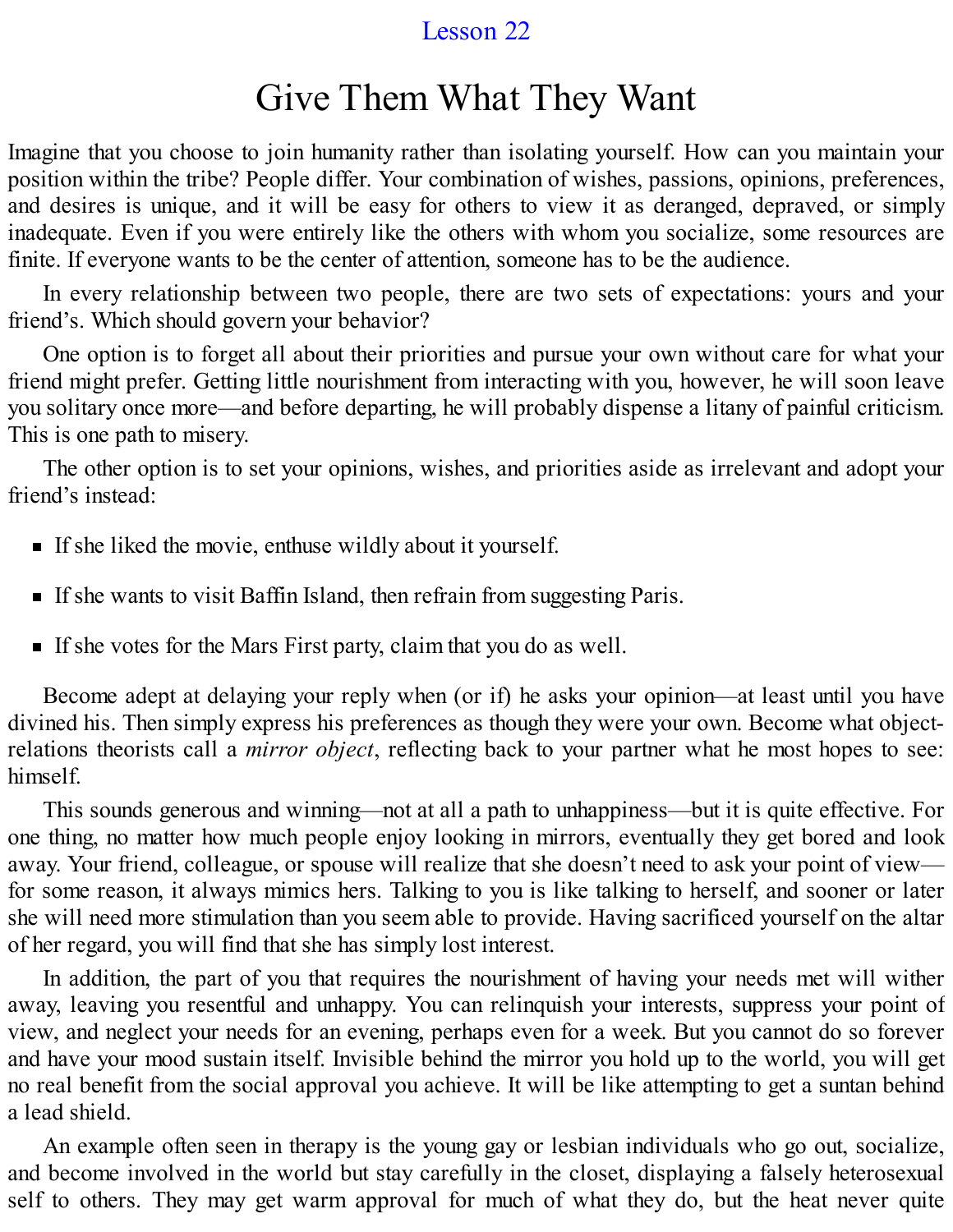Lesson 22

# Give Them What They Want

Imagine that you choose to join humanity rather than isolating yourself. How can you maintain your position within the tribe? People differ. Your combination of wishes, passions, opinions, preferences, and desires is unique, and it will be easy for others to view it as deranged, depraved, or simply inadequate. Even if you were entirely like the others with whom you socialize, some resources are finite. If everyone wants to be the center of attention, someone has to be the audience.

In every relationship between two people, there are two sets of expectations: yours and your friend's. Which should govern your behavior?

One option is to forget all about their priorities and pursue your own without care for what your friend might prefer. Getting little nourishment from interacting with you, however, he will soon leave you solitary once more—and before departing, he will probably dispense a litany of painful criticism. This is one path to misery.

The other option is to set your opinions, wishes, and priorities aside as irrelevant and adopt your friend's instead:

- If she liked the movie, enthuse wildly about it yourself.
- If she wants to visit Baffin Island, then refrain from suggesting Paris.
- If she votes for the Mars First party, claim that you do as well.

Become adept at delaying your reply when (or if) he asks your opinion—at least until you have divined his. Then simply express his preferences as though they were your own. Become what object-relations theorists call a *mirror object*, reflecting back to your partner what he most hopes to see: himself.

This sounds generous and winning—not at all a path to unhappiness—but it is quite effective. For one thing, no matter how much people enjoy looking in mirrors, eventually they get bored and look away. Your friend, colleague, or spouse will realize that she doesn't need to ask your point of view—for some reason, it always mimics hers. Talking to you is like talking to herself, and sooner or later she will need more stimulation than you seem able to provide. Having sacrificed yourself on the altar of her regard, you will find that she has simply lost interest.

In addition, the part of you that requires the nourishment of having your needs met will wither away, leaving you resentful and unhappy. You can relinquish your interests, suppress your point of view, and neglect your needs for an evening, perhaps even for a week. But you cannot do so forever and have your mood sustain itself. Invisible behind the mirror you hold up to the world, you will get no real benefit from the social approval you achieve. It will be like attempting to get a suntan behind a lead shield.

An example often seen in therapy is the young gay or lesbian individuals who go out, socialize, and become involved in the world but stay carefully in the closet, displaying a falsely heterosexual self to others. They may get warm approval for much of what they do, but the heat never quite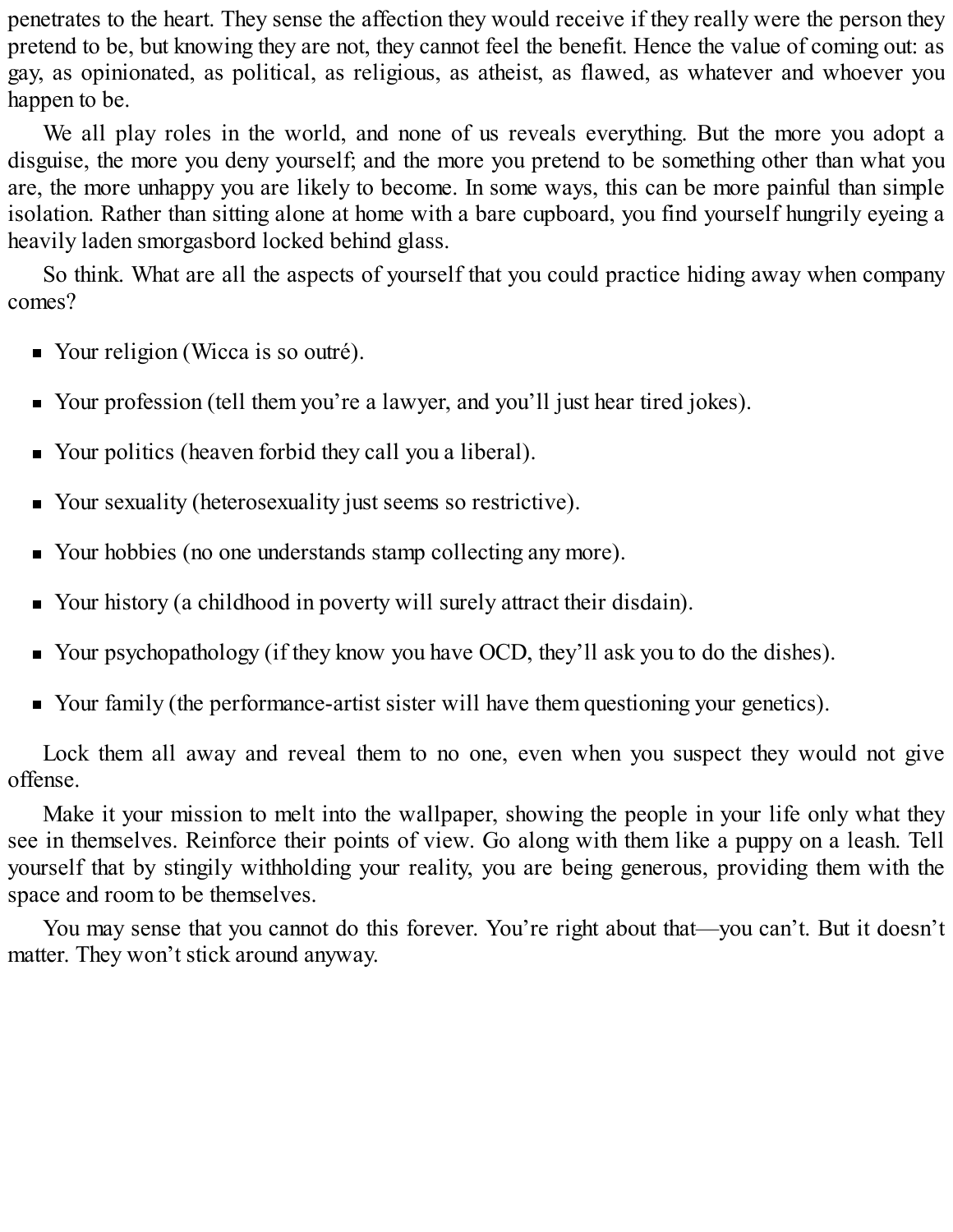penetrates to the heart. They sense the affection they would receive if they really were the person they pretend to be, but knowing they are not, they cannot feel the benefit. Hence the value of coming out: as gay, as opinionated, as political, as religious, as atheist, as flawed, as whatever and whoever you happen to be.

We all play roles in the world, and none of us reveals everything. But the more you adopt a disguise, the more you deny yourself; and the more you pretend to be something other than what you are, the more unhappy you are likely to become. In some ways, this can be more painful than simple isolation. Rather than sitting alone at home with a bare cupboard, you find yourself hungrily eyeing a heavily laden smorgasbord locked behind glass.

So think. What are all the aspects of yourself that you could practice hiding away when company comes?

- Your religion (Wicca is so outré).
- Your profession (tell them you're a lawyer, and you'll just hear tired jokes).
- Your politics (heaven forbid they call you a liberal).
- Your sexuality (heterosexuality just seems so restrictive).
- Your hobbies (no one understands stamp collecting any more).
- Your history (a childhood in poverty will surely attract their disdain).
- Your psychopathology (if they know you have OCD, they'll ask you to do the dishes).
- Your family (the performance-artist sister will have them questioning your genetics).

Lock them all away and reveal them to no one, even when you suspect they would not give offense.

Make it your mission to melt into the wallpaper, showing the people in your life only what they see in themselves. Reinforce their points of view. Go along with them like a puppy on a leash. Tell yourself that by stingily withholding your reality, you are being generous, providing them with the space and room to be themselves.

You may sense that you cannot do this forever. You're right about that—you can't. But it doesn't matter. They won't stick around anyway.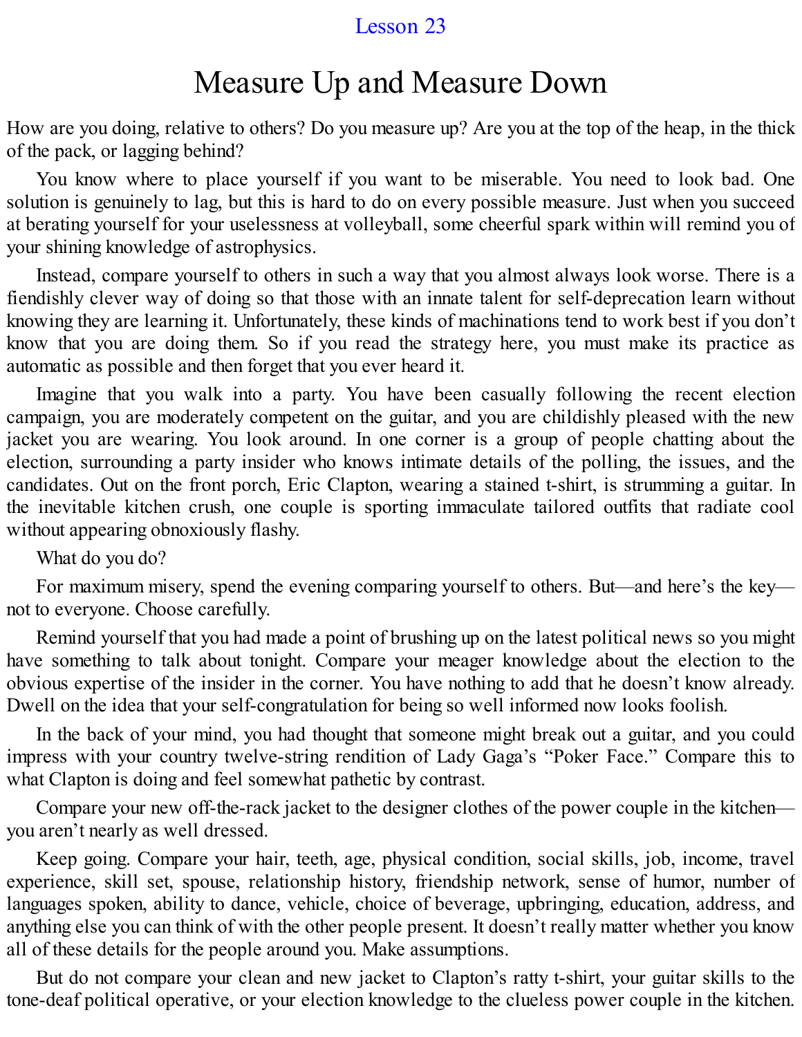Lesson 23

# Measure Up and Measure Down

How are you doing, relative to others? Do you measure up? Are you at the top of the heap, in the thick of the pack, or lagging behind?

You know where to place yourself if you want to be miserable. You need to look bad. One solution is genuinely to lag, but this is hard to do on every possible measure. Just when you succeed at berating yourself for your uselessness at volleyball, some cheerful spark within will remind you of your shining knowledge of astrophysics.

Instead, compare yourself to others in such a way that you almost always look worse. There is a fiendishly clever way of doing so that those with an innate talent for self-deprecation learn without knowing they are learning it. Unfortunately, these kinds of machinations tend to work best if you don't know that you are doing them. So if you read the strategy here, you must make its practice as automatic as possible and then forget that you ever heard it.

Imagine that you walk into a party. You have been casually following the recent election campaign, you are moderately competent on the guitar, and you are childishly pleased with the new jacket you are wearing. You look around. In one corner is a group of people chatting about the election, surrounding a party insider who knows intimate details of the polling, the issues, and the candidates. Out on the front porch, Eric Clapton, wearing a stained t-shirt, is strumming a guitar. In the inevitable kitchen crush, one couple is sporting immaculate tailored outfits that radiate cool without appearing obnoxiously flashy.

What do you do?

For maximum misery, spend the evening comparing yourself to others. But—and here's the key—not to everyone. Choose carefully.

Remind yourself that you had made a point of brushing up on the latest political news so you might have something to talk about tonight. Compare your meager knowledge about the election to the obvious expertise of the insider in the corner. You have nothing to add that he doesn't know already. Dwell on the idea that your self-congratulation for being so well informed now looks foolish.

In the back of your mind, you had thought that someone might break out a guitar, and you could impress with your country twelve-string rendition of Lady Gaga's "Poker Face." Compare this to what Clapton is doing and feel somewhat pathetic by contrast.

Compare your new off-the-rack jacket to the designer clothes of the power couple in the kitchen—you aren't nearly as well dressed.

Keep going. Compare your hair, teeth, age, physical condition, social skills, job, income, travel experience, skill set, spouse, relationship history, friendship network, sense of humor, number of languages spoken, ability to dance, vehicle, choice of beverage, upbringing, education, address, and anything else you can think of with the other people present. It doesn't really matter whether you know all of these details for the people around you. Make assumptions.

But do not compare your clean and new jacket to Clapton's ratty t-shirt, your guitar skills to the tone-deaf political operative, or your election knowledge to the clueless power couple in the kitchen.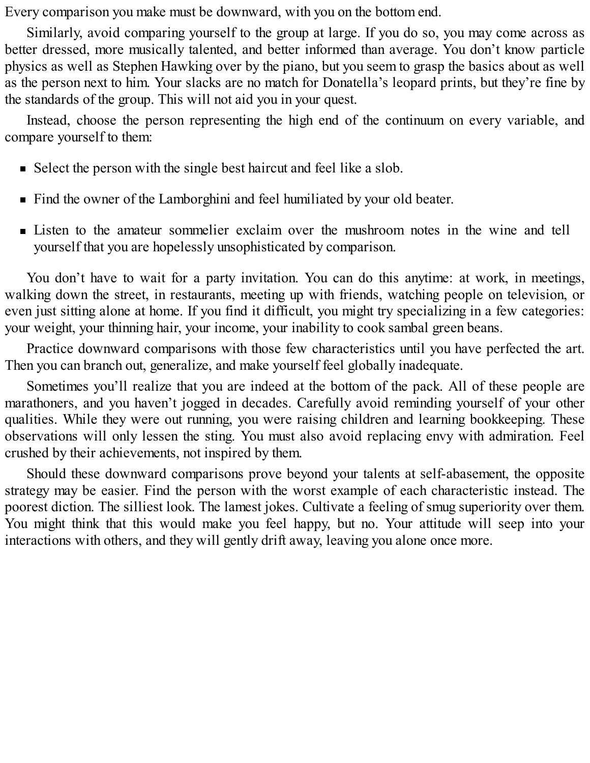Every comparison you make must be downward, with you on the bottom end.

Similarly, avoid comparing yourself to the group at large. If you do so, you may come across as better dressed, more musically talented, and better informed than average. You don't know particle physics as well as Stephen Hawking over by the piano, but you seem to grasp the basics about as well as the person next to him. Your slacks are no match for Donatella's leopard prints, but they're fine by the standards of the group. This will not aid you in your quest.

Instead, choose the person representing the high end of the continuum on every variable, and compare yourself to them:

- Select the person with the single best haircut and feel like a slob.
- Find the owner of the Lamborghini and feel humiliated by your old beater.
- Listen to the amateur sommelier exclaim over the mushroom notes in the wine and tell yourself that you are hopelessly unsophisticated by comparison.

You don't have to wait for a party invitation. You can do this anytime: at work, in meetings, walking down the street, in restaurants, meeting up with friends, watching people on television, or even just sitting alone at home. If you find it difficult, you might try specializing in a few categories: your weight, your thinning hair, your income, your inability to cook sambal green beans.

Practice downward comparisons with those few characteristics until you have perfected the art. Then you can branch out, generalize, and make yourself feel globally inadequate.

Sometimes you'll realize that you are indeed at the bottom of the pack. All of these people are marathoners, and you haven't jogged in decades. Carefully avoid reminding yourself of your other qualities. While they were out running, you were raising children and learning bookkeeping. These observations will only lessen the sting. You must also avoid replacing envy with admiration. Feel crushed by their achievements, not inspired by them.

Should these downward comparisons prove beyond your talents at self-abasement, the opposite strategy may be easier. Find the person with the worst example of each characteristic instead. The poorest diction. The silliest look. The lamest jokes. Cultivate a feeling of smug superiority over them. You might think that this would make you feel happy, but no. Your attitude will seep into your interactions with others, and they will gently drift away, leaving you alone once more.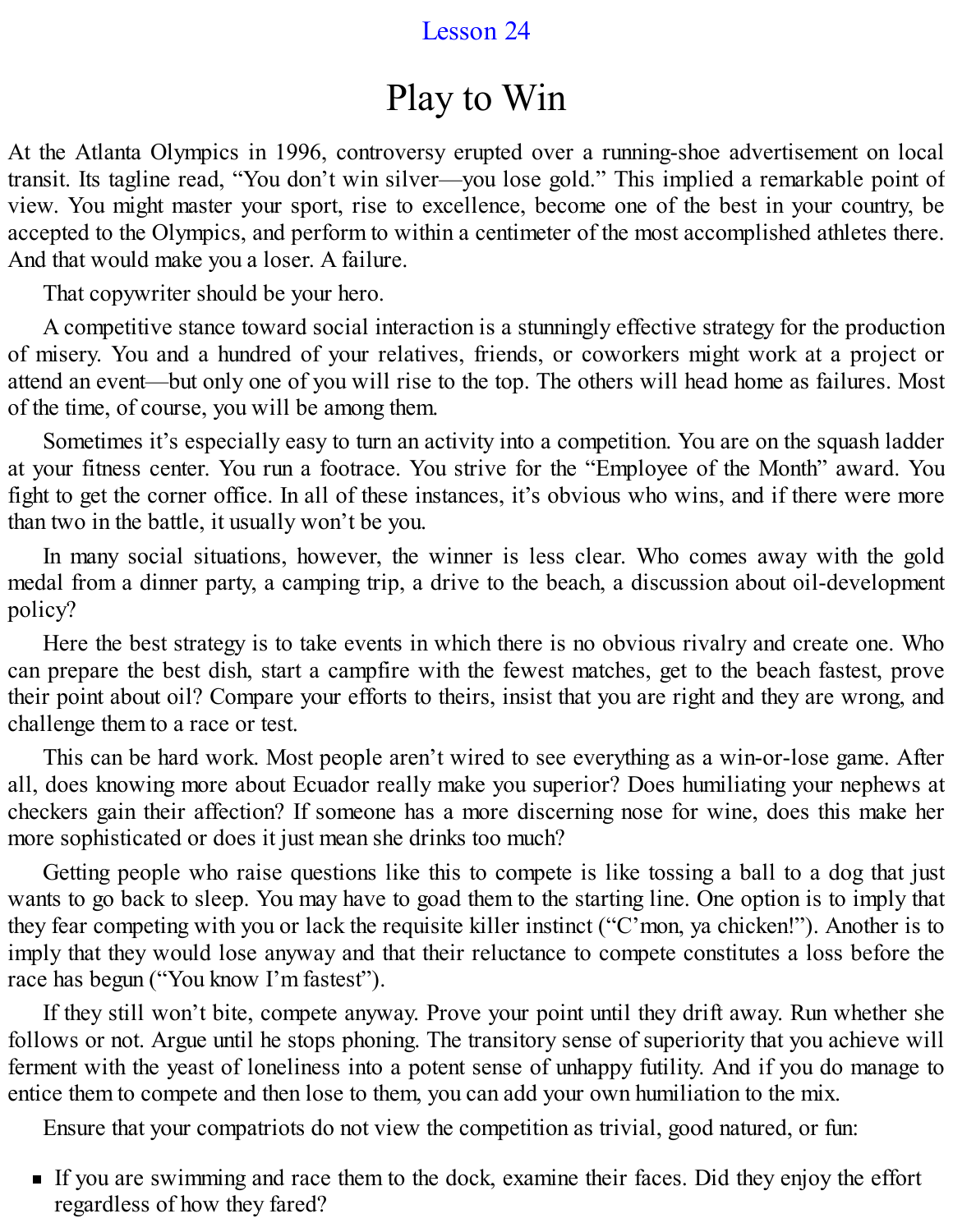Lesson 24

# Play to Win

At the Atlanta Olympics in 1996, controversy erupted over a running-shoe advertisement on local transit. Its tagline read, “You don’t win silver—you lose gold.” This implied a remarkable point of view. You might master your sport, rise to excellence, become one of the best in your country, be accepted to the Olympics, and perform to within a centimeter of the most accomplished athletes there. And that would make you a loser. A failure.

That copywriter should be your hero.

A competitive stance toward social interaction is a stunningly effective strategy for the production of misery. You and a hundred of your relatives, friends, or coworkers might work at a project or attend an event—but only one of you will rise to the top. The others will head home as failures. Most of the time, of course, you will be among them.

Sometimes it’s especially easy to turn an activity into a competition. You are on the squash ladder at your fitness center. You run a footrace. You strive for the “Employee of the Month” award. You fight to get the corner office. In all of these instances, it’s obvious who wins, and if there were more than two in the battle, it usually won’t be you.

In many social situations, however, the winner is less clear. Who comes away with the gold medal from a dinner party, a camping trip, a drive to the beach, a discussion about oil-development policy?

Here the best strategy is to take events in which there is no obvious rivalry and create one. Who can prepare the best dish, start a campfire with the fewest matches, get to the beach fastest, prove their point about oil? Compare your efforts to theirs, insist that you are right and they are wrong, and challenge them to a race or test.

This can be hard work. Most people aren’t wired to see everything as a win-or-lose game. After all, does knowing more about Ecuador really make you superior? Does humiliating your nephews at checkers gain their affection? If someone has a more discerning nose for wine, does this make her more sophisticated or does it just mean she drinks too much?

Getting people who raise questions like this to compete is like tossing a ball to a dog that just wants to go back to sleep. You may have to goad them to the starting line. One option is to imply that they fear competing with you or lack the requisite killer instinct (“C’mon, ya chicken!”). Another is to imply that they would lose anyway and that their reluctance to compete constitutes a loss before the race has begun (“You know I’m fastest”).

If they still won’t bite, compete anyway. Prove your point until they drift away. Run whether she follows or not. Argue until he stops phoning. The transitory sense of superiority that you achieve will ferment with the yeast of loneliness into a potent sense of unhappy futility. And if you do manage to entice them to compete and then lose to them, you can add your own humiliation to the mix.

Ensure that your compatriots do not view the competition as trivial, good natured, or fun:

- If you are swimming and race them to the dock, examine their faces. Did they enjoy the effort regardless of how they fared?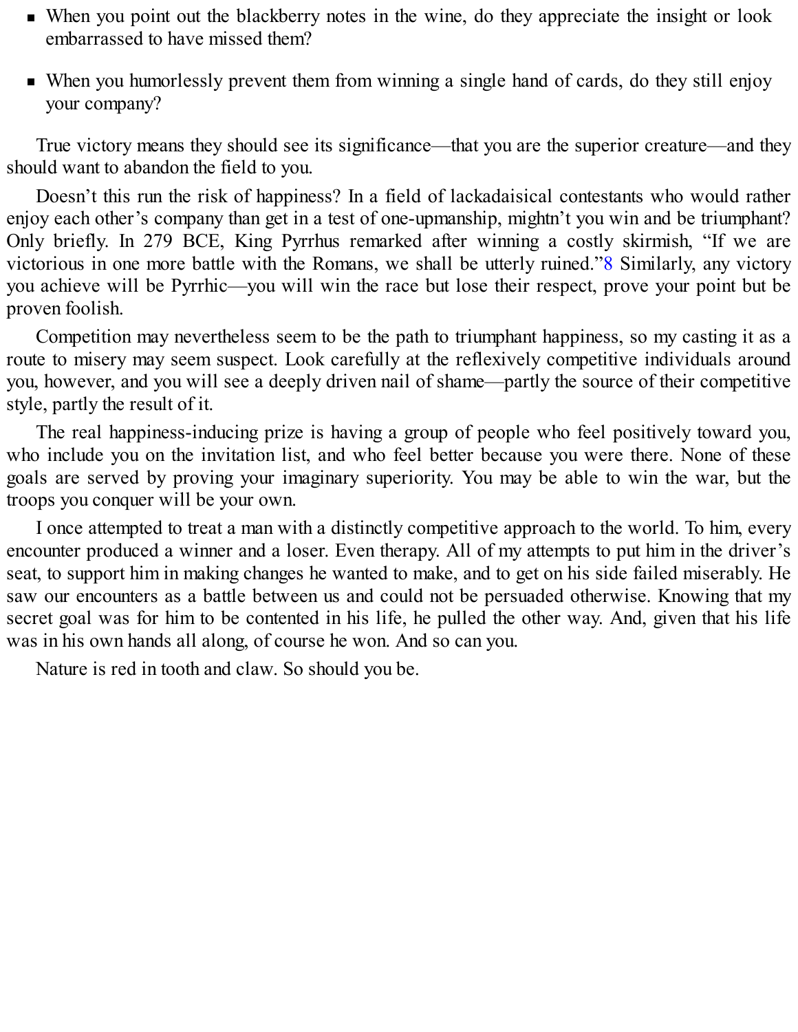- When you point out the blackberry notes in the wine, do they appreciate the insight or look embarrassed to have missed them?
- When you humorlessly prevent them from winning a single hand of cards, do they still enjoy your company?

True victory means they should see its significance—that you are the superior creature—and they should want to abandon the field to you.

Doesn't this run the risk of happiness? In a field of lackadaisical contestants who would rather enjoy each other's company than get in a test of one-upmanship, mightn't you win and be triumphant? Only briefly. In 279 BCE, King Pyrrhus remarked after winning a costly skirmish, "If we are victorious in one more battle with the Romans, we shall be utterly ruined."[8] Similarly, any victory you achieve will be Pyrrhic—you will win the race but lose their respect, prove your point but be proven foolish.

Competition may nevertheless seem to be the path to triumphant happiness, so my casting it as a route to misery may seem suspect. Look carefully at the reflexively competitive individuals around you, however, and you will see a deeply driven nail of shame—partly the source of their competitive style, partly the result of it.

The real happiness-inducing prize is having a group of people who feel positively toward you, who include you on the invitation list, and who feel better because you were there. None of these goals are served by proving your imaginary superiority. You may be able to win the war, but the troops you conquer will be your own.

I once attempted to treat a man with a distinctly competitive approach to the world. To him, every encounter produced a winner and a loser. Even therapy. All of my attempts to put him in the driver's seat, to support him in making changes he wanted to make, and to get on his side failed miserably. He saw our encounters as a battle between us and could not be persuaded otherwise. Knowing that my secret goal was for him to be contented in his life, he pulled the other way. And, given that his life was in his own hands all along, of course he won. And so can you.

Nature is red in tooth and claw. So should you be.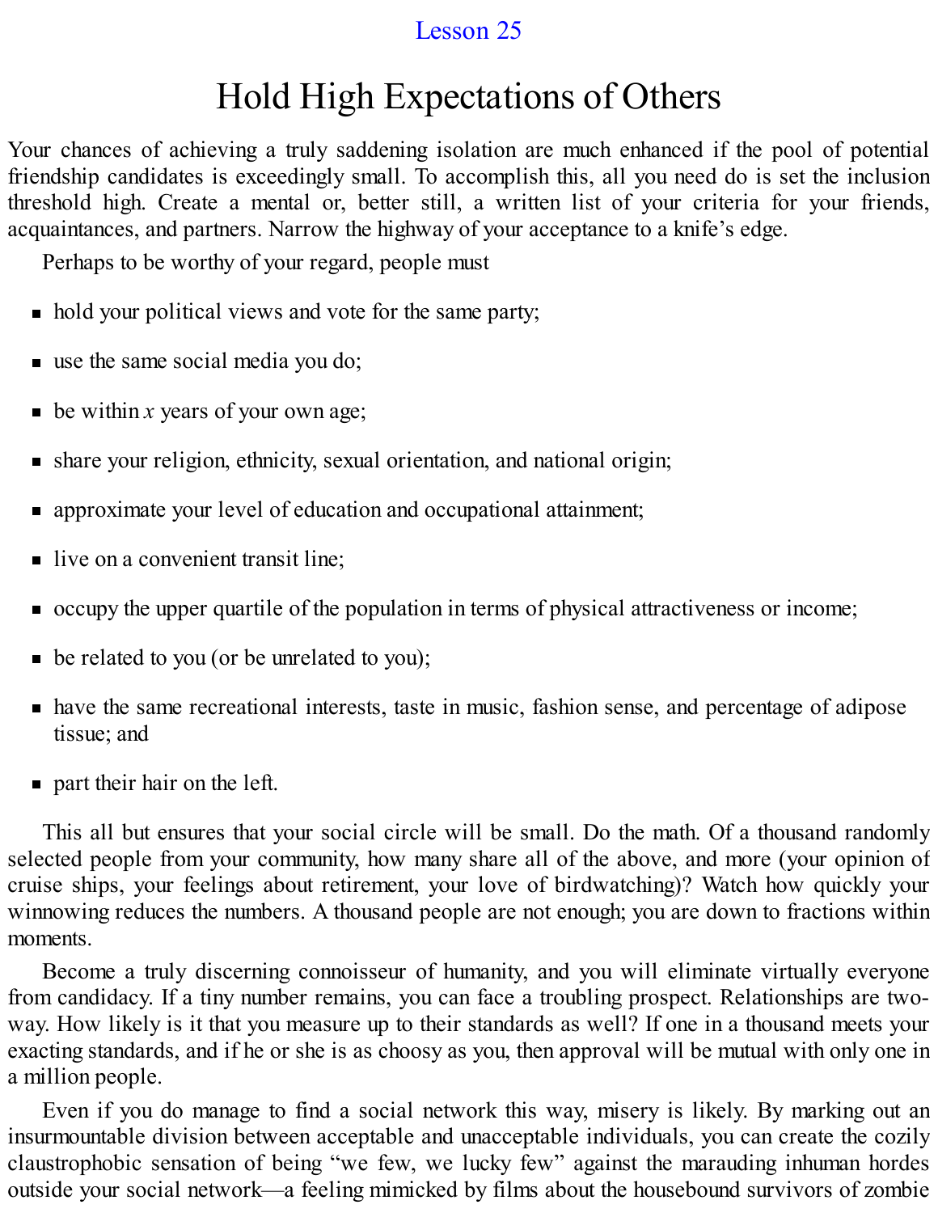Lesson 25

# Hold High Expectations of Others

Your chances of achieving a truly saddening isolation are much enhanced if the pool of potential friendship candidates is exceedingly small. To accomplish this, all you need do is set the inclusion threshold high. Create a mental or, better still, a written list of your criteria for your friends, acquaintances, and partners. Narrow the highway of your acceptance to a knife's edge.

Perhaps to be worthy of your regard, people must

- hold your political views and vote for the same party;
- use the same social media you do;
- be within *x* years of your own age;
- share your religion, ethnicity, sexual orientation, and national origin;
- approximate your level of education and occupational attainment;
- live on a convenient transit line;
- occupy the upper quartile of the population in terms of physical attractiveness or income;
- be related to you (or be unrelated to you);
- have the same recreational interests, taste in music, fashion sense, and percentage of adipose tissue; and
- part their hair on the left.

This all but ensures that your social circle will be small. Do the math. Of a thousand randomly selected people from your community, how many share all of the above, and more (your opinion of cruise ships, your feelings about retirement, your love of birdwatching)? Watch how quickly your winnowing reduces the numbers. A thousand people are not enough; you are down to fractions within moments.

Become a truly discerning connoisseur of humanity, and you will eliminate virtually everyone from candidacy. If a tiny number remains, you can face a troubling prospect. Relationships are two-way. How likely is it that you measure up to their standards as well? If one in a thousand meets your exacting standards, and if he or she is as choosy as you, then approval will be mutual with only one in a million people.

Even if you do manage to find a social network this way, misery is likely. By marking out an insurmountable division between acceptable and unacceptable individuals, you can create the cozily claustrophobic sensation of being "we few, we lucky few" against the marauding inhuman hordes outside your social network—a feeling mimicked by films about the housebound survivors of zombie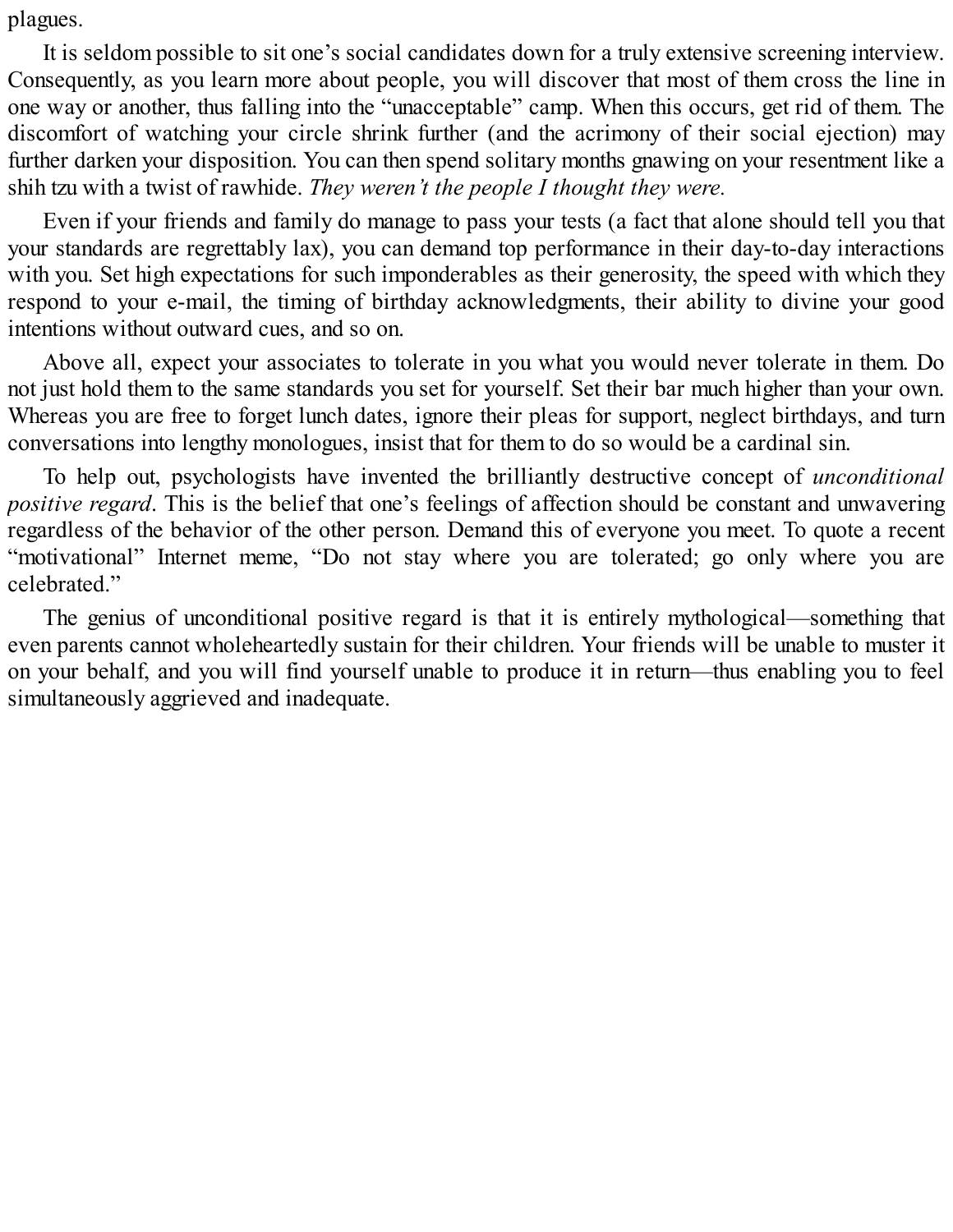plagues.

It is seldom possible to sit one's social candidates down for a truly extensive screening interview. Consequently, as you learn more about people, you will discover that most of them cross the line in one way or another, thus falling into the "unacceptable" camp. When this occurs, get rid of them. The discomfort of watching your circle shrink further (and the acrimony of their social ejection) may further darken your disposition. You can then spend solitary months gnawing on your resentment like a shih tzu with a twist of rawhide. *They weren't the people I thought they were.*

Even if your friends and family do manage to pass your tests (a fact that alone should tell you that your standards are regrettably lax), you can demand top performance in their day-to-day interactions with you. Set high expectations for such imponderables as their generosity, the speed with which they respond to your e-mail, the timing of birthday acknowledgments, their ability to divine your good intentions without outward cues, and so on.

Above all, expect your associates to tolerate in you what you would never tolerate in them. Do not just hold them to the same standards you set for yourself. Set their bar much higher than your own. Whereas you are free to forget lunch dates, ignore their pleas for support, neglect birthdays, and turn conversations into lengthy monologues, insist that for them to do so would be a cardinal sin.

To help out, psychologists have invented the brilliantly destructive concept of *unconditional positive regard*. This is the belief that one's feelings of affection should be constant and unwavering regardless of the behavior of the other person. Demand this of everyone you meet. To quote a recent "motivational" Internet meme, "Do not stay where you are tolerated; go only where you are celebrated."

The genius of unconditional positive regard is that it is entirely mythological—something that even parents cannot wholeheartedly sustain for their children. Your friends will be unable to muster it on your behalf, and you will find yourself unable to produce it in return—thus enabling you to feel simultaneously aggrieved and inadequate.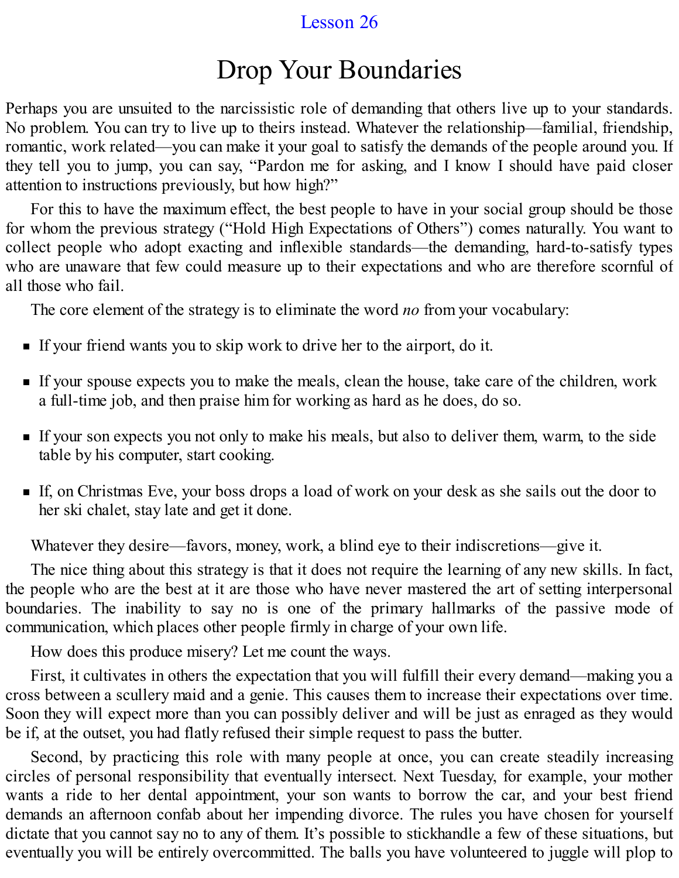Lesson 26

# Drop Your Boundaries

Perhaps you are unsuited to the narcissistic role of demanding that others live up to your standards. No problem. You can try to live up to theirs instead. Whatever the relationship—familial, friendship, romantic, work related—you can make it your goal to satisfy the demands of the people around you. If they tell you to jump, you can say, "Pardon me for asking, and I know I should have paid closer attention to instructions previously, but how high?"

For this to have the maximum effect, the best people to have in your social group should be those for whom the previous strategy ("Hold High Expectations of Others") comes naturally. You want to collect people who adopt exacting and inflexible standards—the demanding, hard-to-satisfy types who are unaware that few could measure up to their expectations and who are therefore scornful of all those who fail.

The core element of the strategy is to eliminate the word *no* from your vocabulary:

- If your friend wants you to skip work to drive her to the airport, do it.
- If your spouse expects you to make the meals, clean the house, take care of the children, work a full-time job, and then praise him for working as hard as he does, do so.
- If your son expects you not only to make his meals, but also to deliver them, warm, to the side table by his computer, start cooking.
- If, on Christmas Eve, your boss drops a load of work on your desk as she sails out the door to her ski chalet, stay late and get it done.

Whatever they desire—favors, money, work, a blind eye to their indiscretions—give it.

The nice thing about this strategy is that it does not require the learning of any new skills. In fact, the people who are the best at it are those who have never mastered the art of setting interpersonal boundaries. The inability to say no is one of the primary hallmarks of the passive mode of communication, which places other people firmly in charge of your own life.

How does this produce misery? Let me count the ways.

First, it cultivates in others the expectation that you will fulfill their every demand—making you a cross between a scullery maid and a genie. This causes them to increase their expectations over time. Soon they will expect more than you can possibly deliver and will be just as enraged as they would be if, at the outset, you had flatly refused their simple request to pass the butter.

Second, by practicing this role with many people at once, you can create steadily increasing circles of personal responsibility that eventually intersect. Next Tuesday, for example, your mother wants a ride to her dental appointment, your son wants to borrow the car, and your best friend demands an afternoon confab about her impending divorce. The rules you have chosen for yourself dictate that you cannot say no to any of them. It's possible to stickhandle a few of these situations, but eventually you will be entirely overcommitted. The balls you have volunteered to juggle will plop to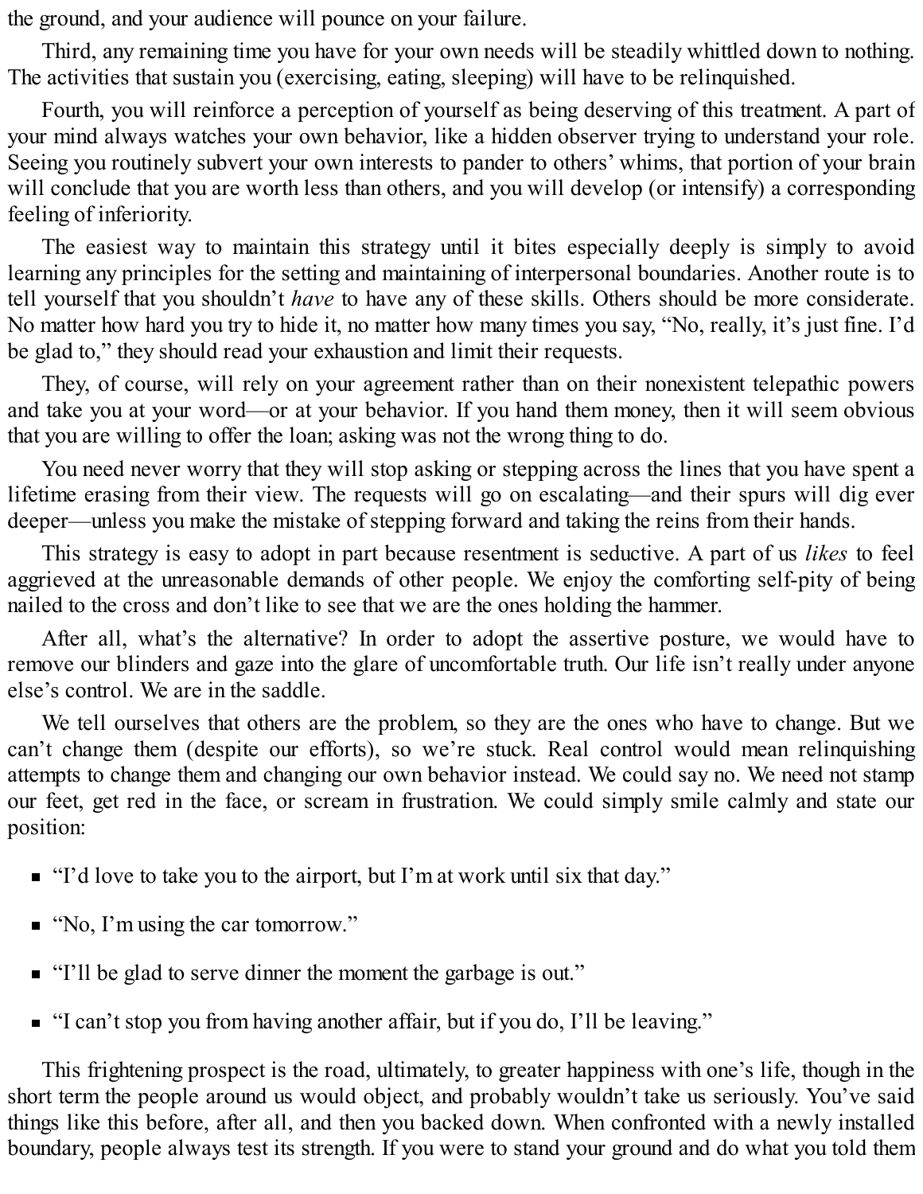the ground, and your audience will pounce on your failure.

Third, any remaining time you have for your own needs will be steadily whittled down to nothing. The activities that sustain you (exercising, eating, sleeping) will have to be relinquished.

Fourth, you will reinforce a perception of yourself as being deserving of this treatment. A part of your mind always watches your own behavior, like a hidden observer trying to understand your role. Seeing you routinely subvert your own interests to pander to others' whims, that portion of your brain will conclude that you are worth less than others, and you will develop (or intensify) a corresponding feeling of inferiority.

The easiest way to maintain this strategy until it bites especially deeply is simply to avoid learning any principles for the setting and maintaining of interpersonal boundaries. Another route is to tell yourself that you shouldn't *have* to have any of these skills. Others should be more considerate. No matter how hard you try to hide it, no matter how many times you say, "No, really, it's just fine. I'd be glad to," they should read your exhaustion and limit their requests.

They, of course, will rely on your agreement rather than on their nonexistent telepathic powers and take you at your word—or at your behavior. If you hand them money, then it will seem obvious that you are willing to offer the loan; asking was not the wrong thing to do.

You need never worry that they will stop asking or stepping across the lines that you have spent a lifetime erasing from their view. The requests will go on escalating—and their spurs will dig ever deeper—unless you make the mistake of stepping forward and taking the reins from their hands.

This strategy is easy to adopt in part because resentment is seductive. A part of us *likes* to feel aggrieved at the unreasonable demands of other people. We enjoy the comforting self-pity of being nailed to the cross and don't like to see that we are the ones holding the hammer.

After all, what's the alternative? In order to adopt the assertive posture, we would have to remove our blinders and gaze into the glare of uncomfortable truth. Our life isn't really under anyone else's control. We are in the saddle.

We tell ourselves that others are the problem, so they are the ones who have to change. But we can't change them (despite our efforts), so we're stuck. Real control would mean relinquishing attempts to change them and changing our own behavior instead. We could say no. We need not stamp our feet, get red in the face, or scream in frustration. We could simply smile calmly and state our position:

- "I'd love to take you to the airport, but I'm at work until six that day."
- "No, I'm using the car tomorrow."
- "I'll be glad to serve dinner the moment the garbage is out."
- "I can't stop you from having another affair, but if you do, I'll be leaving."

This frightening prospect is the road, ultimately, to greater happiness with one's life, though in the short term the people around us would object, and probably wouldn't take us seriously. You've said things like this before, after all, and then you backed down. When confronted with a newly installed boundary, people always test its strength. If you were to stand your ground and do what you told them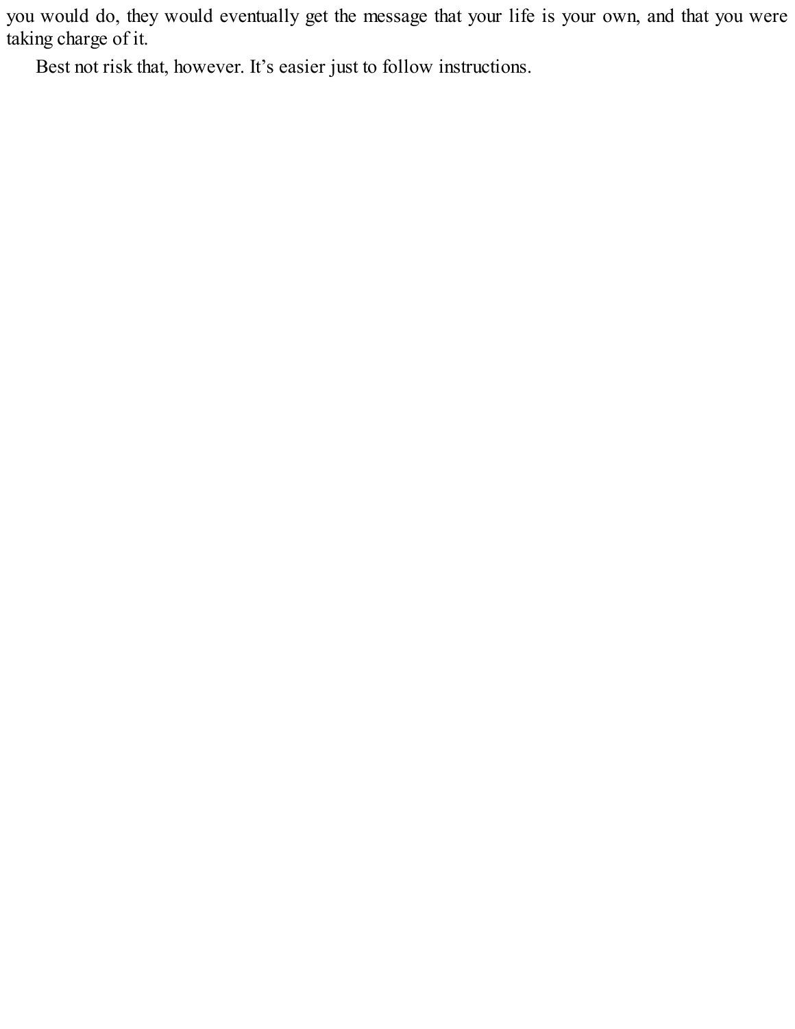you would do, they would eventually get the message that your life is your own, and that you were taking charge of it.

Best not risk that, however. It's easier just to follow instructions.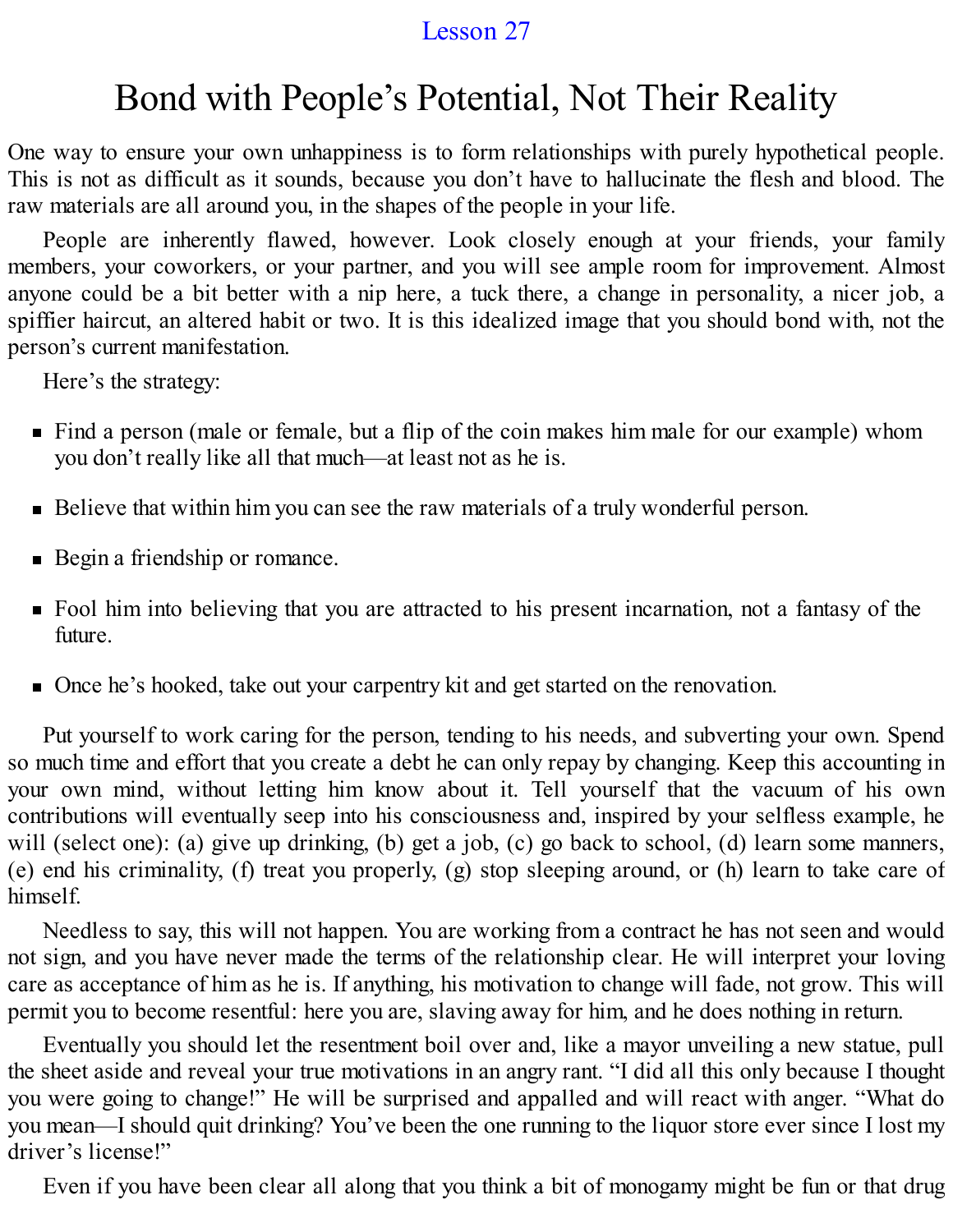Lesson 27

# Bond with People's Potential, Not Their Reality

One way to ensure your own unhappiness is to form relationships with purely hypothetical people. This is not as difficult as it sounds, because you don't have to hallucinate the flesh and blood. The raw materials are all around you, in the shapes of the people in your life.

People are inherently flawed, however. Look closely enough at your friends, your family members, your coworkers, or your partner, and you will see ample room for improvement. Almost anyone could be a bit better with a nip here, a tuck there, a change in personality, a nicer job, a spiffier haircut, an altered habit or two. It is this idealized image that you should bond with, not the person's current manifestation.

Here's the strategy:

- Find a person (male or female, but a flip of the coin makes him male for our example) whom you don't really like all that much—at least not as he is.
- Believe that within him you can see the raw materials of a truly wonderful person.
- Begin a friendship or romance.
- Fool him into believing that you are attracted to his present incarnation, not a fantasy of the future.
- Once he's hooked, take out your carpentry kit and get started on the renovation.

Put yourself to work caring for the person, tending to his needs, and subverting your own. Spend so much time and effort that you create a debt he can only repay by changing. Keep this accounting in your own mind, without letting him know about it. Tell yourself that the vacuum of his own contributions will eventually seep into his consciousness and, inspired by your selfless example, he will (select one): (a) give up drinking, (b) get a job, (c) go back to school, (d) learn some manners, (e) end his criminality, (f) treat you properly, (g) stop sleeping around, or (h) learn to take care of himself.

Needless to say, this will not happen. You are working from a contract he has not seen and would not sign, and you have never made the terms of the relationship clear. He will interpret your loving care as acceptance of him as he is. If anything, his motivation to change will fade, not grow. This will permit you to become resentful: here you are, slaving away for him, and he does nothing in return.

Eventually you should let the resentment boil over and, like a mayor unveiling a new statue, pull the sheet aside and reveal your true motivations in an angry rant. "I did all this only because I thought you were going to change!" He will be surprised and appalled and will react with anger. "What do you mean—I should quit drinking? You've been the one running to the liquor store ever since I lost my driver's license!"

Even if you have been clear all along that you think a bit of monogamy might be fun or that drug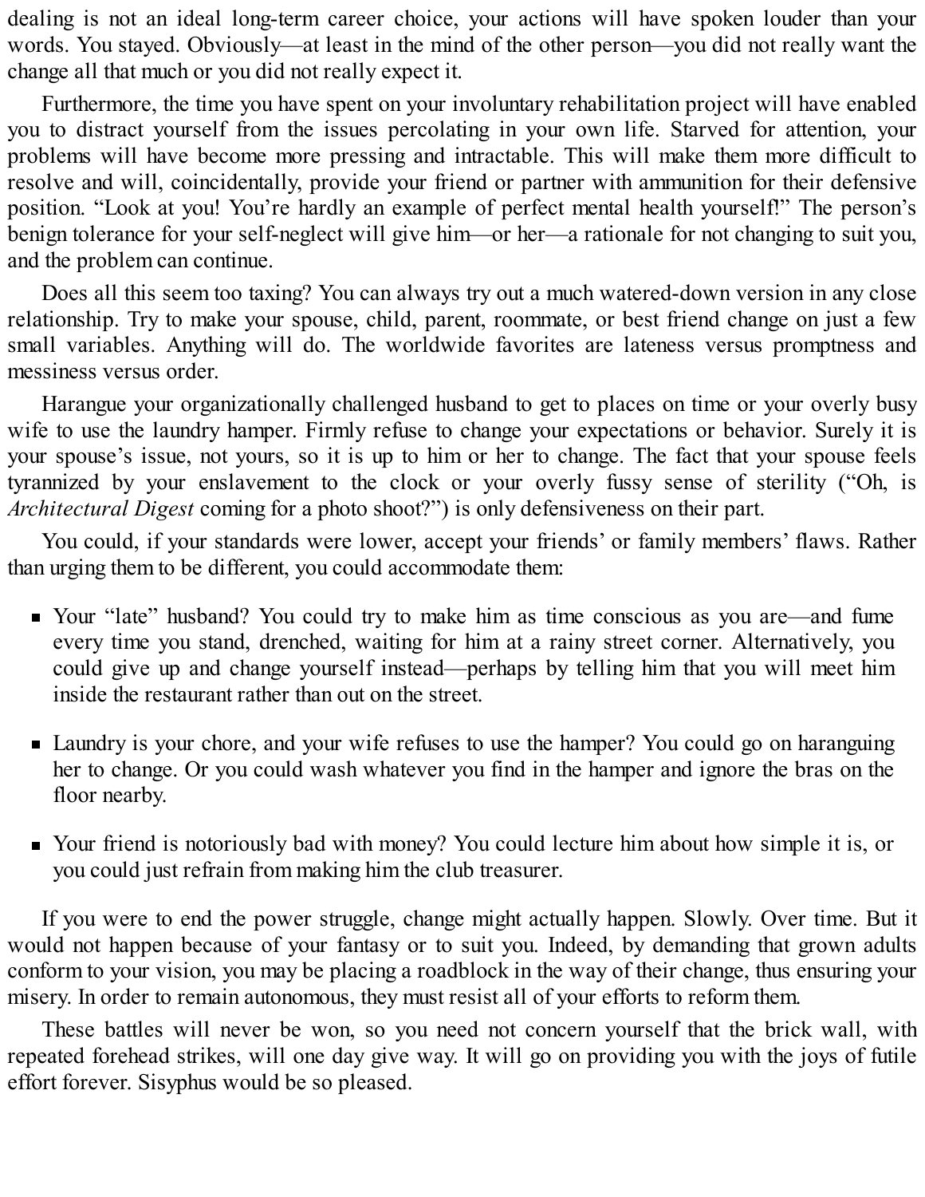dealing is not an ideal long-term career choice, your actions will have spoken louder than your words. You stayed. Obviously—at least in the mind of the other person—you did not really want the change all that much or you did not really expect it.

Furthermore, the time you have spent on your involuntary rehabilitation project will have enabled you to distract yourself from the issues percolating in your own life. Starved for attention, your problems will have become more pressing and intractable. This will make them more difficult to resolve and will, coincidentally, provide your friend or partner with ammunition for their defensive position. "Look at you! You're hardly an example of perfect mental health yourself!" The person's benign tolerance for your self-neglect will give him—or her—a rationale for not changing to suit you, and the problem can continue.

Does all this seem too taxing? You can always try out a much watered-down version in any close relationship. Try to make your spouse, child, parent, roommate, or best friend change on just a few small variables. Anything will do. The worldwide favorites are lateness versus promptness and messiness versus order.

Harangue your organizationally challenged husband to get to places on time or your overly busy wife to use the laundry hamper. Firmly refuse to change your expectations or behavior. Surely it is your spouse's issue, not yours, so it is up to him or her to change. The fact that your spouse feels tyrannized by your enslavement to the clock or your overly fussy sense of sterility ("Oh, is *Architectural Digest* coming for a photo shoot?") is only defensiveness on their part.

You could, if your standards were lower, accept your friends' or family members' flaws. Rather than urging them to be different, you could accommodate them:

- Your "late" husband? You could try to make him as time conscious as you are—and fume every time you stand, drenched, waiting for him at a rainy street corner. Alternatively, you could give up and change yourself instead—perhaps by telling him that you will meet him inside the restaurant rather than out on the street.
- Laundry is your chore, and your wife refuses to use the hamper? You could go on haranguing her to change. Or you could wash whatever you find in the hamper and ignore the bras on the floor nearby.
- Your friend is notoriously bad with money? You could lecture him about how simple it is, or you could just refrain from making him the club treasurer.

If you were to end the power struggle, change might actually happen. Slowly. Over time. But it would not happen because of your fantasy or to suit you. Indeed, by demanding that grown adults conform to your vision, you may be placing a roadblock in the way of their change, thus ensuring your misery. In order to remain autonomous, they must resist all of your efforts to reform them.

These battles will never be won, so you need not concern yourself that the brick wall, with repeated forehead strikes, will one day give way. It will go on providing you with the joys of futile effort forever. Sisyphus would be so pleased.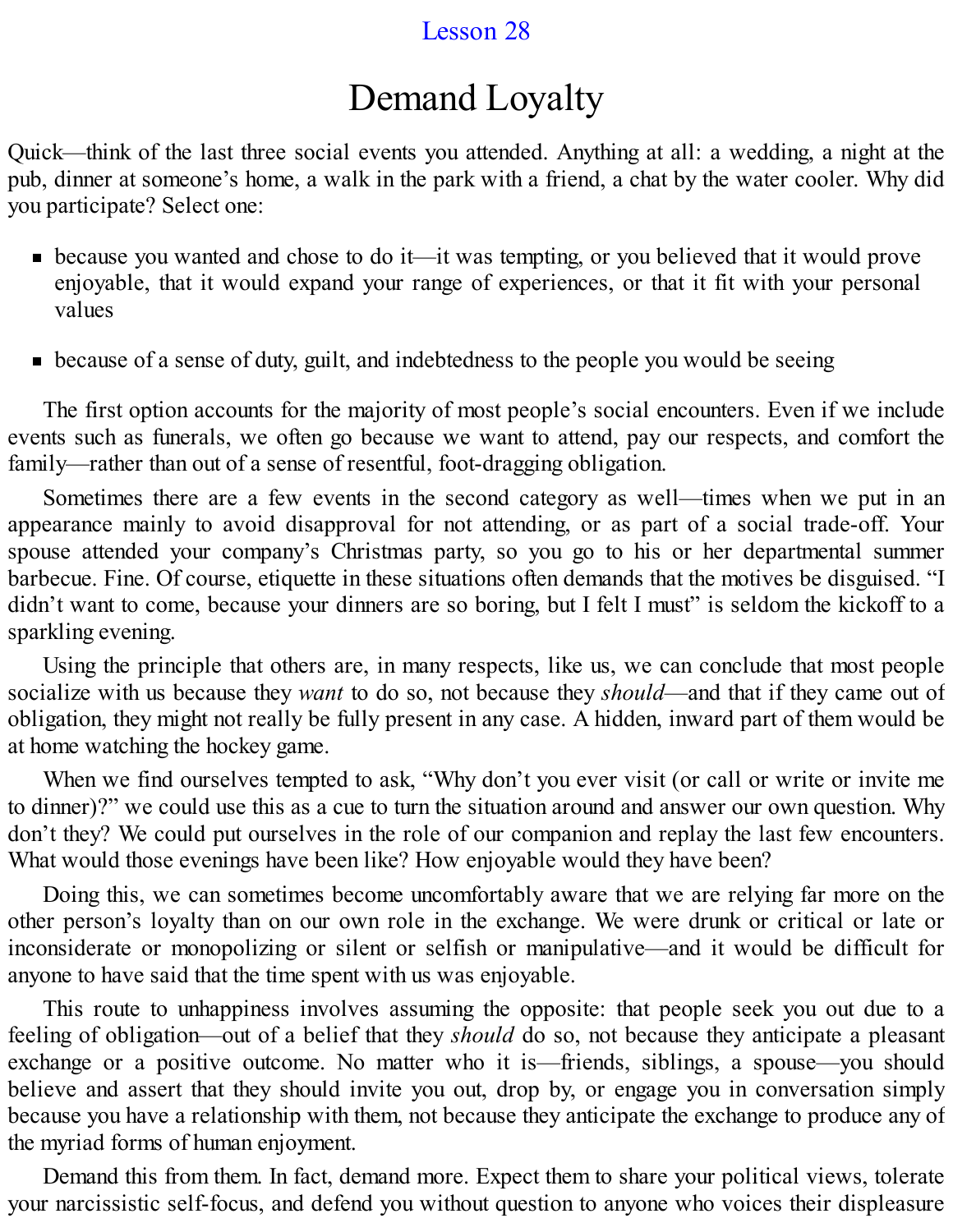Lesson 28

# Demand Loyalty

Quick—think of the last three social events you attended. Anything at all: a wedding, a night at the pub, dinner at someone's home, a walk in the park with a friend, a chat by the water cooler. Why did you participate? Select one:

- because you wanted and chose to do it—it was tempting, or you believed that it would prove enjoyable, that it would expand your range of experiences, or that it fit with your personal values
- because of a sense of duty, guilt, and indebtedness to the people you would be seeing

The first option accounts for the majority of most people's social encounters. Even if we include events such as funerals, we often go because we want to attend, pay our respects, and comfort the family—rather than out of a sense of resentful, foot-dragging obligation.

Sometimes there are a few events in the second category as well—times when we put in an appearance mainly to avoid disapproval for not attending, or as part of a social trade-off. Your spouse attended your company's Christmas party, so you go to his or her departmental summer barbecue. Fine. Of course, etiquette in these situations often demands that the motives be disguised. "I didn't want to come, because your dinners are so boring, but I felt I must" is seldom the kickoff to a sparkling evening.

Using the principle that others are, in many respects, like us, we can conclude that most people socialize with us because they *want* to do so, not because they *should*—and that if they came out of obligation, they might not really be fully present in any case. A hidden, inward part of them would be at home watching the hockey game.

When we find ourselves tempted to ask, "Why don't you ever visit (or call or write or invite me to dinner)?" we could use this as a cue to turn the situation around and answer our own question. Why don't they? We could put ourselves in the role of our companion and replay the last few encounters. What would those evenings have been like? How enjoyable would they have been?

Doing this, we can sometimes become uncomfortably aware that we are relying far more on the other person's loyalty than on our own role in the exchange. We were drunk or critical or late or inconsiderate or monopolizing or silent or selfish or manipulative—and it would be difficult for anyone to have said that the time spent with us was enjoyable.

This route to unhappiness involves assuming the opposite: that people seek you out due to a feeling of obligation—out of a belief that they *should* do so, not because they anticipate a pleasant exchange or a positive outcome. No matter who it is—friends, siblings, a spouse—you should believe and assert that they should invite you out, drop by, or engage you in conversation simply because you have a relationship with them, not because they anticipate the exchange to produce any of the myriad forms of human enjoyment.

Demand this from them. In fact, demand more. Expect them to share your political views, tolerate your narcissistic self-focus, and defend you without question to anyone who voices their displeasure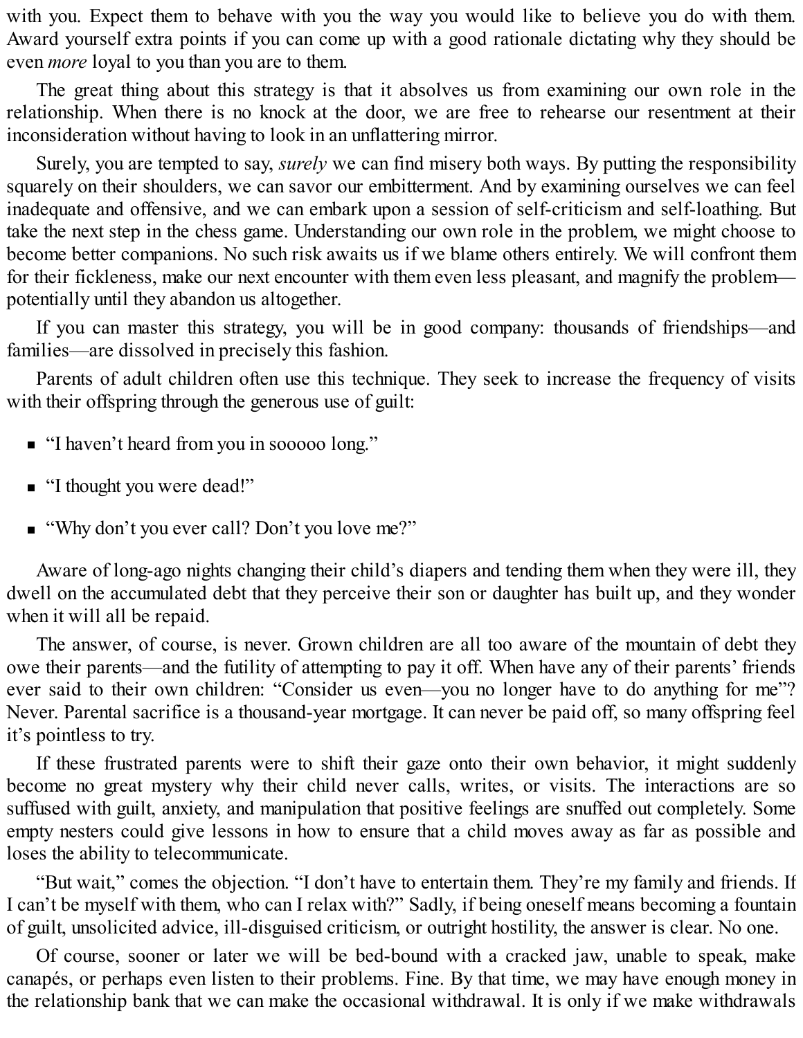with you. Expect them to behave with you the way you would like to believe you do with them. Award yourself extra points if you can come up with a good rationale dictating why they should be even *more* loyal to you than you are to them.

The great thing about this strategy is that it absolves us from examining our own role in the relationship. When there is no knock at the door, we are free to rehearse our resentment at their inconsideration without having to look in an unflattering mirror.

Surely, you are tempted to say, *surely* we can find misery both ways. By putting the responsibility squarely on their shoulders, we can savor our embitterment. And by examining ourselves we can feel inadequate and offensive, and we can embark upon a session of self-criticism and self-loathing. But take the next step in the chess game. Understanding our own role in the problem, we might choose to become better companions. No such risk awaits us if we blame others entirely. We will confront them for their fickleness, make our next encounter with them even less pleasant, and magnify the problem—potentially until they abandon us altogether.

If you can master this strategy, you will be in good company: thousands of friendships—and families—are dissolved in precisely this fashion.

Parents of adult children often use this technique. They seek to increase the frequency of visits with their offspring through the generous use of guilt:

- "I haven't heard from you in sooooo long."
- "I thought you were dead!"
- "Why don't you ever call? Don't you love me?"

Aware of long-ago nights changing their child's diapers and tending them when they were ill, they dwell on the accumulated debt that they perceive their son or daughter has built up, and they wonder when it will all be repaid.

The answer, of course, is never. Grown children are all too aware of the mountain of debt they owe their parents—and the futility of attempting to pay it off. When have any of their parents' friends ever said to their own children: "Consider us even—you no longer have to do anything for me"? Never. Parental sacrifice is a thousand-year mortgage. It can never be paid off, so many offspring feel it's pointless to try.

If these frustrated parents were to shift their gaze onto their own behavior, it might suddenly become no great mystery why their child never calls, writes, or visits. The interactions are so suffused with guilt, anxiety, and manipulation that positive feelings are snuffed out completely. Some empty nesters could give lessons in how to ensure that a child moves away as far as possible and loses the ability to telecommunicate.

"But wait," comes the objection. "I don't have to entertain them. They're my family and friends. If I can't be myself with them, who can I relax with?" Sadly, if being oneself means becoming a fountain of guilt, unsolicited advice, ill-disguised criticism, or outright hostility, the answer is clear. No one.

Of course, sooner or later we will be bed-bound with a cracked jaw, unable to speak, make canapés, or perhaps even listen to their problems. Fine. By that time, we may have enough money in the relationship bank that we can make the occasional withdrawal. It is only if we make withdrawals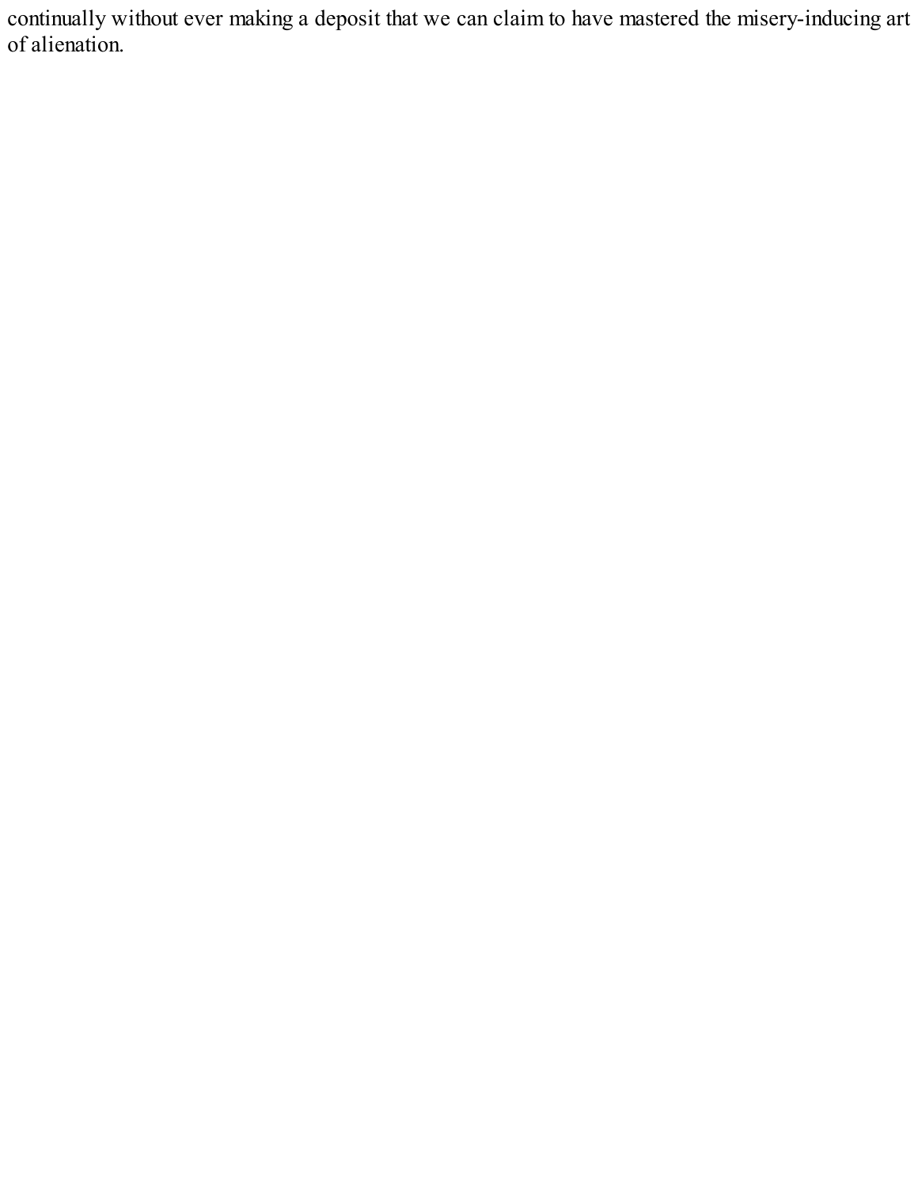continually without ever making a deposit that we can claim to have mastered the misery-inducing art of alienation.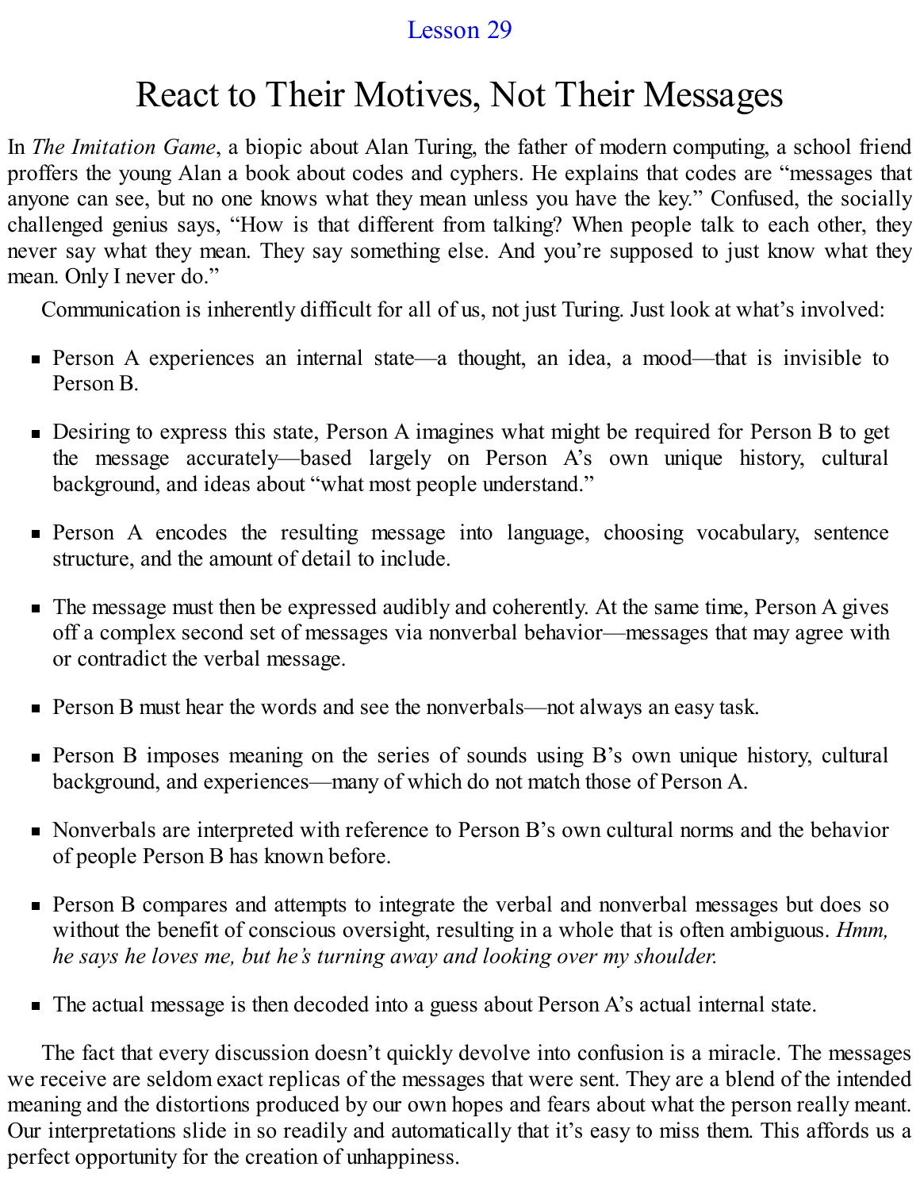Lesson 29

# React to Their Motives, Not Their Messages

In *The Imitation Game*, a biopic about Alan Turing, the father of modern computing, a school friend proffers the young Alan a book about codes and cyphers. He explains that codes are "messages that anyone can see, but no one knows what they mean unless you have the key." Confused, the socially challenged genius says, "How is that different from talking? When people talk to each other, they never say what they mean. They say something else. And you're supposed to just know what they mean. Only I never do."

Communication is inherently difficult for all of us, not just Turing. Just look at what's involved:

- Person A experiences an internal state—a thought, an idea, a mood—that is invisible to Person B.
- Desiring to express this state, Person A imagines what might be required for Person B to get the message accurately—based largely on Person A's own unique history, cultural background, and ideas about "what most people understand."
- Person A encodes the resulting message into language, choosing vocabulary, sentence structure, and the amount of detail to include.
- The message must then be expressed audibly and coherently. At the same time, Person A gives off a complex second set of messages via nonverbal behavior—messages that may agree with or contradict the verbal message.
- Person B must hear the words and see the nonverbals—not always an easy task.
- Person B imposes meaning on the series of sounds using B's own unique history, cultural background, and experiences—many of which do not match those of Person A.
- Nonverbals are interpreted with reference to Person B's own cultural norms and the behavior of people Person B has known before.
- Person B compares and attempts to integrate the verbal and nonverbal messages but does so without the benefit of conscious oversight, resulting in a whole that is often ambiguous. *Hmm, he says he loves me, but he's turning away and looking over my shoulder.*
- The actual message is then decoded into a guess about Person A's actual internal state.

The fact that every discussion doesn't quickly devolve into confusion is a miracle. The messages we receive are seldom exact replicas of the messages that were sent. They are a blend of the intended meaning and the distortions produced by our own hopes and fears about what the person really meant. Our interpretations slide in so readily and automatically that it's easy to miss them. This affords us a perfect opportunity for the creation of unhappiness.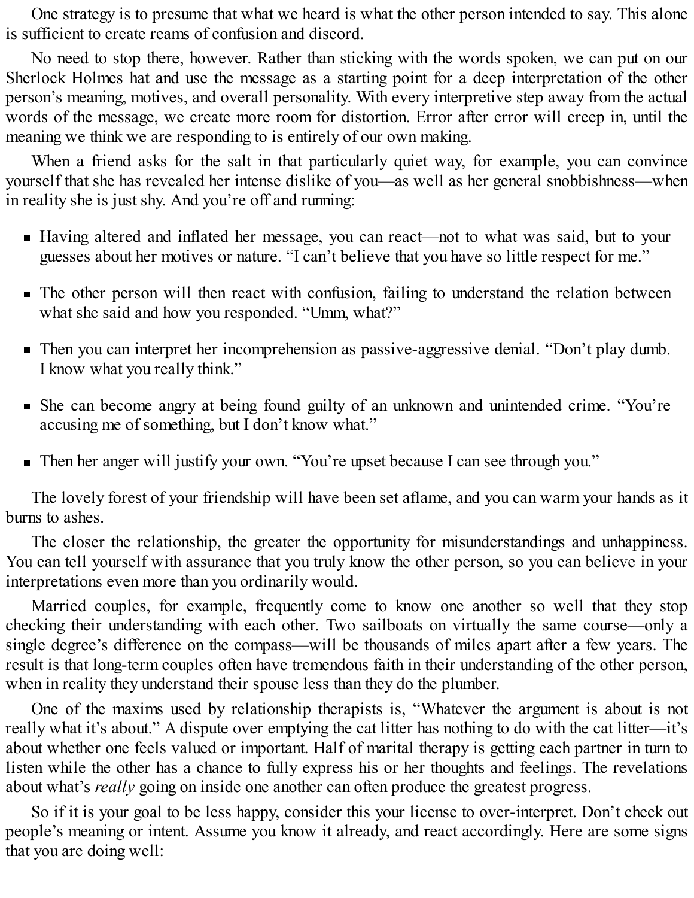One strategy is to presume that what we heard is what the other person intended to say. This alone is sufficient to create reams of confusion and discord.

No need to stop there, however. Rather than sticking with the words spoken, we can put on our Sherlock Holmes hat and use the message as a starting point for a deep interpretation of the other person's meaning, motives, and overall personality. With every interpretive step away from the actual words of the message, we create more room for distortion. Error after error will creep in, until the meaning we think we are responding to is entirely of our own making.

When a friend asks for the salt in that particularly quiet way, for example, you can convince yourself that she has revealed her intense dislike of you—as well as her general snobbishness—when in reality she is just shy. And you're off and running:

- Having altered and inflated her message, you can react—not to what was said, but to your guesses about her motives or nature. "I can't believe that you have so little respect for me."
- The other person will then react with confusion, failing to understand the relation between what she said and how you responded. "Umm, what?"
- Then you can interpret her incomprehension as passive-aggressive denial. "Don't play dumb. I know what you really think."
- She can become angry at being found guilty of an unknown and unintended crime. "You're accusing me of something, but I don't know what."
- Then her anger will justify your own. "You're upset because I can see through you."

The lovely forest of your friendship will have been set aflame, and you can warm your hands as it burns to ashes.

The closer the relationship, the greater the opportunity for misunderstandings and unhappiness. You can tell yourself with assurance that you truly know the other person, so you can believe in your interpretations even more than you ordinarily would.

Married couples, for example, frequently come to know one another so well that they stop checking their understanding with each other. Two sailboats on virtually the same course—only a single degree's difference on the compass—will be thousands of miles apart after a few years. The result is that long-term couples often have tremendous faith in their understanding of the other person, when in reality they understand their spouse less than they do the plumber.

One of the maxims used by relationship therapists is, "Whatever the argument is about is not really what it's about." A dispute over emptying the cat litter has nothing to do with the cat litter—it's about whether one feels valued or important. Half of marital therapy is getting each partner in turn to listen while the other has a chance to fully express his or her thoughts and feelings. The revelations about what's *really* going on inside one another can often produce the greatest progress.

So if it is your goal to be less happy, consider this your license to over-interpret. Don't check out people's meaning or intent. Assume you know it already, and react accordingly. Here are some signs that you are doing well: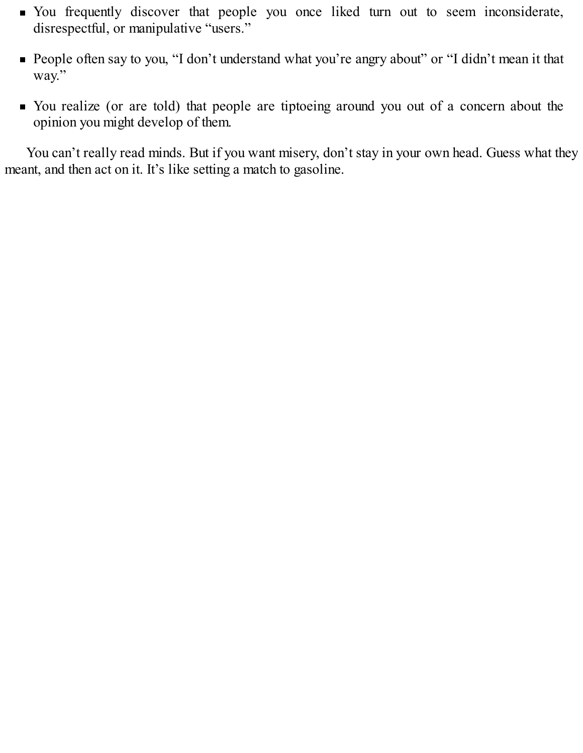- You frequently discover that people you once liked turn out to seem inconsiderate, disrespectful, or manipulative “users.”
- People often say to you, “I don’t understand what you’re angry about” or “I didn’t mean it that way.”
- You realize (or are told) that people are tiptoeing around you out of a concern about the opinion you might develop of them.

You can’t really read minds. But if you want misery, don’t stay in your own head. Guess what they meant, and then act on it. It’s like setting a match to gasoline.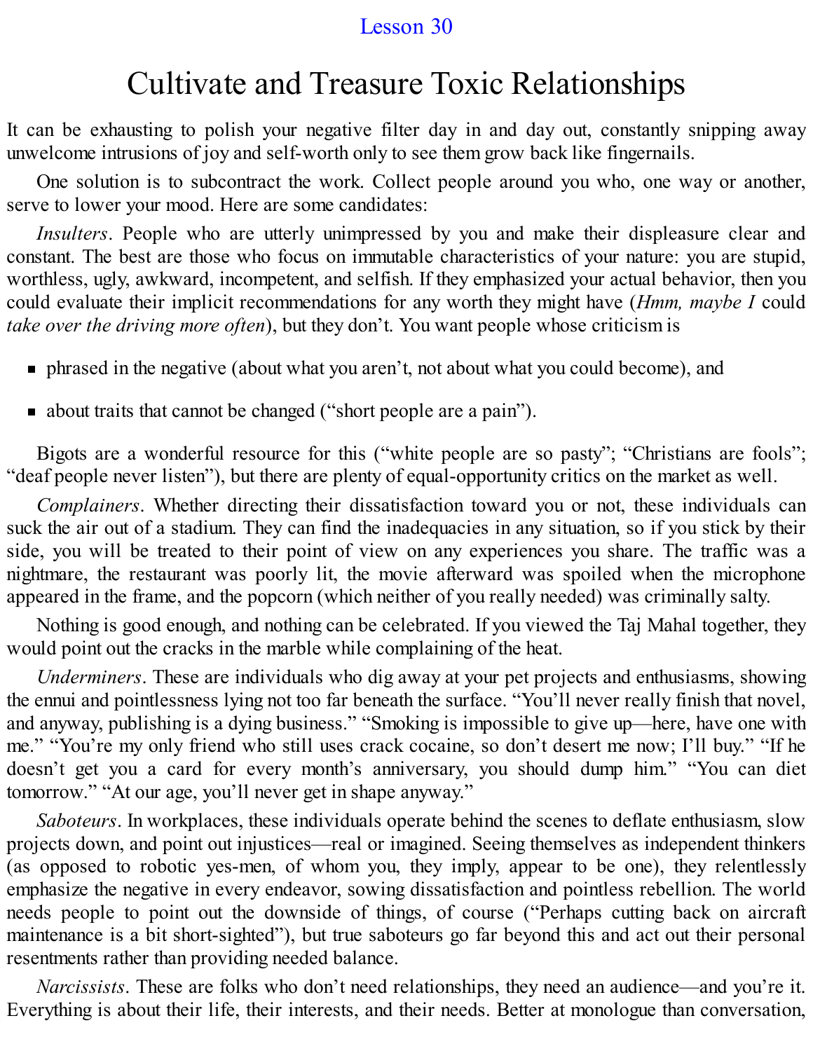Lesson 30

# Cultivate and Treasure Toxic Relationships

It can be exhausting to polish your negative filter day in and day out, constantly snipping away unwelcome intrusions of joy and self-worth only to see them grow back like fingernails.

One solution is to subcontract the work. Collect people around you who, one way or another, serve to lower your mood. Here are some candidates:

*Insulters*. People who are utterly unimpressed by you and make their displeasure clear and constant. The best are those who focus on immutable characteristics of your nature: you are stupid, worthless, ugly, awkward, incompetent, and selfish. If they emphasized your actual behavior, then you could evaluate their implicit recommendations for any worth they might have (*Hmm, maybe I could take over the driving more often*), but they don't. You want people whose criticism is

- phrased in the negative (about what you aren't, not about what you could become), and
- about traits that cannot be changed ("short people are a pain").

Bigots are a wonderful resource for this ("white people are so pasty"; "Christians are fools"; "deaf people never listen"), but there are plenty of equal-opportunity critics on the market as well.

*Complainers*. Whether directing their dissatisfaction toward you or not, these individuals can suck the air out of a stadium. They can find the inadequacies in any situation, so if you stick by their side, you will be treated to their point of view on any experiences you share. The traffic was a nightmare, the restaurant was poorly lit, the movie afterward was spoiled when the microphone appeared in the frame, and the popcorn (which neither of you really needed) was criminally salty.

Nothing is good enough, and nothing can be celebrated. If you viewed the Taj Mahal together, they would point out the cracks in the marble while complaining of the heat.

*Underminers*. These are individuals who dig away at your pet projects and enthusiasms, showing the ennui and pointlessness lying not too far beneath the surface. "You'll never really finish that novel, and anyway, publishing is a dying business." "Smoking is impossible to give up—here, have one with me." "You're my only friend who still uses crack cocaine, so don't desert me now; I'll buy." "If he doesn't get you a card for every month's anniversary, you should dump him." "You can diet tomorrow." "At our age, you'll never get in shape anyway."

*Saboteurs*. In workplaces, these individuals operate behind the scenes to deflate enthusiasm, slow projects down, and point out injustices—real or imagined. Seeing themselves as independent thinkers (as opposed to robotic yes-men, of whom you, they imply, appear to be one), they relentlessly emphasize the negative in every endeavor, sowing dissatisfaction and pointless rebellion. The world needs people to point out the downside of things, of course ("Perhaps cutting back on aircraft maintenance is a bit short-sighted"), but true saboteurs go far beyond this and act out their personal resentments rather than providing needed balance.

*Narcissists*. These are folks who don't need relationships, they need an audience—and you're it. Everything is about their life, their interests, and their needs. Better at monologue than conversation,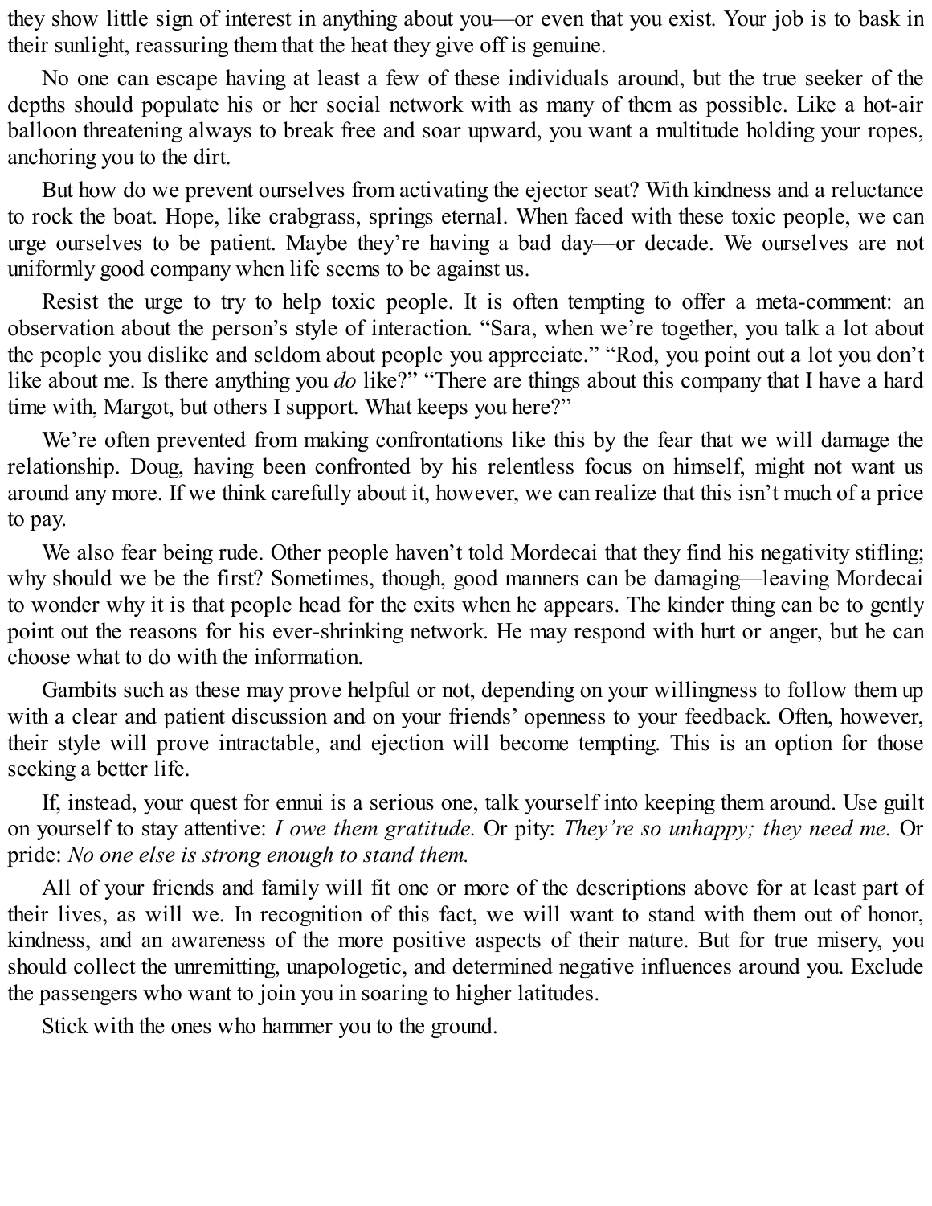they show little sign of interest in anything about you—or even that you exist. Your job is to bask in their sunlight, reassuring them that the heat they give off is genuine.

No one can escape having at least a few of these individuals around, but the true seeker of the depths should populate his or her social network with as many of them as possible. Like a hot-air balloon threatening always to break free and soar upward, you want a multitude holding your ropes, anchoring you to the dirt.

But how do we prevent ourselves from activating the ejector seat? With kindness and a reluctance to rock the boat. Hope, like crabgrass, springs eternal. When faced with these toxic people, we can urge ourselves to be patient. Maybe they're having a bad day—or decade. We ourselves are not uniformly good company when life seems to be against us.

Resist the urge to try to help toxic people. It is often tempting to offer a meta-comment: an observation about the person's style of interaction. "Sara, when we're together, you talk a lot about the people you dislike and seldom about people you appreciate." "Rod, you point out a lot you don't like about me. Is there anything you *do* like?" "There are things about this company that I have a hard time with, Margot, but others I support. What keeps you here?"

We're often prevented from making confrontations like this by the fear that we will damage the relationship. Doug, having been confronted by his relentless focus on himself, might not want us around any more. If we think carefully about it, however, we can realize that this isn't much of a price to pay.

We also fear being rude. Other people haven't told Mordecai that they find his negativity stifling; why should we be the first? Sometimes, though, good manners can be damaging—leaving Mordecai to wonder why it is that people head for the exits when he appears. The kinder thing can be to gently point out the reasons for his ever-shrinking network. He may respond with hurt or anger, but he can choose what to do with the information.

Gambits such as these may prove helpful or not, depending on your willingness to follow them up with a clear and patient discussion and on your friends' openness to your feedback. Often, however, their style will prove intractable, and ejection will become tempting. This is an option for those seeking a better life.

If, instead, your quest for ennui is a serious one, talk yourself into keeping them around. Use guilt on yourself to stay attentive: *I owe them gratitude.* Or pity: *They're so unhappy; they need me.* Or pride: *No one else is strong enough to stand them.*

All of your friends and family will fit one or more of the descriptions above for at least part of their lives, as will we. In recognition of this fact, we will want to stand with them out of honor, kindness, and an awareness of the more positive aspects of their nature. But for true misery, you should collect the unremitting, unapologetic, and determined negative influences around you. Exclude the passengers who want to join you in soaring to higher latitudes.

Stick with the ones who hammer you to the ground.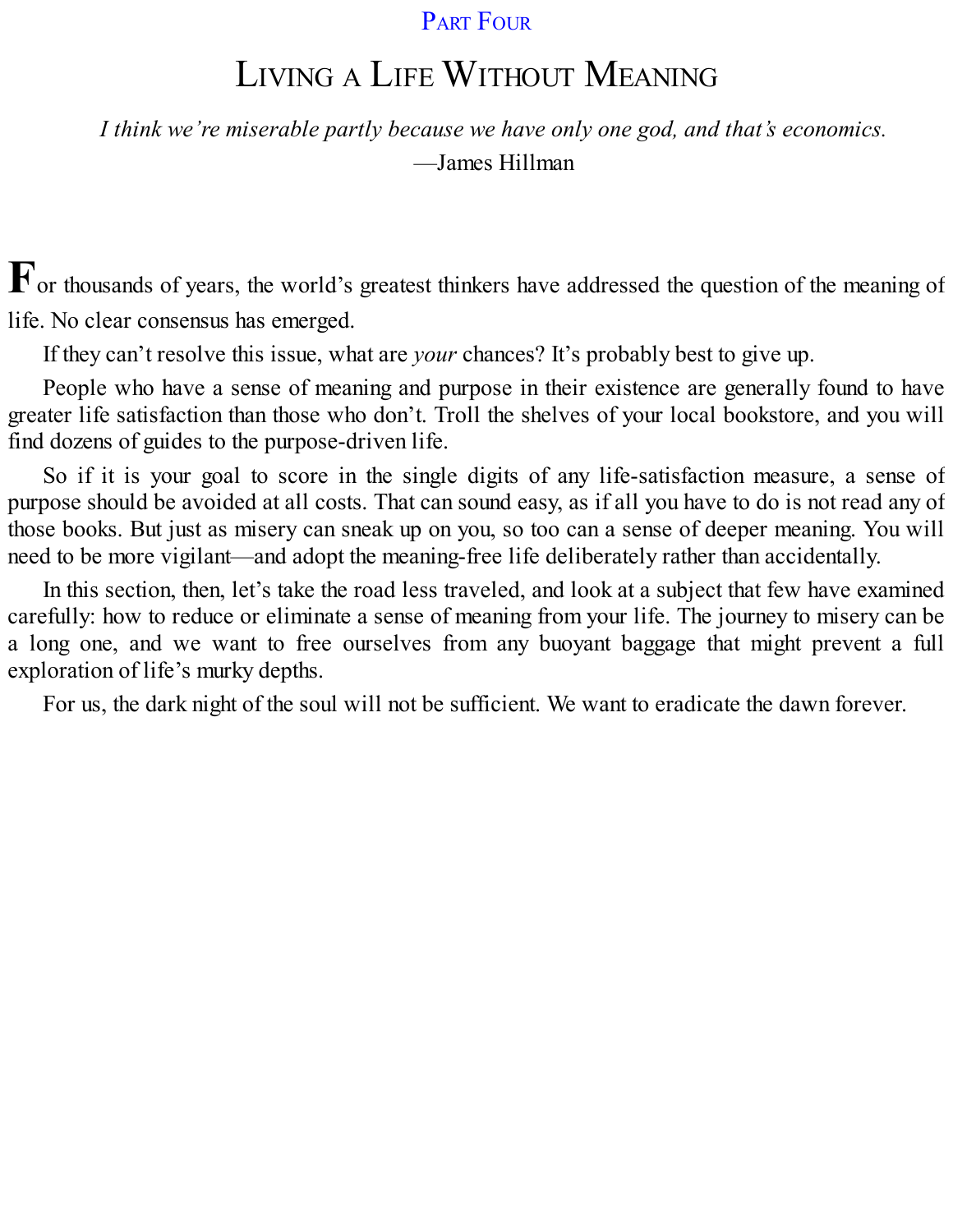## Part Four

# Living a Life Without Meaning

*I think we're miserable partly because we have only one god, and that's economics.*

—James Hillman

For thousands of years, the world's greatest thinkers have addressed the question of the meaning of life. No clear consensus has emerged.

If they can't resolve this issue, what are *your* chances? It's probably best to give up.

People who have a sense of meaning and purpose in their existence are generally found to have greater life satisfaction than those who don't. Troll the shelves of your local bookstore, and you will find dozens of guides to the purpose-driven life.

So if it is your goal to score in the single digits of any life-satisfaction measure, a sense of purpose should be avoided at all costs. That can sound easy, as if all you have to do is not read any of those books. But just as misery can sneak up on you, so too can a sense of deeper meaning. You will need to be more vigilant—and adopt the meaning-free life deliberately rather than accidentally.

In this section, then, let's take the road less traveled, and look at a subject that few have examined carefully: how to reduce or eliminate a sense of meaning from your life. The journey to misery can be a long one, and we want to free ourselves from any buoyant baggage that might prevent a full exploration of life's murky depths.

For us, the dark night of the soul will not be sufficient. We want to eradicate the dawn forever.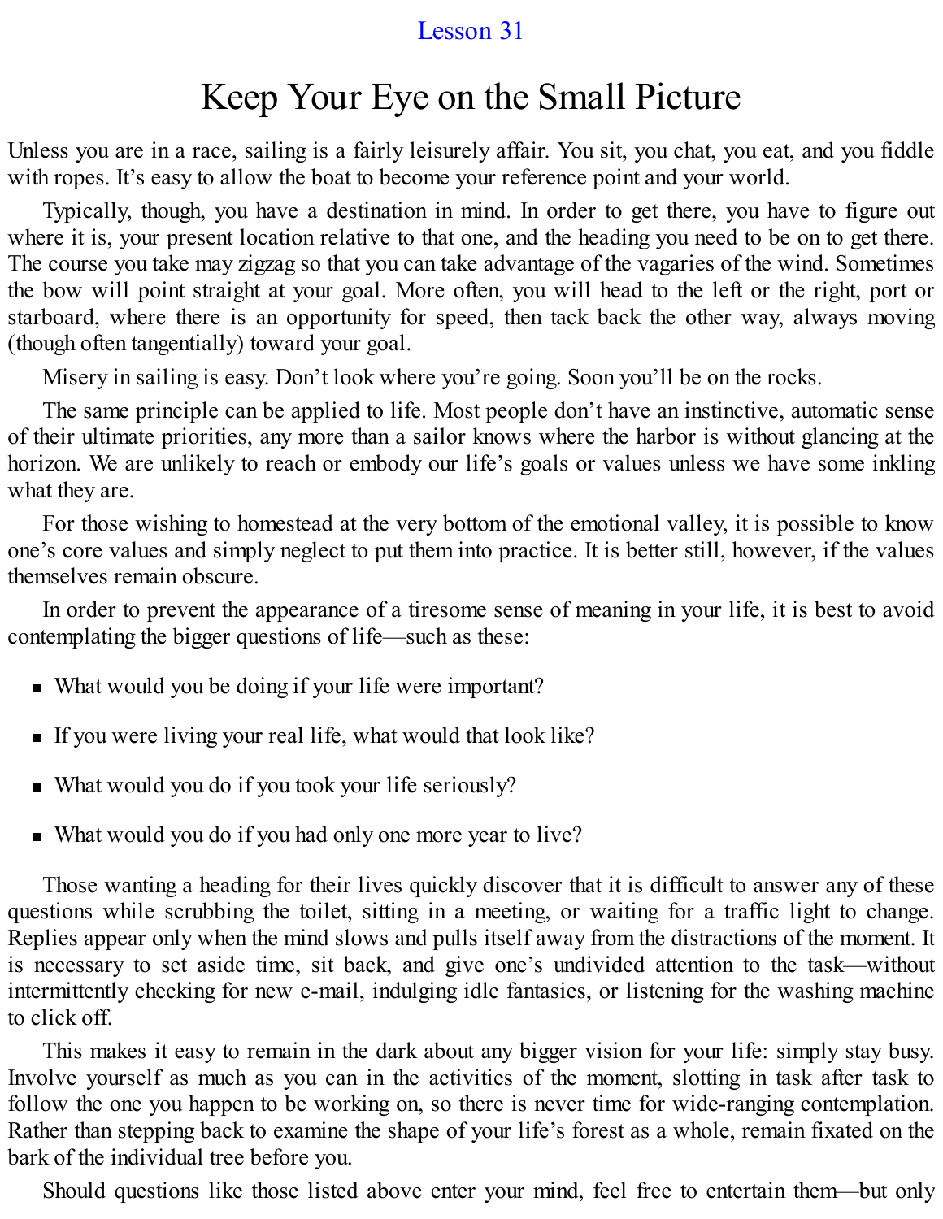Lesson 31

# Keep Your Eye on the Small Picture

Unless you are in a race, sailing is a fairly leisurely affair. You sit, you chat, you eat, and you fiddle with ropes. It's easy to allow the boat to become your reference point and your world.

Typically, though, you have a destination in mind. In order to get there, you have to figure out where it is, your present location relative to that one, and the heading you need to be on to get there. The course you take may zigzag so that you can take advantage of the vagaries of the wind. Sometimes the bow will point straight at your goal. More often, you will head to the left or the right, port or starboard, where there is an opportunity for speed, then tack back the other way, always moving (though often tangentially) toward your goal.

Misery in sailing is easy. Don't look where you're going. Soon you'll be on the rocks.

The same principle can be applied to life. Most people don't have an instinctive, automatic sense of their ultimate priorities, any more than a sailor knows where the harbor is without glancing at the horizon. We are unlikely to reach or embody our life's goals or values unless we have some inkling what they are.

For those wishing to homestead at the very bottom of the emotional valley, it is possible to know one's core values and simply neglect to put them into practice. It is better still, however, if the values themselves remain obscure.

In order to prevent the appearance of a tiresome sense of meaning in your life, it is best to avoid contemplating the bigger questions of life—such as these:

- What would you be doing if your life were important?
- If you were living your real life, what would that look like?
- What would you do if you took your life seriously?
- What would you do if you had only one more year to live?

Those wanting a heading for their lives quickly discover that it is difficult to answer any of these questions while scrubbing the toilet, sitting in a meeting, or waiting for a traffic light to change. Replies appear only when the mind slows and pulls itself away from the distractions of the moment. It is necessary to set aside time, sit back, and give one's undivided attention to the task—without intermittently checking for new e-mail, indulging idle fantasies, or listening for the washing machine to click off.

This makes it easy to remain in the dark about any bigger vision for your life: simply stay busy. Involve yourself as much as you can in the activities of the moment, slotting in task after task to follow the one you happen to be working on, so there is never time for wide-ranging contemplation. Rather than stepping back to examine the shape of your life's forest as a whole, remain fixated on the bark of the individual tree before you.

Should questions like those listed above enter your mind, feel free to entertain them—but only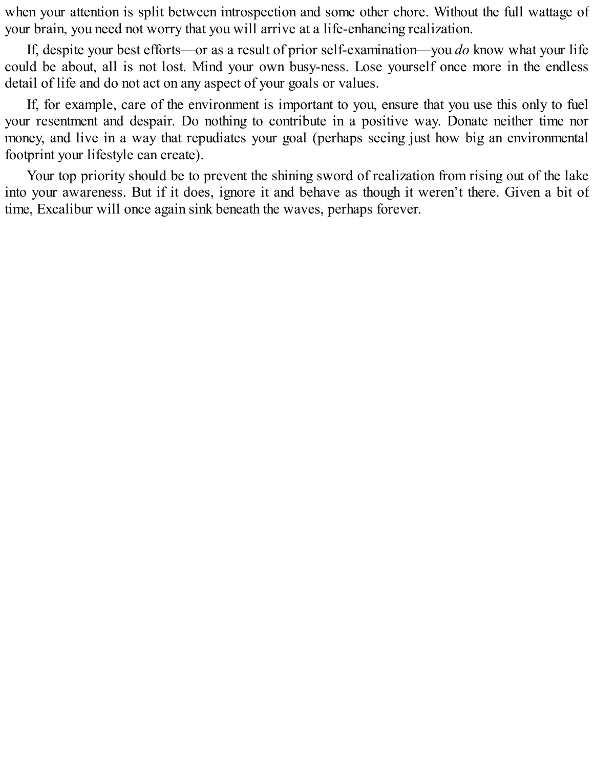when your attention is split between introspection and some other chore. Without the full wattage of your brain, you need not worry that you will arrive at a life-enhancing realization.

If, despite your best efforts—or as a result of prior self-examination—you *do* know what your life could be about, all is not lost. Mind your own busy-ness. Lose yourself once more in the endless detail of life and do not act on any aspect of your goals or values.

If, for example, care of the environment is important to you, ensure that you use this only to fuel your resentment and despair. Do nothing to contribute in a positive way. Donate neither time nor money, and live in a way that repudiates your goal (perhaps seeing just how big an environmental footprint your lifestyle can create).

Your top priority should be to prevent the shining sword of realization from rising out of the lake into your awareness. But if it does, ignore it and behave as though it weren't there. Given a bit of time, Excalibur will once again sink beneath the waves, perhaps forever.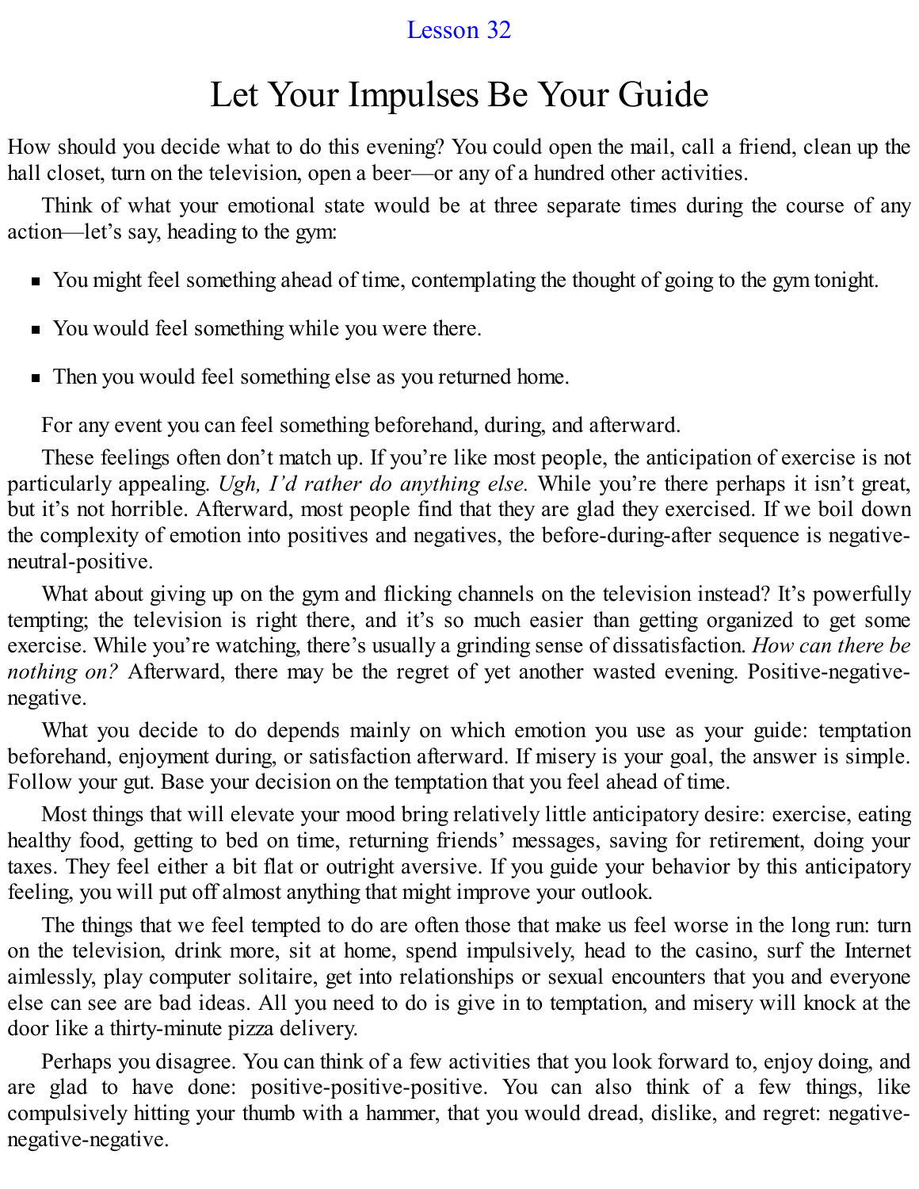Lesson 32

# Let Your Impulses Be Your Guide

How should you decide what to do this evening? You could open the mail, call a friend, clean up the hall closet, turn on the television, open a beer—or any of a hundred other activities.

Think of what your emotional state would be at three separate times during the course of any action—let's say, heading to the gym:

- You might feel something ahead of time, contemplating the thought of going to the gym tonight.
- You would feel something while you were there.
- Then you would feel something else as you returned home.

For any event you can feel something beforehand, during, and afterward.

These feelings often don't match up. If you're like most people, the anticipation of exercise is not particularly appealing. *Ugh, I'd rather do anything else.* While you're there perhaps it isn't great, but it's not horrible. Afterward, most people find that they are glad they exercised. If we boil down the complexity of emotion into positives and negatives, the before-during-after sequence is negative-neutral-positive.

What about giving up on the gym and flicking channels on the television instead? It's powerfully tempting; the television is right there, and it's so much easier than getting organized to get some exercise. While you're watching, there's usually a grinding sense of dissatisfaction. *How can there be nothing on?* Afterward, there may be the regret of yet another wasted evening. Positive-negative-negative.

What you decide to do depends mainly on which emotion you use as your guide: temptation beforehand, enjoyment during, or satisfaction afterward. If misery is your goal, the answer is simple. Follow your gut. Base your decision on the temptation that you feel ahead of time.

Most things that will elevate your mood bring relatively little anticipatory desire: exercise, eating healthy food, getting to bed on time, returning friends' messages, saving for retirement, doing your taxes. They feel either a bit flat or outright aversive. If you guide your behavior by this anticipatory feeling, you will put off almost anything that might improve your outlook.

The things that we feel tempted to do are often those that make us feel worse in the long run: turn on the television, drink more, sit at home, spend impulsively, head to the casino, surf the Internet aimlessly, play computer solitaire, get into relationships or sexual encounters that you and everyone else can see are bad ideas. All you need to do is give in to temptation, and misery will knock at the door like a thirty-minute pizza delivery.

Perhaps you disagree. You can think of a few activities that you look forward to, enjoy doing, and are glad to have done: positive-positive-positive. You can also think of a few things, like compulsively hitting your thumb with a hammer, that you would dread, dislike, and regret: negative-negative-negative.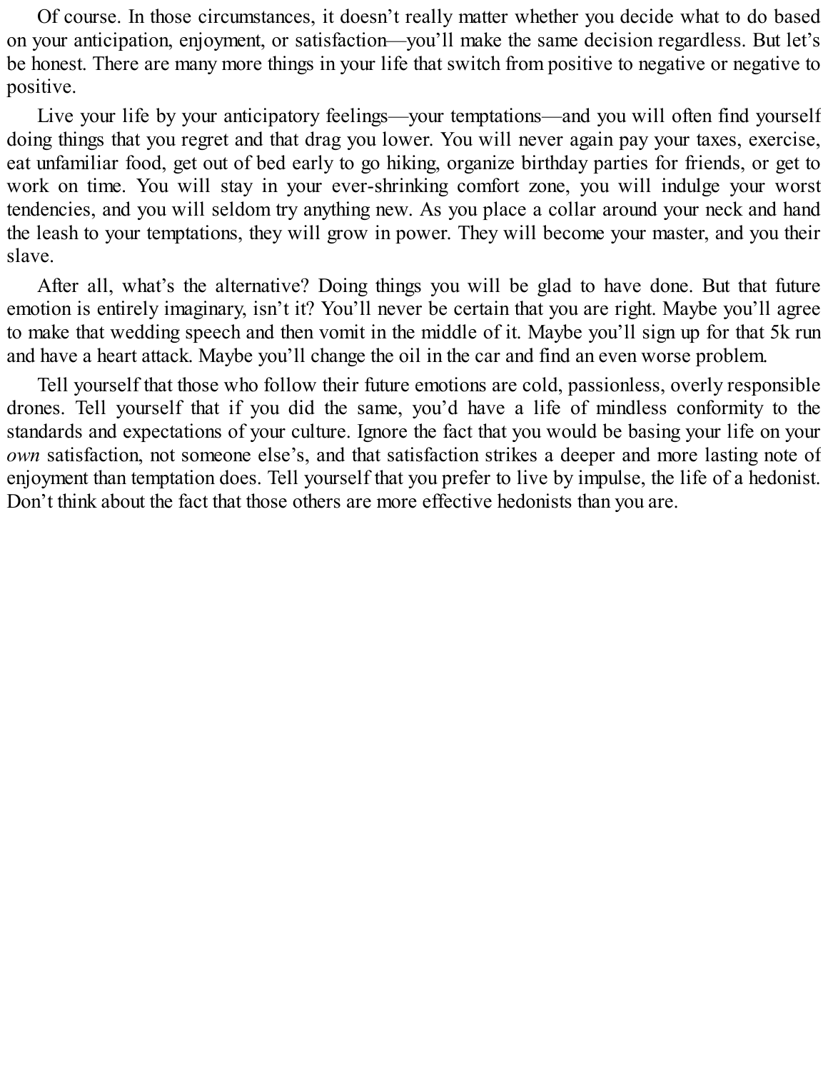Of course. In those circumstances, it doesn't really matter whether you decide what to do based on your anticipation, enjoyment, or satisfaction—you'll make the same decision regardless. But let's be honest. There are many more things in your life that switch from positive to negative or negative to positive.

Live your life by your anticipatory feelings—your temptations—and you will often find yourself doing things that you regret and that drag you lower. You will never again pay your taxes, exercise, eat unfamiliar food, get out of bed early to go hiking, organize birthday parties for friends, or get to work on time. You will stay in your ever-shrinking comfort zone, you will indulge your worst tendencies, and you will seldom try anything new. As you place a collar around your neck and hand the leash to your temptations, they will grow in power. They will become your master, and you their slave.

After all, what's the alternative? Doing things you will be glad to have done. But that future emotion is entirely imaginary, isn't it? You'll never be certain that you are right. Maybe you'll agree to make that wedding speech and then vomit in the middle of it. Maybe you'll sign up for that 5k run and have a heart attack. Maybe you'll change the oil in the car and find an even worse problem.

Tell yourself that those who follow their future emotions are cold, passionless, overly responsible drones. Tell yourself that if you did the same, you'd have a life of mindless conformity to the standards and expectations of your culture. Ignore the fact that you would be basing your life on your *own* satisfaction, not someone else's, and that satisfaction strikes a deeper and more lasting note of enjoyment than temptation does. Tell yourself that you prefer to live by impulse, the life of a hedonist. Don't think about the fact that those others are more effective hedonists than you are.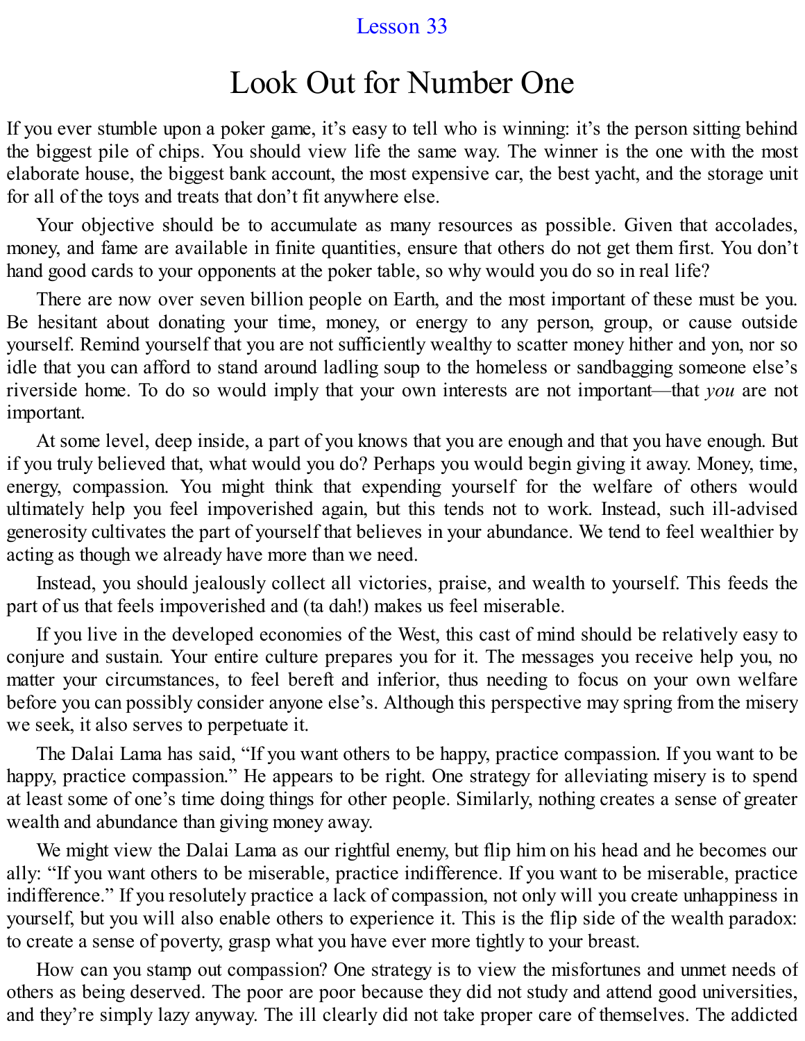Lesson 33

# Look Out for Number One

If you ever stumble upon a poker game, it's easy to tell who is winning: it's the person sitting behind the biggest pile of chips. You should view life the same way. The winner is the one with the most elaborate house, the biggest bank account, the most expensive car, the best yacht, and the storage unit for all of the toys and treats that don't fit anywhere else.

Your objective should be to accumulate as many resources as possible. Given that accolades, money, and fame are available in finite quantities, ensure that others do not get them first. You don't hand good cards to your opponents at the poker table, so why would you do so in real life?

There are now over seven billion people on Earth, and the most important of these must be you. Be hesitant about donating your time, money, or energy to any person, group, or cause outside yourself. Remind yourself that you are not sufficiently wealthy to scatter money hither and yon, nor so idle that you can afford to stand around ladling soup to the homeless or sandbagging someone else's riverside home. To do so would imply that your own interests are not important—that *you* are not important.

At some level, deep inside, a part of you knows that you are enough and that you have enough. But if you truly believed that, what would you do? Perhaps you would begin giving it away. Money, time, energy, compassion. You might think that expending yourself for the welfare of others would ultimately help you feel impoverished again, but this tends not to work. Instead, such ill-advised generosity cultivates the part of yourself that believes in your abundance. We tend to feel wealthier by acting as though we already have more than we need.

Instead, you should jealously collect all victories, praise, and wealth to yourself. This feeds the part of us that feels impoverished and (ta dah!) makes us feel miserable.

If you live in the developed economies of the West, this cast of mind should be relatively easy to conjure and sustain. Your entire culture prepares you for it. The messages you receive help you, no matter your circumstances, to feel bereft and inferior, thus needing to focus on your own welfare before you can possibly consider anyone else's. Although this perspective may spring from the misery we seek, it also serves to perpetuate it.

The Dalai Lama has said, "If you want others to be happy, practice compassion. If you want to be happy, practice compassion." He appears to be right. One strategy for alleviating misery is to spend at least some of one's time doing things for other people. Similarly, nothing creates a sense of greater wealth and abundance than giving money away.

We might view the Dalai Lama as our rightful enemy, but flip him on his head and he becomes our ally: "If you want others to be miserable, practice indifference. If you want to be miserable, practice indifference." If you resolutely practice a lack of compassion, not only will you create unhappiness in yourself, but you will also enable others to experience it. This is the flip side of the wealth paradox: to create a sense of poverty, grasp what you have ever more tightly to your breast.

How can you stamp out compassion? One strategy is to view the misfortunes and unmet needs of others as being deserved. The poor are poor because they did not study and attend good universities, and they're simply lazy anyway. The ill clearly did not take proper care of themselves. The addicted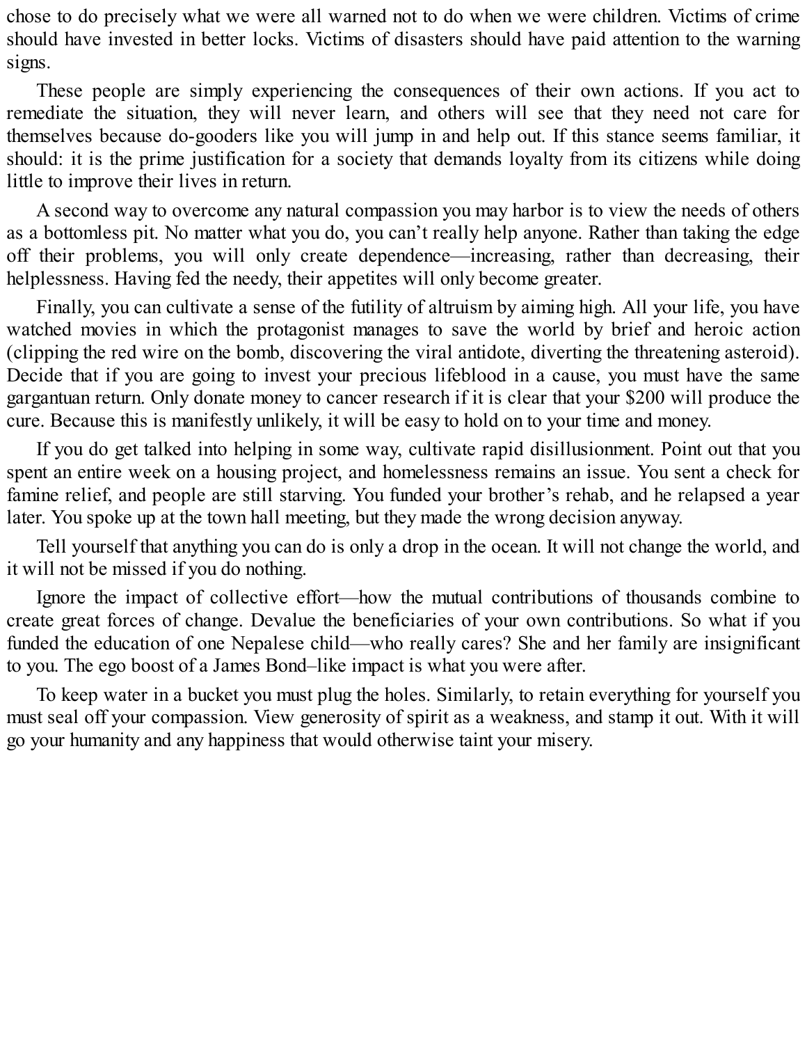chose to do precisely what we were all warned not to do when we were children. Victims of crime should have invested in better locks. Victims of disasters should have paid attention to the warning signs.

These people are simply experiencing the consequences of their own actions. If you act to remediate the situation, they will never learn, and others will see that they need not care for themselves because do-gooders like you will jump in and help out. If this stance seems familiar, it should: it is the prime justification for a society that demands loyalty from its citizens while doing little to improve their lives in return.

A second way to overcome any natural compassion you may harbor is to view the needs of others as a bottomless pit. No matter what you do, you can't really help anyone. Rather than taking the edge off their problems, you will only create dependence—increasing, rather than decreasing, their helplessness. Having fed the needy, their appetites will only become greater.

Finally, you can cultivate a sense of the futility of altruism by aiming high. All your life, you have watched movies in which the protagonist manages to save the world by brief and heroic action (clipping the red wire on the bomb, discovering the viral antidote, diverting the threatening asteroid). Decide that if you are going to invest your precious lifeblood in a cause, you must have the same gargantuan return. Only donate money to cancer research if it is clear that your $200 will produce the cure. Because this is manifestly unlikely, it will be easy to hold on to your time and money.

If you do get talked into helping in some way, cultivate rapid disillusionment. Point out that you spent an entire week on a housing project, and homelessness remains an issue. You sent a check for famine relief, and people are still starving. You funded your brother's rehab, and he relapsed a year later. You spoke up at the town hall meeting, but they made the wrong decision anyway.

Tell yourself that anything you can do is only a drop in the ocean. It will not change the world, and it will not be missed if you do nothing.

Ignore the impact of collective effort—how the mutual contributions of thousands combine to create great forces of change. Devalue the beneficiaries of your own contributions. So what if you funded the education of one Nepalese child—who really cares? She and her family are insignificant to you. The ego boost of a James Bond–like impact is what you were after.

To keep water in a bucket you must plug the holes. Similarly, to retain everything for yourself you must seal off your compassion. View generosity of spirit as a weakness, and stamp it out. With it will go your humanity and any happiness that would otherwise taint your misery.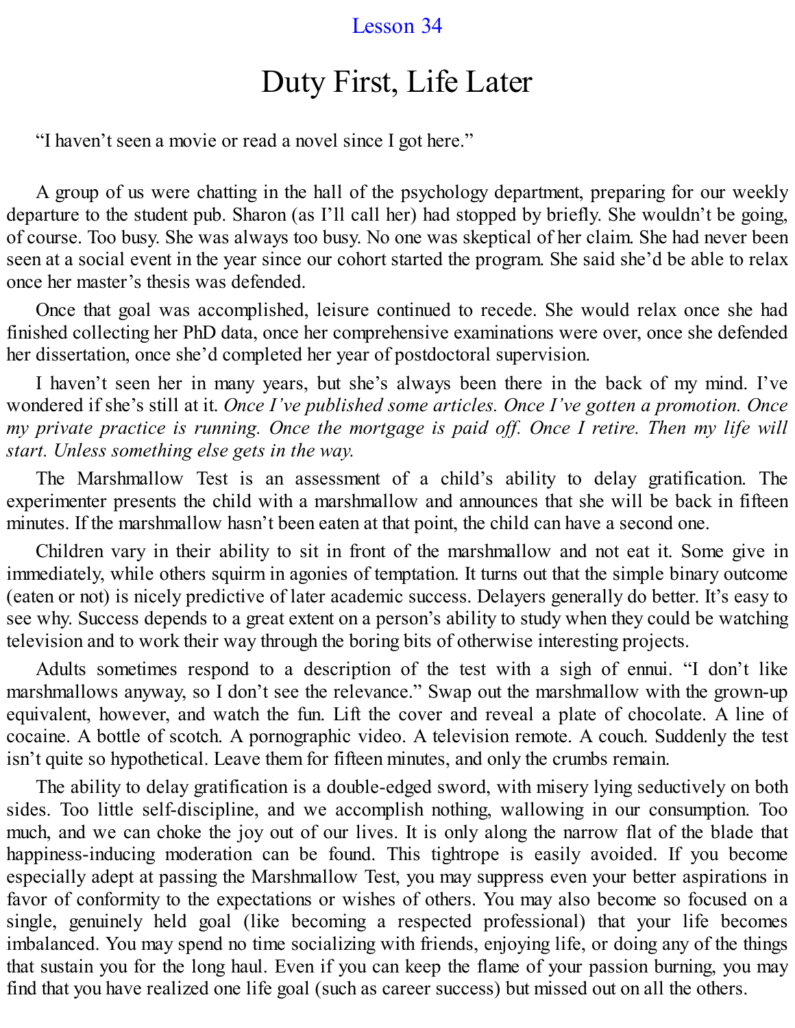Lesson 34

# Duty First, Life Later

"I haven't seen a movie or read a novel since I got here."

A group of us were chatting in the hall of the psychology department, preparing for our weekly departure to the student pub. Sharon (as I'll call her) had stopped by briefly. She wouldn't be going, of course. Too busy. She was always too busy. No one was skeptical of her claim. She had never been seen at a social event in the year since our cohort started the program. She said she'd be able to relax once her master's thesis was defended.

Once that goal was accomplished, leisure continued to recede. She would relax once she had finished collecting her PhD data, once her comprehensive examinations were over, once she defended her dissertation, once she'd completed her year of postdoctoral supervision.

I haven't seen her in many years, but she's always been there in the back of my mind. I've wondered if she's still at it. *Once I've published some articles. Once I've gotten a promotion. Once my private practice is running. Once the mortgage is paid off. Once I retire. Then my life will start. Unless something else gets in the way.*

The Marshmallow Test is an assessment of a child's ability to delay gratification. The experimenter presents the child with a marshmallow and announces that she will be back in fifteen minutes. If the marshmallow hasn't been eaten at that point, the child can have a second one.

Children vary in their ability to sit in front of the marshmallow and not eat it. Some give in immediately, while others squirm in agonies of temptation. It turns out that the simple binary outcome (eaten or not) is nicely predictive of later academic success. Delayers generally do better. It's easy to see why. Success depends to a great extent on a person's ability to study when they could be watching television and to work their way through the boring bits of otherwise interesting projects.

Adults sometimes respond to a description of the test with a sigh of ennui. "I don't like marshmallows anyway, so I don't see the relevance." Swap out the marshmallow with the grown-up equivalent, however, and watch the fun. Lift the cover and reveal a plate of chocolate. A line of cocaine. A bottle of scotch. A pornographic video. A television remote. A couch. Suddenly the test isn't quite so hypothetical. Leave them for fifteen minutes, and only the crumbs remain.

The ability to delay gratification is a double-edged sword, with misery lying seductively on both sides. Too little self-discipline, and we accomplish nothing, wallowing in our consumption. Too much, and we can choke the joy out of our lives. It is only along the narrow flat of the blade that happiness-inducing moderation can be found. This tightrope is easily avoided. If you become especially adept at passing the Marshmallow Test, you may suppress even your better aspirations in favor of conformity to the expectations or wishes of others. You may also become so focused on a single, genuinely held goal (like becoming a respected professional) that your life becomes imbalanced. You may spend no time socializing with friends, enjoying life, or doing any of the things that sustain you for the long haul. Even if you can keep the flame of your passion burning, you may find that you have realized one life goal (such as career success) but missed out on all the others.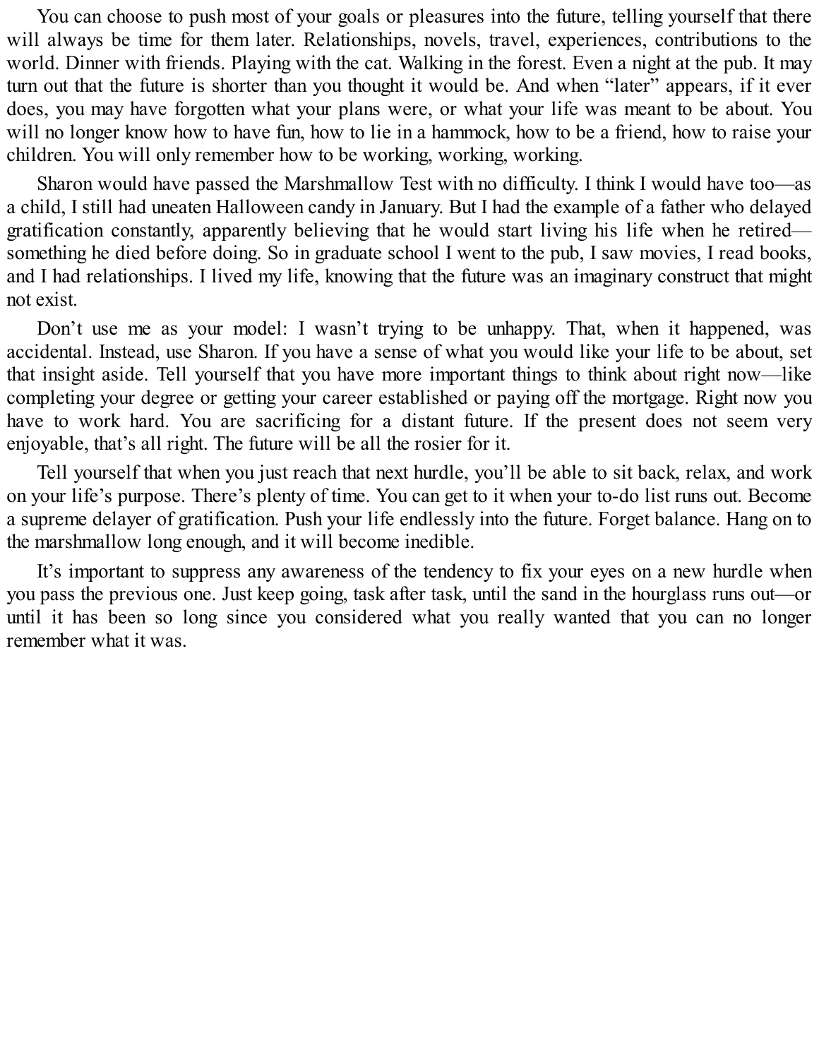You can choose to push most of your goals or pleasures into the future, telling yourself that there will always be time for them later. Relationships, novels, travel, experiences, contributions to the world. Dinner with friends. Playing with the cat. Walking in the forest. Even a night at the pub. It may turn out that the future is shorter than you thought it would be. And when "later" appears, if it ever does, you may have forgotten what your plans were, or what your life was meant to be about. You will no longer know how to have fun, how to lie in a hammock, how to be a friend, how to raise your children. You will only remember how to be working, working, working.

Sharon would have passed the Marshmallow Test with no difficulty. I think I would have too—as a child, I still had uneaten Halloween candy in January. But I had the example of a father who delayed gratification constantly, apparently believing that he would start living his life when he retired—something he died before doing. So in graduate school I went to the pub, I saw movies, I read books, and I had relationships. I lived my life, knowing that the future was an imaginary construct that might not exist.

Don't use me as your model: I wasn't trying to be unhappy. That, when it happened, was accidental. Instead, use Sharon. If you have a sense of what you would like your life to be about, set that insight aside. Tell yourself that you have more important things to think about right now—like completing your degree or getting your career established or paying off the mortgage. Right now you have to work hard. You are sacrificing for a distant future. If the present does not seem very enjoyable, that's all right. The future will be all the rosier for it.

Tell yourself that when you just reach that next hurdle, you'll be able to sit back, relax, and work on your life's purpose. There's plenty of time. You can get to it when your to-do list runs out. Become a supreme delayer of gratification. Push your life endlessly into the future. Forget balance. Hang on to the marshmallow long enough, and it will become inedible.

It's important to suppress any awareness of the tendency to fix your eyes on a new hurdle when you pass the previous one. Just keep going, task after task, until the sand in the hourglass runs out—or until it has been so long since you considered what you really wanted that you can no longer remember what it was.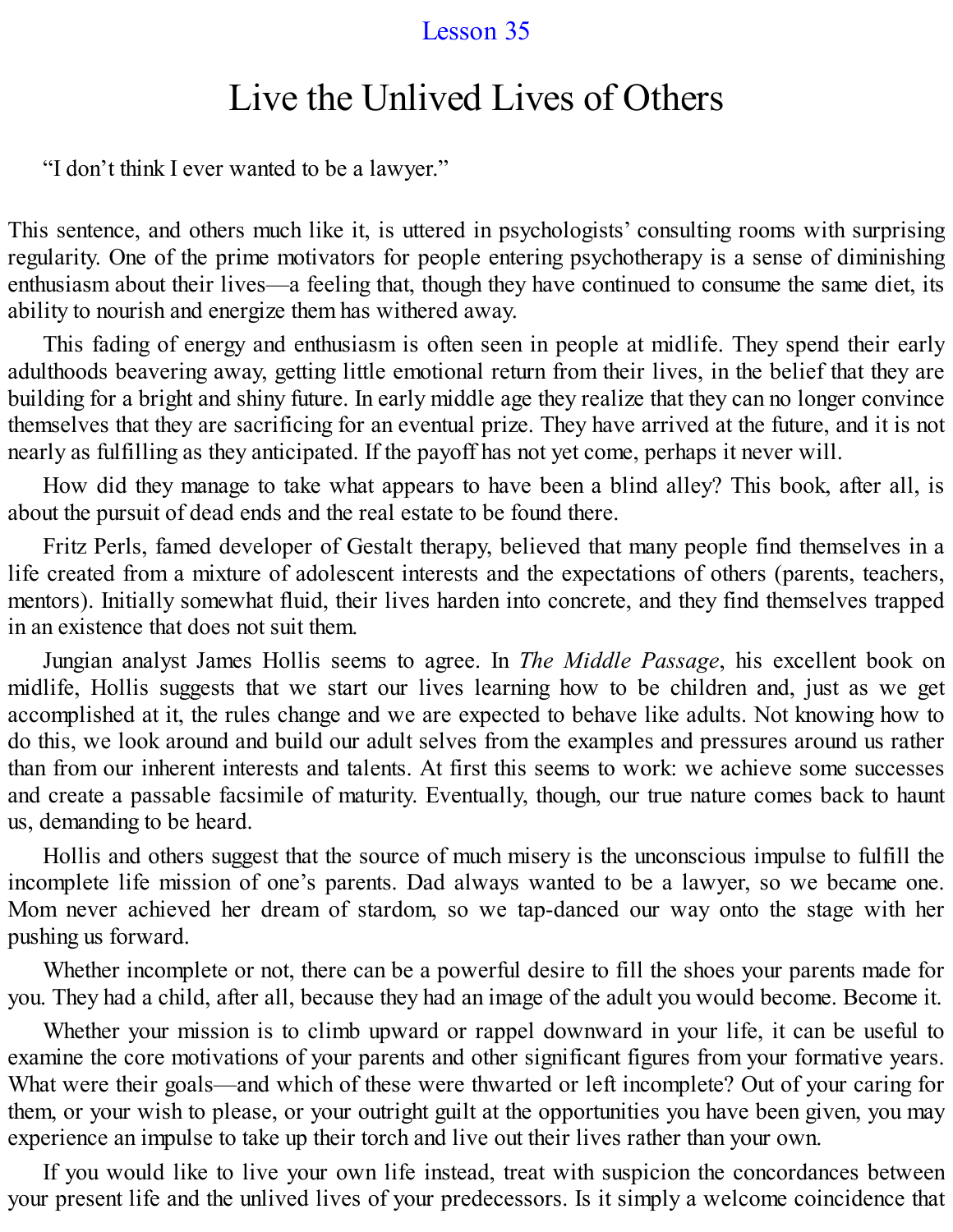Lesson 35

# Live the Unlived Lives of Others

"I don't think I ever wanted to be a lawyer."

This sentence, and others much like it, is uttered in psychologists' consulting rooms with surprising regularity. One of the prime motivators for people entering psychotherapy is a sense of diminishing enthusiasm about their lives—a feeling that, though they have continued to consume the same diet, its ability to nourish and energize them has withered away.

This fading of energy and enthusiasm is often seen in people at midlife. They spend their early adulthoods beavering away, getting little emotional return from their lives, in the belief that they are building for a bright and shiny future. In early middle age they realize that they can no longer convince themselves that they are sacrificing for an eventual prize. They have arrived at the future, and it is not nearly as fulfilling as they anticipated. If the payoff has not yet come, perhaps it never will.

How did they manage to take what appears to have been a blind alley? This book, after all, is about the pursuit of dead ends and the real estate to be found there.

Fritz Perls, famed developer of Gestalt therapy, believed that many people find themselves in a life created from a mixture of adolescent interests and the expectations of others (parents, teachers, mentors). Initially somewhat fluid, their lives harden into concrete, and they find themselves trapped in an existence that does not suit them.

Jungian analyst James Hollis seems to agree. In *The Middle Passage*, his excellent book on midlife, Hollis suggests that we start our lives learning how to be children and, just as we get accomplished at it, the rules change and we are expected to behave like adults. Not knowing how to do this, we look around and build our adult selves from the examples and pressures around us rather than from our inherent interests and talents. At first this seems to work: we achieve some successes and create a passable facsimile of maturity. Eventually, though, our true nature comes back to haunt us, demanding to be heard.

Hollis and others suggest that the source of much misery is the unconscious impulse to fulfill the incomplete life mission of one's parents. Dad always wanted to be a lawyer, so we became one. Mom never achieved her dream of stardom, so we tap-danced our way onto the stage with her pushing us forward.

Whether incomplete or not, there can be a powerful desire to fill the shoes your parents made for you. They had a child, after all, because they had an image of the adult you would become. Become it.

Whether your mission is to climb upward or rappel downward in your life, it can be useful to examine the core motivations of your parents and other significant figures from your formative years. What were their goals—and which of these were thwarted or left incomplete? Out of your caring for them, or your wish to please, or your outright guilt at the opportunities you have been given, you may experience an impulse to take up their torch and live out their lives rather than your own.

If you would like to live your own life instead, treat with suspicion the concordances between your present life and the unlived lives of your predecessors. Is it simply a welcome coincidence that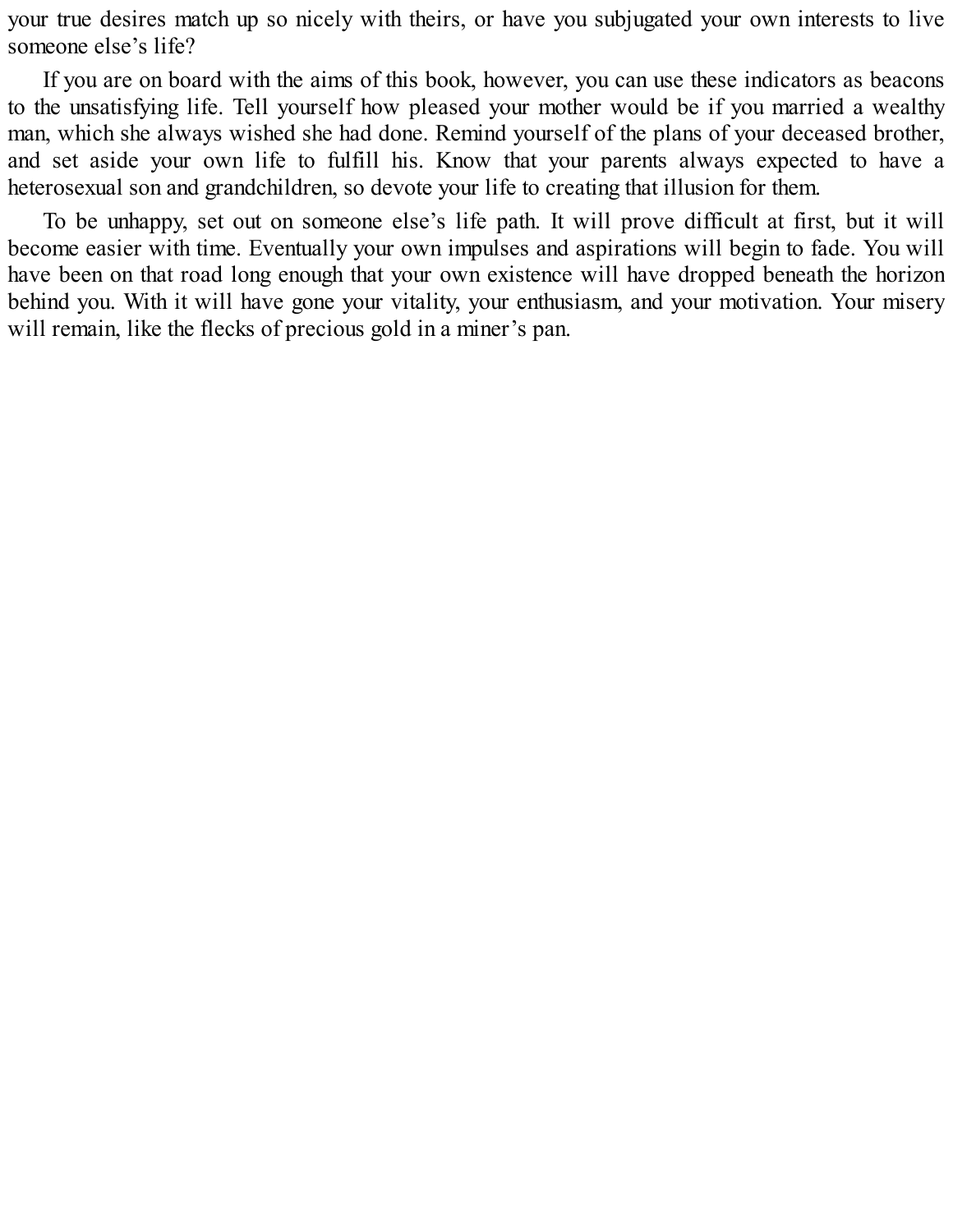your true desires match up so nicely with theirs, or have you subjugated your own interests to live someone else's life?

If you are on board with the aims of this book, however, you can use these indicators as beacons to the unsatisfying life. Tell yourself how pleased your mother would be if you married a wealthy man, which she always wished she had done. Remind yourself of the plans of your deceased brother, and set aside your own life to fulfill his. Know that your parents always expected to have a heterosexual son and grandchildren, so devote your life to creating that illusion for them.

To be unhappy, set out on someone else's life path. It will prove difficult at first, but it will become easier with time. Eventually your own impulses and aspirations will begin to fade. You will have been on that road long enough that your own existence will have dropped beneath the horizon behind you. With it will have gone your vitality, your enthusiasm, and your motivation. Your misery will remain, like the flecks of precious gold in a miner's pan.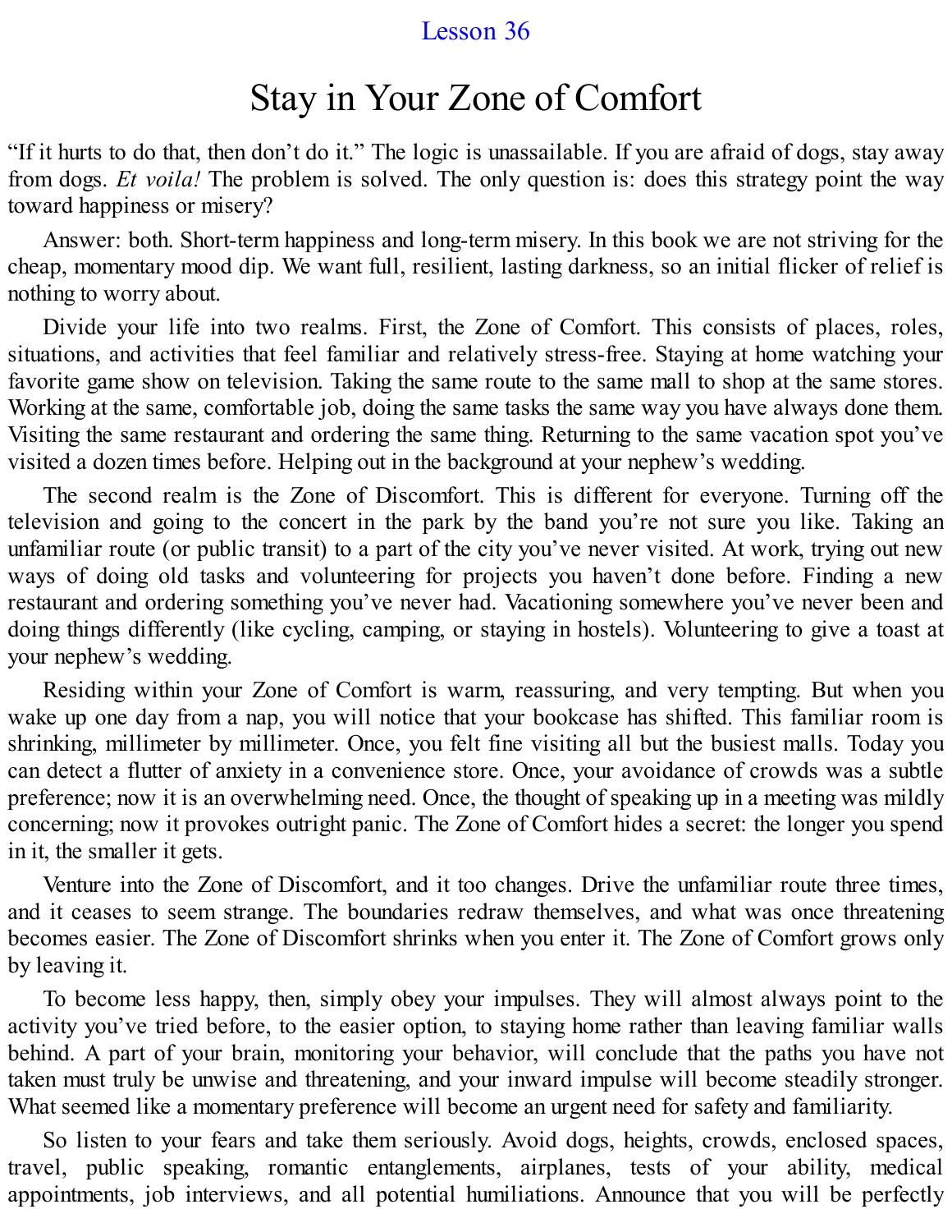Lesson 36

# Stay in Your Zone of Comfort

"If it hurts to do that, then don't do it." The logic is unassailable. If you are afraid of dogs, stay away from dogs. *Et voila!* The problem is solved. The only question is: does this strategy point the way toward happiness or misery?

Answer: both. Short-term happiness and long-term misery. In this book we are not striving for the cheap, momentary mood dip. We want full, resilient, lasting darkness, so an initial flicker of relief is nothing to worry about.

Divide your life into two realms. First, the Zone of Comfort. This consists of places, roles, situations, and activities that feel familiar and relatively stress-free. Staying at home watching your favorite game show on television. Taking the same route to the same mall to shop at the same stores. Working at the same, comfortable job, doing the same tasks the same way you have always done them. Visiting the same restaurant and ordering the same thing. Returning to the same vacation spot you've visited a dozen times before. Helping out in the background at your nephew's wedding.

The second realm is the Zone of Discomfort. This is different for everyone. Turning off the television and going to the concert in the park by the band you're not sure you like. Taking an unfamiliar route (or public transit) to a part of the city you've never visited. At work, trying out new ways of doing old tasks and volunteering for projects you haven't done before. Finding a new restaurant and ordering something you've never had. Vacationing somewhere you've never been and doing things differently (like cycling, camping, or staying in hostels). Volunteering to give a toast at your nephew's wedding.

Residing within your Zone of Comfort is warm, reassuring, and very tempting. But when you wake up one day from a nap, you will notice that your bookcase has shifted. This familiar room is shrinking, millimeter by millimeter. Once, you felt fine visiting all but the busiest malls. Today you can detect a flutter of anxiety in a convenience store. Once, your avoidance of crowds was a subtle preference; now it is an overwhelming need. Once, the thought of speaking up in a meeting was mildly concerning; now it provokes outright panic. The Zone of Comfort hides a secret: the longer you spend in it, the smaller it gets.

Venture into the Zone of Discomfort, and it too changes. Drive the unfamiliar route three times, and it ceases to seem strange. The boundaries redraw themselves, and what was once threatening becomes easier. The Zone of Discomfort shrinks when you enter it. The Zone of Comfort grows only by leaving it.

To become less happy, then, simply obey your impulses. They will almost always point to the activity you've tried before, to the easier option, to staying home rather than leaving familiar walls behind. A part of your brain, monitoring your behavior, will conclude that the paths you have not taken must truly be unwise and threatening, and your inward impulse will become steadily stronger. What seemed like a momentary preference will become an urgent need for safety and familiarity.

So listen to your fears and take them seriously. Avoid dogs, heights, crowds, enclosed spaces, travel, public speaking, romantic entanglements, airplanes, tests of your ability, medical appointments, job interviews, and all potential humiliations. Announce that you will be perfectly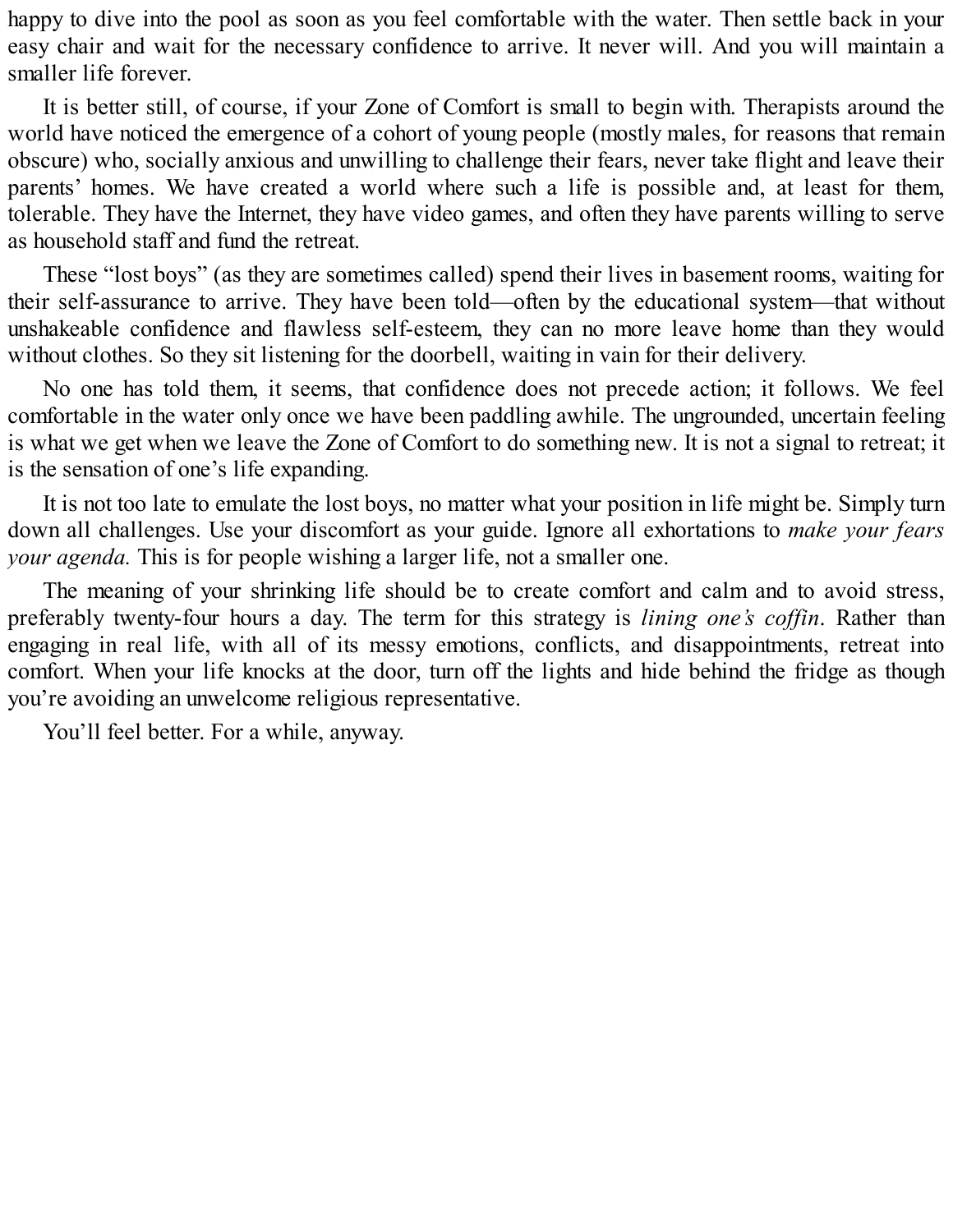happy to dive into the pool as soon as you feel comfortable with the water. Then settle back in your easy chair and wait for the necessary confidence to arrive. It never will. And you will maintain a smaller life forever.

It is better still, of course, if your Zone of Comfort is small to begin with. Therapists around the world have noticed the emergence of a cohort of young people (mostly males, for reasons that remain obscure) who, socially anxious and unwilling to challenge their fears, never take flight and leave their parents' homes. We have created a world where such a life is possible and, at least for them, tolerable. They have the Internet, they have video games, and often they have parents willing to serve as household staff and fund the retreat.

These "lost boys" (as they are sometimes called) spend their lives in basement rooms, waiting for their self-assurance to arrive. They have been told—often by the educational system—that without unshakeable confidence and flawless self-esteem, they can no more leave home than they would without clothes. So they sit listening for the doorbell, waiting in vain for their delivery.

No one has told them, it seems, that confidence does not precede action; it follows. We feel comfortable in the water only once we have been paddling awhile. The ungrounded, uncertain feeling is what we get when we leave the Zone of Comfort to do something new. It is not a signal to retreat; it is the sensation of one's life expanding.

It is not too late to emulate the lost boys, no matter what your position in life might be. Simply turn down all challenges. Use your discomfort as your guide. Ignore all exhortations to *make your fears your agenda.* This is for people wishing a larger life, not a smaller one.

The meaning of your shrinking life should be to create comfort and calm and to avoid stress, preferably twenty-four hours a day. The term for this strategy is *lining one's coffin*. Rather than engaging in real life, with all of its messy emotions, conflicts, and disappointments, retreat into comfort. When your life knocks at the door, turn off the lights and hide behind the fridge as though you're avoiding an unwelcome religious representative.

You'll feel better. For a while, anyway.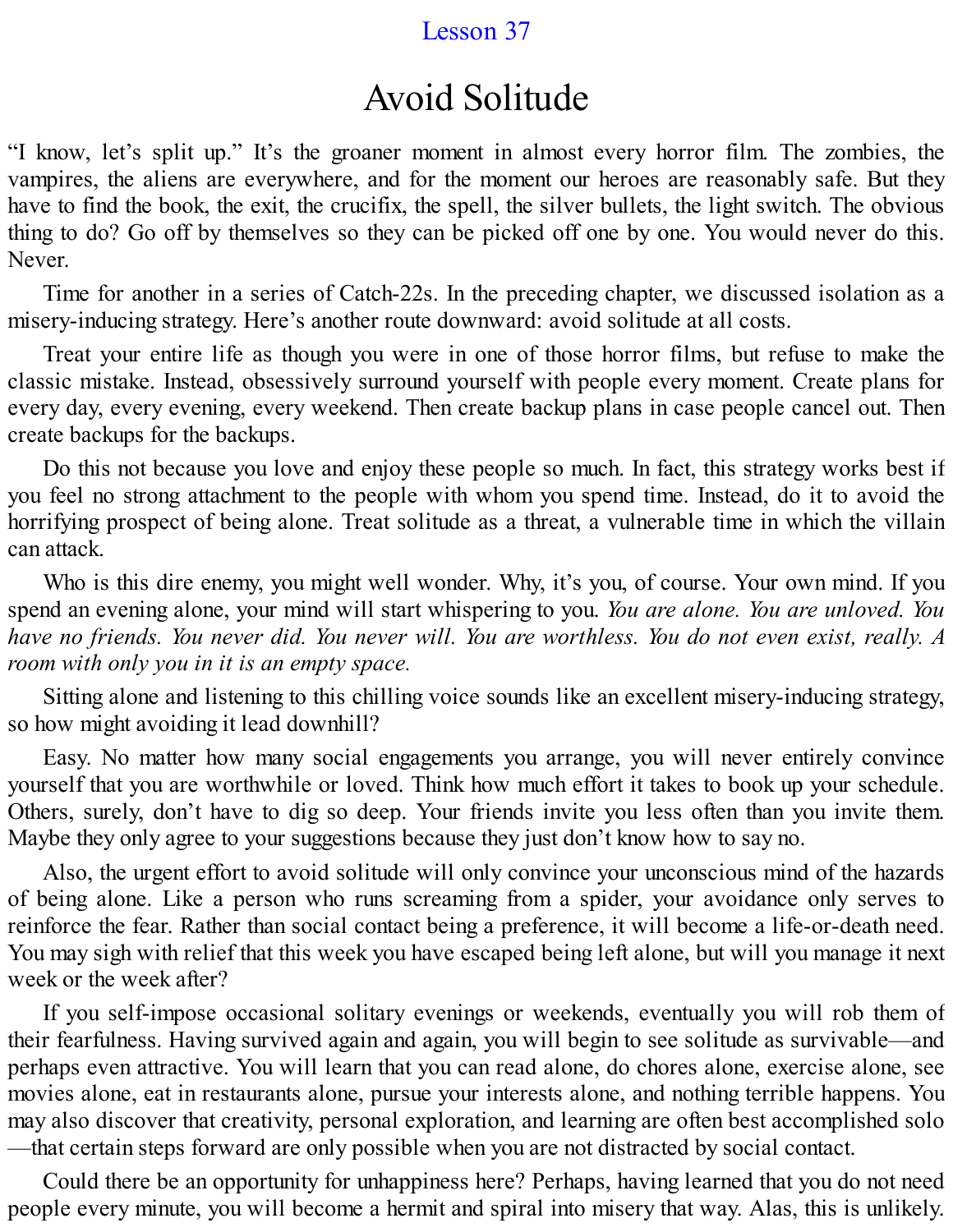Lesson 37

# Avoid Solitude

"I know, let's split up." It's the groaner moment in almost every horror film. The zombies, the vampires, the aliens are everywhere, and for the moment our heroes are reasonably safe. But they have to find the book, the exit, the crucifix, the spell, the silver bullets, the light switch. The obvious thing to do? Go off by themselves so they can be picked off one by one. You would never do this. Never.

Time for another in a series of Catch-22s. In the preceding chapter, we discussed isolation as a misery-inducing strategy. Here's another route downward: avoid solitude at all costs.

Treat your entire life as though you were in one of those horror films, but refuse to make the classic mistake. Instead, obsessively surround yourself with people every moment. Create plans for every day, every evening, every weekend. Then create backup plans in case people cancel out. Then create backups for the backups.

Do this not because you love and enjoy these people so much. In fact, this strategy works best if you feel no strong attachment to the people with whom you spend time. Instead, do it to avoid the horrifying prospect of being alone. Treat solitude as a threat, a vulnerable time in which the villain can attack.

Who is this dire enemy, you might well wonder. Why, it's you, of course. Your own mind. If you spend an evening alone, your mind will start whispering to you. *You are alone. You are unloved. You have no friends. You never did. You never will. You are worthless. You do not even exist, really. A room with only you in it is an empty space.*

Sitting alone and listening to this chilling voice sounds like an excellent misery-inducing strategy, so how might avoiding it lead downhill?

Easy. No matter how many social engagements you arrange, you will never entirely convince yourself that you are worthwhile or loved. Think how much effort it takes to book up your schedule. Others, surely, don't have to dig so deep. Your friends invite you less often than you invite them. Maybe they only agree to your suggestions because they just don't know how to say no.

Also, the urgent effort to avoid solitude will only convince your unconscious mind of the hazards of being alone. Like a person who runs screaming from a spider, your avoidance only serves to reinforce the fear. Rather than social contact being a preference, it will become a life-or-death need. You may sigh with relief that this week you have escaped being left alone, but will you manage it next week or the week after?

If you self-impose occasional solitary evenings or weekends, eventually you will rob them of their fearfulness. Having survived again and again, you will begin to see solitude as survivable—and perhaps even attractive. You will learn that you can read alone, do chores alone, exercise alone, see movies alone, eat in restaurants alone, pursue your interests alone, and nothing terrible happens. You may also discover that creativity, personal exploration, and learning are often best accomplished solo—that certain steps forward are only possible when you are not distracted by social contact.

Could there be an opportunity for unhappiness here? Perhaps, having learned that you do not need people every minute, you will become a hermit and spiral into misery that way. Alas, this is unlikely.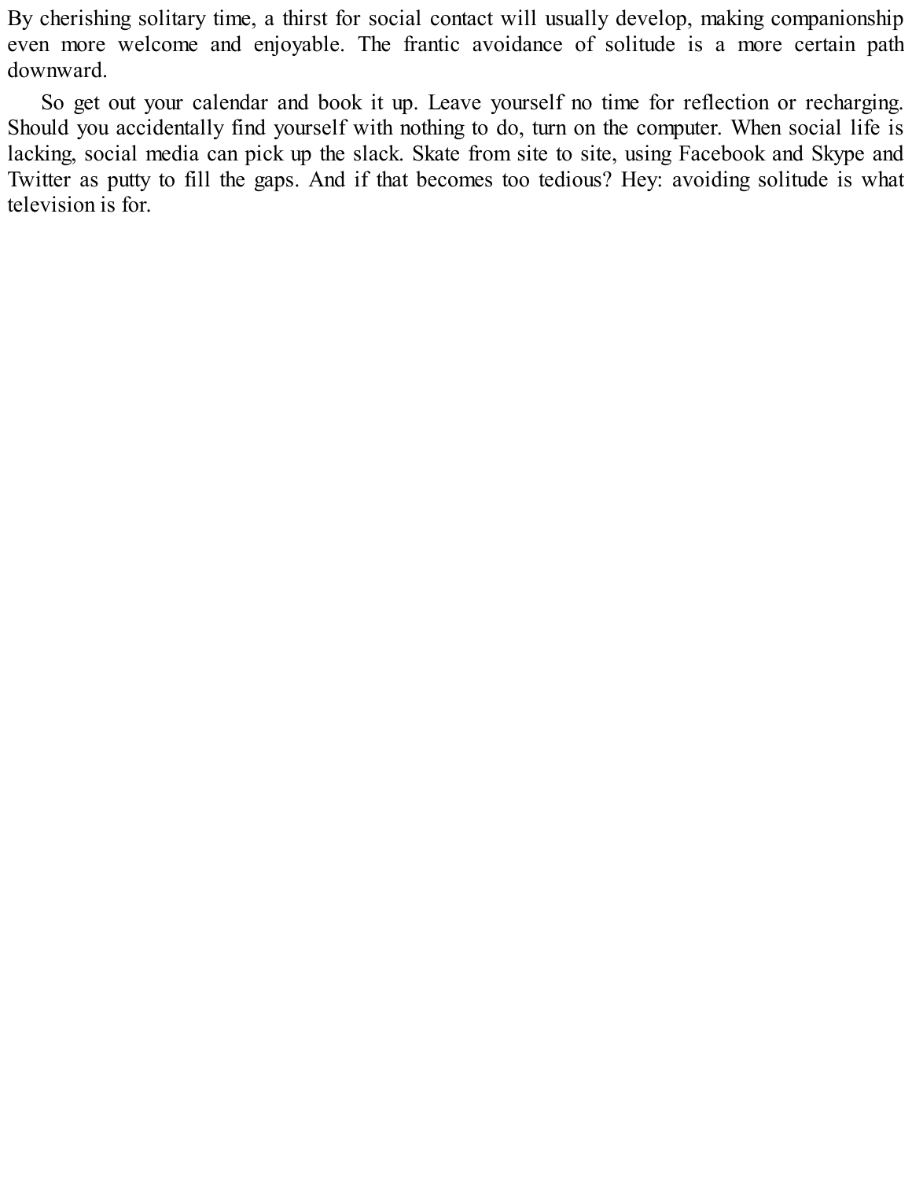By cherishing solitary time, a thirst for social contact will usually develop, making companionship even more welcome and enjoyable. The frantic avoidance of solitude is a more certain path downward.

So get out your calendar and book it up. Leave yourself no time for reflection or recharging. Should you accidentally find yourself with nothing to do, turn on the computer. When social life is lacking, social media can pick up the slack. Skate from site to site, using Facebook and Skype and Twitter as putty to fill the gaps. And if that becomes too tedious? Hey: avoiding solitude is what television is for.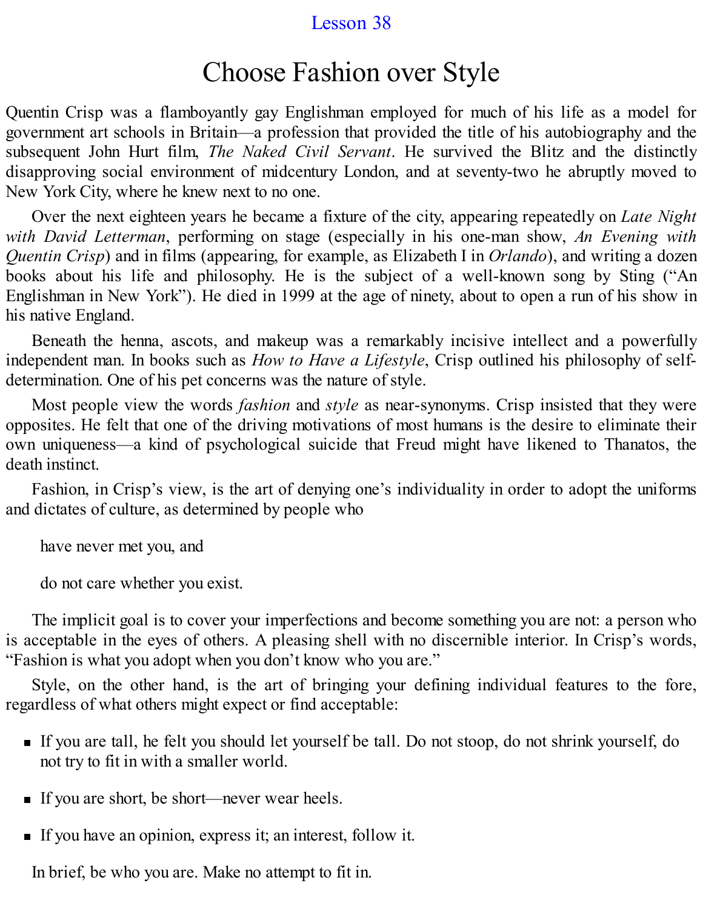Lesson 38

# Choose Fashion over Style

Quentin Crisp was a flamboyantly gay Englishman employed for much of his life as a model for government art schools in Britain—a profession that provided the title of his autobiography and the subsequent John Hurt film, *The Naked Civil Servant*. He survived the Blitz and the distinctly disapproving social environment of midcentury London, and at seventy-two he abruptly moved to New York City, where he knew next to no one.

Over the next eighteen years he became a fixture of the city, appearing repeatedly on *Late Night with David Letterman*, performing on stage (especially in his one-man show, *An Evening with Quentin Crisp*) and in films (appearing, for example, as Elizabeth I in *Orlando*), and writing a dozen books about his life and philosophy. He is the subject of a well-known song by Sting ("An Englishman in New York"). He died in 1999 at the age of ninety, about to open a run of his show in his native England.

Beneath the henna, ascots, and makeup was a remarkably incisive intellect and a powerfully independent man. In books such as *How to Have a Lifestyle*, Crisp outlined his philosophy of self-determination. One of his pet concerns was the nature of style.

Most people view the words *fashion* and *style* as near-synonyms. Crisp insisted that they were opposites. He felt that one of the driving motivations of most humans is the desire to eliminate their own uniqueness—a kind of psychological suicide that Freud might have likened to Thanatos, the death instinct.

Fashion, in Crisp's view, is the art of denying one's individuality in order to adopt the uniforms and dictates of culture, as determined by people who

have never met you, and

do not care whether you exist.

The implicit goal is to cover your imperfections and become something you are not: a person who is acceptable in the eyes of others. A pleasing shell with no discernible interior. In Crisp's words, "Fashion is what you adopt when you don't know who you are."

Style, on the other hand, is the art of bringing your defining individual features to the fore, regardless of what others might expect or find acceptable:

- If you are tall, he felt you should let yourself be tall. Do not stoop, do not shrink yourself, do not try to fit in with a smaller world.
- If you are short, be short—never wear heels.
- If you have an opinion, express it; an interest, follow it.

In brief, be who you are. Make no attempt to fit in.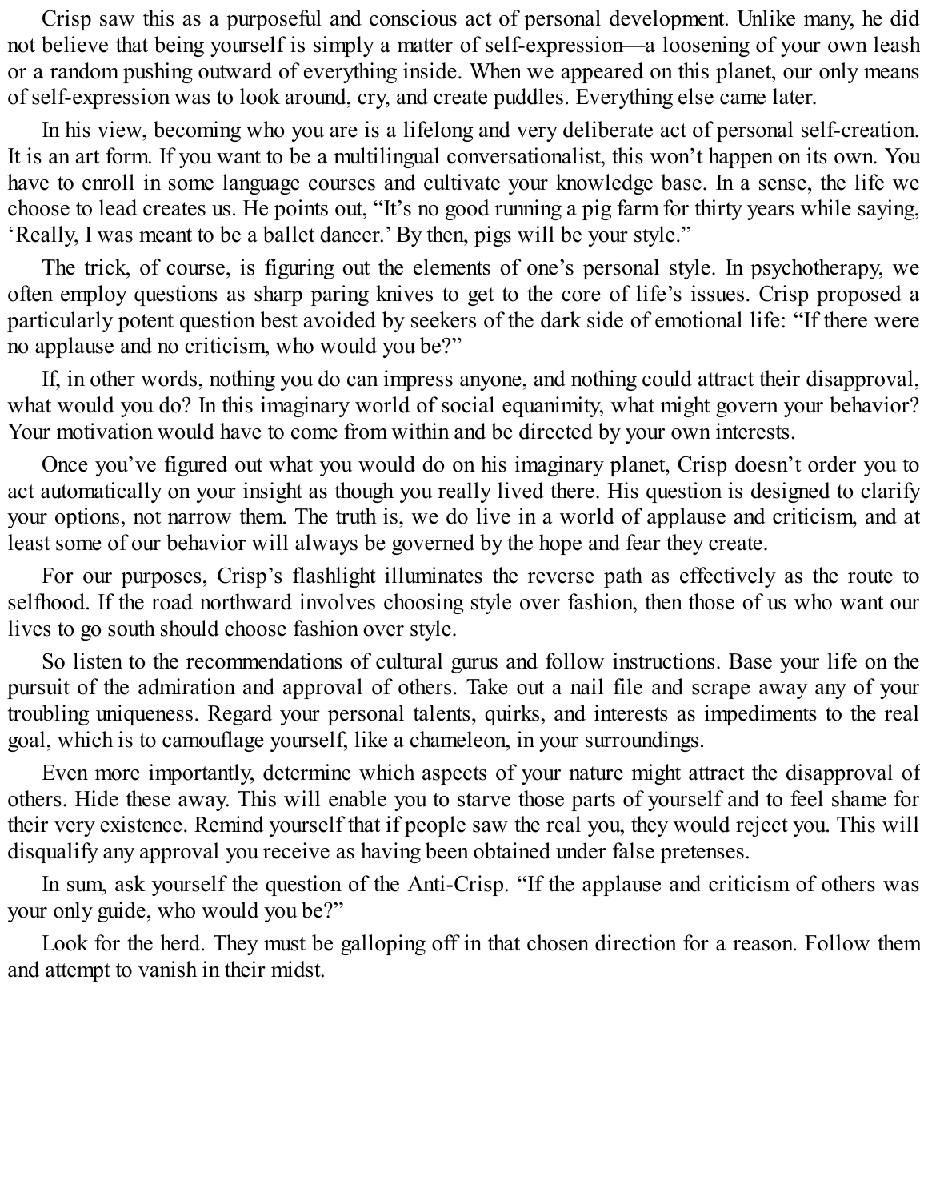Crisp saw this as a purposeful and conscious act of personal development. Unlike many, he did not believe that being yourself is simply a matter of self-expression—a loosening of your own leash or a random pushing outward of everything inside. When we appeared on this planet, our only means of self-expression was to look around, cry, and create puddles. Everything else came later.

In his view, becoming who you are is a lifelong and very deliberate act of personal self-creation. It is an art form. If you want to be a multilingual conversationalist, this won't happen on its own. You have to enroll in some language courses and cultivate your knowledge base. In a sense, the life we choose to lead creates us. He points out, "It's no good running a pig farm for thirty years while saying, 'Really, I was meant to be a ballet dancer.' By then, pigs will be your style."

The trick, of course, is figuring out the elements of one's personal style. In psychotherapy, we often employ questions as sharp paring knives to get to the core of life's issues. Crisp proposed a particularly potent question best avoided by seekers of the dark side of emotional life: "If there were no applause and no criticism, who would you be?"

If, in other words, nothing you do can impress anyone, and nothing could attract their disapproval, what would you do? In this imaginary world of social equanimity, what might govern your behavior? Your motivation would have to come from within and be directed by your own interests.

Once you've figured out what you would do on his imaginary planet, Crisp doesn't order you to act automatically on your insight as though you really lived there. His question is designed to clarify your options, not narrow them. The truth is, we do live in a world of applause and criticism, and at least some of our behavior will always be governed by the hope and fear they create.

For our purposes, Crisp's flashlight illuminates the reverse path as effectively as the route to selfhood. If the road northward involves choosing style over fashion, then those of us who want our lives to go south should choose fashion over style.

So listen to the recommendations of cultural gurus and follow instructions. Base your life on the pursuit of the admiration and approval of others. Take out a nail file and scrape away any of your troubling uniqueness. Regard your personal talents, quirks, and interests as impediments to the real goal, which is to camouflage yourself, like a chameleon, in your surroundings.

Even more importantly, determine which aspects of your nature might attract the disapproval of others. Hide these away. This will enable you to starve those parts of yourself and to feel shame for their very existence. Remind yourself that if people saw the real you, they would reject you. This will disqualify any approval you receive as having been obtained under false pretenses.

In sum, ask yourself the question of the Anti-Crisp. "If the applause and criticism of others was your only guide, who would you be?"

Look for the herd. They must be galloping off in that chosen direction for a reason. Follow them and attempt to vanish in their midst.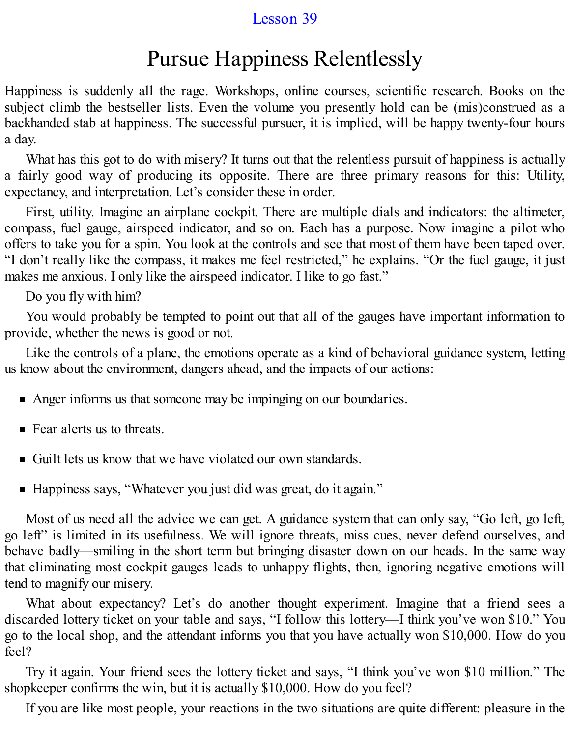Lesson 39

# Pursue Happiness Relentlessly

Happiness is suddenly all the rage. Workshops, online courses, scientific research. Books on the subject climb the bestseller lists. Even the volume you presently hold can be (mis)construed as a backhanded stab at happiness. The successful pursuer, it is implied, will be happy twenty-four hours a day.

What has this got to do with misery? It turns out that the relentless pursuit of happiness is actually a fairly good way of producing its opposite. There are three primary reasons for this: Utility, expectancy, and interpretation. Let's consider these in order.

First, utility. Imagine an airplane cockpit. There are multiple dials and indicators: the altimeter, compass, fuel gauge, airspeed indicator, and so on. Each has a purpose. Now imagine a pilot who offers to take you for a spin. You look at the controls and see that most of them have been taped over. "I don't really like the compass, it makes me feel restricted," he explains. "Or the fuel gauge, it just makes me anxious. I only like the airspeed indicator. I like to go fast."

Do you fly with him?

You would probably be tempted to point out that all of the gauges have important information to provide, whether the news is good or not.

Like the controls of a plane, the emotions operate as a kind of behavioral guidance system, letting us know about the environment, dangers ahead, and the impacts of our actions:

- Anger informs us that someone may be impinging on our boundaries.
- Fear alerts us to threats.
- Guilt lets us know that we have violated our own standards.
- Happiness says, "Whatever you just did was great, do it again."

Most of us need all the advice we can get. A guidance system that can only say, "Go left, go left, go left" is limited in its usefulness. We will ignore threats, miss cues, never defend ourselves, and behave badly—smiling in the short term but bringing disaster down on our heads. In the same way that eliminating most cockpit gauges leads to unhappy flights, then, ignoring negative emotions will tend to magnify our misery.

What about expectancy? Let's do another thought experiment. Imagine that a friend sees a discarded lottery ticket on your table and says, "I follow this lottery—I think you've won $10." You go to the local shop, and the attendant informs you that you have actually won $10,000. How do you feel?

Try it again. Your friend sees the lottery ticket and says, "I think you've won $10 million." The shopkeeper confirms the win, but it is actually $10,000. How do you feel?

If you are like most people, your reactions in the two situations are quite different: pleasure in the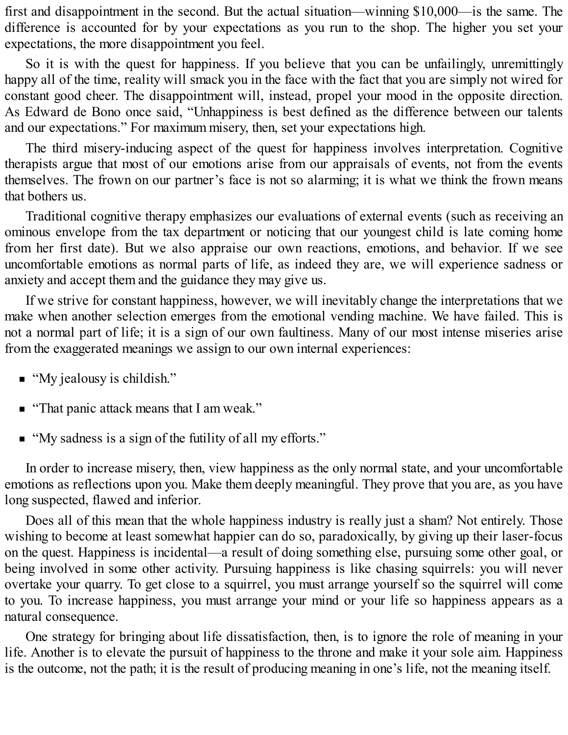first and disappointment in the second. But the actual situation—winning $10,000—is the same. The difference is accounted for by your expectations as you run to the shop. The higher you set your expectations, the more disappointment you feel.

So it is with the quest for happiness. If you believe that you can be unfailingly, unremittingly happy all of the time, reality will smack you in the face with the fact that you are simply not wired for constant good cheer. The disappointment will, instead, propel your mood in the opposite direction. As Edward de Bono once said, "Unhappiness is best defined as the difference between our talents and our expectations." For maximum misery, then, set your expectations high.

The third misery-inducing aspect of the quest for happiness involves interpretation. Cognitive therapists argue that most of our emotions arise from our appraisals of events, not from the events themselves. The frown on our partner's face is not so alarming; it is what we think the frown means that bothers us.

Traditional cognitive therapy emphasizes our evaluations of external events (such as receiving an ominous envelope from the tax department or noticing that our youngest child is late coming home from her first date). But we also appraise our own reactions, emotions, and behavior. If we see uncomfortable emotions as normal parts of life, as indeed they are, we will experience sadness or anxiety and accept them and the guidance they may give us.

If we strive for constant happiness, however, we will inevitably change the interpretations that we make when another selection emerges from the emotional vending machine. We have failed. This is not a normal part of life; it is a sign of our own faultiness. Many of our most intense miseries arise from the exaggerated meanings we assign to our own internal experiences:

- "My jealousy is childish."
- "That panic attack means that I am weak."
- "My sadness is a sign of the futility of all my efforts."

In order to increase misery, then, view happiness as the only normal state, and your uncomfortable emotions as reflections upon you. Make them deeply meaningful. They prove that you are, as you have long suspected, flawed and inferior.

Does all of this mean that the whole happiness industry is really just a sham? Not entirely. Those wishing to become at least somewhat happier can do so, paradoxically, by giving up their laser-focus on the quest. Happiness is incidental—a result of doing something else, pursuing some other goal, or being involved in some other activity. Pursuing happiness is like chasing squirrels: you will never overtake your quarry. To get close to a squirrel, you must arrange yourself so the squirrel will come to you. To increase happiness, you must arrange your mind or your life so happiness appears as a natural consequence.

One strategy for bringing about life dissatisfaction, then, is to ignore the role of meaning in your life. Another is to elevate the pursuit of happiness to the throne and make it your sole aim. Happiness is the outcome, not the path; it is the result of producing meaning in one's life, not the meaning itself.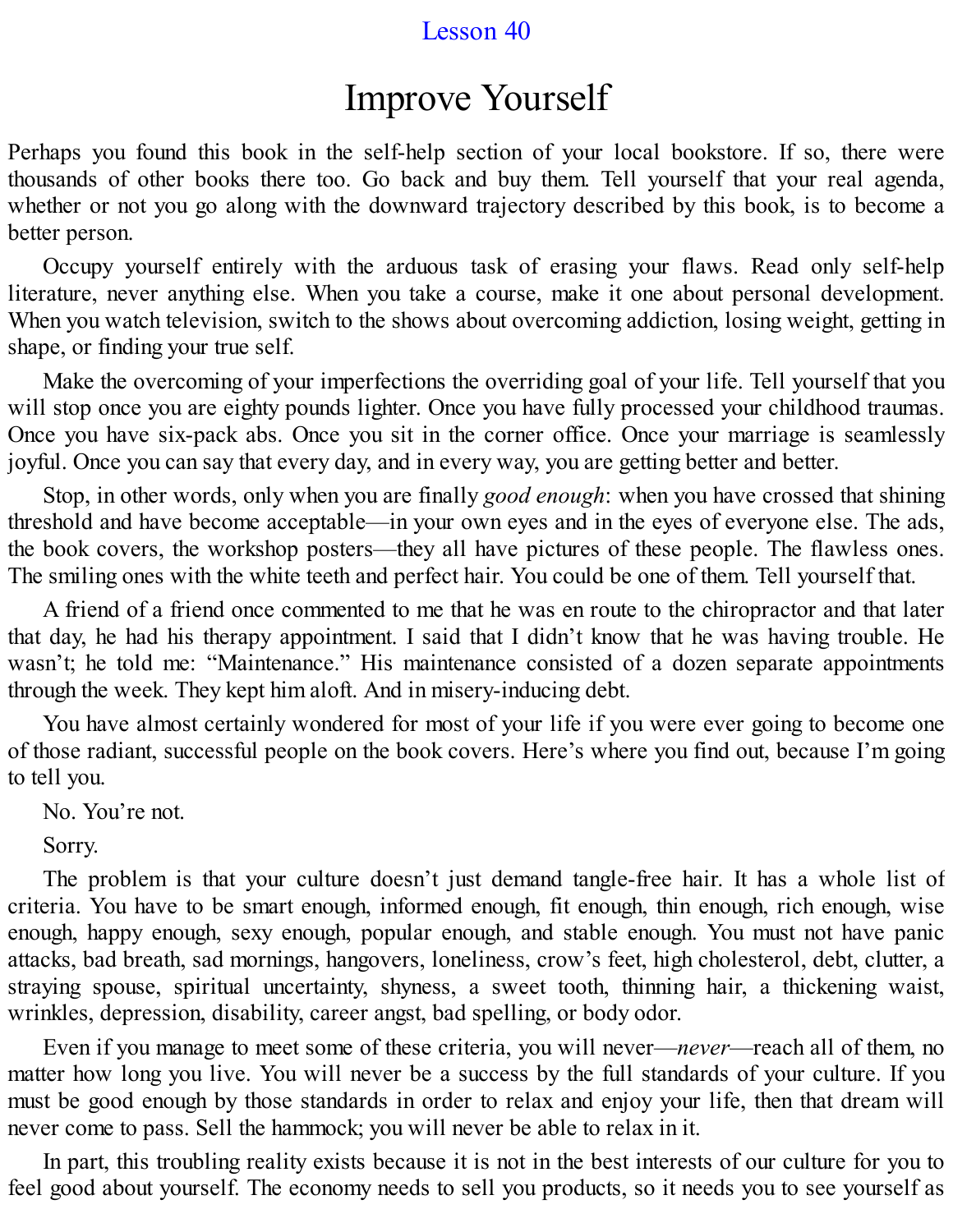Lesson 40

# Improve Yourself

Perhaps you found this book in the self-help section of your local bookstore. If so, there were thousands of other books there too. Go back and buy them. Tell yourself that your real agenda, whether or not you go along with the downward trajectory described by this book, is to become a better person.

Occupy yourself entirely with the arduous task of erasing your flaws. Read only self-help literature, never anything else. When you take a course, make it one about personal development. When you watch television, switch to the shows about overcoming addiction, losing weight, getting in shape, or finding your true self.

Make the overcoming of your imperfections the overriding goal of your life. Tell yourself that you will stop once you are eighty pounds lighter. Once you have fully processed your childhood traumas. Once you have six-pack abs. Once you sit in the corner office. Once your marriage is seamlessly joyful. Once you can say that every day, and in every way, you are getting better and better.

Stop, in other words, only when you are finally *good enough*: when you have crossed that shining threshold and have become acceptable—in your own eyes and in the eyes of everyone else. The ads, the book covers, the workshop posters—they all have pictures of these people. The flawless ones. The smiling ones with the white teeth and perfect hair. You could be one of them. Tell yourself that.

A friend of a friend once commented to me that he was en route to the chiropractor and that later that day, he had his therapy appointment. I said that I didn't know that he was having trouble. He wasn't; he told me: "Maintenance." His maintenance consisted of a dozen separate appointments through the week. They kept him aloft. And in misery-inducing debt.

You have almost certainly wondered for most of your life if you were ever going to become one of those radiant, successful people on the book covers. Here's where you find out, because I'm going to tell you.

No. You're not.

Sorry.

The problem is that your culture doesn't just demand tangle-free hair. It has a whole list of criteria. You have to be smart enough, informed enough, fit enough, thin enough, rich enough, wise enough, happy enough, sexy enough, popular enough, and stable enough. You must not have panic attacks, bad breath, sad mornings, hangovers, loneliness, crow's feet, high cholesterol, debt, clutter, a straying spouse, spiritual uncertainty, shyness, a sweet tooth, thinning hair, a thickening waist, wrinkles, depression, disability, career angst, bad spelling, or body odor.

Even if you manage to meet some of these criteria, you will never—*never*—reach all of them, no matter how long you live. You will never be a success by the full standards of your culture. If you must be good enough by those standards in order to relax and enjoy your life, then that dream will never come to pass. Sell the hammock; you will never be able to relax in it.

In part, this troubling reality exists because it is not in the best interests of our culture for you to feel good about yourself. The economy needs to sell you products, so it needs you to see yourself as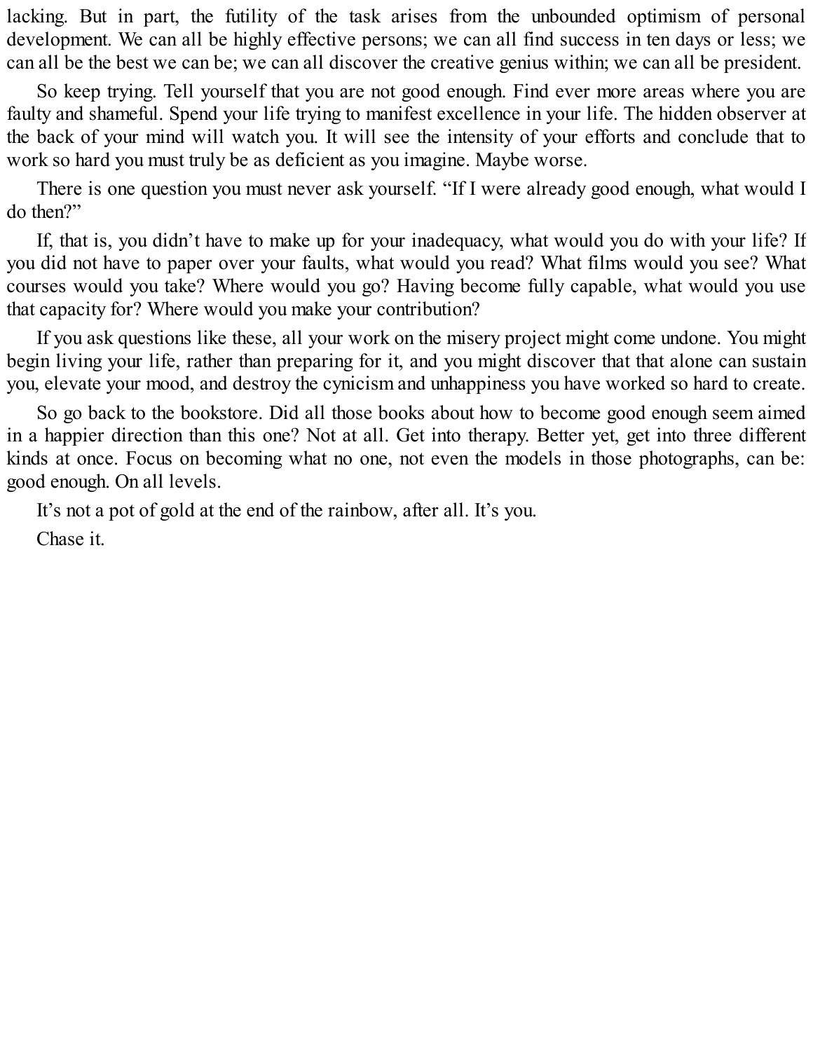lacking. But in part, the futility of the task arises from the unbounded optimism of personal development. We can all be highly effective persons; we can all find success in ten days or less; we can all be the best we can be; we can all discover the creative genius within; we can all be president.

So keep trying. Tell yourself that you are not good enough. Find ever more areas where you are faulty and shameful. Spend your life trying to manifest excellence in your life. The hidden observer at the back of your mind will watch you. It will see the intensity of your efforts and conclude that to work so hard you must truly be as deficient as you imagine. Maybe worse.

There is one question you must never ask yourself. “If I were already good enough, what would I do then?”

If, that is, you didn’t have to make up for your inadequacy, what would you do with your life? If you did not have to paper over your faults, what would you read? What films would you see? What courses would you take? Where would you go? Having become fully capable, what would you use that capacity for? Where would you make your contribution?

If you ask questions like these, all your work on the misery project might come undone. You might begin living your life, rather than preparing for it, and you might discover that that alone can sustain you, elevate your mood, and destroy the cynicism and unhappiness you have worked so hard to create.

So go back to the bookstore. Did all those books about how to become good enough seem aimed in a happier direction than this one? Not at all. Get into therapy. Better yet, get into three different kinds at once. Focus on becoming what no one, not even the models in those photographs, can be: good enough. On all levels.

It’s not a pot of gold at the end of the rainbow, after all. It’s you.

Chase it.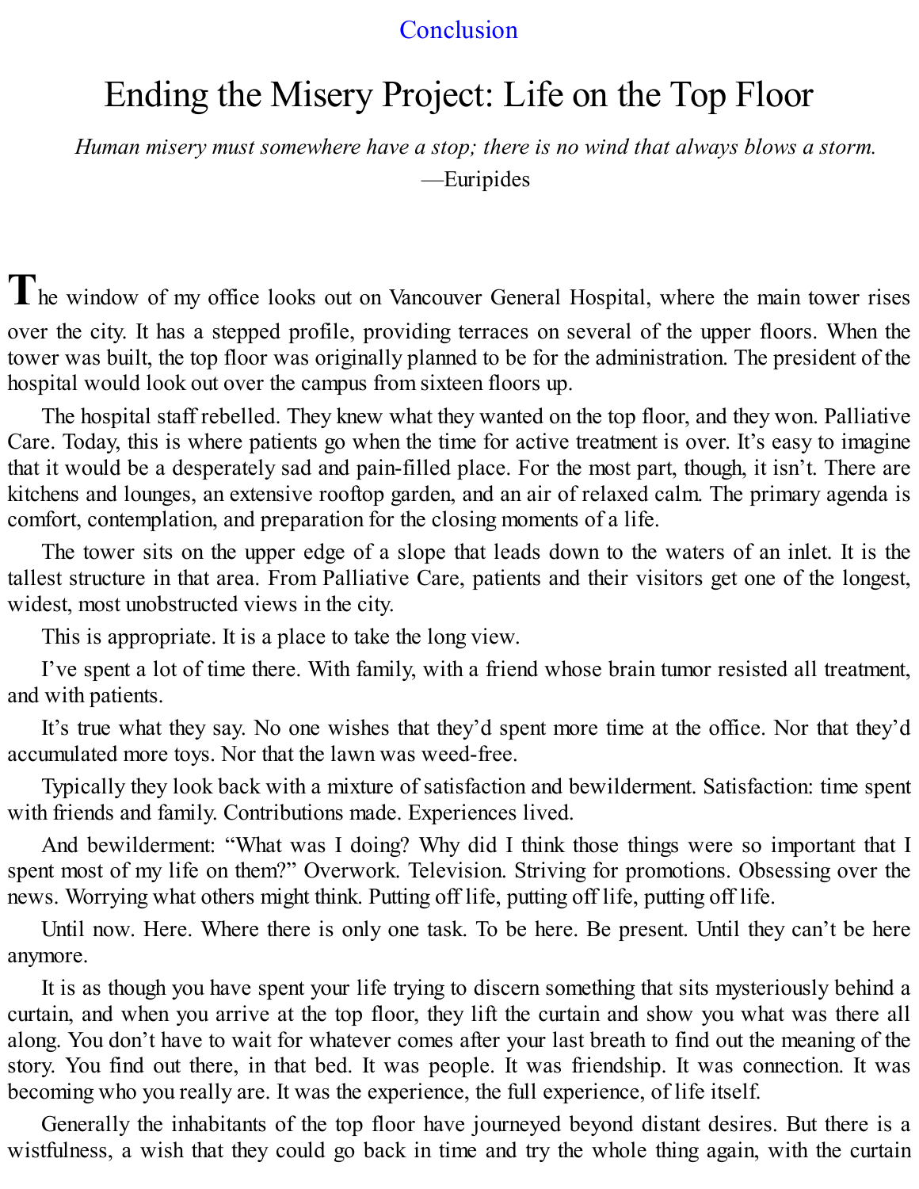Conclusion

# Ending the Misery Project: Life on the Top Floor

*Human misery must somewhere have a stop; there is no wind that always blows a storm.*
—Euripides

The window of my office looks out on Vancouver General Hospital, where the main tower rises over the city. It has a stepped profile, providing terraces on several of the upper floors. When the tower was built, the top floor was originally planned to be for the administration. The president of the hospital would look out over the campus from sixteen floors up.

The hospital staff rebelled. They knew what they wanted on the top floor, and they won. Palliative Care. Today, this is where patients go when the time for active treatment is over. It's easy to imagine that it would be a desperately sad and pain-filled place. For the most part, though, it isn't. There are kitchens and lounges, an extensive rooftop garden, and an air of relaxed calm. The primary agenda is comfort, contemplation, and preparation for the closing moments of a life.

The tower sits on the upper edge of a slope that leads down to the waters of an inlet. It is the tallest structure in that area. From Palliative Care, patients and their visitors get one of the longest, widest, most unobstructed views in the city.

This is appropriate. It is a place to take the long view.

I've spent a lot of time there. With family, with a friend whose brain tumor resisted all treatment, and with patients.

It's true what they say. No one wishes that they'd spent more time at the office. Nor that they'd accumulated more toys. Nor that the lawn was weed-free.

Typically they look back with a mixture of satisfaction and bewilderment. Satisfaction: time spent with friends and family. Contributions made. Experiences lived.

And bewilderment: "What was I doing? Why did I think those things were so important that I spent most of my life on them?" Overwork. Television. Striving for promotions. Obsessing over the news. Worrying what others might think. Putting off life, putting off life, putting off life.

Until now. Here. Where there is only one task. To be here. Be present. Until they can't be here anymore.

It is as though you have spent your life trying to discern something that sits mysteriously behind a curtain, and when you arrive at the top floor, they lift the curtain and show you what was there all along. You don't have to wait for whatever comes after your last breath to find out the meaning of the story. You find out there, in that bed. It was people. It was friendship. It was connection. It was becoming who you really are. It was the experience, the full experience, of life itself.

Generally the inhabitants of the top floor have journeyed beyond distant desires. But there is a wistfulness, a wish that they could go back in time and try the whole thing again, with the curtain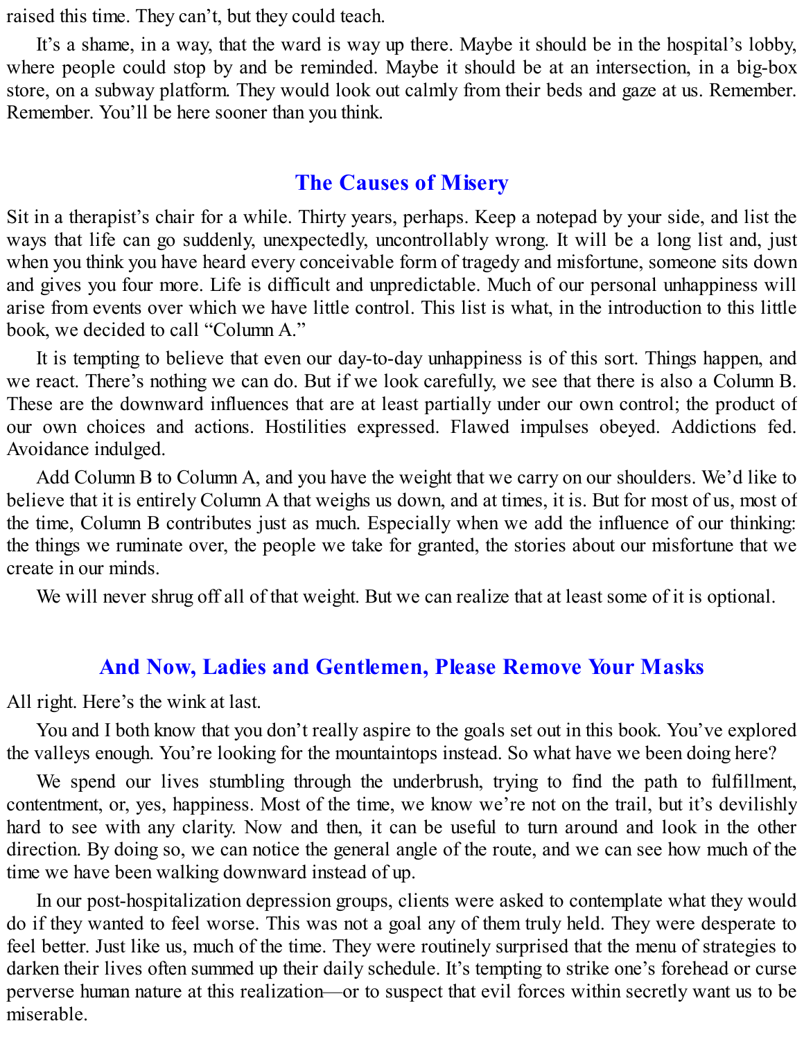raised this time. They can't, but they could teach.

It's a shame, in a way, that the ward is way up there. Maybe it should be in the hospital's lobby, where people could stop by and be reminded. Maybe it should be at an intersection, in a big-box store, on a subway platform. They would look out calmly from their beds and gaze at us. Remember. Remember. You'll be here sooner than you think.

## The Causes of Misery

Sit in a therapist's chair for a while. Thirty years, perhaps. Keep a notepad by your side, and list the ways that life can go suddenly, unexpectedly, uncontrollably wrong. It will be a long list and, just when you think you have heard every conceivable form of tragedy and misfortune, someone sits down and gives you four more. Life is difficult and unpredictable. Much of our personal unhappiness will arise from events over which we have little control. This list is what, in the introduction to this little book, we decided to call "Column A."

It is tempting to believe that even our day-to-day unhappiness is of this sort. Things happen, and we react. There's nothing we can do. But if we look carefully, we see that there is also a Column B. These are the downward influences that are at least partially under our own control; the product of our own choices and actions. Hostilities expressed. Flawed impulses obeyed. Addictions fed. Avoidance indulged.

Add Column B to Column A, and you have the weight that we carry on our shoulders. We'd like to believe that it is entirely Column A that weighs us down, and at times, it is. But for most of us, most of the time, Column B contributes just as much. Especially when we add the influence of our thinking: the things we ruminate over, the people we take for granted, the stories about our misfortune that we create in our minds.

We will never shrug off all of that weight. But we can realize that at least some of it is optional.

## And Now, Ladies and Gentlemen, Please Remove Your Masks

All right. Here's the wink at last.

You and I both know that you don't really aspire to the goals set out in this book. You've explored the valleys enough. You're looking for the mountaintops instead. So what have we been doing here?

We spend our lives stumbling through the underbrush, trying to find the path to fulfillment, contentment, or, yes, happiness. Most of the time, we know we're not on the trail, but it's devilishly hard to see with any clarity. Now and then, it can be useful to turn around and look in the other direction. By doing so, we can notice the general angle of the route, and we can see how much of the time we have been walking downward instead of up.

In our post-hospitalization depression groups, clients were asked to contemplate what they would do if they wanted to feel worse. This was not a goal any of them truly held. They were desperate to feel better. Just like us, much of the time. They were routinely surprised that the menu of strategies to darken their lives often summed up their daily schedule. It's tempting to strike one's forehead or curse perverse human nature at this realization—or to suspect that evil forces within secretly want us to be miserable.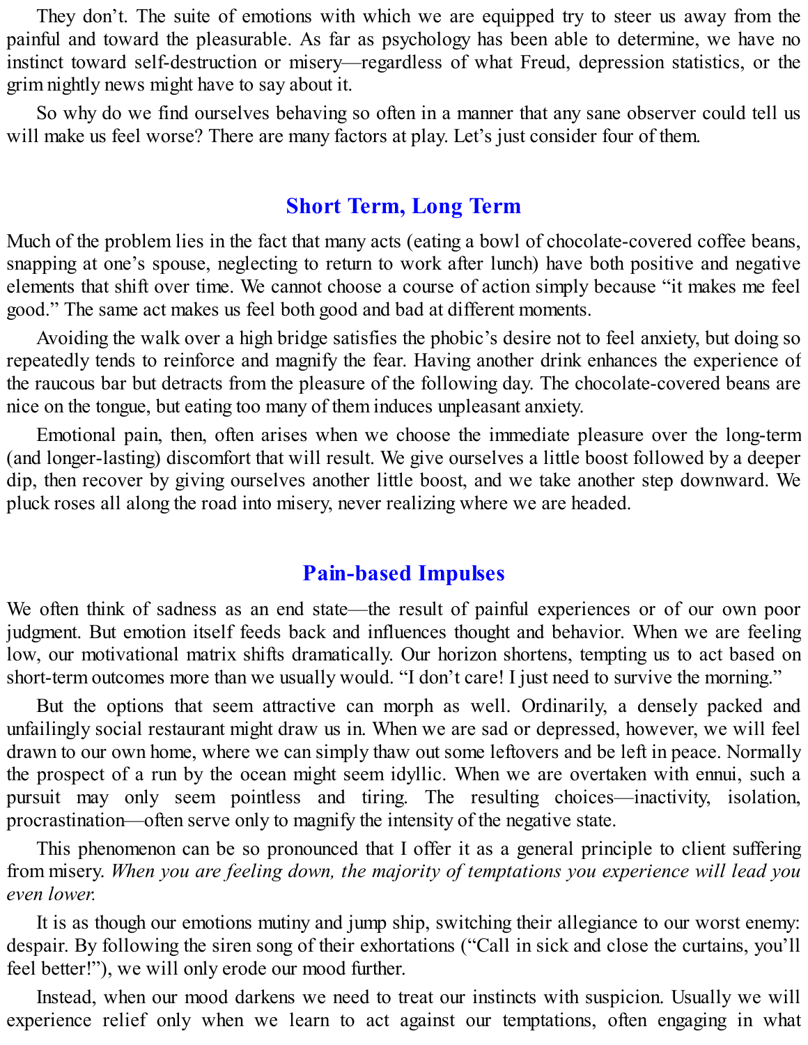They don't. The suite of emotions with which we are equipped try to steer us away from the painful and toward the pleasurable. As far as psychology has been able to determine, we have no instinct toward self-destruction or misery—regardless of what Freud, depression statistics, or the grim nightly news might have to say about it.

So why do we find ourselves behaving so often in a manner that any sane observer could tell us will make us feel worse? There are many factors at play. Let's just consider four of them.

## Short Term, Long Term

Much of the problem lies in the fact that many acts (eating a bowl of chocolate-covered coffee beans, snapping at one's spouse, neglecting to return to work after lunch) have both positive and negative elements that shift over time. We cannot choose a course of action simply because "it makes me feel good." The same act makes us feel both good and bad at different moments.

Avoiding the walk over a high bridge satisfies the phobic's desire not to feel anxiety, but doing so repeatedly tends to reinforce and magnify the fear. Having another drink enhances the experience of the raucous bar but detracts from the pleasure of the following day. The chocolate-covered beans are nice on the tongue, but eating too many of them induces unpleasant anxiety.

Emotional pain, then, often arises when we choose the immediate pleasure over the long-term (and longer-lasting) discomfort that will result. We give ourselves a little boost followed by a deeper dip, then recover by giving ourselves another little boost, and we take another step downward. We pluck roses all along the road into misery, never realizing where we are headed.

## Pain-based Impulses

We often think of sadness as an end state—the result of painful experiences or of our own poor judgment. But emotion itself feeds back and influences thought and behavior. When we are feeling low, our motivational matrix shifts dramatically. Our horizon shortens, tempting us to act based on short-term outcomes more than we usually would. "I don't care! I just need to survive the morning."

But the options that seem attractive can morph as well. Ordinarily, a densely packed and unfailingly social restaurant might draw us in. When we are sad or depressed, however, we will feel drawn to our own home, where we can simply thaw out some leftovers and be left in peace. Normally the prospect of a run by the ocean might seem idyllic. When we are overtaken with ennui, such a pursuit may only seem pointless and tiring. The resulting choices—inactivity, isolation, procrastination—often serve only to magnify the intensity of the negative state.

This phenomenon can be so pronounced that I offer it as a general principle to client suffering from misery. *When you are feeling down, the majority of temptations you experience will lead you even lower.*

It is as though our emotions mutiny and jump ship, switching their allegiance to our worst enemy: despair. By following the siren song of their exhortations ("Call in sick and close the curtains, you'll feel better!"), we will only erode our mood further.

Instead, when our mood darkens we need to treat our instincts with suspicion. Usually we will experience relief only when we learn to act against our temptations, often engaging in what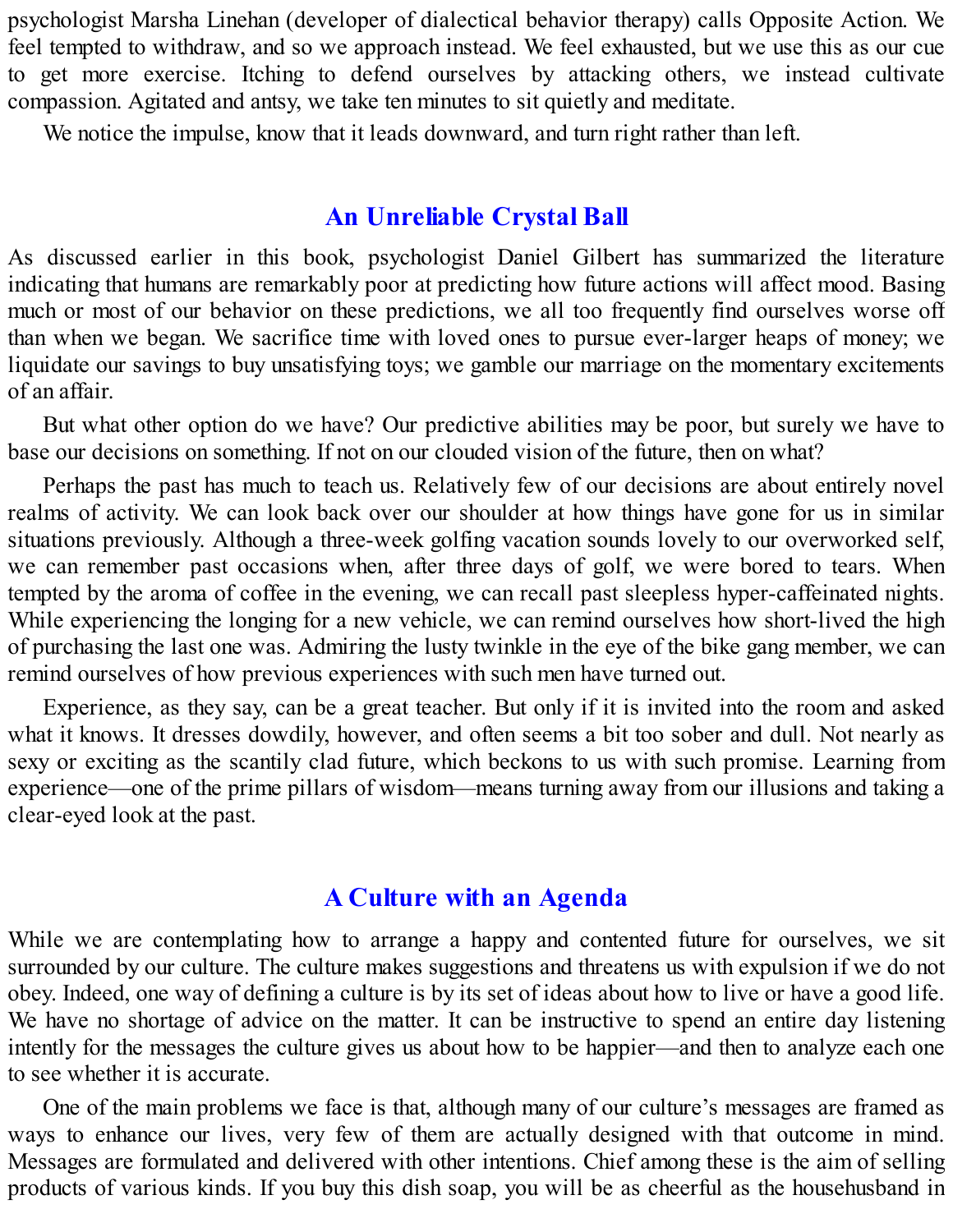psychologist Marsha Linehan (developer of dialectical behavior therapy) calls Opposite Action. We feel tempted to withdraw, and so we approach instead. We feel exhausted, but we use this as our cue to get more exercise. Itching to defend ourselves by attacking others, we instead cultivate compassion. Agitated and antsy, we take ten minutes to sit quietly and meditate.

We notice the impulse, know that it leads downward, and turn right rather than left.

## An Unreliable Crystal Ball

As discussed earlier in this book, psychologist Daniel Gilbert has summarized the literature indicating that humans are remarkably poor at predicting how future actions will affect mood. Basing much or most of our behavior on these predictions, we all too frequently find ourselves worse off than when we began. We sacrifice time with loved ones to pursue ever-larger heaps of money; we liquidate our savings to buy unsatisfying toys; we gamble our marriage on the momentary excitements of an affair.

But what other option do we have? Our predictive abilities may be poor, but surely we have to base our decisions on something. If not on our clouded vision of the future, then on what?

Perhaps the past has much to teach us. Relatively few of our decisions are about entirely novel realms of activity. We can look back over our shoulder at how things have gone for us in similar situations previously. Although a three-week golfing vacation sounds lovely to our overworked self, we can remember past occasions when, after three days of golf, we were bored to tears. When tempted by the aroma of coffee in the evening, we can recall past sleepless hyper-caffeinated nights. While experiencing the longing for a new vehicle, we can remind ourselves how short-lived the high of purchasing the last one was. Admiring the lusty twinkle in the eye of the bike gang member, we can remind ourselves of how previous experiences with such men have turned out.

Experience, as they say, can be a great teacher. But only if it is invited into the room and asked what it knows. It dresses dowdily, however, and often seems a bit too sober and dull. Not nearly as sexy or exciting as the scantily clad future, which beckons to us with such promise. Learning from experience—one of the prime pillars of wisdom—means turning away from our illusions and taking a clear-eyed look at the past.

## A Culture with an Agenda

While we are contemplating how to arrange a happy and contented future for ourselves, we sit surrounded by our culture. The culture makes suggestions and threatens us with expulsion if we do not obey. Indeed, one way of defining a culture is by its set of ideas about how to live or have a good life. We have no shortage of advice on the matter. It can be instructive to spend an entire day listening intently for the messages the culture gives us about how to be happier—and then to analyze each one to see whether it is accurate.

One of the main problems we face is that, although many of our culture's messages are framed as ways to enhance our lives, very few of them are actually designed with that outcome in mind. Messages are formulated and delivered with other intentions. Chief among these is the aim of selling products of various kinds. If you buy this dish soap, you will be as cheerful as the househusband in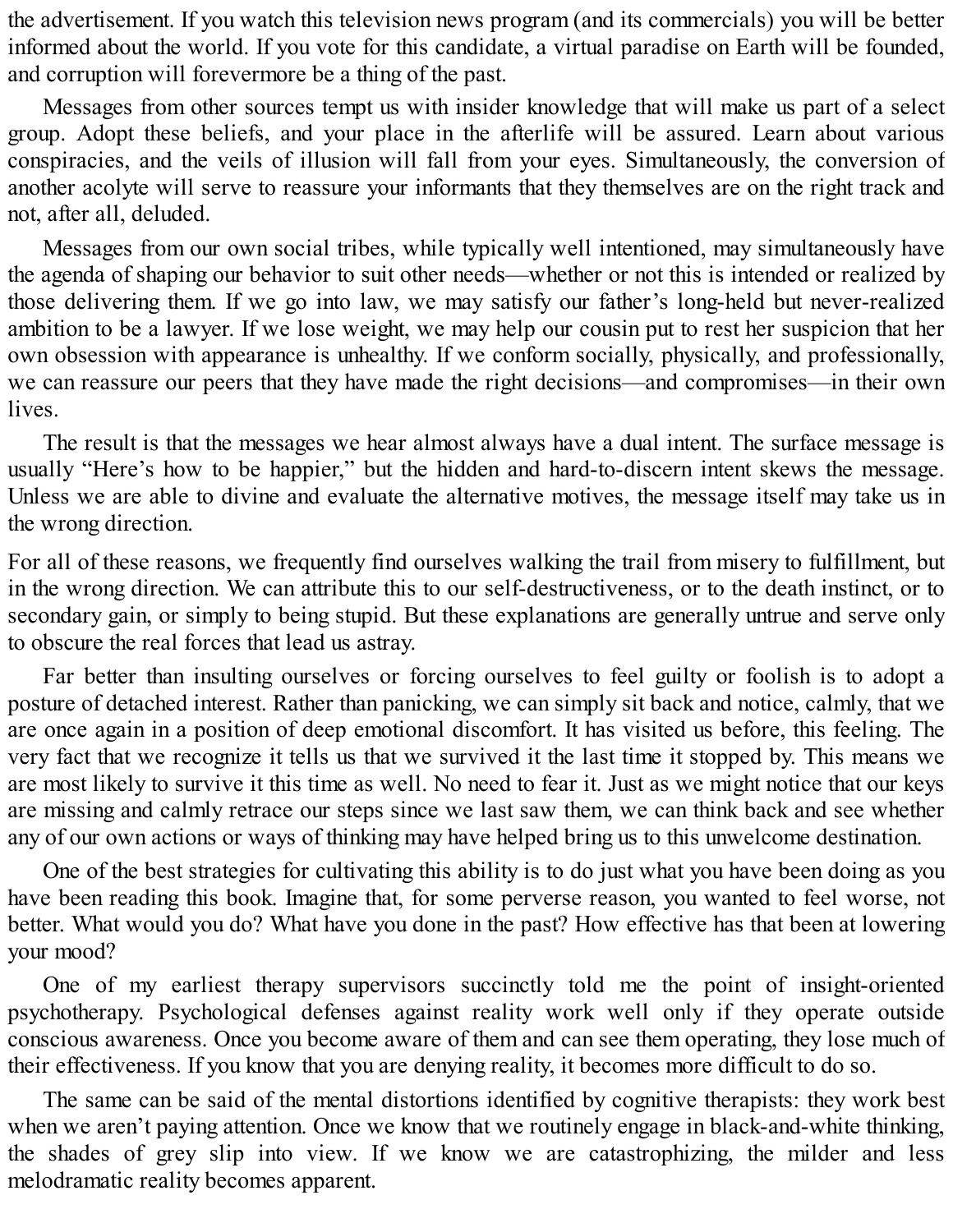the advertisement. If you watch this television news program (and its commercials) you will be better informed about the world. If you vote for this candidate, a virtual paradise on Earth will be founded, and corruption will forevermore be a thing of the past.

Messages from other sources tempt us with insider knowledge that will make us part of a select group. Adopt these beliefs, and your place in the afterlife will be assured. Learn about various conspiracies, and the veils of illusion will fall from your eyes. Simultaneously, the conversion of another acolyte will serve to reassure your informants that they themselves are on the right track and not, after all, deluded.

Messages from our own social tribes, while typically well intentioned, may simultaneously have the agenda of shaping our behavior to suit other needs—whether or not this is intended or realized by those delivering them. If we go into law, we may satisfy our father's long-held but never-realized ambition to be a lawyer. If we lose weight, we may help our cousin put to rest her suspicion that her own obsession with appearance is unhealthy. If we conform socially, physically, and professionally, we can reassure our peers that they have made the right decisions—and compromises—in their own lives.

The result is that the messages we hear almost always have a dual intent. The surface message is usually "Here's how to be happier," but the hidden and hard-to-discern intent skews the message. Unless we are able to divine and evaluate the alternative motives, the message itself may take us in the wrong direction.

For all of these reasons, we frequently find ourselves walking the trail from misery to fulfillment, but in the wrong direction. We can attribute this to our self-destructiveness, or to the death instinct, or to secondary gain, or simply to being stupid. But these explanations are generally untrue and serve only to obscure the real forces that lead us astray.

Far better than insulting ourselves or forcing ourselves to feel guilty or foolish is to adopt a posture of detached interest. Rather than panicking, we can simply sit back and notice, calmly, that we are once again in a position of deep emotional discomfort. It has visited us before, this feeling. The very fact that we recognize it tells us that we survived it the last time it stopped by. This means we are most likely to survive it this time as well. No need to fear it. Just as we might notice that our keys are missing and calmly retrace our steps since we last saw them, we can think back and see whether any of our own actions or ways of thinking may have helped bring us to this unwelcome destination.

One of the best strategies for cultivating this ability is to do just what you have been doing as you have been reading this book. Imagine that, for some perverse reason, you wanted to feel worse, not better. What would you do? What have you done in the past? How effective has that been at lowering your mood?

One of my earliest therapy supervisors succinctly told me the point of insight-oriented psychotherapy. Psychological defenses against reality work well only if they operate outside conscious awareness. Once you become aware of them and can see them operating, they lose much of their effectiveness. If you know that you are denying reality, it becomes more difficult to do so.

The same can be said of the mental distortions identified by cognitive therapists: they work best when we aren't paying attention. Once we know that we routinely engage in black-and-white thinking, the shades of grey slip into view. If we know we are catastrophizing, the milder and less melodramatic reality becomes apparent.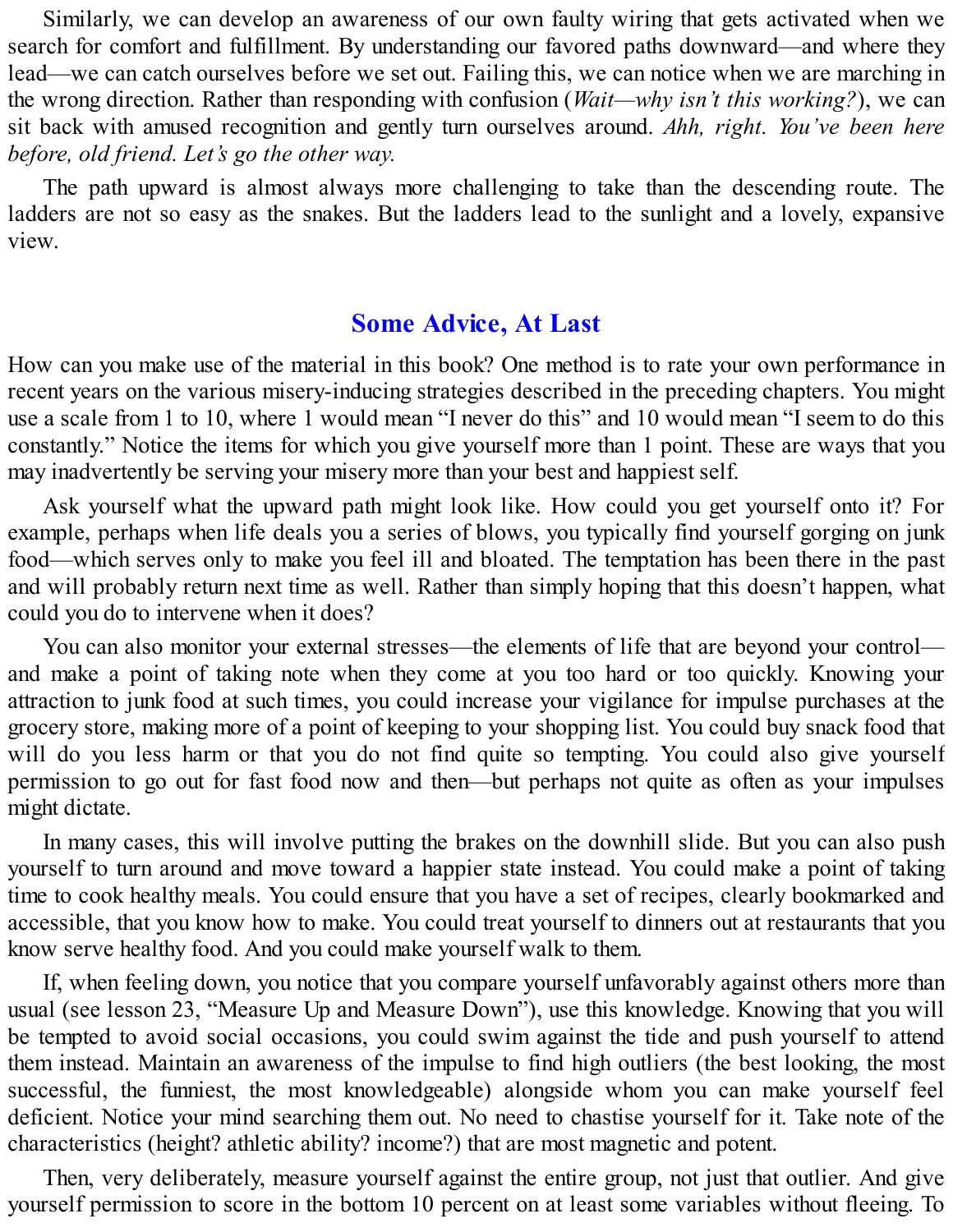Similarly, we can develop an awareness of our own faulty wiring that gets activated when we search for comfort and fulfillment. By understanding our favored paths downward—and where they lead—we can catch ourselves before we set out. Failing this, we can notice when we are marching in the wrong direction. Rather than responding with confusion (*Wait—why isn't this working?*), we can sit back with amused recognition and gently turn ourselves around. *Ahh, right. You've been here before, old friend. Let's go the other way.*

The path upward is almost always more challenging to take than the descending route. The ladders are not so easy as the snakes. But the ladders lead to the sunlight and a lovely, expansive view.

## Some Advice, At Last

How can you make use of the material in this book? One method is to rate your own performance in recent years on the various misery-inducing strategies described in the preceding chapters. You might use a scale from 1 to 10, where 1 would mean "I never do this" and 10 would mean "I seem to do this constantly." Notice the items for which you give yourself more than 1 point. These are ways that you may inadvertently be serving your misery more than your best and happiest self.

Ask yourself what the upward path might look like. How could you get yourself onto it? For example, perhaps when life deals you a series of blows, you typically find yourself gorging on junk food—which serves only to make you feel ill and bloated. The temptation has been there in the past and will probably return next time as well. Rather than simply hoping that this doesn't happen, what could you do to intervene when it does?

You can also monitor your external stresses—the elements of life that are beyond your control—and make a point of taking note when they come at you too hard or too quickly. Knowing your attraction to junk food at such times, you could increase your vigilance for impulse purchases at the grocery store, making more of a point of keeping to your shopping list. You could buy snack food that will do you less harm or that you do not find quite so tempting. You could also give yourself permission to go out for fast food now and then—but perhaps not quite as often as your impulses might dictate.

In many cases, this will involve putting the brakes on the downhill slide. But you can also push yourself to turn around and move toward a happier state instead. You could make a point of taking time to cook healthy meals. You could ensure that you have a set of recipes, clearly bookmarked and accessible, that you know how to make. You could treat yourself to dinners out at restaurants that you know serve healthy food. And you could make yourself walk to them.

If, when feeling down, you notice that you compare yourself unfavorably against others more than usual (see lesson 23, "Measure Up and Measure Down"), use this knowledge. Knowing that you will be tempted to avoid social occasions, you could swim against the tide and push yourself to attend them instead. Maintain an awareness of the impulse to find high outliers (the best looking, the most successful, the funniest, the most knowledgeable) alongside whom you can make yourself feel deficient. Notice your mind searching them out. No need to chastise yourself for it. Take note of the characteristics (height? athletic ability? income?) that are most magnetic and potent.

Then, very deliberately, measure yourself against the entire group, not just that outlier. And give yourself permission to score in the bottom 10 percent on at least some variables without fleeing. To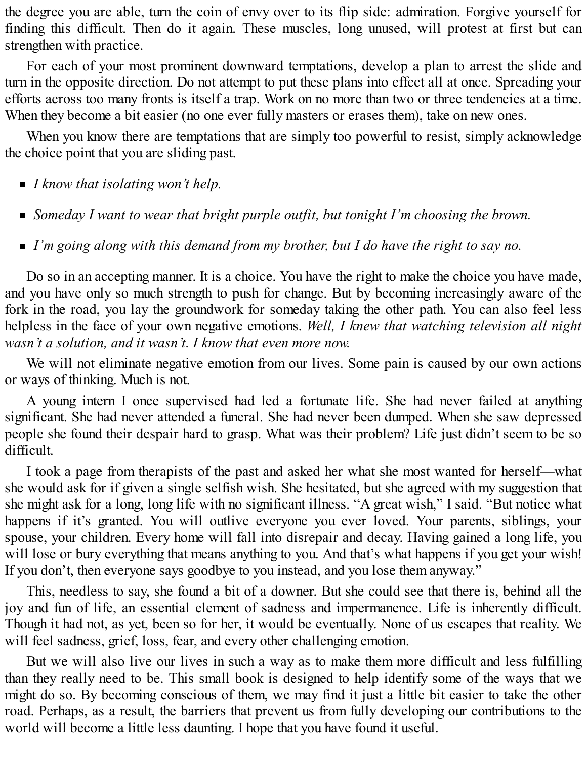the degree you are able, turn the coin of envy over to its flip side: admiration. Forgive yourself for finding this difficult. Then do it again. These muscles, long unused, will protest at first but can strengthen with practice.

For each of your most prominent downward temptations, develop a plan to arrest the slide and turn in the opposite direction. Do not attempt to put these plans into effect all at once. Spreading your efforts across too many fronts is itself a trap. Work on no more than two or three tendencies at a time. When they become a bit easier (no one ever fully masters or erases them), take on new ones.

When you know there are temptations that are simply too powerful to resist, simply acknowledge the choice point that you are sliding past.

- *I know that isolating won't help.*
- *Someday I want to wear that bright purple outfit, but tonight I'm choosing the brown.*
- *I'm going along with this demand from my brother, but I do have the right to say no.*

Do so in an accepting manner. It is a choice. You have the right to make the choice you have made, and you have only so much strength to push for change. But by becoming increasingly aware of the fork in the road, you lay the groundwork for someday taking the other path. You can also feel less helpless in the face of your own negative emotions. *Well, I knew that watching television all night wasn't a solution, and it wasn't. I know that even more now.*

We will not eliminate negative emotion from our lives. Some pain is caused by our own actions or ways of thinking. Much is not.

A young intern I once supervised had led a fortunate life. She had never failed at anything significant. She had never attended a funeral. She had never been dumped. When she saw depressed people she found their despair hard to grasp. What was their problem? Life just didn't seem to be so difficult.

I took a page from therapists of the past and asked her what she most wanted for herself—what she would ask for if given a single selfish wish. She hesitated, but she agreed with my suggestion that she might ask for a long, long life with no significant illness. "A great wish," I said. "But notice what happens if it's granted. You will outlive everyone you ever loved. Your parents, siblings, your spouse, your children. Every home will fall into disrepair and decay. Having gained a long life, you will lose or bury everything that means anything to you. And that's what happens if you get your wish! If you don't, then everyone says goodbye to you instead, and you lose them anyway."

This, needless to say, she found a bit of a downer. But she could see that there is, behind all the joy and fun of life, an essential element of sadness and impermanence. Life is inherently difficult. Though it had not, as yet, been so for her, it would be eventually. None of us escapes that reality. We will feel sadness, grief, loss, fear, and every other challenging emotion.

But we will also live our lives in such a way as to make them more difficult and less fulfilling than they really need to be. This small book is designed to help identify some of the ways that we might do so. By becoming conscious of them, we may find it just a little bit easier to take the other road. Perhaps, as a result, the barriers that prevent us from fully developing our contributions to the world will become a little less daunting. I hope that you have found it useful.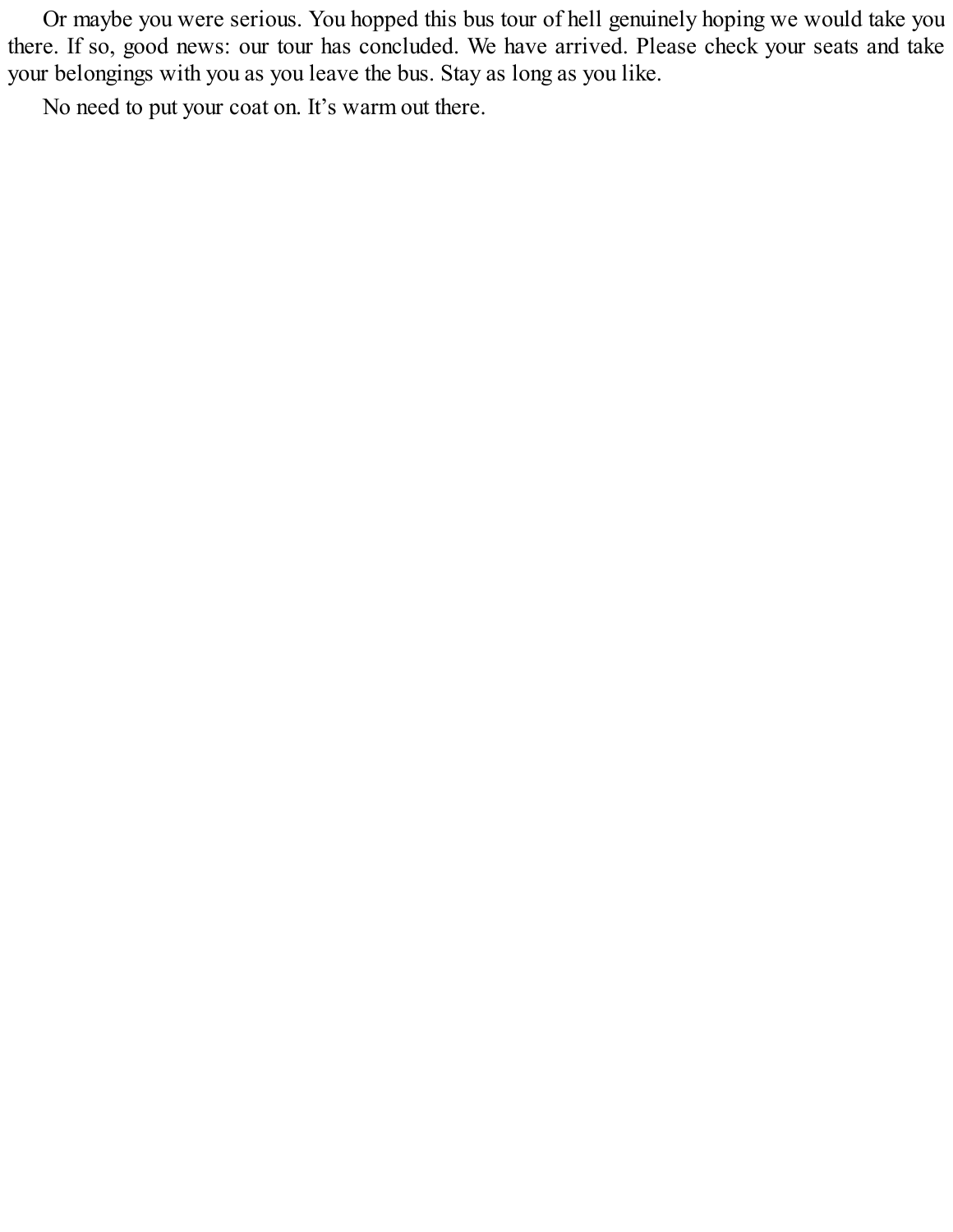Or maybe you were serious. You hopped this bus tour of hell genuinely hoping we would take you there. If so, good news: our tour has concluded. We have arrived. Please check your seats and take your belongings with you as you leave the bus. Stay as long as you like.

No need to put your coat on. It’s warm out there.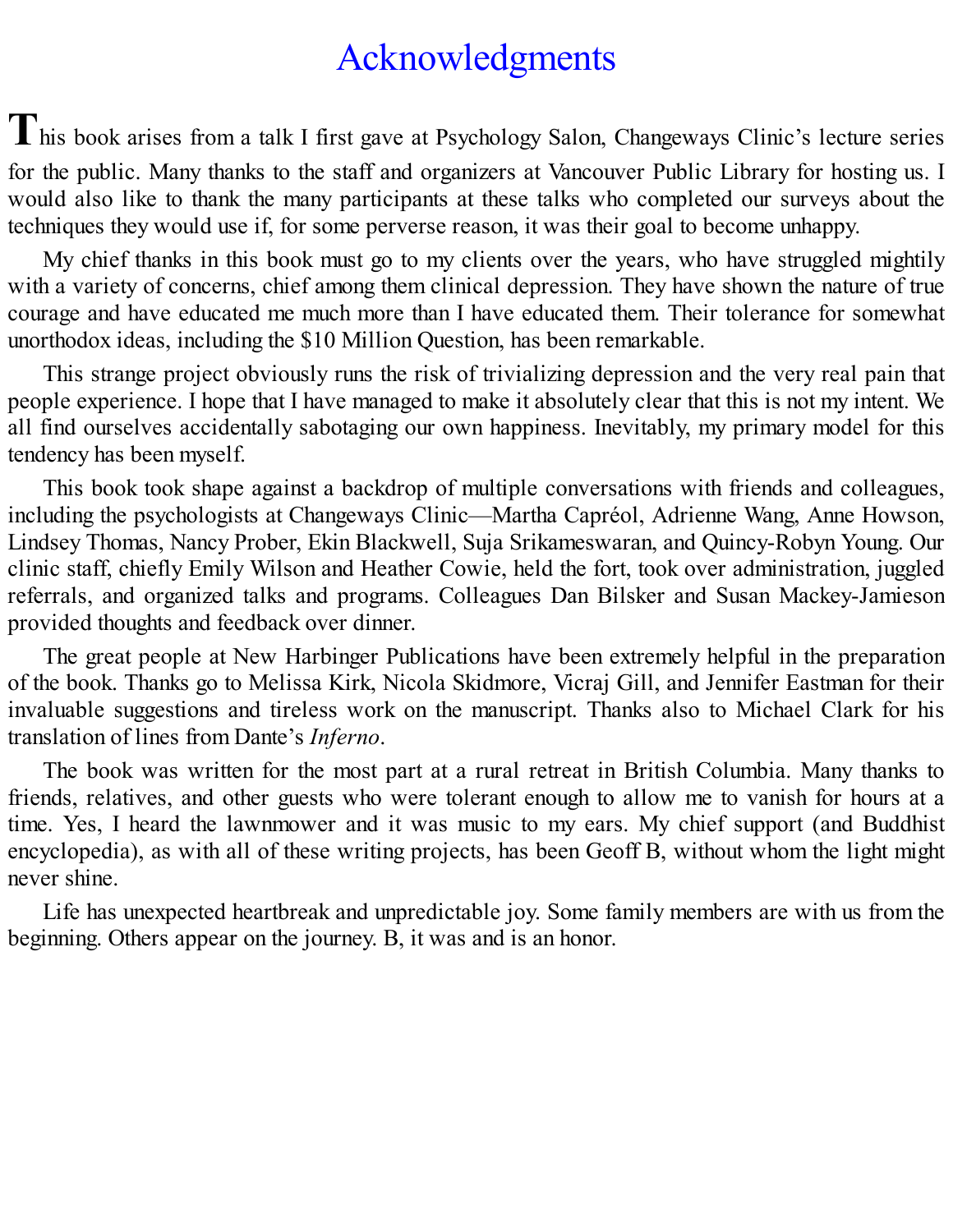# Acknowledgments

This book arises from a talk I first gave at Psychology Salon, Changeways Clinic's lecture series for the public. Many thanks to the staff and organizers at Vancouver Public Library for hosting us. I would also like to thank the many participants at these talks who completed our surveys about the techniques they would use if, for some perverse reason, it was their goal to become unhappy.

My chief thanks in this book must go to my clients over the years, who have struggled mightily with a variety of concerns, chief among them clinical depression. They have shown the nature of true courage and have educated me much more than I have educated them. Their tolerance for somewhat unorthodox ideas, including the $10 Million Question, has been remarkable.

This strange project obviously runs the risk of trivializing depression and the very real pain that people experience. I hope that I have managed to make it absolutely clear that this is not my intent. We all find ourselves accidentally sabotaging our own happiness. Inevitably, my primary model for this tendency has been myself.

This book took shape against a backdrop of multiple conversations with friends and colleagues, including the psychologists at Changeways Clinic—Martha Capréol, Adrienne Wang, Anne Howson, Lindsey Thomas, Nancy Prober, Ekin Blackwell, Suja Srikameswaran, and Quincy-Robyn Young. Our clinic staff, chiefly Emily Wilson and Heather Cowie, held the fort, took over administration, juggled referrals, and organized talks and programs. Colleagues Dan Bilsker and Susan Mackey-Jamieson provided thoughts and feedback over dinner.

The great people at New Harbinger Publications have been extremely helpful in the preparation of the book. Thanks go to Melissa Kirk, Nicola Skidmore, Vicraj Gill, and Jennifer Eastman for their invaluable suggestions and tireless work on the manuscript. Thanks also to Michael Clark for his translation of lines from Dante's *Inferno*.

The book was written for the most part at a rural retreat in British Columbia. Many thanks to friends, relatives, and other guests who were tolerant enough to allow me to vanish for hours at a time. Yes, I heard the lawnmower and it was music to my ears. My chief support (and Buddhist encyclopedia), as with all of these writing projects, has been Geoff B, without whom the light might never shine.

Life has unexpected heartbreak and unpredictable joy. Some family members are with us from the beginning. Others appear on the journey. B, it was and is an honor.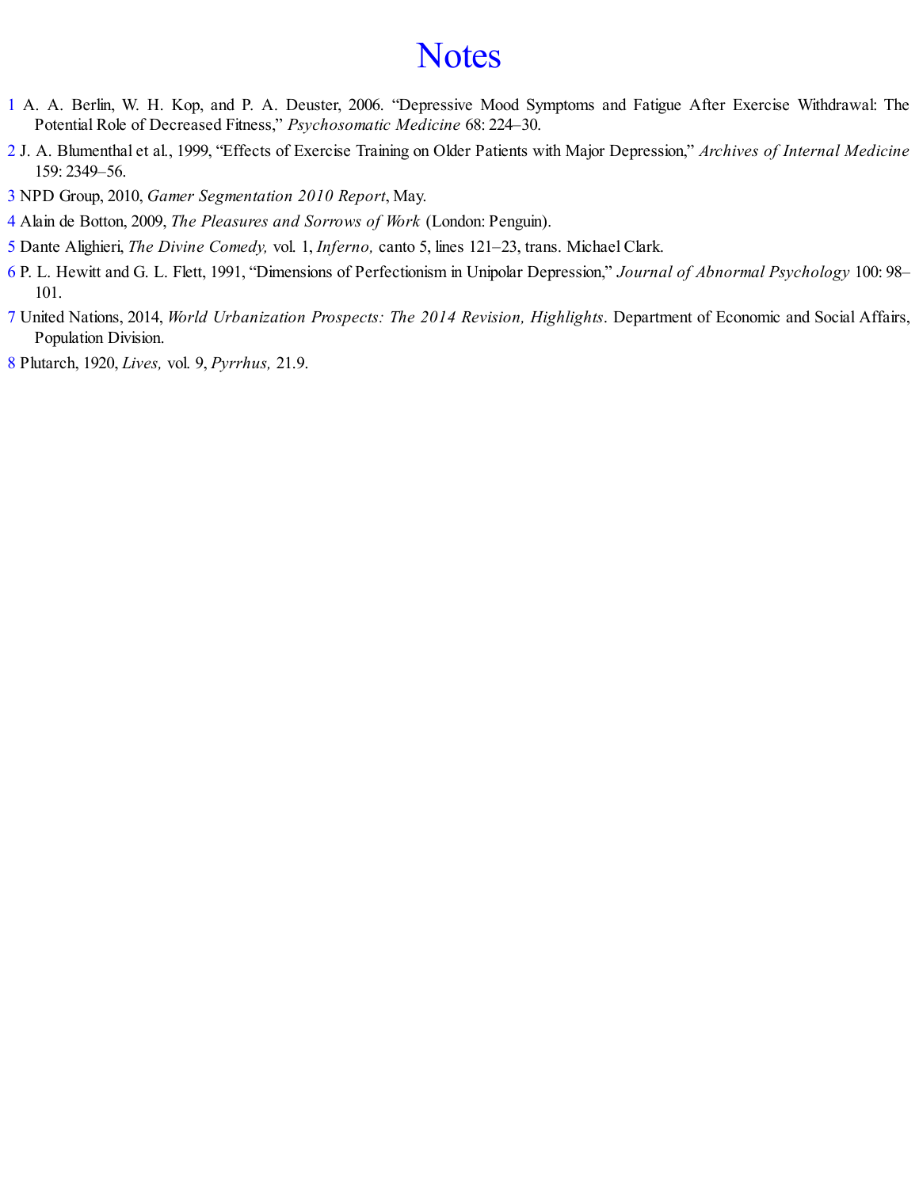# Notes

1 A. A. Berlin, W. H. Kop, and P. A. Deuster, 2006. "Depressive Mood Symptoms and Fatigue After Exercise Withdrawal: The Potential Role of Decreased Fitness," *Psychosomatic Medicine* 68: 224–30.

2 J. A. Blumenthal et al., 1999, "Effects of Exercise Training on Older Patients with Major Depression," *Archives of Internal Medicine* 159: 2349–56.

3 NPD Group, 2010, *Gamer Segmentation 2010 Report*, May.

4 Alain de Botton, 2009, *The Pleasures and Sorrows of Work* (London: Penguin).

5 Dante Alighieri, *The Divine Comedy,* vol. 1, *Inferno,* canto 5, lines 121–23, trans. Michael Clark.

6 P. L. Hewitt and G. L. Flett, 1991, "Dimensions of Perfectionism in Unipolar Depression," *Journal of Abnormal Psychology* 100: 98–101.

7 United Nations, 2014, *World Urbanization Prospects: The 2014 Revision, Highlights*. Department of Economic and Social Affairs, Population Division.

8 Plutarch, 1920, *Lives,* vol. 9, *Pyrrhus,* 21.9.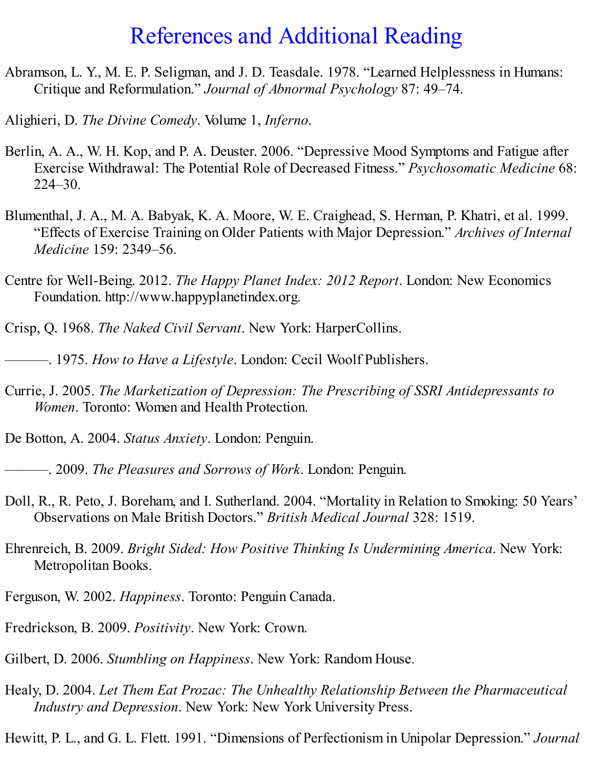# References and Additional Reading

Abramson, L. Y., M. E. P. Seligman, and J. D. Teasdale. 1978. “Learned Helplessness in Humans: Critique and Reformulation.” *Journal of Abnormal Psychology* 87: 49–74.

Alighieri, D. *The Divine Comedy*. Volume 1, *Inferno*.

Berlin, A. A., W. H. Kop, and P. A. Deuster. 2006. “Depressive Mood Symptoms and Fatigue after Exercise Withdrawal: The Potential Role of Decreased Fitness.” *Psychosomatic Medicine* 68: 224–30.

Blumenthal, J. A., M. A. Babyak, K. A. Moore, W. E. Craighead, S. Herman, P. Khatri, et al. 1999. “Effects of Exercise Training on Older Patients with Major Depression.” *Archives of Internal Medicine* 159: 2349–56.

Centre for Well-Being. 2012. *The Happy Planet Index: 2012 Report*. London: New Economics Foundation. http://www.happyplanetindex.org.

Crisp, Q. 1968. *The Naked Civil Servant*. New York: HarperCollins.

———. 1975. *How to Have a Lifestyle*. London: Cecil Woolf Publishers.

Currie, J. 2005. *The Marketization of Depression: The Prescribing of SSRI Antidepressants to Women*. Toronto: Women and Health Protection.

De Botton, A. 2004. *Status Anxiety*. London: Penguin.

———. 2009. *The Pleasures and Sorrows of Work*. London: Penguin.

Doll, R., R. Peto, J. Boreham, and I. Sutherland. 2004. “Mortality in Relation to Smoking: 50 Years’ Observations on Male British Doctors.” *British Medical Journal* 328: 1519.

Ehrenreich, B. 2009. *Bright Sided: How Positive Thinking Is Undermining America*. New York: Metropolitan Books.

Ferguson, W. 2002. *Happiness*. Toronto: Penguin Canada.

Fredrickson, B. 2009. *Positivity*. New York: Crown.

Gilbert, D. 2006. *Stumbling on Happiness*. New York: Random House.

Healy, D. 2004. *Let Them Eat Prozac: The Unhealthy Relationship Between the Pharmaceutical Industry and Depression*. New York: New York University Press.

Hewitt, P. L., and G. L. Flett. 1991. “Dimensions of Perfectionism in Unipolar Depression.” *Journal*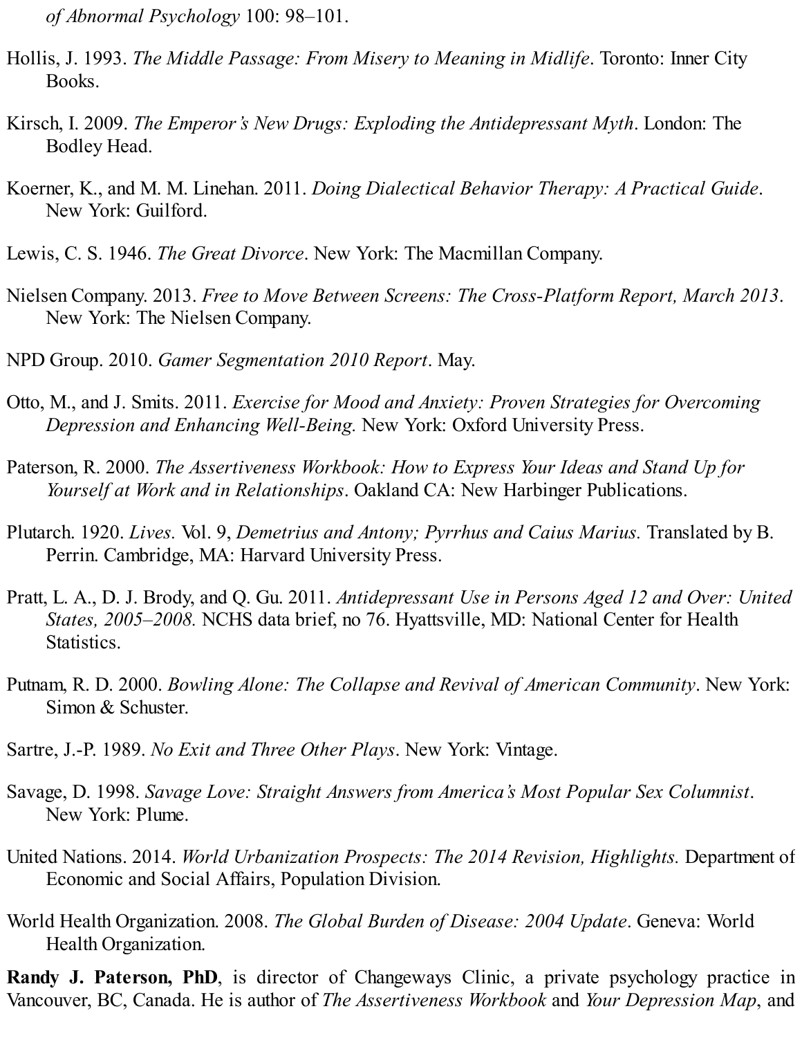*of Abnormal Psychology* 100: 98–101.

Hollis, J. 1993. *The Middle Passage: From Misery to Meaning in Midlife*. Toronto: Inner City Books.

Kirsch, I. 2009. *The Emperor's New Drugs: Exploding the Antidepressant Myth*. London: The Bodley Head.

Koerner, K., and M. M. Linehan. 2011. *Doing Dialectical Behavior Therapy: A Practical Guide*. New York: Guilford.

Lewis, C. S. 1946. *The Great Divorce*. New York: The Macmillan Company.

Nielsen Company. 2013. *Free to Move Between Screens: The Cross-Platform Report, March 2013.* New York: The Nielsen Company.

NPD Group. 2010. *Gamer Segmentation 2010 Report*. May.

Otto, M., and J. Smits. 2011. *Exercise for Mood and Anxiety: Proven Strategies for Overcoming Depression and Enhancing Well-Being.* New York: Oxford University Press.

Paterson, R. 2000. *The Assertiveness Workbook: How to Express Your Ideas and Stand Up for Yourself at Work and in Relationships*. Oakland CA: New Harbinger Publications.

Plutarch. 1920. *Lives.* Vol. 9, *Demetrius and Antony; Pyrrhus and Caius Marius.* Translated by B. Perrin. Cambridge, MA: Harvard University Press.

Pratt, L. A., D. J. Brody, and Q. Gu. 2011. *Antidepressant Use in Persons Aged 12 and Over: United States, 2005–2008.* NCHS data brief, no 76. Hyattsville, MD: National Center for Health Statistics.

Putnam, R. D. 2000. *Bowling Alone: The Collapse and Revival of American Community*. New York: Simon & Schuster.

Sartre, J.-P. 1989. *No Exit and Three Other Plays*. New York: Vintage.

Savage, D. 1998. *Savage Love: Straight Answers from America's Most Popular Sex Columnist*. New York: Plume.

United Nations. 2014. *World Urbanization Prospects: The 2014 Revision, Highlights.* Department of Economic and Social Affairs, Population Division.

World Health Organization. 2008. *The Global Burden of Disease: 2004 Update*. Geneva: World Health Organization.

**Randy J. Paterson, PhD**, is director of Changeways Clinic, a private psychology practice in Vancouver, BC, Canada. He is author of *The Assertiveness Workbook* and *Your Depression Map*, and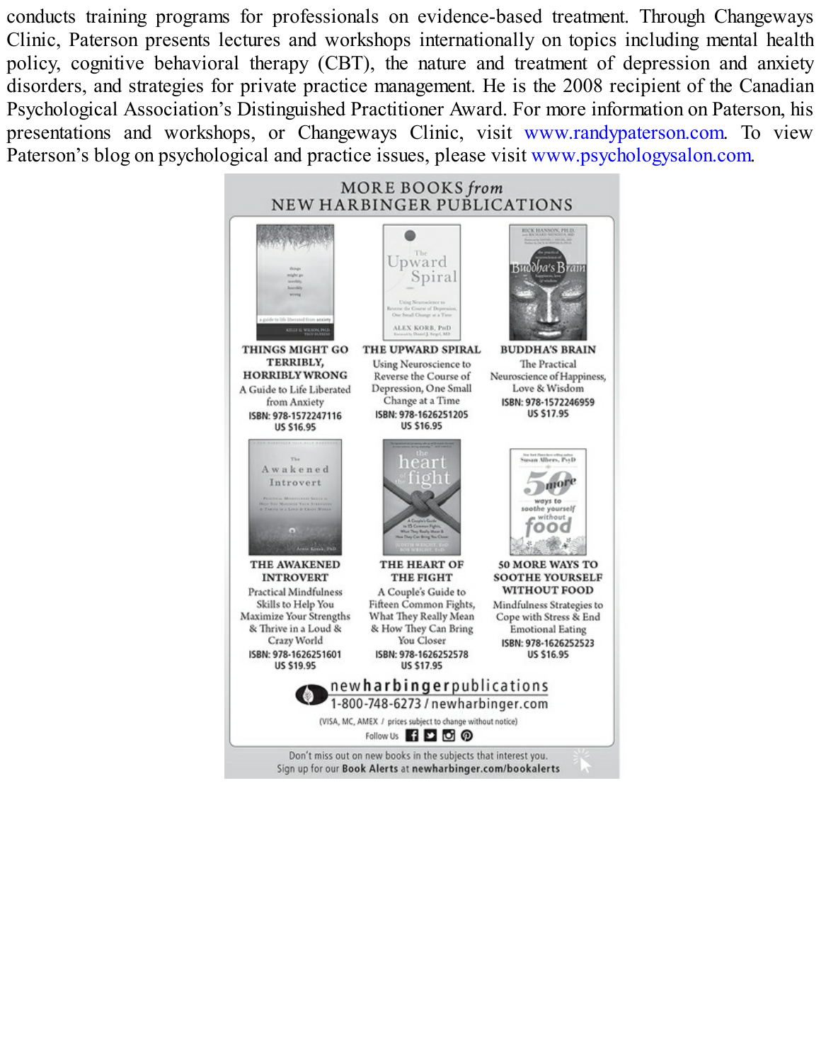conducts training programs for professionals on evidence-based treatment. Through Changeways Clinic, Paterson presents lectures and workshops internationally on topics including mental health policy, cognitive behavioral therapy (CBT), the nature and treatment of depression and anxiety disorders, and strategies for private practice management. He is the 2008 recipient of the Canadian Psychological Association's Distinguished Practitioner Award. For more information on Paterson, his presentations and workshops, or Changeways Clinic, visit www.randypaterson.com. To view Paterson's blog on psychological and practice issues, please visit www.psychologysalon.com.

## MORE BOOKS *from* NEW HARBINGER PUBLICATIONS

**THINGS MIGHT GO TERRIBLY, HORRIBLY WRONG**
A Guide to Life Liberated from Anxiety
ISBN: 978-1572247116
US $16.95

**THE UPWARD SPIRAL**
Using Neuroscience to Reverse the Course of Depression, One Small Change at a Time
ISBN: 978-1626251205
US $16.95

**BUDDHA'S BRAIN**
The Practical Neuroscience of Happiness, Love & Wisdom
ISBN: 978-1572246959
US $17.95

**THE AWAKENED INTROVERT**
Practical Mindfulness Skills to Help You Maximize Your Strengths & Thrive in a Loud & Crazy World
ISBN: 978-1626251601
US $19.95

**THE HEART OF THE FIGHT**
A Couple's Guide to Fifteen Common Fights, What They Really Mean & How They Can Bring You Closer
ISBN: 978-1626252578
US $17.95

**50 MORE WAYS TO SOOTHE YOURSELF WITHOUT FOOD**
Mindfulness Strategies to Cope with Stress & End Emotional Eating
ISBN: 978-1626252523
US $16.95

newharbingerpublications
1-800-748-6273 / newharbinger.com

(VISA, MC, AMEX / prices subject to change without notice)

Follow Us

Don't miss out on new books in the subjects that interest you.
Sign up for our **Book Alerts** at **newharbinger.com/bookalerts**